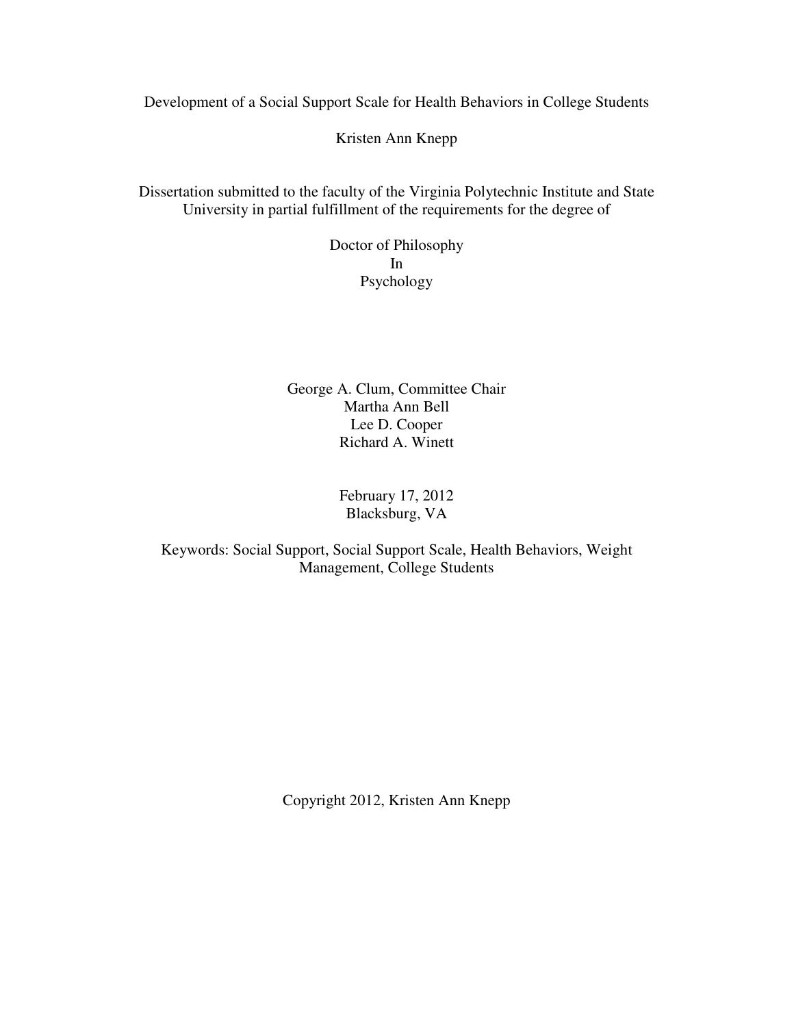# Development of a Social Support Scale for Health Behaviors in College Students

Kristen Ann Knepp

Dissertation submitted to the faculty of the Virginia Polytechnic Institute and State University in partial fulfillment of the requirements for the degree of

Doctor of Philosophy
In
Psychology

George A. Clum, Committee Chair
Martha Ann Bell
Lee D. Cooper
Richard A. Winett

February 17, 2012
Blacksburg, VA

Keywords: Social Support, Social Support Scale, Health Behaviors, Weight Management, College Students

Copyright 2012, Kristen Ann Knepp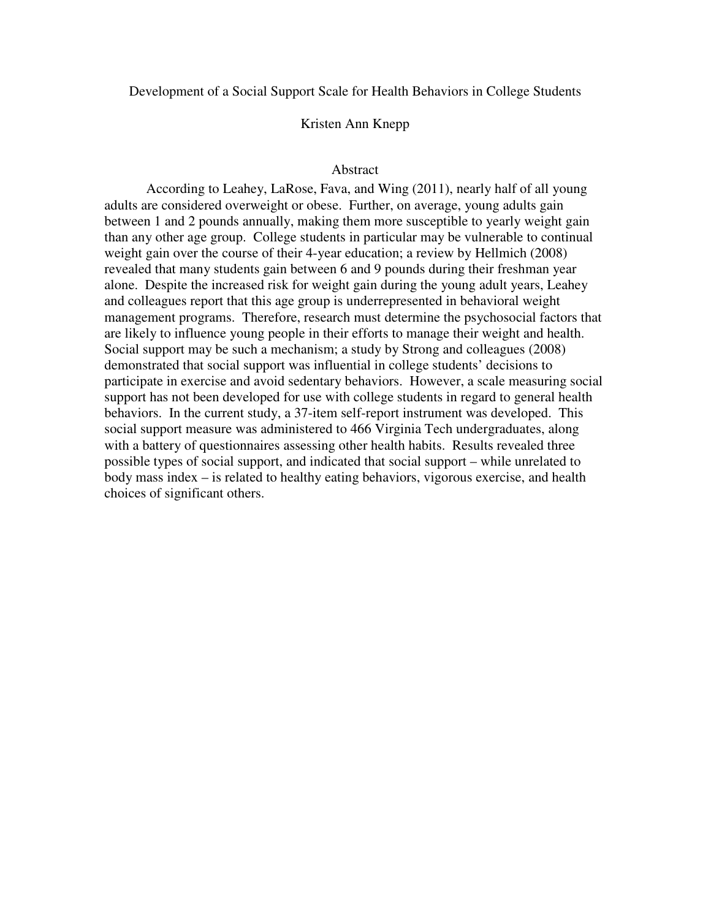Development of a Social Support Scale for Health Behaviors in College Students

Kristen Ann Knepp

## Abstract

According to Leahey, LaRose, Fava, and Wing (2011), nearly half of all young adults are considered overweight or obese. Further, on average, young adults gain between 1 and 2 pounds annually, making them more susceptible to yearly weight gain than any other age group. College students in particular may be vulnerable to continual weight gain over the course of their 4-year education; a review by Hellmich (2008) revealed that many students gain between 6 and 9 pounds during their freshman year alone. Despite the increased risk for weight gain during the young adult years, Leahey and colleagues report that this age group is underrepresented in behavioral weight management programs. Therefore, research must determine the psychosocial factors that are likely to influence young people in their efforts to manage their weight and health. Social support may be such a mechanism; a study by Strong and colleagues (2008) demonstrated that social support was influential in college students' decisions to participate in exercise and avoid sedentary behaviors. However, a scale measuring social support has not been developed for use with college students in regard to general health behaviors. In the current study, a 37-item self-report instrument was developed. This social support measure was administered to 466 Virginia Tech undergraduates, along with a battery of questionnaires assessing other health habits. Results revealed three possible types of social support, and indicated that social support – while unrelated to body mass index – is related to healthy eating behaviors, vigorous exercise, and health choices of significant others.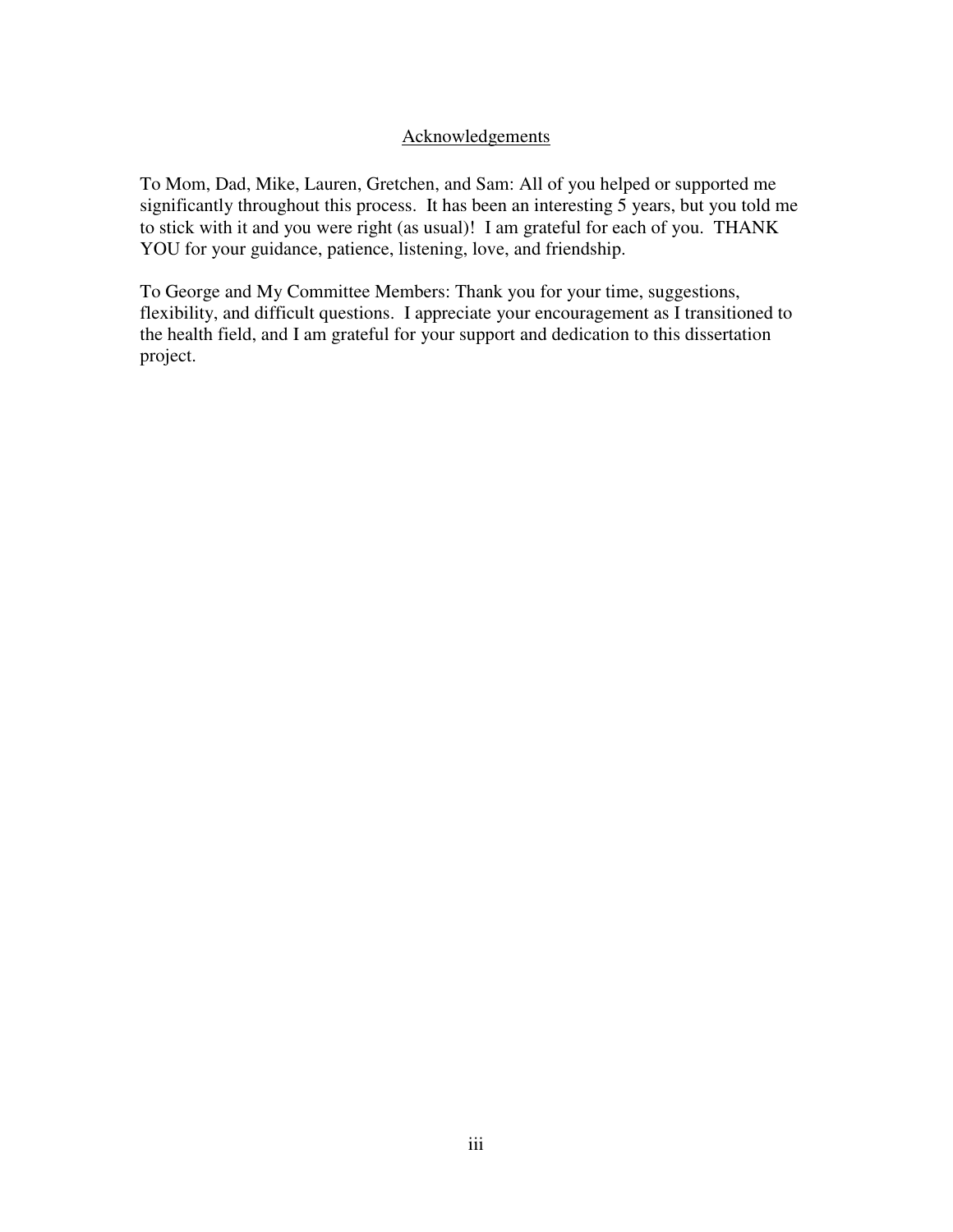# Acknowledgements

To Mom, Dad, Mike, Lauren, Gretchen, and Sam: All of you helped or supported me significantly throughout this process. It has been an interesting 5 years, but you told me to stick with it and you were right (as usual)! I am grateful for each of you. THANK YOU for your guidance, patience, listening, love, and friendship.

To George and My Committee Members: Thank you for your time, suggestions, flexibility, and difficult questions. I appreciate your encouragement as I transitioned to the health field, and I am grateful for your support and dedication to this dissertation project.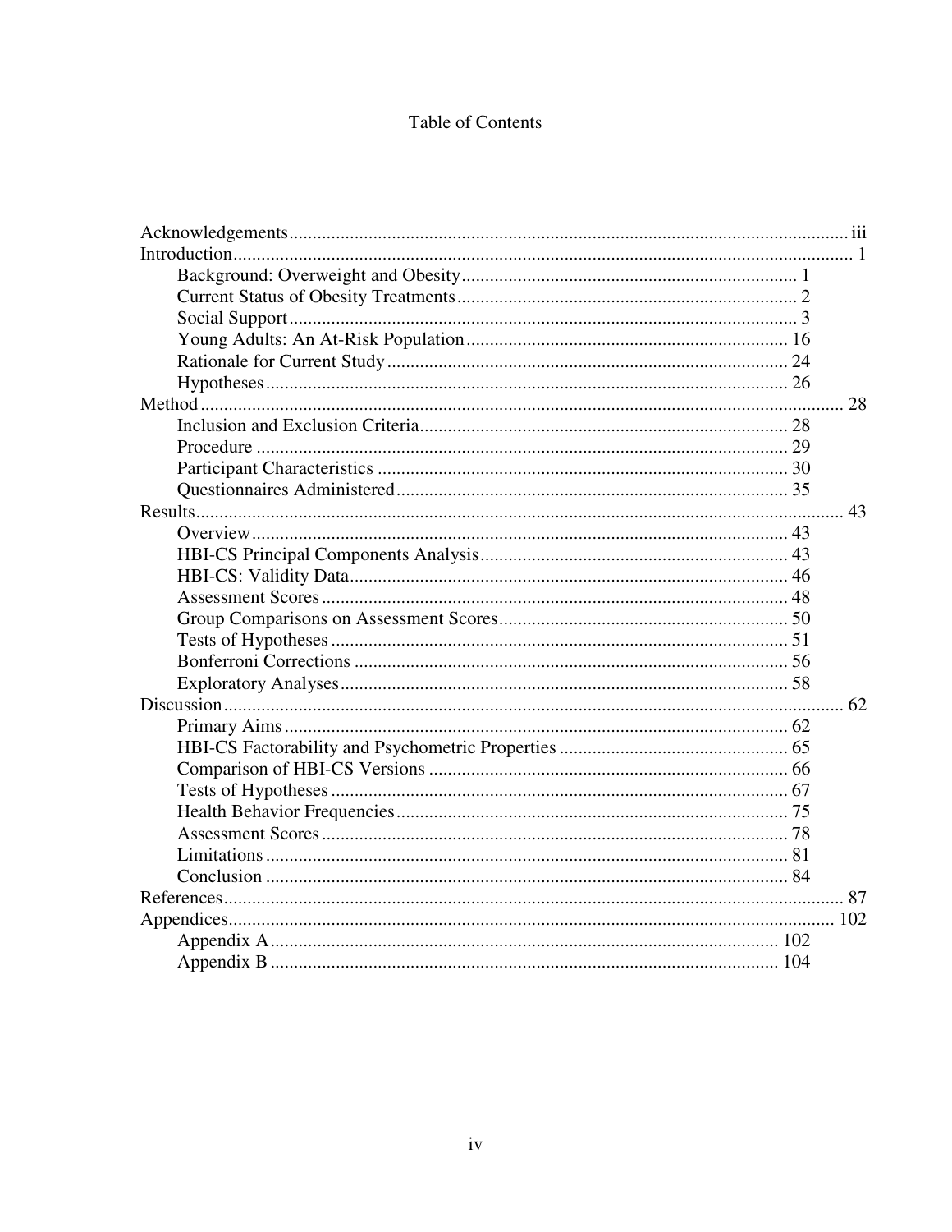# Table of Contents

| | |
|---|---|
| Acknowledgements | iii |
| Introduction | 1 |
| Background: Overweight and Obesity | 1 |
| Current Status of Obesity Treatments | 2 |
| Social Support | 3 |
| Young Adults: An At-Risk Population | 16 |
| Rationale for Current Study | 24 |
| Hypotheses | 26 |
| Method | 28 |
| Inclusion and Exclusion Criteria | 28 |
| Procedure | 29 |
| Participant Characteristics | 30 |
| Questionnaires Administered | 35 |
| Results | 43 |
| Overview | 43 |
| HBI-CS Principal Components Analysis | 43 |
| HBI-CS: Validity Data | 46 |
| Assessment Scores | 48 |
| Group Comparisons on Assessment Scores | 50 |
| Tests of Hypotheses | 51 |
| Bonferroni Corrections | 56 |
| Exploratory Analyses | 58 |
| Discussion | 62 |
| Primary Aims | 62 |
| HBI-CS Factorability and Psychometric Properties | 65 |
| Comparison of HBI-CS Versions | 66 |
| Tests of Hypotheses | 67 |
| Health Behavior Frequencies | 75 |
| Assessment Scores | 78 |
| Limitations | 81 |
| Conclusion | 84 |
| References | 87 |
| Appendices | 102 |
| Appendix A | 102 |
| Appendix B | 104 |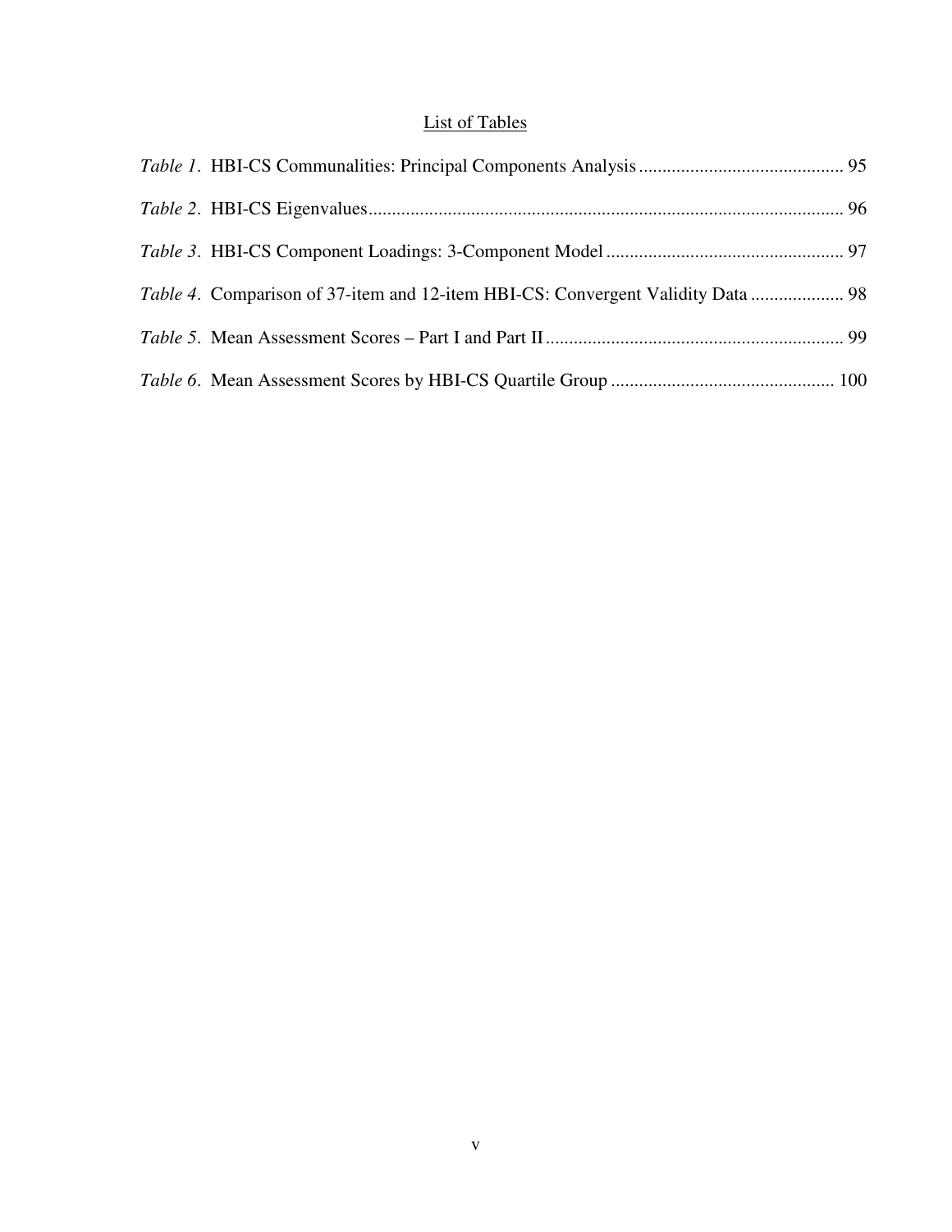## List of Tables

*Table 1*. HBI-CS Communalities: Principal Components Analysis ............................................ 95

*Table 2*. HBI-CS Eigenvalues...................................................................................................... 96

*Table 3*. HBI-CS Component Loadings: 3-Component Model ................................................... 97

*Table 4*. Comparison of 37-item and 12-item HBI-CS: Convergent Validity Data .................... 98

*Table 5*. Mean Assessment Scores – Part I and Part II ................................................................ 99

*Table 6*. Mean Assessment Scores by HBI-CS Quartile Group ................................................ 100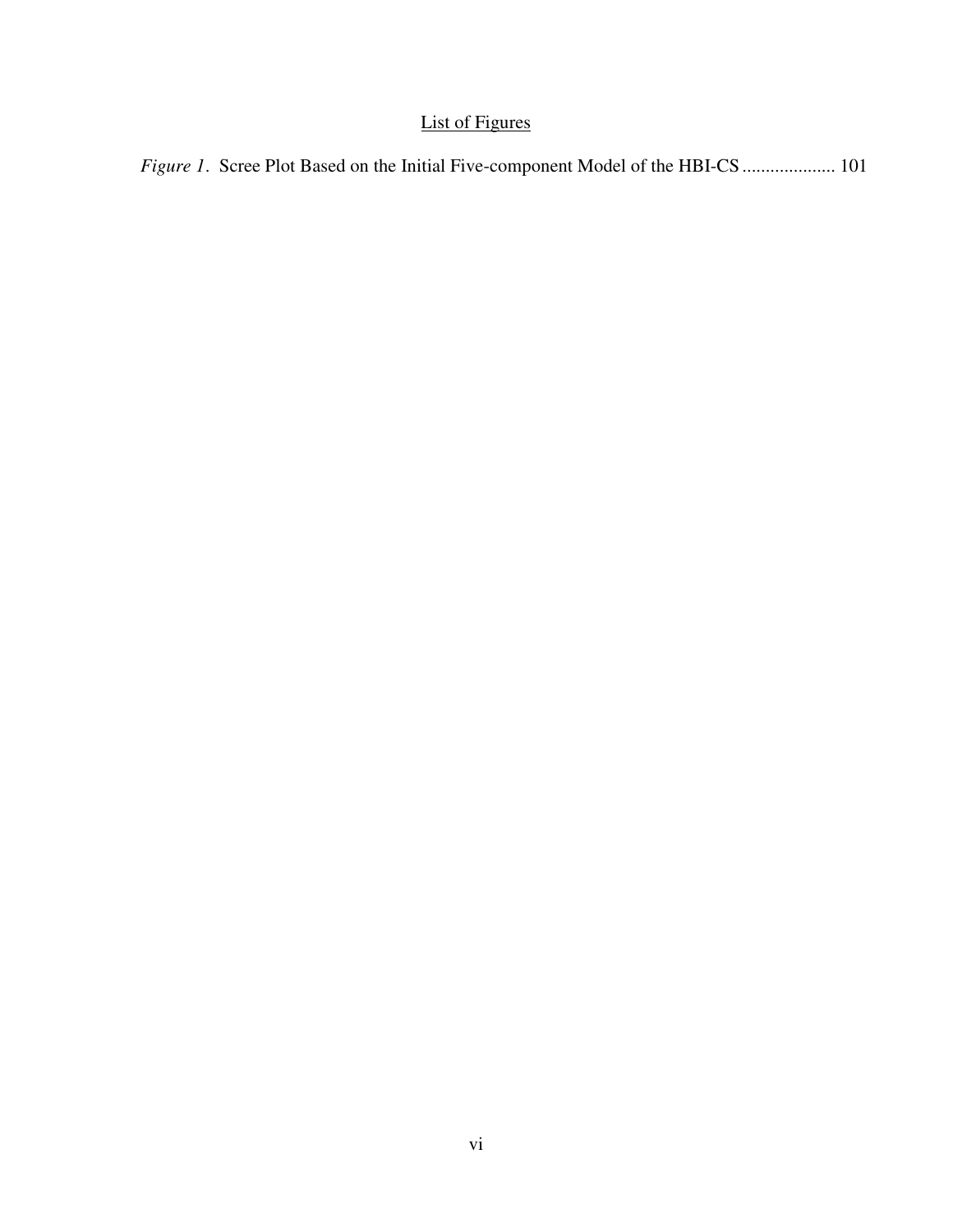## List of Figures

*Figure 1*. Scree Plot Based on the Initial Five-component Model of the HBI-CS .................... 101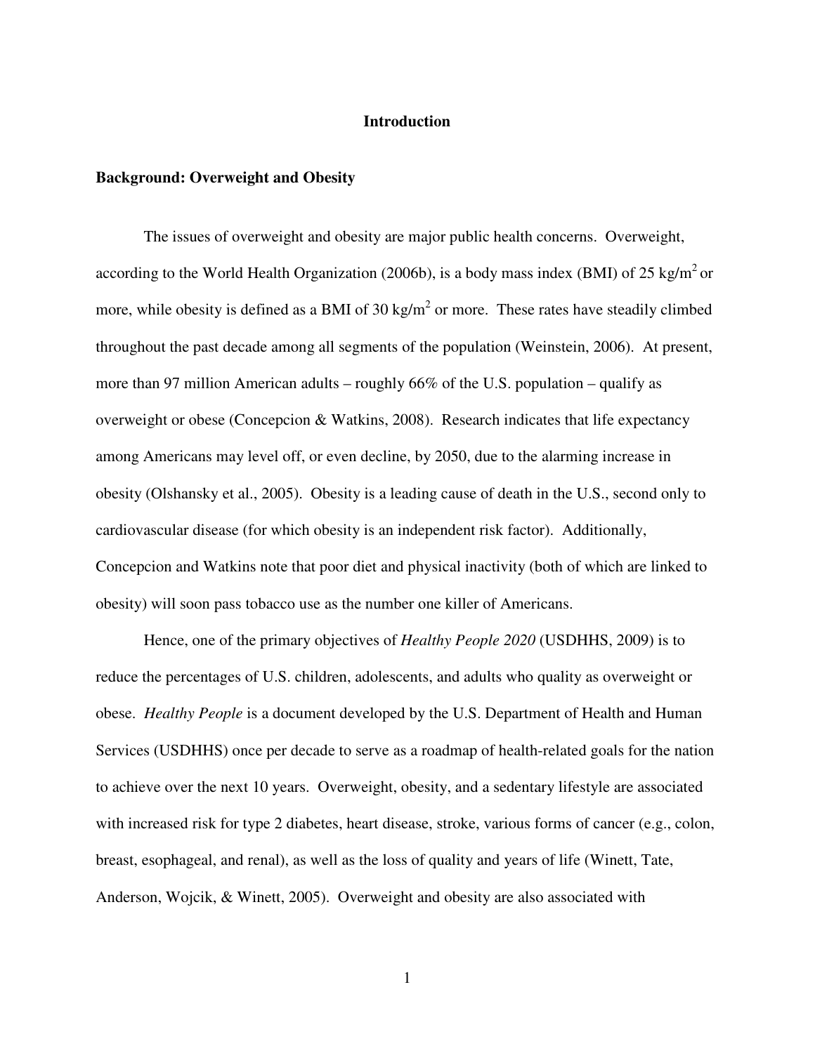# Introduction

## Background: Overweight and Obesity

The issues of overweight and obesity are major public health concerns. Overweight, according to the World Health Organization (2006b), is a body mass index (BMI) of 25 kg/$m^2$ or more, while obesity is defined as a BMI of 30 kg/$m^2$ or more. These rates have steadily climbed throughout the past decade among all segments of the population (Weinstein, 2006). At present, more than 97 million American adults – roughly 66% of the U.S. population – qualify as overweight or obese (Concepcion & Watkins, 2008). Research indicates that life expectancy among Americans may level off, or even decline, by 2050, due to the alarming increase in obesity (Olshansky et al., 2005). Obesity is a leading cause of death in the U.S., second only to cardiovascular disease (for which obesity is an independent risk factor). Additionally, Concepcion and Watkins note that poor diet and physical inactivity (both of which are linked to obesity) will soon pass tobacco use as the number one killer of Americans.

Hence, one of the primary objectives of *Healthy People 2020* (USDHHS, 2009) is to reduce the percentages of U.S. children, adolescents, and adults who quality as overweight or obese. *Healthy People* is a document developed by the U.S. Department of Health and Human Services (USDHHS) once per decade to serve as a roadmap of health-related goals for the nation to achieve over the next 10 years. Overweight, obesity, and a sedentary lifestyle are associated with increased risk for type 2 diabetes, heart disease, stroke, various forms of cancer (e.g., colon, breast, esophageal, and renal), as well as the loss of quality and years of life (Winett, Tate, Anderson, Wojcik, & Winett, 2005). Overweight and obesity are also associated with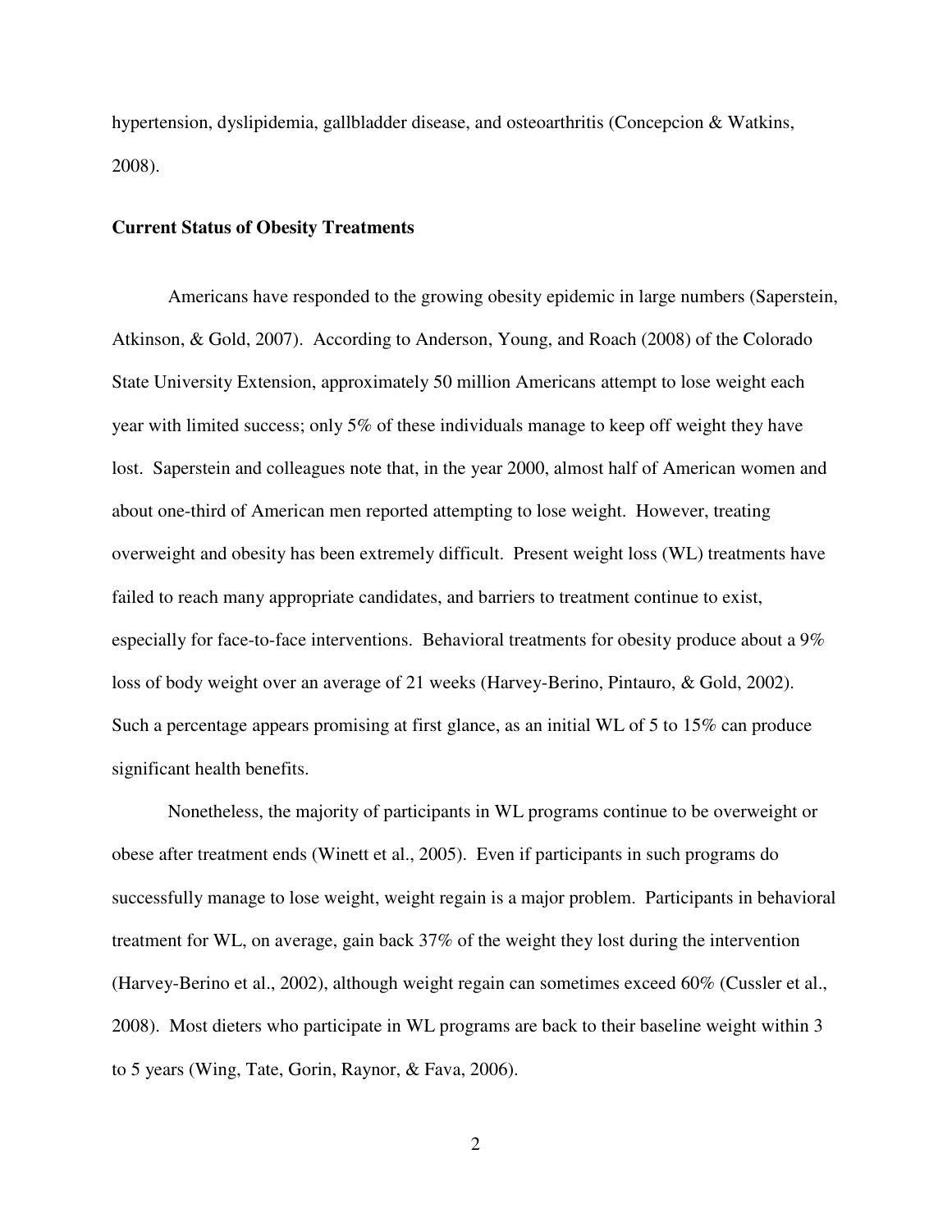hypertension, dyslipidemia, gallbladder disease, and osteoarthritis (Concepcion & Watkins, 2008).

**Current Status of Obesity Treatments**

Americans have responded to the growing obesity epidemic in large numbers (Saperstein, Atkinson, & Gold, 2007). According to Anderson, Young, and Roach (2008) of the Colorado State University Extension, approximately 50 million Americans attempt to lose weight each year with limited success; only 5% of these individuals manage to keep off weight they have lost. Saperstein and colleagues note that, in the year 2000, almost half of American women and about one-third of American men reported attempting to lose weight. However, treating overweight and obesity has been extremely difficult. Present weight loss (WL) treatments have failed to reach many appropriate candidates, and barriers to treatment continue to exist, especially for face-to-face interventions. Behavioral treatments for obesity produce about a 9% loss of body weight over an average of 21 weeks (Harvey-Berino, Pintauro, & Gold, 2002). Such a percentage appears promising at first glance, as an initial WL of 5 to 15% can produce significant health benefits.

Nonetheless, the majority of participants in WL programs continue to be overweight or obese after treatment ends (Winett et al., 2005). Even if participants in such programs do successfully manage to lose weight, weight regain is a major problem. Participants in behavioral treatment for WL, on average, gain back 37% of the weight they lost during the intervention (Harvey-Berino et al., 2002), although weight regain can sometimes exceed 60% (Cussler et al., 2008). Most dieters who participate in WL programs are back to their baseline weight within 3 to 5 years (Wing, Tate, Gorin, Raynor, & Fava, 2006).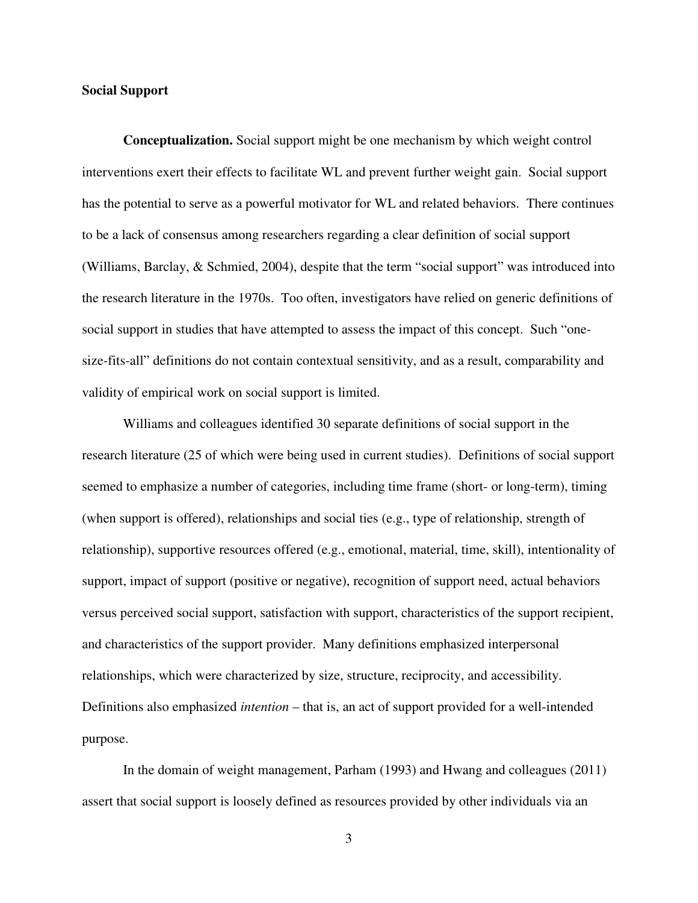**Social Support**

**Conceptualization.** Social support might be one mechanism by which weight control interventions exert their effects to facilitate WL and prevent further weight gain. Social support has the potential to serve as a powerful motivator for WL and related behaviors. There continues to be a lack of consensus among researchers regarding a clear definition of social support (Williams, Barclay, & Schmied, 2004), despite that the term "social support" was introduced into the research literature in the 1970s. Too often, investigators have relied on generic definitions of social support in studies that have attempted to assess the impact of this concept. Such "one-size-fits-all" definitions do not contain contextual sensitivity, and as a result, comparability and validity of empirical work on social support is limited.

Williams and colleagues identified 30 separate definitions of social support in the research literature (25 of which were being used in current studies). Definitions of social support seemed to emphasize a number of categories, including time frame (short- or long-term), timing (when support is offered), relationships and social ties (e.g., type of relationship, strength of relationship), supportive resources offered (e.g., emotional, material, time, skill), intentionality of support, impact of support (positive or negative), recognition of support need, actual behaviors versus perceived social support, satisfaction with support, characteristics of the support recipient, and characteristics of the support provider. Many definitions emphasized interpersonal relationships, which were characterized by size, structure, reciprocity, and accessibility. Definitions also emphasized *intention* – that is, an act of support provided for a well-intended purpose.

In the domain of weight management, Parham (1993) and Hwang and colleagues (2011) assert that social support is loosely defined as resources provided by other individuals via an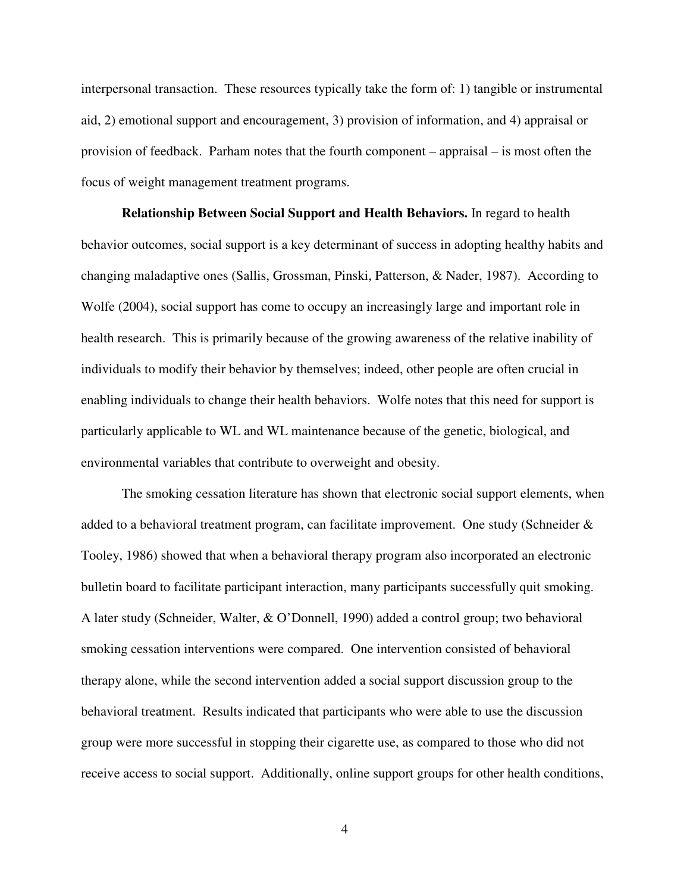interpersonal transaction. These resources typically take the form of: 1) tangible or instrumental aid, 2) emotional support and encouragement, 3) provision of information, and 4) appraisal or provision of feedback. Parham notes that the fourth component – appraisal – is most often the focus of weight management treatment programs.

**Relationship Between Social Support and Health Behaviors.** In regard to health behavior outcomes, social support is a key determinant of success in adopting healthy habits and changing maladaptive ones (Sallis, Grossman, Pinski, Patterson, & Nader, 1987). According to Wolfe (2004), social support has come to occupy an increasingly large and important role in health research. This is primarily because of the growing awareness of the relative inability of individuals to modify their behavior by themselves; indeed, other people are often crucial in enabling individuals to change their health behaviors. Wolfe notes that this need for support is particularly applicable to WL and WL maintenance because of the genetic, biological, and environmental variables that contribute to overweight and obesity.

The smoking cessation literature has shown that electronic social support elements, when added to a behavioral treatment program, can facilitate improvement. One study (Schneider & Tooley, 1986) showed that when a behavioral therapy program also incorporated an electronic bulletin board to facilitate participant interaction, many participants successfully quit smoking. A later study (Schneider, Walter, & O'Donnell, 1990) added a control group; two behavioral smoking cessation interventions were compared. One intervention consisted of behavioral therapy alone, while the second intervention added a social support discussion group to the behavioral treatment. Results indicated that participants who were able to use the discussion group were more successful in stopping their cigarette use, as compared to those who did not receive access to social support. Additionally, online support groups for other health conditions,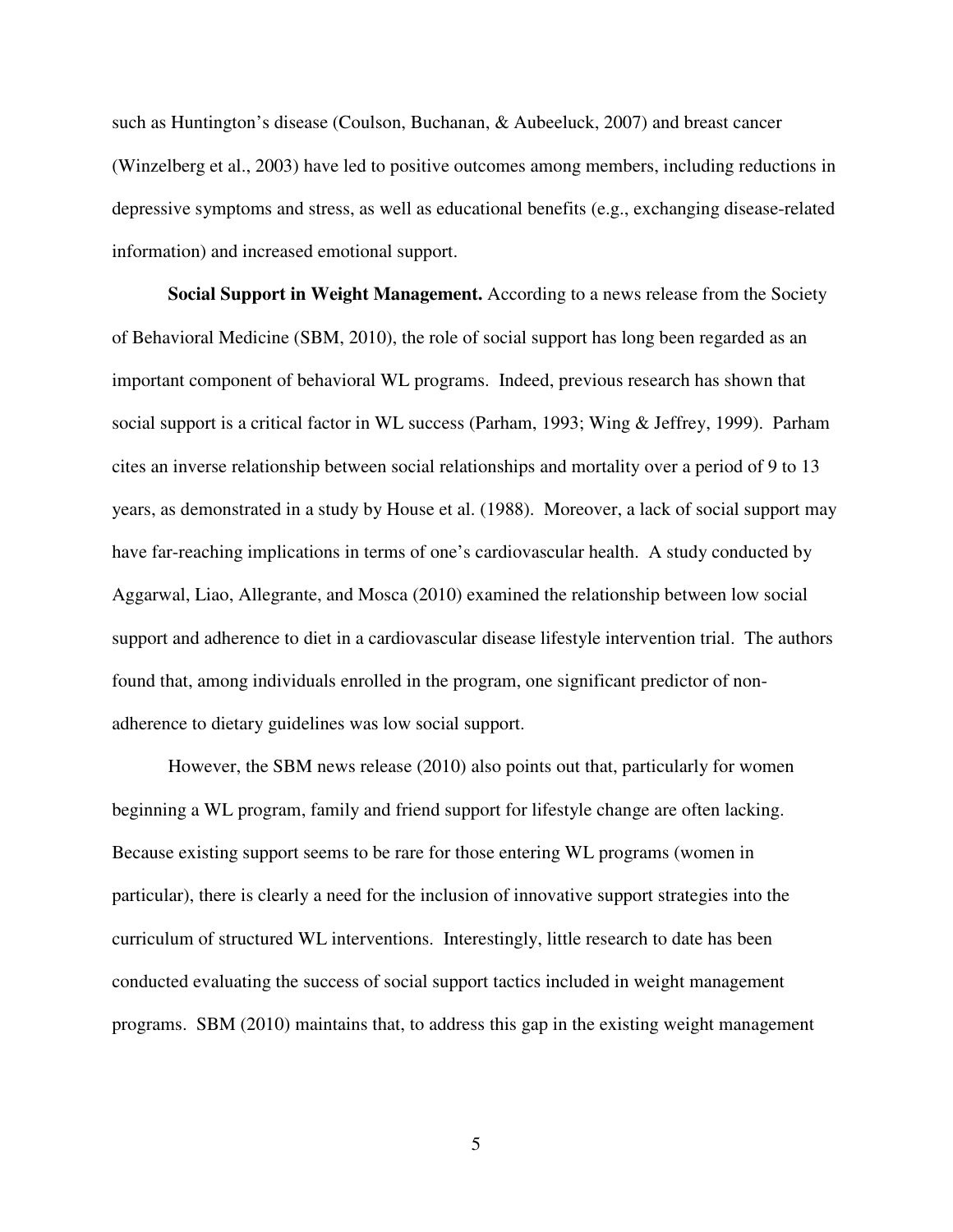such as Huntington's disease (Coulson, Buchanan, & Aubeeluck, 2007) and breast cancer (Winzelberg et al., 2003) have led to positive outcomes among members, including reductions in depressive symptoms and stress, as well as educational benefits (e.g., exchanging disease-related information) and increased emotional support.

**Social Support in Weight Management.** According to a news release from the Society of Behavioral Medicine (SBM, 2010), the role of social support has long been regarded as an important component of behavioral WL programs. Indeed, previous research has shown that social support is a critical factor in WL success (Parham, 1993; Wing & Jeffrey, 1999). Parham cites an inverse relationship between social relationships and mortality over a period of 9 to 13 years, as demonstrated in a study by House et al. (1988). Moreover, a lack of social support may have far-reaching implications in terms of one's cardiovascular health. A study conducted by Aggarwal, Liao, Allegrante, and Mosca (2010) examined the relationship between low social support and adherence to diet in a cardiovascular disease lifestyle intervention trial. The authors found that, among individuals enrolled in the program, one significant predictor of non-adherence to dietary guidelines was low social support.

However, the SBM news release (2010) also points out that, particularly for women beginning a WL program, family and friend support for lifestyle change are often lacking. Because existing support seems to be rare for those entering WL programs (women in particular), there is clearly a need for the inclusion of innovative support strategies into the curriculum of structured WL interventions. Interestingly, little research to date has been conducted evaluating the success of social support tactics included in weight management programs. SBM (2010) maintains that, to address this gap in the existing weight management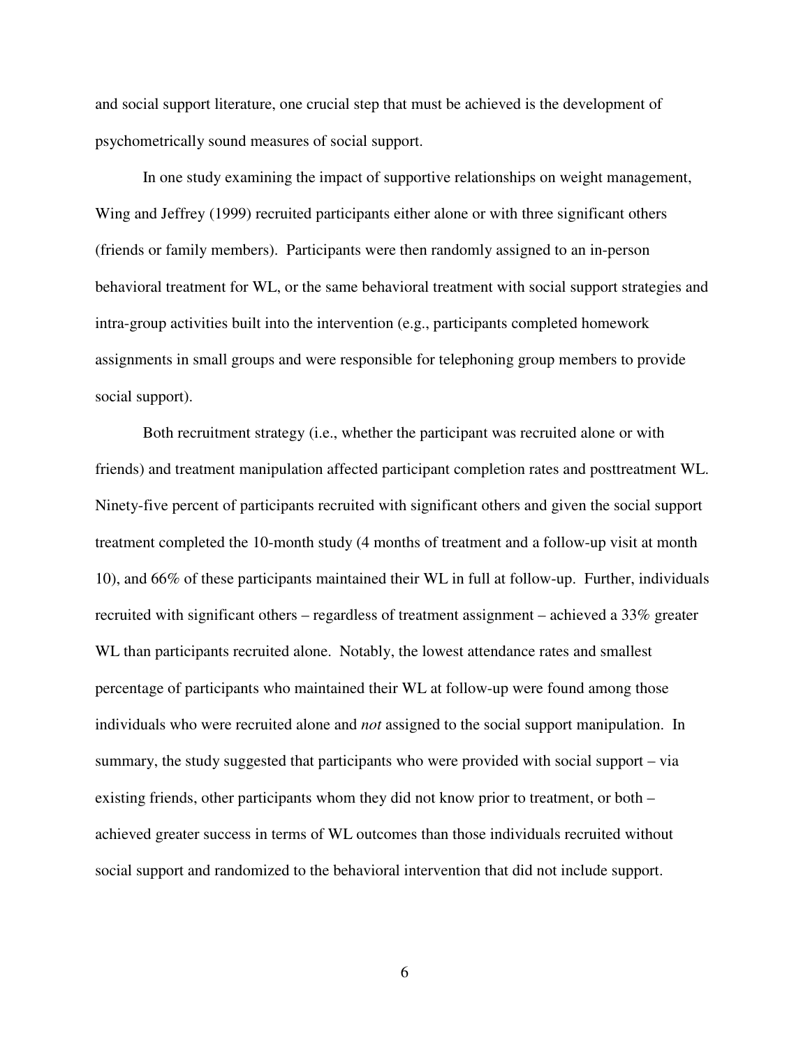and social support literature, one crucial step that must be achieved is the development of psychometrically sound measures of social support.

In one study examining the impact of supportive relationships on weight management, Wing and Jeffrey (1999) recruited participants either alone or with three significant others (friends or family members). Participants were then randomly assigned to an in-person behavioral treatment for WL, or the same behavioral treatment with social support strategies and intra-group activities built into the intervention (e.g., participants completed homework assignments in small groups and were responsible for telephoning group members to provide social support).

Both recruitment strategy (i.e., whether the participant was recruited alone or with friends) and treatment manipulation affected participant completion rates and posttreatment WL. Ninety-five percent of participants recruited with significant others and given the social support treatment completed the 10-month study (4 months of treatment and a follow-up visit at month 10), and 66% of these participants maintained their WL in full at follow-up. Further, individuals recruited with significant others – regardless of treatment assignment – achieved a 33% greater WL than participants recruited alone. Notably, the lowest attendance rates and smallest percentage of participants who maintained their WL at follow-up were found among those individuals who were recruited alone and *not* assigned to the social support manipulation. In summary, the study suggested that participants who were provided with social support – via existing friends, other participants whom they did not know prior to treatment, or both – achieved greater success in terms of WL outcomes than those individuals recruited without social support and randomized to the behavioral intervention that did not include support.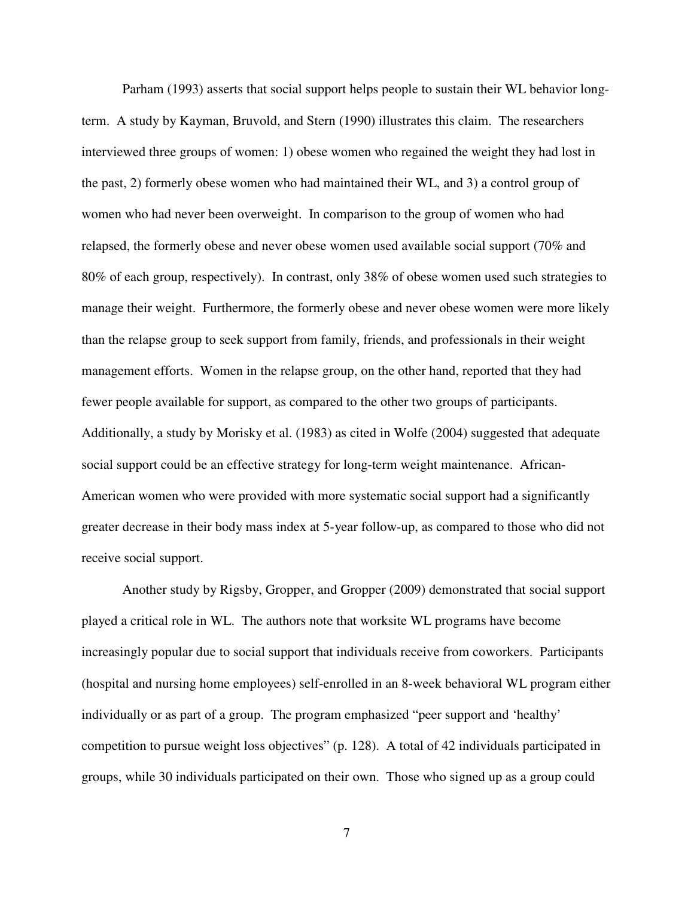Parham (1993) asserts that social support helps people to sustain their WL behavior long-term. A study by Kayman, Bruvold, and Stern (1990) illustrates this claim. The researchers interviewed three groups of women: 1) obese women who regained the weight they had lost in the past, 2) formerly obese women who had maintained their WL, and 3) a control group of women who had never been overweight. In comparison to the group of women who had relapsed, the formerly obese and never obese women used available social support (70% and 80% of each group, respectively). In contrast, only 38% of obese women used such strategies to manage their weight. Furthermore, the formerly obese and never obese women were more likely than the relapse group to seek support from family, friends, and professionals in their weight management efforts. Women in the relapse group, on the other hand, reported that they had fewer people available for support, as compared to the other two groups of participants. Additionally, a study by Morisky et al. (1983) as cited in Wolfe (2004) suggested that adequate social support could be an effective strategy for long-term weight maintenance. African-American women who were provided with more systematic social support had a significantly greater decrease in their body mass index at 5-year follow-up, as compared to those who did not receive social support.

Another study by Rigsby, Gropper, and Gropper (2009) demonstrated that social support played a critical role in WL. The authors note that worksite WL programs have become increasingly popular due to social support that individuals receive from coworkers. Participants (hospital and nursing home employees) self-enrolled in an 8-week behavioral WL program either individually or as part of a group. The program emphasized "peer support and 'healthy' competition to pursue weight loss objectives" (p. 128). A total of 42 individuals participated in groups, while 30 individuals participated on their own. Those who signed up as a group could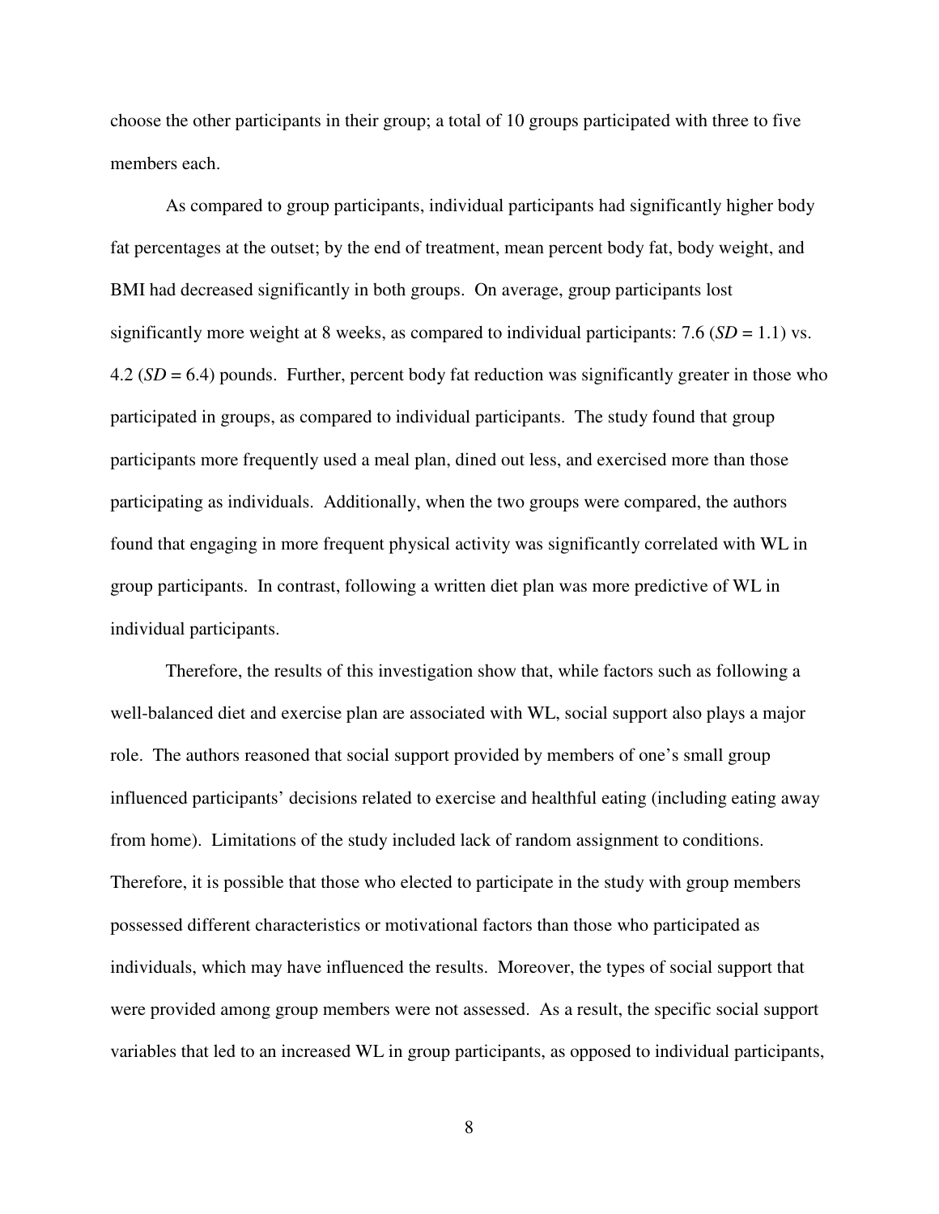choose the other participants in their group; a total of 10 groups participated with three to five members each.

As compared to group participants, individual participants had significantly higher body fat percentages at the outset; by the end of treatment, mean percent body fat, body weight, and BMI had decreased significantly in both groups. On average, group participants lost significantly more weight at 8 weeks, as compared to individual participants: 7.6 ($SD$ = 1.1) vs. 4.2 ($SD$ = 6.4) pounds. Further, percent body fat reduction was significantly greater in those who participated in groups, as compared to individual participants. The study found that group participants more frequently used a meal plan, dined out less, and exercised more than those participating as individuals. Additionally, when the two groups were compared, the authors found that engaging in more frequent physical activity was significantly correlated with WL in group participants. In contrast, following a written diet plan was more predictive of WL in individual participants.

Therefore, the results of this investigation show that, while factors such as following a well-balanced diet and exercise plan are associated with WL, social support also plays a major role. The authors reasoned that social support provided by members of one's small group influenced participants' decisions related to exercise and healthful eating (including eating away from home). Limitations of the study included lack of random assignment to conditions. Therefore, it is possible that those who elected to participate in the study with group members possessed different characteristics or motivational factors than those who participated as individuals, which may have influenced the results. Moreover, the types of social support that were provided among group members were not assessed. As a result, the specific social support variables that led to an increased WL in group participants, as opposed to individual participants,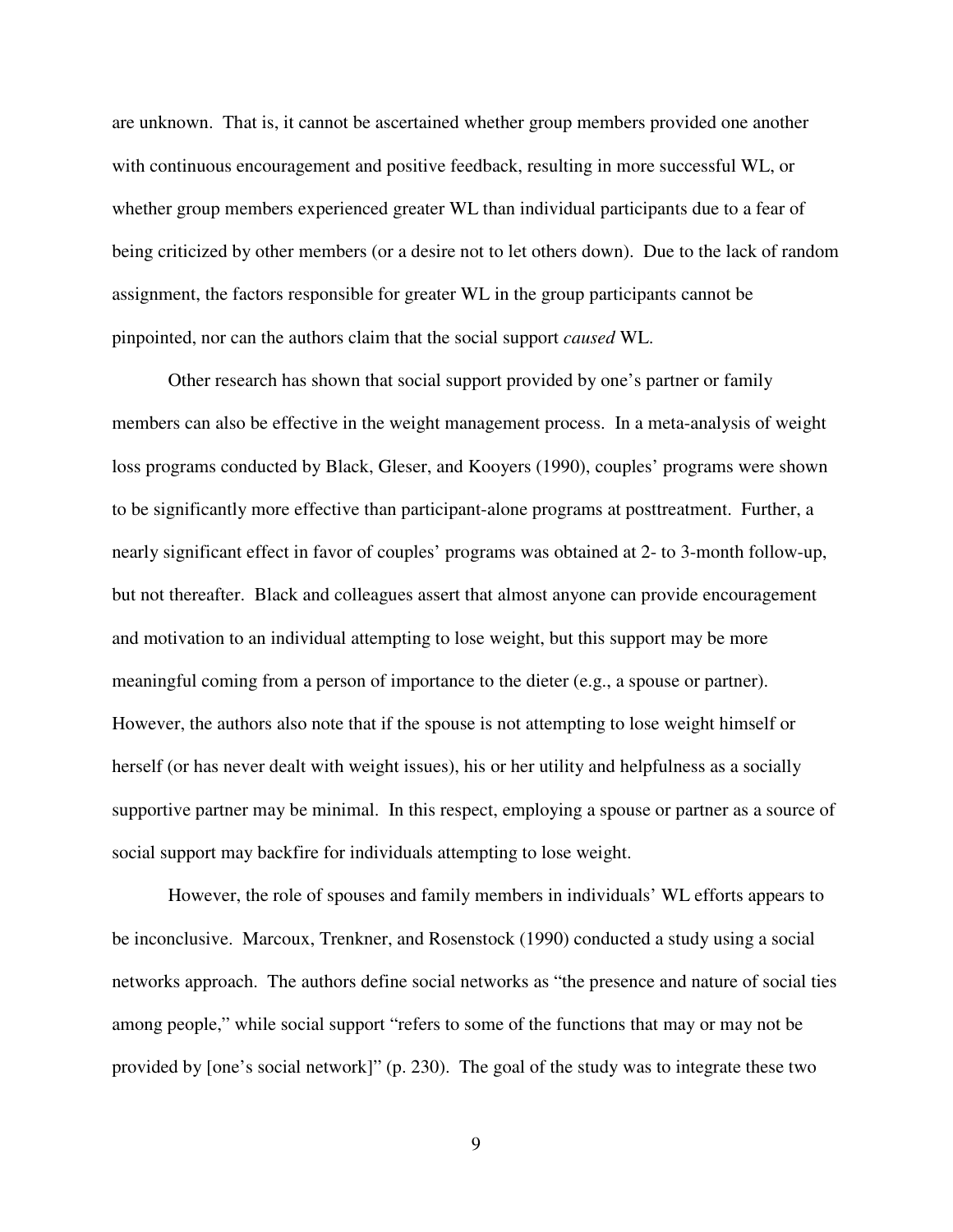are unknown. That is, it cannot be ascertained whether group members provided one another with continuous encouragement and positive feedback, resulting in more successful WL, or whether group members experienced greater WL than individual participants due to a fear of being criticized by other members (or a desire not to let others down). Due to the lack of random assignment, the factors responsible for greater WL in the group participants cannot be pinpointed, nor can the authors claim that the social support *caused* WL.

Other research has shown that social support provided by one's partner or family members can also be effective in the weight management process. In a meta-analysis of weight loss programs conducted by Black, Gleser, and Kooyers (1990), couples' programs were shown to be significantly more effective than participant-alone programs at posttreatment. Further, a nearly significant effect in favor of couples' programs was obtained at 2- to 3-month follow-up, but not thereafter. Black and colleagues assert that almost anyone can provide encouragement and motivation to an individual attempting to lose weight, but this support may be more meaningful coming from a person of importance to the dieter (e.g., a spouse or partner). However, the authors also note that if the spouse is not attempting to lose weight himself or herself (or has never dealt with weight issues), his or her utility and helpfulness as a socially supportive partner may be minimal. In this respect, employing a spouse or partner as a source of social support may backfire for individuals attempting to lose weight.

However, the role of spouses and family members in individuals' WL efforts appears to be inconclusive. Marcoux, Trenkner, and Rosenstock (1990) conducted a study using a social networks approach. The authors define social networks as "the presence and nature of social ties among people," while social support "refers to some of the functions that may or may not be provided by [one's social network]" (p. 230). The goal of the study was to integrate these two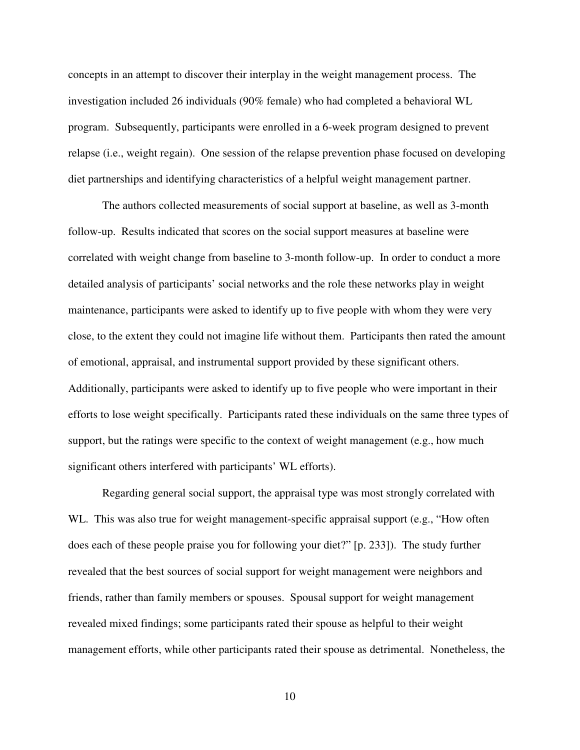concepts in an attempt to discover their interplay in the weight management process. The investigation included 26 individuals (90% female) who had completed a behavioral WL program. Subsequently, participants were enrolled in a 6-week program designed to prevent relapse (i.e., weight regain). One session of the relapse prevention phase focused on developing diet partnerships and identifying characteristics of a helpful weight management partner.

The authors collected measurements of social support at baseline, as well as 3-month follow-up. Results indicated that scores on the social support measures at baseline were correlated with weight change from baseline to 3-month follow-up. In order to conduct a more detailed analysis of participants' social networks and the role these networks play in weight maintenance, participants were asked to identify up to five people with whom they were very close, to the extent they could not imagine life without them. Participants then rated the amount of emotional, appraisal, and instrumental support provided by these significant others. Additionally, participants were asked to identify up to five people who were important in their efforts to lose weight specifically. Participants rated these individuals on the same three types of support, but the ratings were specific to the context of weight management (e.g., how much significant others interfered with participants' WL efforts).

Regarding general social support, the appraisal type was most strongly correlated with WL. This was also true for weight management-specific appraisal support (e.g., "How often does each of these people praise you for following your diet?" [p. 233]). The study further revealed that the best sources of social support for weight management were neighbors and friends, rather than family members or spouses. Spousal support for weight management revealed mixed findings; some participants rated their spouse as helpful to their weight management efforts, while other participants rated their spouse as detrimental. Nonetheless, the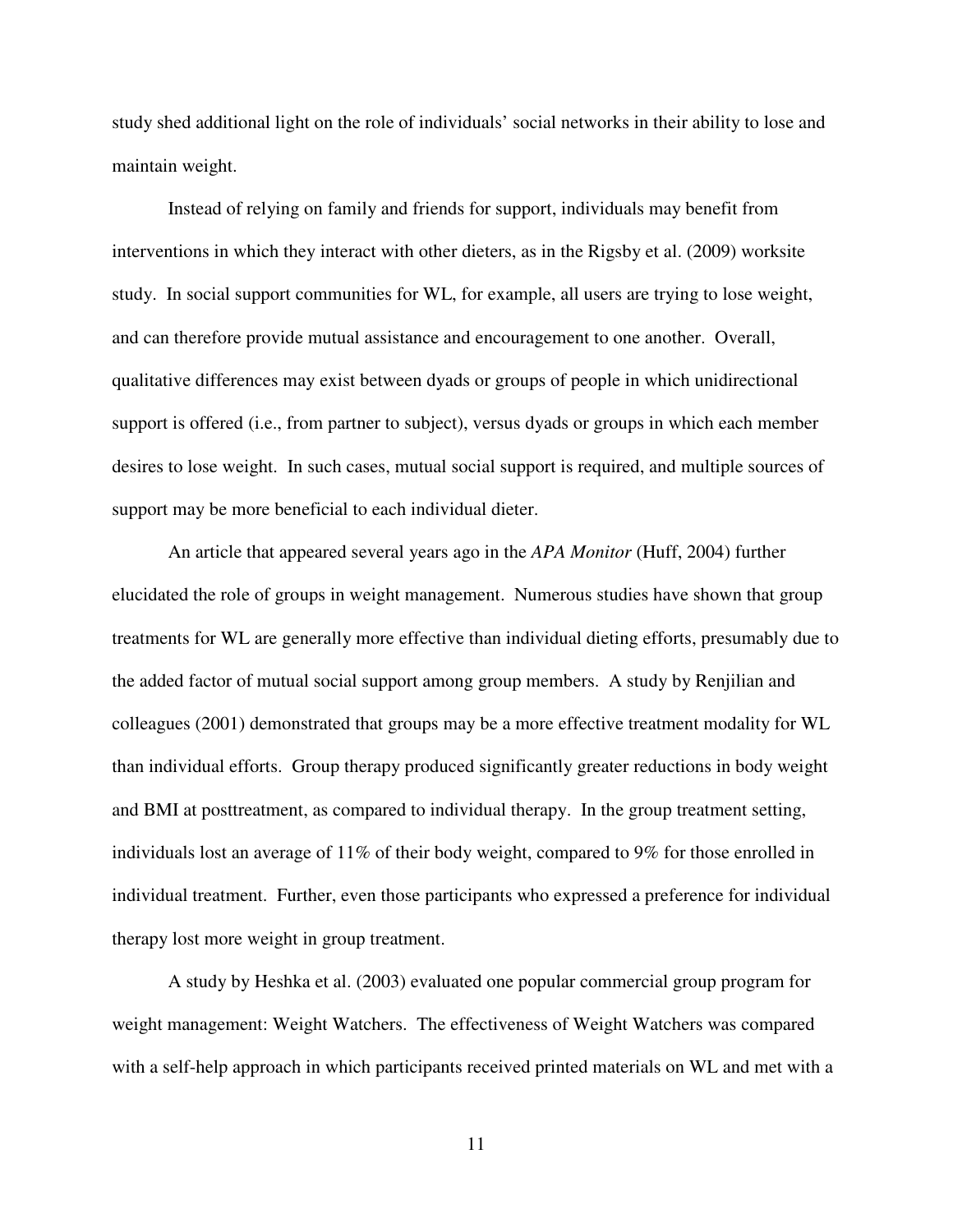study shed additional light on the role of individuals' social networks in their ability to lose and maintain weight.

Instead of relying on family and friends for support, individuals may benefit from interventions in which they interact with other dieters, as in the Rigsby et al. (2009) worksite study. In social support communities for WL, for example, all users are trying to lose weight, and can therefore provide mutual assistance and encouragement to one another. Overall, qualitative differences may exist between dyads or groups of people in which unidirectional support is offered (i.e., from partner to subject), versus dyads or groups in which each member desires to lose weight. In such cases, mutual social support is required, and multiple sources of support may be more beneficial to each individual dieter.

An article that appeared several years ago in the *APA Monitor* (Huff, 2004) further elucidated the role of groups in weight management. Numerous studies have shown that group treatments for WL are generally more effective than individual dieting efforts, presumably due to the added factor of mutual social support among group members. A study by Renjilian and colleagues (2001) demonstrated that groups may be a more effective treatment modality for WL than individual efforts. Group therapy produced significantly greater reductions in body weight and BMI at posttreatment, as compared to individual therapy. In the group treatment setting, individuals lost an average of 11% of their body weight, compared to 9% for those enrolled in individual treatment. Further, even those participants who expressed a preference for individual therapy lost more weight in group treatment.

A study by Heshka et al. (2003) evaluated one popular commercial group program for weight management: Weight Watchers. The effectiveness of Weight Watchers was compared with a self-help approach in which participants received printed materials on WL and met with a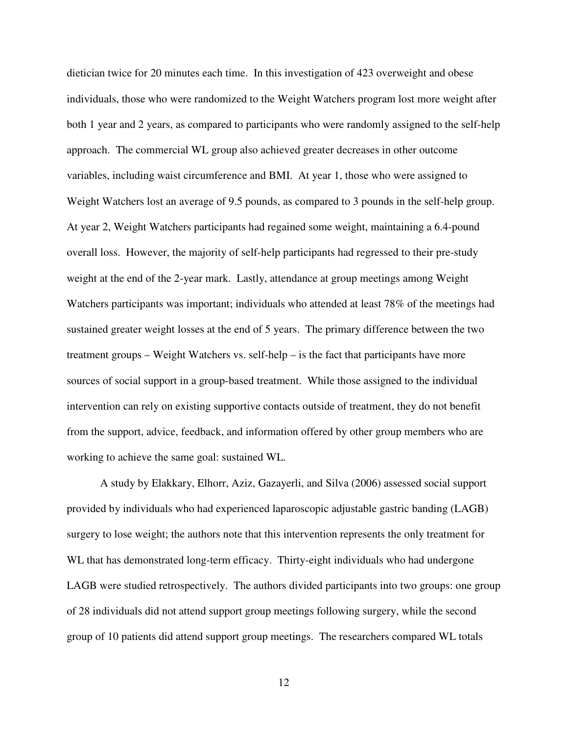dietician twice for 20 minutes each time. In this investigation of 423 overweight and obese individuals, those who were randomized to the Weight Watchers program lost more weight after both 1 year and 2 years, as compared to participants who were randomly assigned to the self-help approach. The commercial WL group also achieved greater decreases in other outcome variables, including waist circumference and BMI. At year 1, those who were assigned to Weight Watchers lost an average of 9.5 pounds, as compared to 3 pounds in the self-help group. At year 2, Weight Watchers participants had regained some weight, maintaining a 6.4-pound overall loss. However, the majority of self-help participants had regressed to their pre-study weight at the end of the 2-year mark. Lastly, attendance at group meetings among Weight Watchers participants was important; individuals who attended at least 78% of the meetings had sustained greater weight losses at the end of 5 years. The primary difference between the two treatment groups – Weight Watchers vs. self-help – is the fact that participants have more sources of social support in a group-based treatment. While those assigned to the individual intervention can rely on existing supportive contacts outside of treatment, they do not benefit from the support, advice, feedback, and information offered by other group members who are working to achieve the same goal: sustained WL.

A study by Elakkary, Elhorr, Aziz, Gazayerli, and Silva (2006) assessed social support provided by individuals who had experienced laparoscopic adjustable gastric banding (LAGB) surgery to lose weight; the authors note that this intervention represents the only treatment for WL that has demonstrated long-term efficacy. Thirty-eight individuals who had undergone LAGB were studied retrospectively. The authors divided participants into two groups: one group of 28 individuals did not attend support group meetings following surgery, while the second group of 10 patients did attend support group meetings. The researchers compared WL totals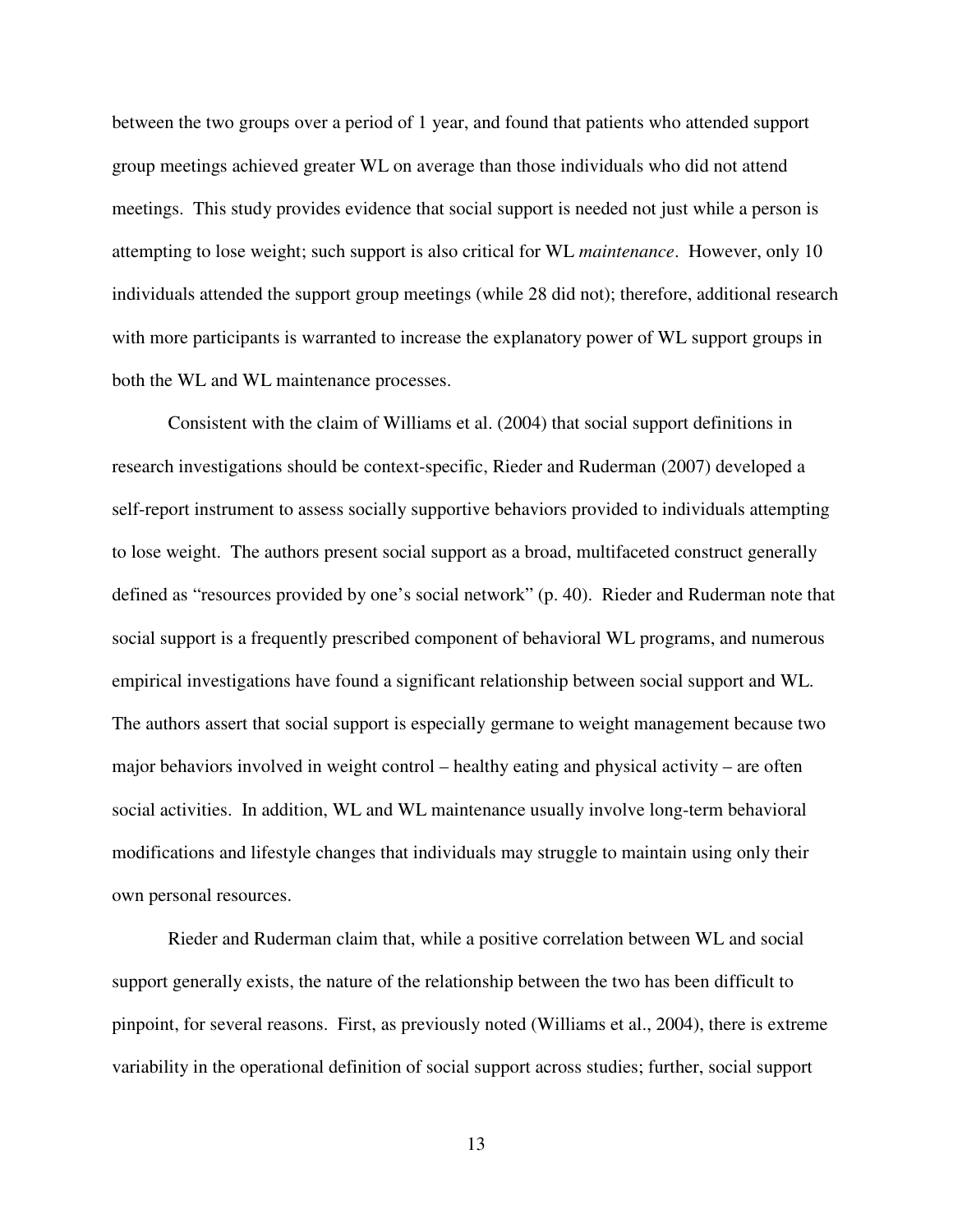between the two groups over a period of 1 year, and found that patients who attended support group meetings achieved greater WL on average than those individuals who did not attend meetings. This study provides evidence that social support is needed not just while a person is attempting to lose weight; such support is also critical for WL *maintenance*. However, only 10 individuals attended the support group meetings (while 28 did not); therefore, additional research with more participants is warranted to increase the explanatory power of WL support groups in both the WL and WL maintenance processes.

Consistent with the claim of Williams et al. (2004) that social support definitions in research investigations should be context-specific, Rieder and Ruderman (2007) developed a self-report instrument to assess socially supportive behaviors provided to individuals attempting to lose weight. The authors present social support as a broad, multifaceted construct generally defined as "resources provided by one's social network" (p. 40). Rieder and Ruderman note that social support is a frequently prescribed component of behavioral WL programs, and numerous empirical investigations have found a significant relationship between social support and WL. The authors assert that social support is especially germane to weight management because two major behaviors involved in weight control – healthy eating and physical activity – are often social activities. In addition, WL and WL maintenance usually involve long-term behavioral modifications and lifestyle changes that individuals may struggle to maintain using only their own personal resources.

Rieder and Ruderman claim that, while a positive correlation between WL and social support generally exists, the nature of the relationship between the two has been difficult to pinpoint, for several reasons. First, as previously noted (Williams et al., 2004), there is extreme variability in the operational definition of social support across studies; further, social support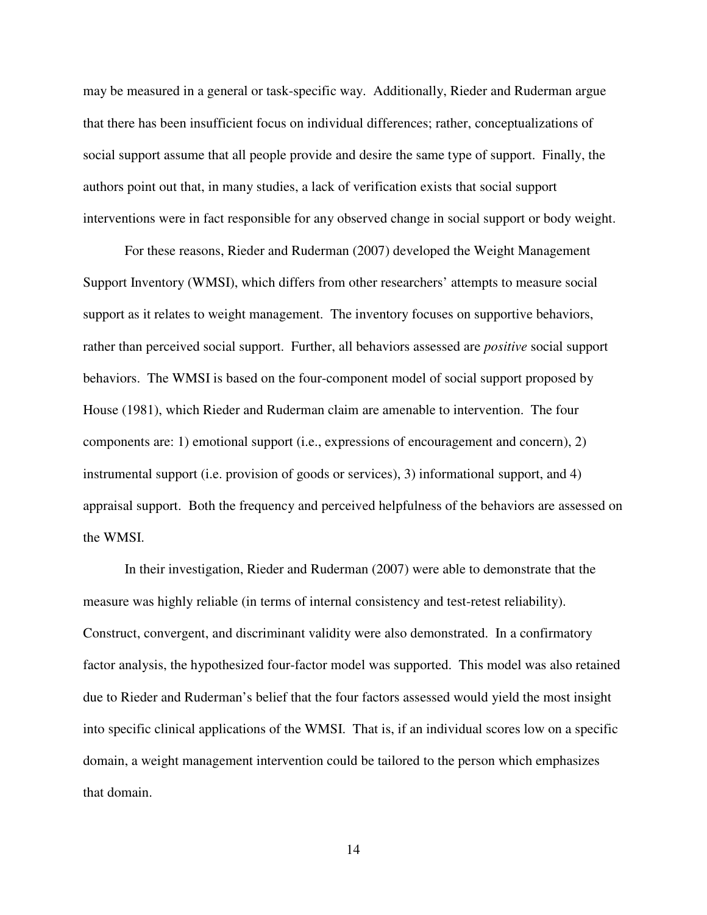may be measured in a general or task-specific way. Additionally, Rieder and Ruderman argue that there has been insufficient focus on individual differences; rather, conceptualizations of social support assume that all people provide and desire the same type of support. Finally, the authors point out that, in many studies, a lack of verification exists that social support interventions were in fact responsible for any observed change in social support or body weight.

For these reasons, Rieder and Ruderman (2007) developed the Weight Management Support Inventory (WMSI), which differs from other researchers' attempts to measure social support as it relates to weight management. The inventory focuses on supportive behaviors, rather than perceived social support. Further, all behaviors assessed are *positive* social support behaviors. The WMSI is based on the four-component model of social support proposed by House (1981), which Rieder and Ruderman claim are amenable to intervention. The four components are: 1) emotional support (i.e., expressions of encouragement and concern), 2) instrumental support (i.e. provision of goods or services), 3) informational support, and 4) appraisal support. Both the frequency and perceived helpfulness of the behaviors are assessed on the WMSI.

In their investigation, Rieder and Ruderman (2007) were able to demonstrate that the measure was highly reliable (in terms of internal consistency and test-retest reliability). Construct, convergent, and discriminant validity were also demonstrated. In a confirmatory factor analysis, the hypothesized four-factor model was supported. This model was also retained due to Rieder and Ruderman's belief that the four factors assessed would yield the most insight into specific clinical applications of the WMSI. That is, if an individual scores low on a specific domain, a weight management intervention could be tailored to the person which emphasizes that domain.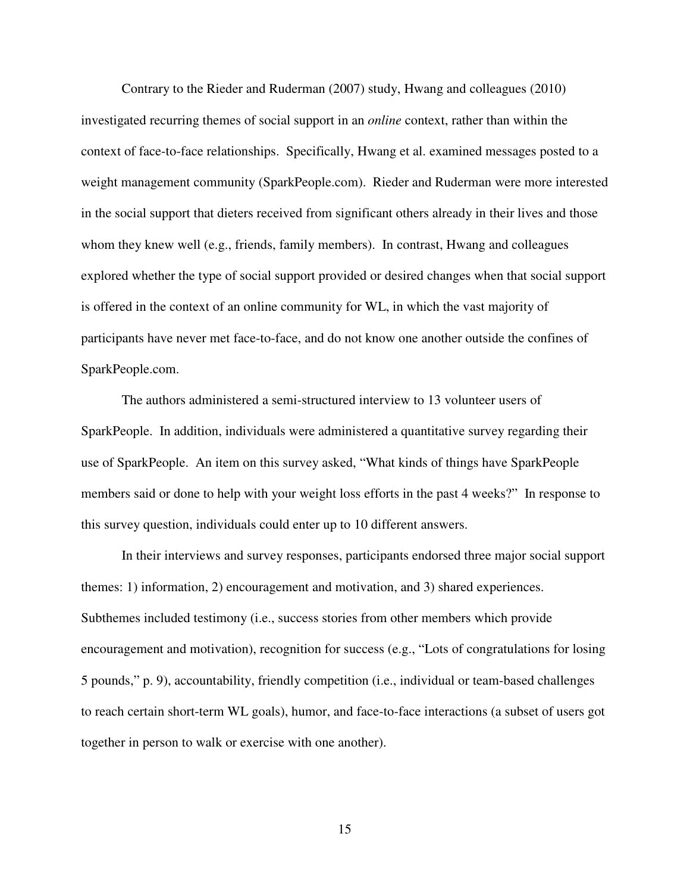Contrary to the Rieder and Ruderman (2007) study, Hwang and colleagues (2010) investigated recurring themes of social support in an *online* context, rather than within the context of face-to-face relationships. Specifically, Hwang et al. examined messages posted to a weight management community (SparkPeople.com). Rieder and Ruderman were more interested in the social support that dieters received from significant others already in their lives and those whom they knew well (e.g., friends, family members). In contrast, Hwang and colleagues explored whether the type of social support provided or desired changes when that social support is offered in the context of an online community for WL, in which the vast majority of participants have never met face-to-face, and do not know one another outside the confines of SparkPeople.com.

The authors administered a semi-structured interview to 13 volunteer users of SparkPeople. In addition, individuals were administered a quantitative survey regarding their use of SparkPeople. An item on this survey asked, "What kinds of things have SparkPeople members said or done to help with your weight loss efforts in the past 4 weeks?" In response to this survey question, individuals could enter up to 10 different answers.

In their interviews and survey responses, participants endorsed three major social support themes: 1) information, 2) encouragement and motivation, and 3) shared experiences. Subthemes included testimony (i.e., success stories from other members which provide encouragement and motivation), recognition for success (e.g., "Lots of congratulations for losing 5 pounds," p. 9), accountability, friendly competition (i.e., individual or team-based challenges to reach certain short-term WL goals), humor, and face-to-face interactions (a subset of users got together in person to walk or exercise with one another).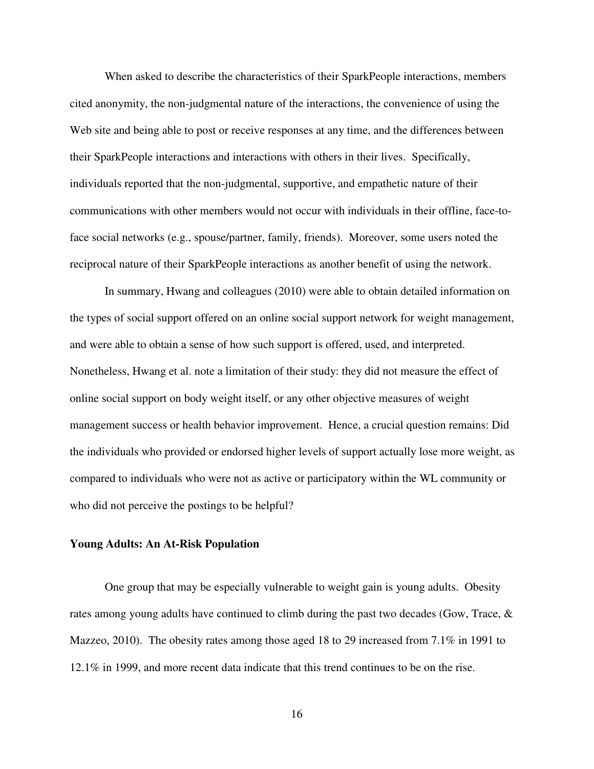When asked to describe the characteristics of their SparkPeople interactions, members cited anonymity, the non-judgmental nature of the interactions, the convenience of using the Web site and being able to post or receive responses at any time, and the differences between their SparkPeople interactions and interactions with others in their lives. Specifically, individuals reported that the non-judgmental, supportive, and empathetic nature of their communications with other members would not occur with individuals in their offline, face-to-face social networks (e.g., spouse/partner, family, friends). Moreover, some users noted the reciprocal nature of their SparkPeople interactions as another benefit of using the network.

In summary, Hwang and colleagues (2010) were able to obtain detailed information on the types of social support offered on an online social support network for weight management, and were able to obtain a sense of how such support is offered, used, and interpreted. Nonetheless, Hwang et al. note a limitation of their study: they did not measure the effect of online social support on body weight itself, or any other objective measures of weight management success or health behavior improvement. Hence, a crucial question remains: Did the individuals who provided or endorsed higher levels of support actually lose more weight, as compared to individuals who were not as active or participatory within the WL community or who did not perceive the postings to be helpful?

**Young Adults: An At-Risk Population**

One group that may be especially vulnerable to weight gain is young adults. Obesity rates among young adults have continued to climb during the past two decades (Gow, Trace, & Mazzeo, 2010). The obesity rates among those aged 18 to 29 increased from 7.1% in 1991 to 12.1% in 1999, and more recent data indicate that this trend continues to be on the rise.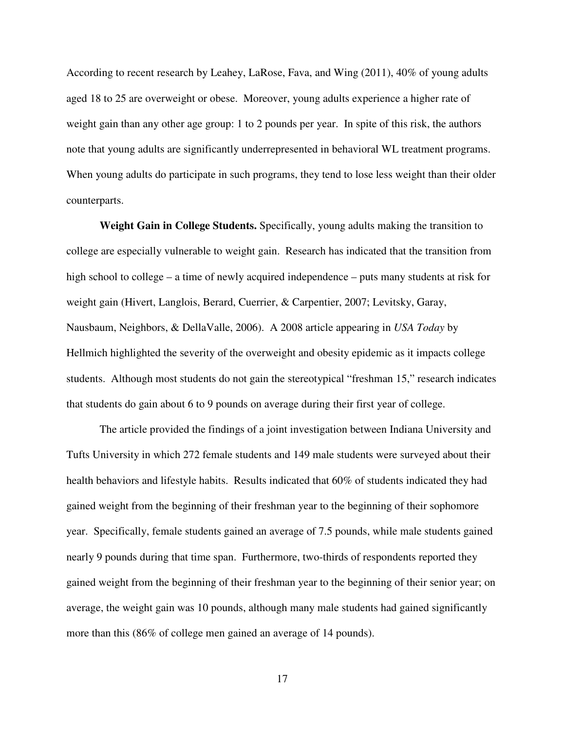According to recent research by Leahey, LaRose, Fava, and Wing (2011), 40% of young adults aged 18 to 25 are overweight or obese. Moreover, young adults experience a higher rate of weight gain than any other age group: 1 to 2 pounds per year. In spite of this risk, the authors note that young adults are significantly underrepresented in behavioral WL treatment programs. When young adults do participate in such programs, they tend to lose less weight than their older counterparts.

**Weight Gain in College Students.** Specifically, young adults making the transition to college are especially vulnerable to weight gain. Research has indicated that the transition from high school to college – a time of newly acquired independence – puts many students at risk for weight gain (Hivert, Langlois, Berard, Cuerrier, & Carpentier, 2007; Levitsky, Garay, Nausbaum, Neighbors, & DellaValle, 2006). A 2008 article appearing in *USA Today* by Hellmich highlighted the severity of the overweight and obesity epidemic as it impacts college students. Although most students do not gain the stereotypical "freshman 15," research indicates that students do gain about 6 to 9 pounds on average during their first year of college.

The article provided the findings of a joint investigation between Indiana University and Tufts University in which 272 female students and 149 male students were surveyed about their health behaviors and lifestyle habits. Results indicated that 60% of students indicated they had gained weight from the beginning of their freshman year to the beginning of their sophomore year. Specifically, female students gained an average of 7.5 pounds, while male students gained nearly 9 pounds during that time span. Furthermore, two-thirds of respondents reported they gained weight from the beginning of their freshman year to the beginning of their senior year; on average, the weight gain was 10 pounds, although many male students had gained significantly more than this (86% of college men gained an average of 14 pounds).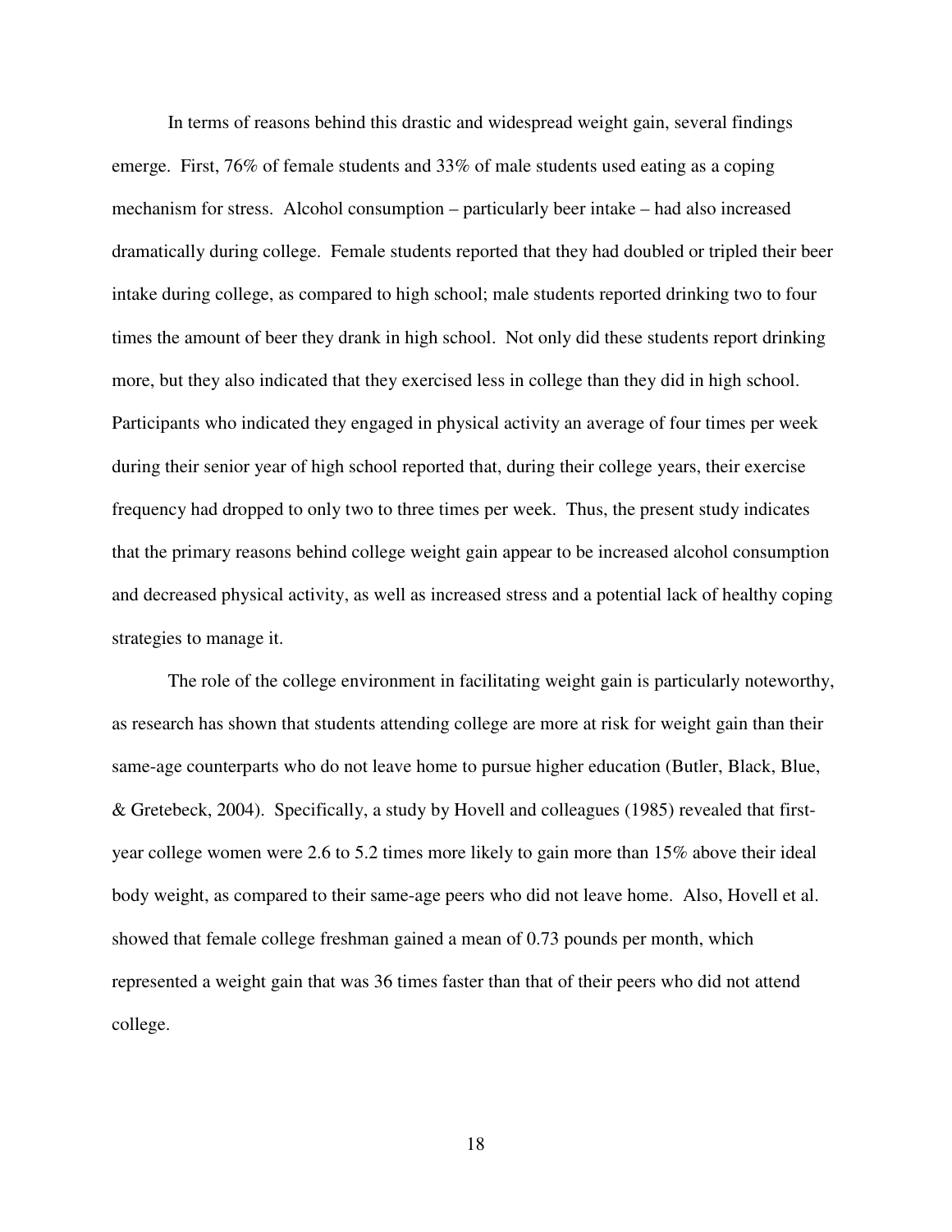In terms of reasons behind this drastic and widespread weight gain, several findings emerge. First, 76% of female students and 33% of male students used eating as a coping mechanism for stress. Alcohol consumption – particularly beer intake – had also increased dramatically during college. Female students reported that they had doubled or tripled their beer intake during college, as compared to high school; male students reported drinking two to four times the amount of beer they drank in high school. Not only did these students report drinking more, but they also indicated that they exercised less in college than they did in high school. Participants who indicated they engaged in physical activity an average of four times per week during their senior year of high school reported that, during their college years, their exercise frequency had dropped to only two to three times per week. Thus, the present study indicates that the primary reasons behind college weight gain appear to be increased alcohol consumption and decreased physical activity, as well as increased stress and a potential lack of healthy coping strategies to manage it.

The role of the college environment in facilitating weight gain is particularly noteworthy, as research has shown that students attending college are more at risk for weight gain than their same-age counterparts who do not leave home to pursue higher education (Butler, Black, Blue, & Gretebeck, 2004). Specifically, a study by Hovell and colleagues (1985) revealed that first-year college women were 2.6 to 5.2 times more likely to gain more than 15% above their ideal body weight, as compared to their same-age peers who did not leave home. Also, Hovell et al. showed that female college freshman gained a mean of 0.73 pounds per month, which represented a weight gain that was 36 times faster than that of their peers who did not attend college.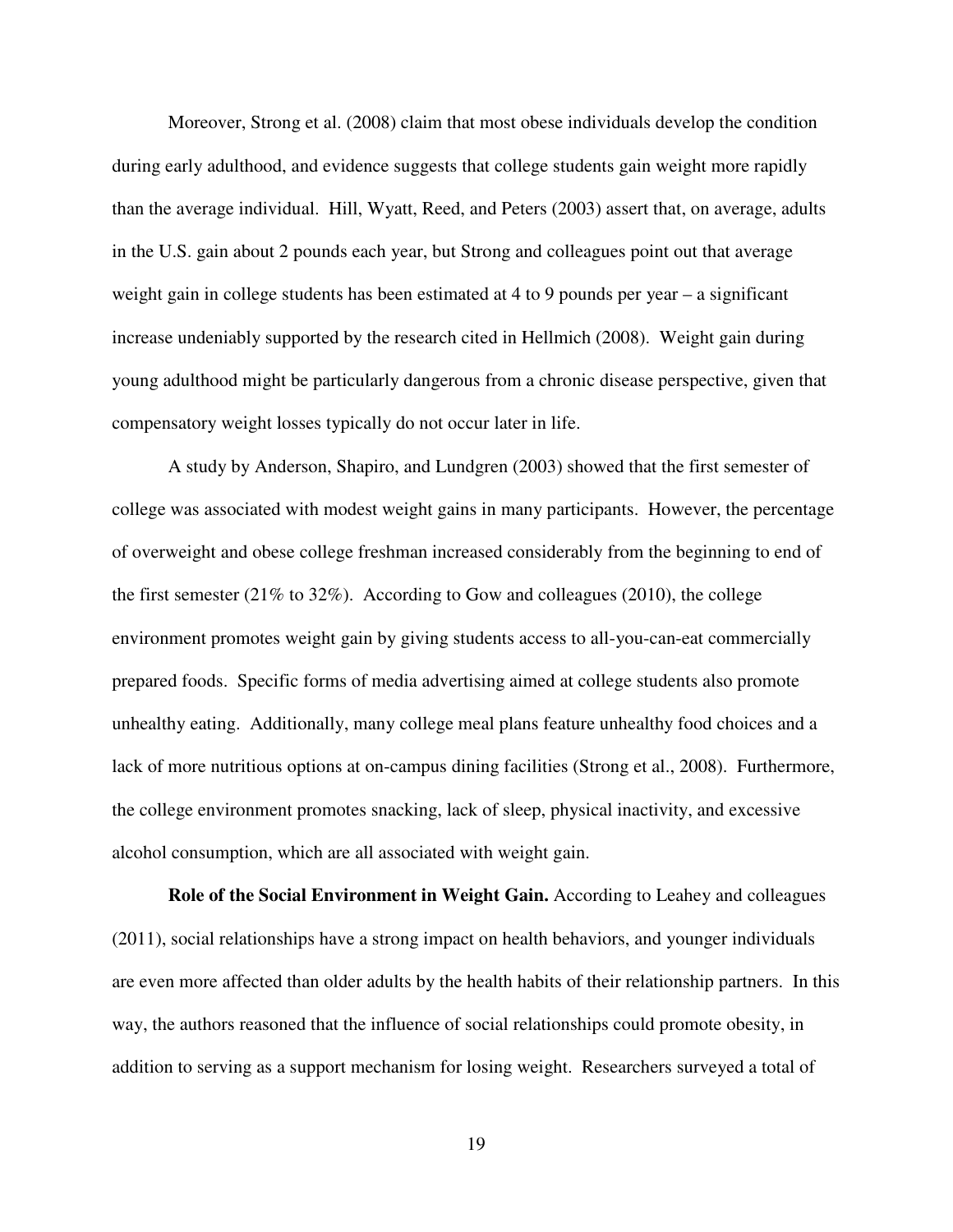Moreover, Strong et al. (2008) claim that most obese individuals develop the condition during early adulthood, and evidence suggests that college students gain weight more rapidly than the average individual. Hill, Wyatt, Reed, and Peters (2003) assert that, on average, adults in the U.S. gain about 2 pounds each year, but Strong and colleagues point out that average weight gain in college students has been estimated at 4 to 9 pounds per year – a significant increase undeniably supported by the research cited in Hellmich (2008). Weight gain during young adulthood might be particularly dangerous from a chronic disease perspective, given that compensatory weight losses typically do not occur later in life.

A study by Anderson, Shapiro, and Lundgren (2003) showed that the first semester of college was associated with modest weight gains in many participants. However, the percentage of overweight and obese college freshman increased considerably from the beginning to end of the first semester (21% to 32%). According to Gow and colleagues (2010), the college environment promotes weight gain by giving students access to all-you-can-eat commercially prepared foods. Specific forms of media advertising aimed at college students also promote unhealthy eating. Additionally, many college meal plans feature unhealthy food choices and a lack of more nutritious options at on-campus dining facilities (Strong et al., 2008). Furthermore, the college environment promotes snacking, lack of sleep, physical inactivity, and excessive alcohol consumption, which are all associated with weight gain.

**Role of the Social Environment in Weight Gain.** According to Leahey and colleagues (2011), social relationships have a strong impact on health behaviors, and younger individuals are even more affected than older adults by the health habits of their relationship partners. In this way, the authors reasoned that the influence of social relationships could promote obesity, in addition to serving as a support mechanism for losing weight. Researchers surveyed a total of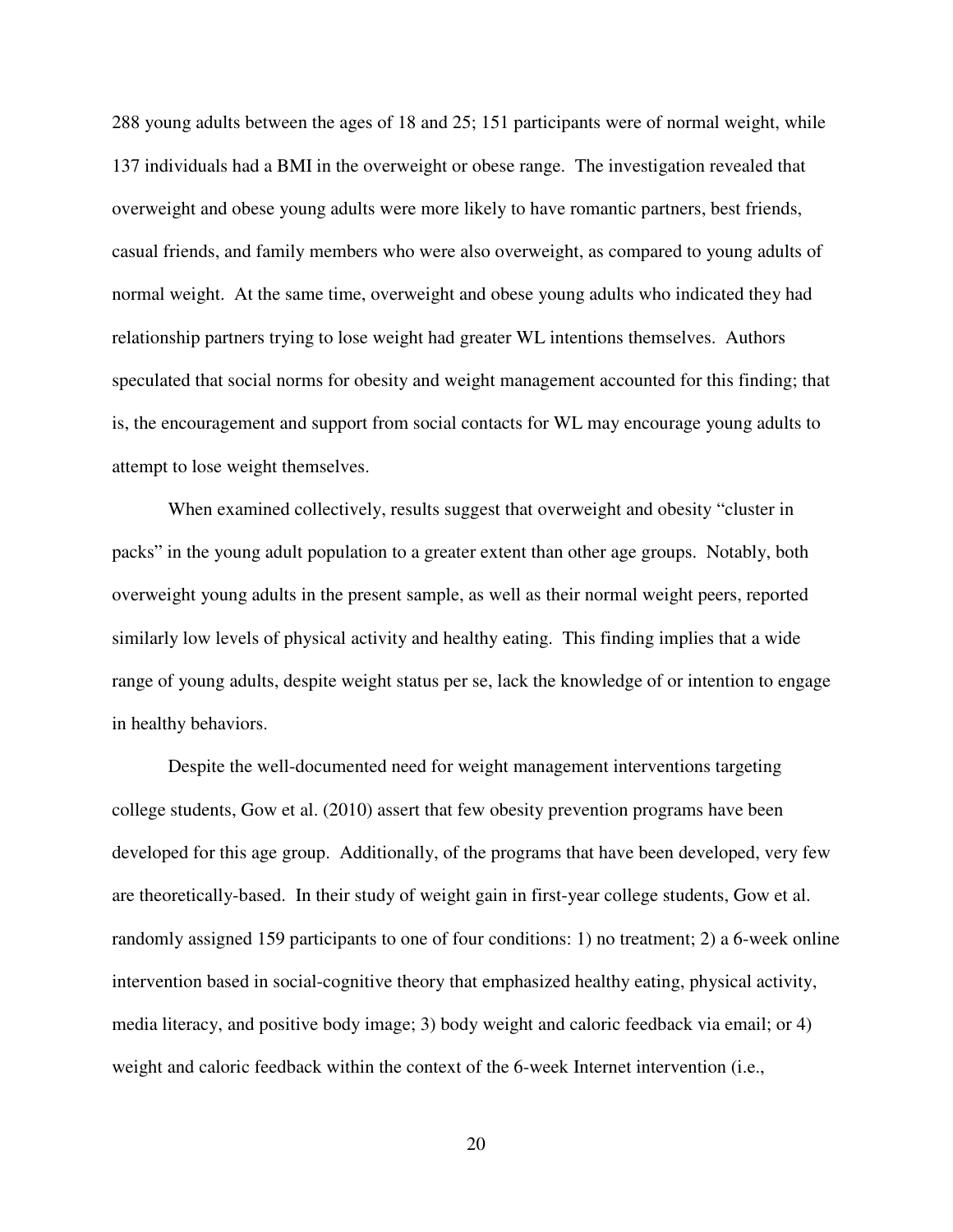288 young adults between the ages of 18 and 25; 151 participants were of normal weight, while 137 individuals had a BMI in the overweight or obese range. The investigation revealed that overweight and obese young adults were more likely to have romantic partners, best friends, casual friends, and family members who were also overweight, as compared to young adults of normal weight. At the same time, overweight and obese young adults who indicated they had relationship partners trying to lose weight had greater WL intentions themselves. Authors speculated that social norms for obesity and weight management accounted for this finding; that is, the encouragement and support from social contacts for WL may encourage young adults to attempt to lose weight themselves.

When examined collectively, results suggest that overweight and obesity "cluster in packs" in the young adult population to a greater extent than other age groups. Notably, both overweight young adults in the present sample, as well as their normal weight peers, reported similarly low levels of physical activity and healthy eating. This finding implies that a wide range of young adults, despite weight status per se, lack the knowledge of or intention to engage in healthy behaviors.

Despite the well-documented need for weight management interventions targeting college students, Gow et al. (2010) assert that few obesity prevention programs have been developed for this age group. Additionally, of the programs that have been developed, very few are theoretically-based. In their study of weight gain in first-year college students, Gow et al. randomly assigned 159 participants to one of four conditions: 1) no treatment; 2) a 6-week online intervention based in social-cognitive theory that emphasized healthy eating, physical activity, media literacy, and positive body image; 3) body weight and caloric feedback via email; or 4) weight and caloric feedback within the context of the 6-week Internet intervention (i.e.,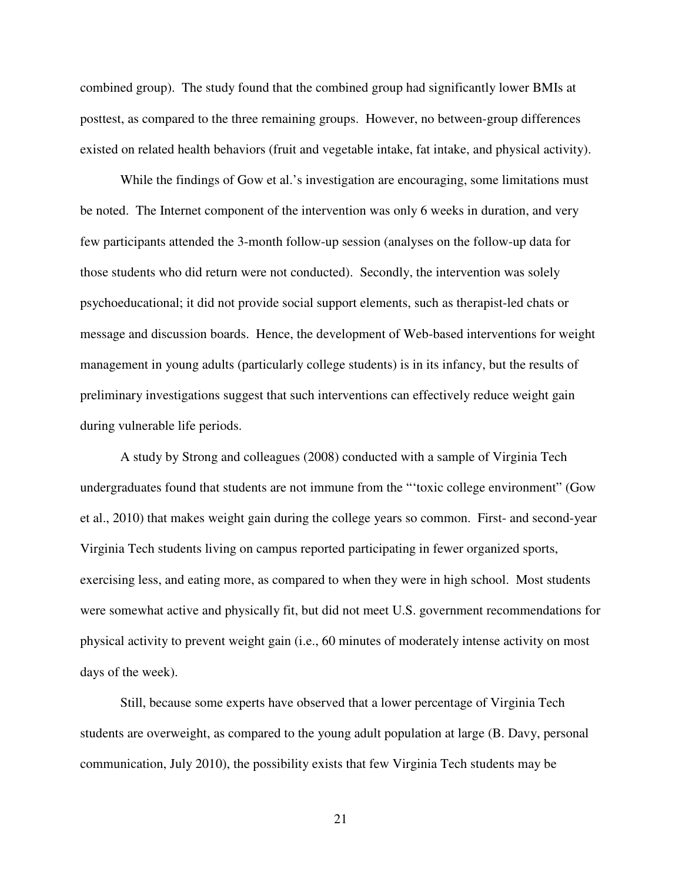combined group). The study found that the combined group had significantly lower BMIs at posttest, as compared to the three remaining groups. However, no between-group differences existed on related health behaviors (fruit and vegetable intake, fat intake, and physical activity).

While the findings of Gow et al.'s investigation are encouraging, some limitations must be noted. The Internet component of the intervention was only 6 weeks in duration, and very few participants attended the 3-month follow-up session (analyses on the follow-up data for those students who did return were not conducted). Secondly, the intervention was solely psychoeducational; it did not provide social support elements, such as therapist-led chats or message and discussion boards. Hence, the development of Web-based interventions for weight management in young adults (particularly college students) is in its infancy, but the results of preliminary investigations suggest that such interventions can effectively reduce weight gain during vulnerable life periods.

A study by Strong and colleagues (2008) conducted with a sample of Virginia Tech undergraduates found that students are not immune from the "'toxic college environment" (Gow et al., 2010) that makes weight gain during the college years so common. First- and second-year Virginia Tech students living on campus reported participating in fewer organized sports, exercising less, and eating more, as compared to when they were in high school. Most students were somewhat active and physically fit, but did not meet U.S. government recommendations for physical activity to prevent weight gain (i.e., 60 minutes of moderately intense activity on most days of the week).

Still, because some experts have observed that a lower percentage of Virginia Tech students are overweight, as compared to the young adult population at large (B. Davy, personal communication, July 2010), the possibility exists that few Virginia Tech students may be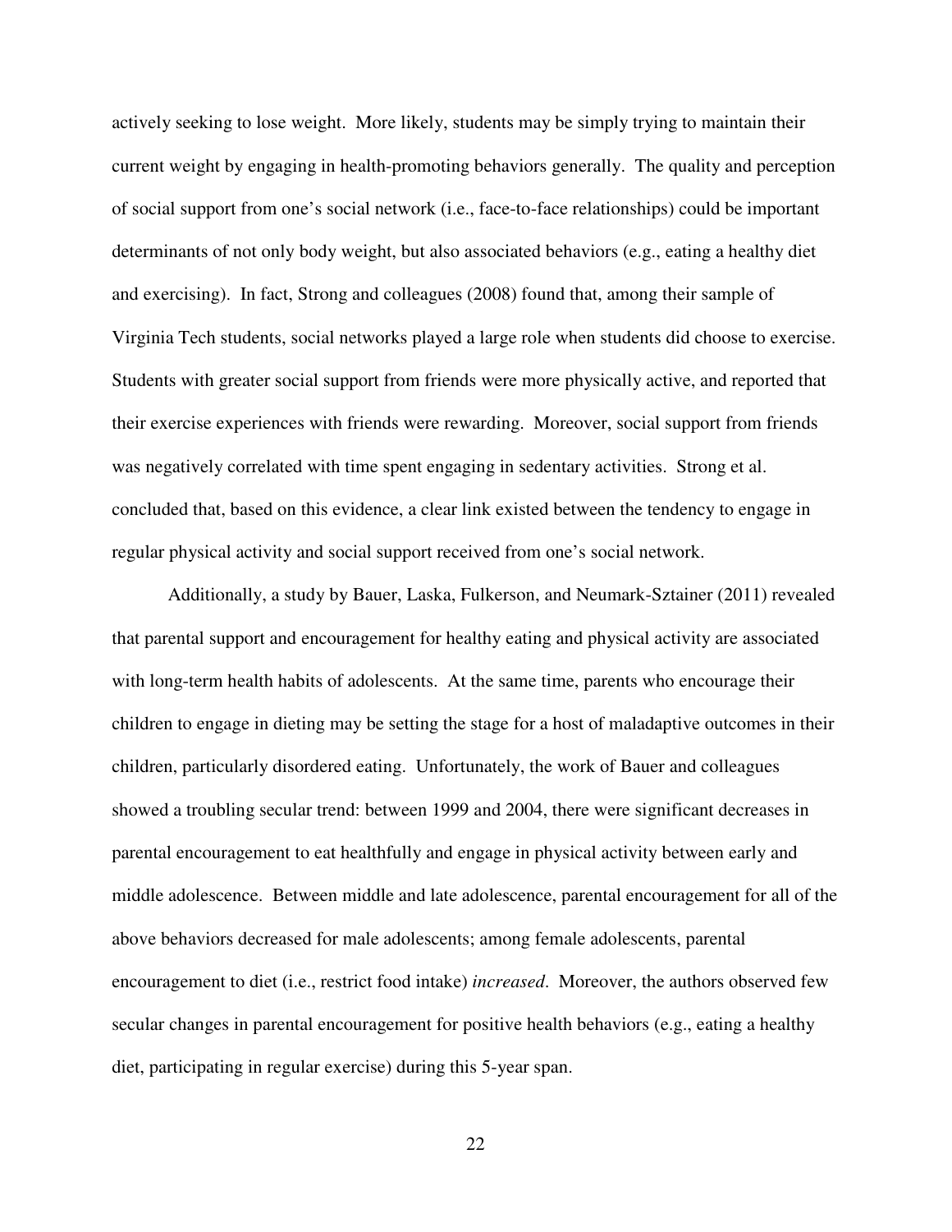actively seeking to lose weight. More likely, students may be simply trying to maintain their current weight by engaging in health-promoting behaviors generally. The quality and perception of social support from one's social network (i.e., face-to-face relationships) could be important determinants of not only body weight, but also associated behaviors (e.g., eating a healthy diet and exercising). In fact, Strong and colleagues (2008) found that, among their sample of Virginia Tech students, social networks played a large role when students did choose to exercise. Students with greater social support from friends were more physically active, and reported that their exercise experiences with friends were rewarding. Moreover, social support from friends was negatively correlated with time spent engaging in sedentary activities. Strong et al. concluded that, based on this evidence, a clear link existed between the tendency to engage in regular physical activity and social support received from one's social network.

Additionally, a study by Bauer, Laska, Fulkerson, and Neumark-Sztainer (2011) revealed that parental support and encouragement for healthy eating and physical activity are associated with long-term health habits of adolescents. At the same time, parents who encourage their children to engage in dieting may be setting the stage for a host of maladaptive outcomes in their children, particularly disordered eating. Unfortunately, the work of Bauer and colleagues showed a troubling secular trend: between 1999 and 2004, there were significant decreases in parental encouragement to eat healthfully and engage in physical activity between early and middle adolescence. Between middle and late adolescence, parental encouragement for all of the above behaviors decreased for male adolescents; among female adolescents, parental encouragement to diet (i.e., restrict food intake) *increased*. Moreover, the authors observed few secular changes in parental encouragement for positive health behaviors (e.g., eating a healthy diet, participating in regular exercise) during this 5-year span.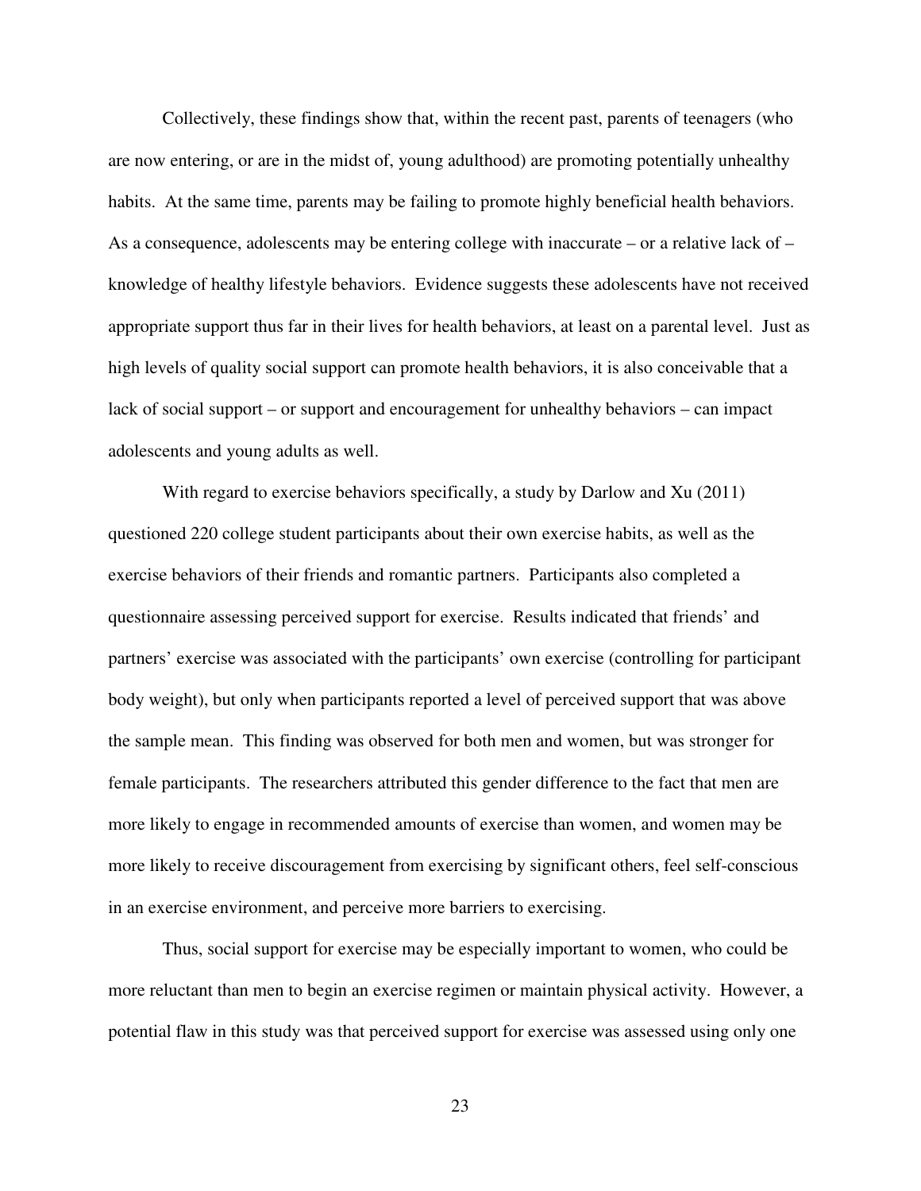Collectively, these findings show that, within the recent past, parents of teenagers (who are now entering, or are in the midst of, young adulthood) are promoting potentially unhealthy habits. At the same time, parents may be failing to promote highly beneficial health behaviors. As a consequence, adolescents may be entering college with inaccurate – or a relative lack of – knowledge of healthy lifestyle behaviors. Evidence suggests these adolescents have not received appropriate support thus far in their lives for health behaviors, at least on a parental level. Just as high levels of quality social support can promote health behaviors, it is also conceivable that a lack of social support – or support and encouragement for unhealthy behaviors – can impact adolescents and young adults as well.

With regard to exercise behaviors specifically, a study by Darlow and Xu (2011) questioned 220 college student participants about their own exercise habits, as well as the exercise behaviors of their friends and romantic partners. Participants also completed a questionnaire assessing perceived support for exercise. Results indicated that friends' and partners' exercise was associated with the participants' own exercise (controlling for participant body weight), but only when participants reported a level of perceived support that was above the sample mean. This finding was observed for both men and women, but was stronger for female participants. The researchers attributed this gender difference to the fact that men are more likely to engage in recommended amounts of exercise than women, and women may be more likely to receive discouragement from exercising by significant others, feel self-conscious in an exercise environment, and perceive more barriers to exercising.

Thus, social support for exercise may be especially important to women, who could be more reluctant than men to begin an exercise regimen or maintain physical activity. However, a potential flaw in this study was that perceived support for exercise was assessed using only one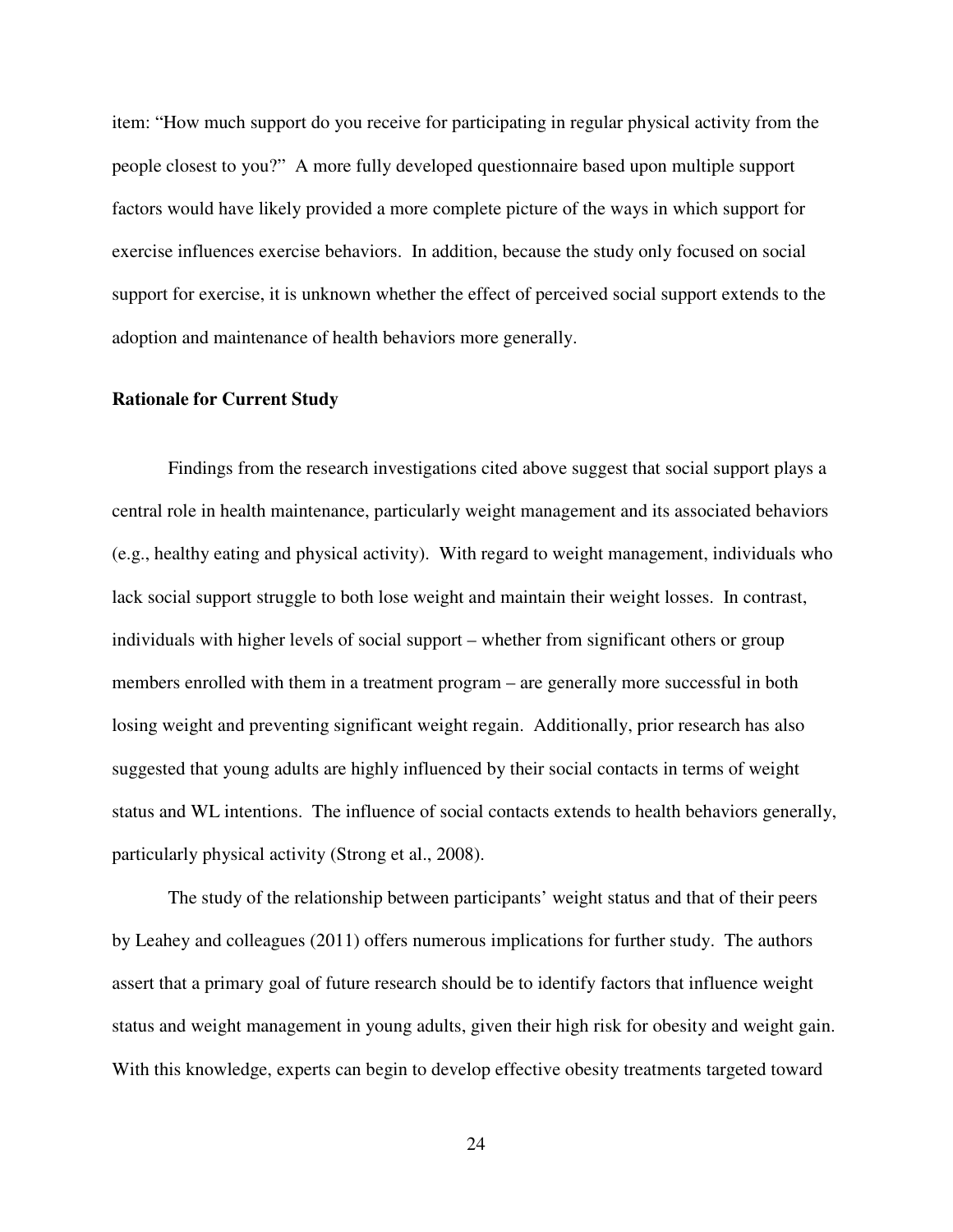item: "How much support do you receive for participating in regular physical activity from the people closest to you?" A more fully developed questionnaire based upon multiple support factors would have likely provided a more complete picture of the ways in which support for exercise influences exercise behaviors. In addition, because the study only focused on social support for exercise, it is unknown whether the effect of perceived social support extends to the adoption and maintenance of health behaviors more generally.

**Rationale for Current Study**

Findings from the research investigations cited above suggest that social support plays a central role in health maintenance, particularly weight management and its associated behaviors (e.g., healthy eating and physical activity). With regard to weight management, individuals who lack social support struggle to both lose weight and maintain their weight losses. In contrast, individuals with higher levels of social support – whether from significant others or group members enrolled with them in a treatment program – are generally more successful in both losing weight and preventing significant weight regain. Additionally, prior research has also suggested that young adults are highly influenced by their social contacts in terms of weight status and WL intentions. The influence of social contacts extends to health behaviors generally, particularly physical activity (Strong et al., 2008).

The study of the relationship between participants' weight status and that of their peers by Leahey and colleagues (2011) offers numerous implications for further study. The authors assert that a primary goal of future research should be to identify factors that influence weight status and weight management in young adults, given their high risk for obesity and weight gain. With this knowledge, experts can begin to develop effective obesity treatments targeted toward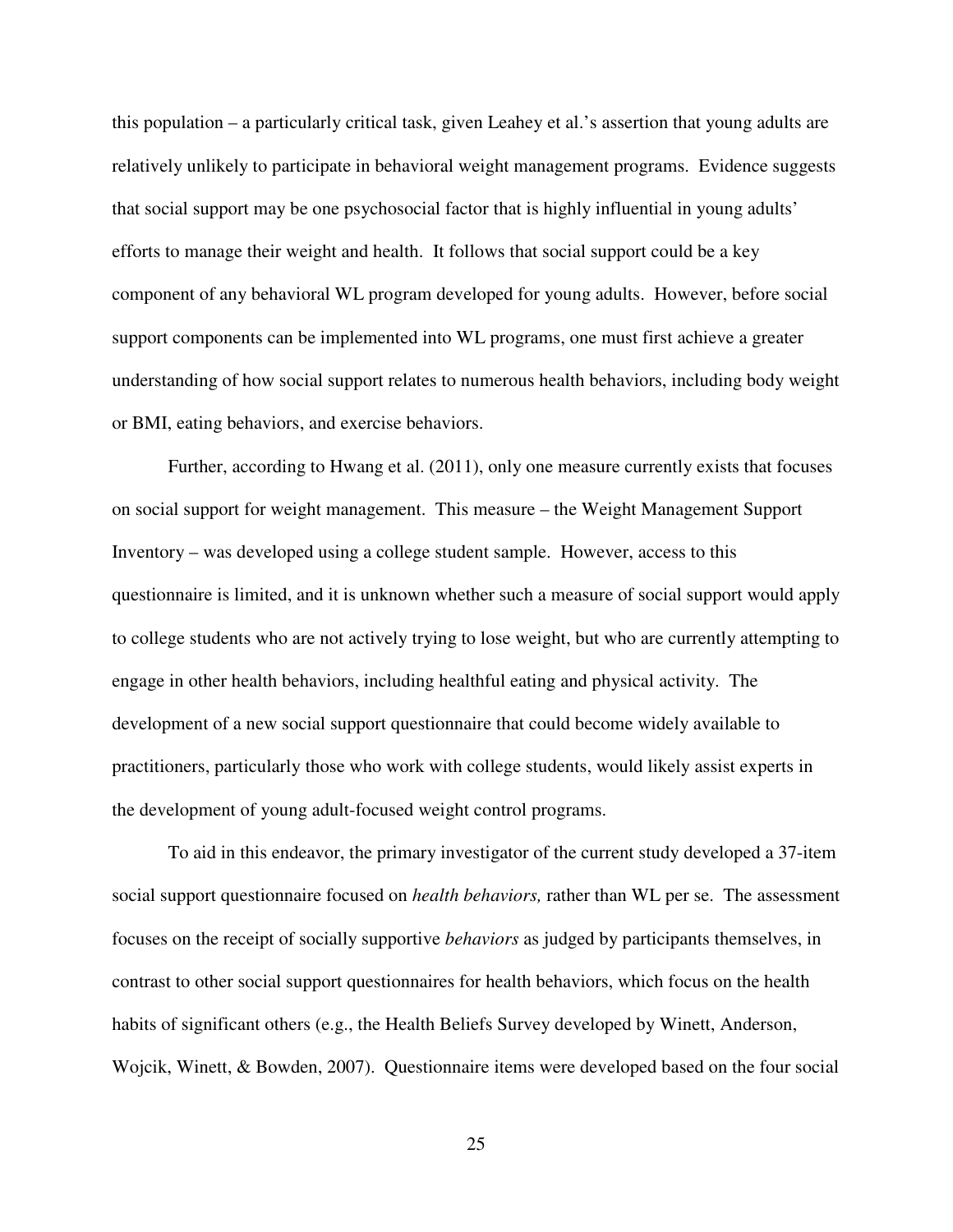this population – a particularly critical task, given Leahey et al.'s assertion that young adults are relatively unlikely to participate in behavioral weight management programs. Evidence suggests that social support may be one psychosocial factor that is highly influential in young adults' efforts to manage their weight and health. It follows that social support could be a key component of any behavioral WL program developed for young adults. However, before social support components can be implemented into WL programs, one must first achieve a greater understanding of how social support relates to numerous health behaviors, including body weight or BMI, eating behaviors, and exercise behaviors.

Further, according to Hwang et al. (2011), only one measure currently exists that focuses on social support for weight management. This measure – the Weight Management Support Inventory – was developed using a college student sample. However, access to this questionnaire is limited, and it is unknown whether such a measure of social support would apply to college students who are not actively trying to lose weight, but who are currently attempting to engage in other health behaviors, including healthful eating and physical activity. The development of a new social support questionnaire that could become widely available to practitioners, particularly those who work with college students, would likely assist experts in the development of young adult-focused weight control programs.

To aid in this endeavor, the primary investigator of the current study developed a 37-item social support questionnaire focused on *health behaviors,* rather than WL per se. The assessment focuses on the receipt of socially supportive *behaviors* as judged by participants themselves, in contrast to other social support questionnaires for health behaviors, which focus on the health habits of significant others (e.g., the Health Beliefs Survey developed by Winett, Anderson, Wojcik, Winett, & Bowden, 2007). Questionnaire items were developed based on the four social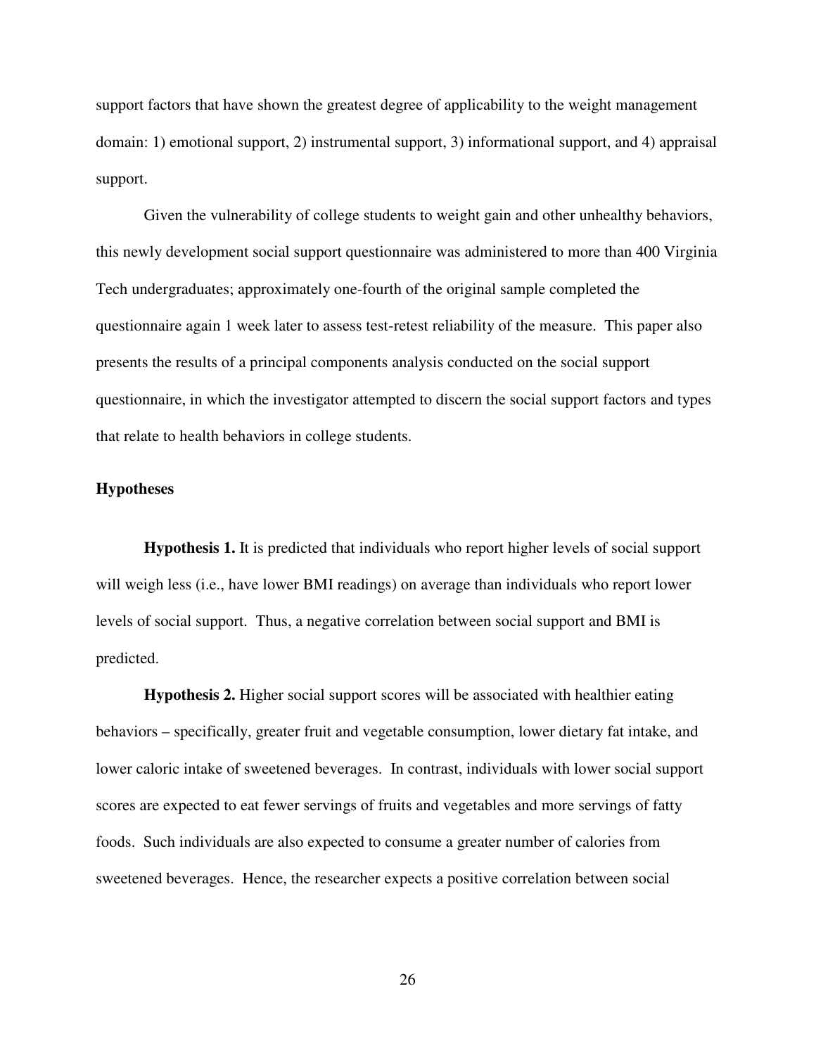support factors that have shown the greatest degree of applicability to the weight management domain: 1) emotional support, 2) instrumental support, 3) informational support, and 4) appraisal support.

Given the vulnerability of college students to weight gain and other unhealthy behaviors, this newly development social support questionnaire was administered to more than 400 Virginia Tech undergraduates; approximately one-fourth of the original sample completed the questionnaire again 1 week later to assess test-retest reliability of the measure. This paper also presents the results of a principal components analysis conducted on the social support questionnaire, in which the investigator attempted to discern the social support factors and types that relate to health behaviors in college students.

### Hypotheses

**Hypothesis 1.** It is predicted that individuals who report higher levels of social support will weigh less (i.e., have lower BMI readings) on average than individuals who report lower levels of social support. Thus, a negative correlation between social support and BMI is predicted.

**Hypothesis 2.** Higher social support scores will be associated with healthier eating behaviors – specifically, greater fruit and vegetable consumption, lower dietary fat intake, and lower caloric intake of sweetened beverages. In contrast, individuals with lower social support scores are expected to eat fewer servings of fruits and vegetables and more servings of fatty foods. Such individuals are also expected to consume a greater number of calories from sweetened beverages. Hence, the researcher expects a positive correlation between social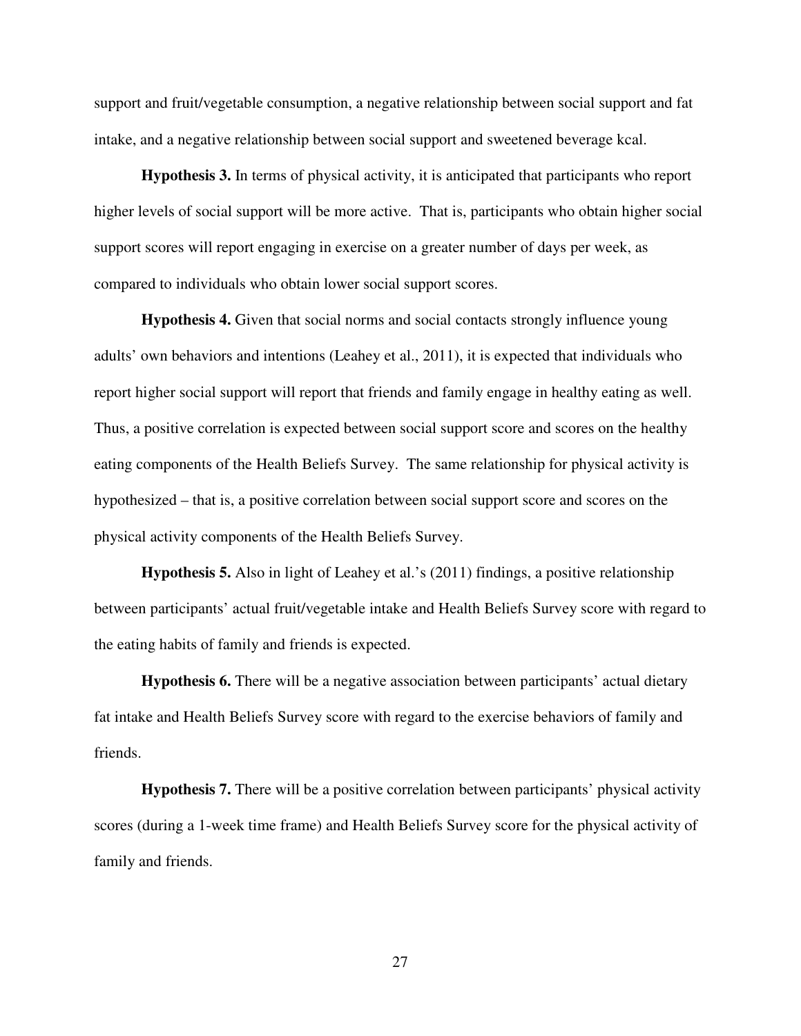support and fruit/vegetable consumption, a negative relationship between social support and fat intake, and a negative relationship between social support and sweetened beverage kcal.

**Hypothesis 3.** In terms of physical activity, it is anticipated that participants who report higher levels of social support will be more active. That is, participants who obtain higher social support scores will report engaging in exercise on a greater number of days per week, as compared to individuals who obtain lower social support scores.

**Hypothesis 4.** Given that social norms and social contacts strongly influence young adults' own behaviors and intentions (Leahey et al., 2011), it is expected that individuals who report higher social support will report that friends and family engage in healthy eating as well. Thus, a positive correlation is expected between social support score and scores on the healthy eating components of the Health Beliefs Survey. The same relationship for physical activity is hypothesized – that is, a positive correlation between social support score and scores on the physical activity components of the Health Beliefs Survey.

**Hypothesis 5.** Also in light of Leahey et al.'s (2011) findings, a positive relationship between participants' actual fruit/vegetable intake and Health Beliefs Survey score with regard to the eating habits of family and friends is expected.

**Hypothesis 6.** There will be a negative association between participants' actual dietary fat intake and Health Beliefs Survey score with regard to the exercise behaviors of family and friends.

**Hypothesis 7.** There will be a positive correlation between participants' physical activity scores (during a 1-week time frame) and Health Beliefs Survey score for the physical activity of family and friends.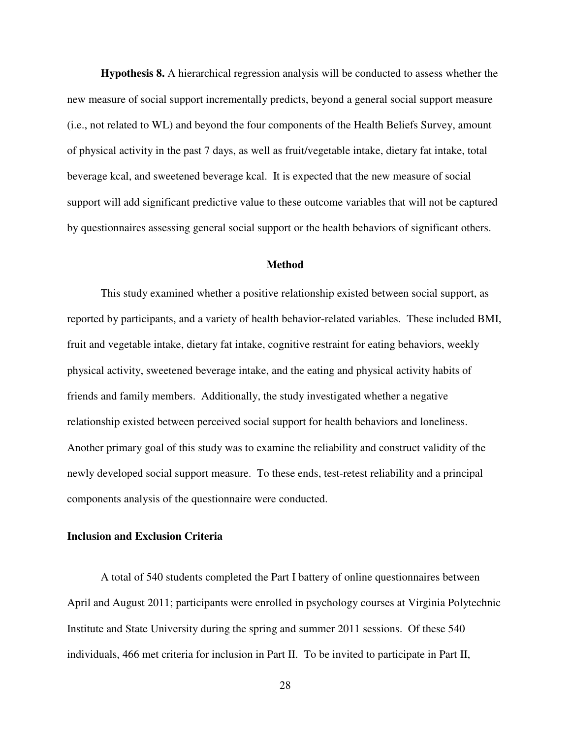**Hypothesis 8.** A hierarchical regression analysis will be conducted to assess whether the new measure of social support incrementally predicts, beyond a general social support measure (i.e., not related to WL) and beyond the four components of the Health Beliefs Survey, amount of physical activity in the past 7 days, as well as fruit/vegetable intake, dietary fat intake, total beverage kcal, and sweetened beverage kcal. It is expected that the new measure of social support will add significant predictive value to these outcome variables that will not be captured by questionnaires assessing general social support or the health behaviors of significant others.

## Method

This study examined whether a positive relationship existed between social support, as reported by participants, and a variety of health behavior-related variables. These included BMI, fruit and vegetable intake, dietary fat intake, cognitive restraint for eating behaviors, weekly physical activity, sweetened beverage intake, and the eating and physical activity habits of friends and family members. Additionally, the study investigated whether a negative relationship existed between perceived social support for health behaviors and loneliness. Another primary goal of this study was to examine the reliability and construct validity of the newly developed social support measure. To these ends, test-retest reliability and a principal components analysis of the questionnaire were conducted.

### Inclusion and Exclusion Criteria

A total of 540 students completed the Part I battery of online questionnaires between April and August 2011; participants were enrolled in psychology courses at Virginia Polytechnic Institute and State University during the spring and summer 2011 sessions. Of these 540 individuals, 466 met criteria for inclusion in Part II. To be invited to participate in Part II,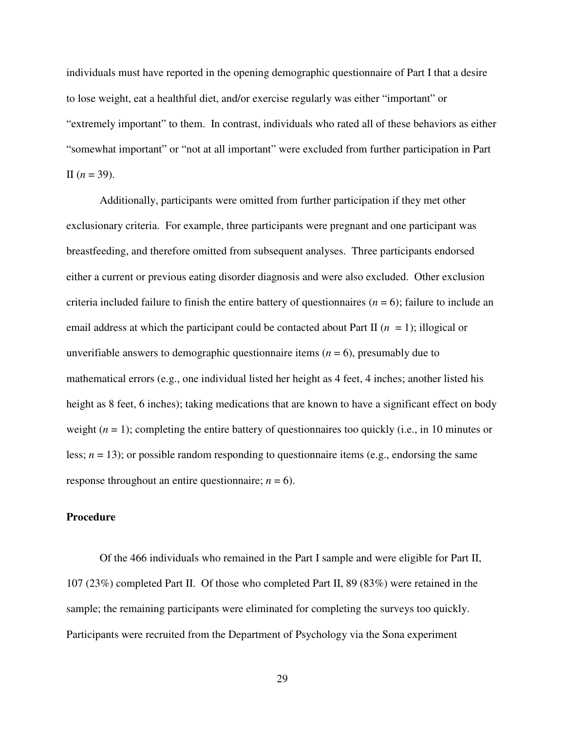individuals must have reported in the opening demographic questionnaire of Part I that a desire to lose weight, eat a healthful diet, and/or exercise regularly was either "important" or "extremely important" to them. In contrast, individuals who rated all of these behaviors as either "somewhat important" or "not at all important" were excluded from further participation in Part II ($n = 39$).

Additionally, participants were omitted from further participation if they met other exclusionary criteria. For example, three participants were pregnant and one participant was breastfeeding, and therefore omitted from subsequent analyses. Three participants endorsed either a current or previous eating disorder diagnosis and were also excluded. Other exclusion criteria included failure to finish the entire battery of questionnaires ($n = 6$); failure to include an email address at which the participant could be contacted about Part II ($n = 1$); illogical or unverifiable answers to demographic questionnaire items ($n = 6$), presumably due to mathematical errors (e.g., one individual listed her height as 4 feet, 4 inches; another listed his height as 8 feet, 6 inches); taking medications that are known to have a significant effect on body weight ($n = 1$); completing the entire battery of questionnaires too quickly (i.e., in 10 minutes or less; $n = 13$); or possible random responding to questionnaire items (e.g., endorsing the same response throughout an entire questionnaire; $n = 6$).

**Procedure**

Of the 466 individuals who remained in the Part I sample and were eligible for Part II, 107 (23%) completed Part II. Of those who completed Part II, 89 (83%) were retained in the sample; the remaining participants were eliminated for completing the surveys too quickly. Participants were recruited from the Department of Psychology via the Sona experiment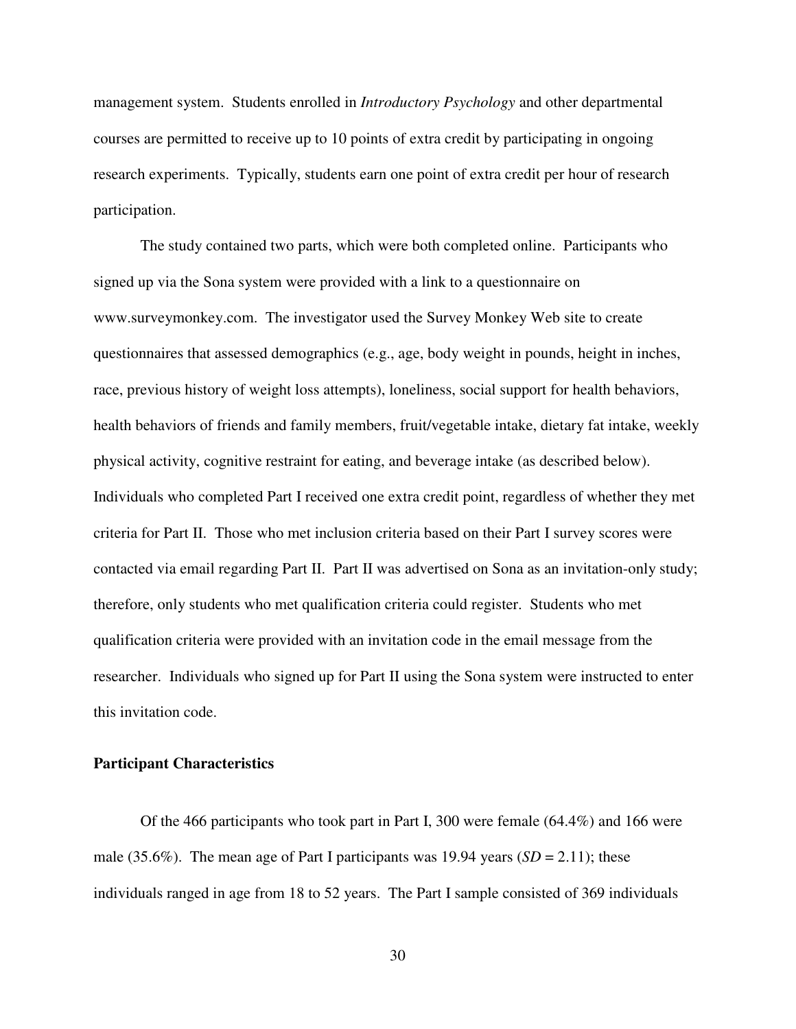management system. Students enrolled in *Introductory Psychology* and other departmental courses are permitted to receive up to 10 points of extra credit by participating in ongoing research experiments. Typically, students earn one point of extra credit per hour of research participation.

The study contained two parts, which were both completed online. Participants who signed up via the Sona system were provided with a link to a questionnaire on www.surveymonkey.com. The investigator used the Survey Monkey Web site to create questionnaires that assessed demographics (e.g., age, body weight in pounds, height in inches, race, previous history of weight loss attempts), loneliness, social support for health behaviors, health behaviors of friends and family members, fruit/vegetable intake, dietary fat intake, weekly physical activity, cognitive restraint for eating, and beverage intake (as described below). Individuals who completed Part I received one extra credit point, regardless of whether they met criteria for Part II. Those who met inclusion criteria based on their Part I survey scores were contacted via email regarding Part II. Part II was advertised on Sona as an invitation-only study; therefore, only students who met qualification criteria could register. Students who met qualification criteria were provided with an invitation code in the email message from the researcher. Individuals who signed up for Part II using the Sona system were instructed to enter this invitation code.

**Participant Characteristics**

Of the 466 participants who took part in Part I, 300 were female (64.4%) and 166 were male (35.6%). The mean age of Part I participants was 19.94 years (*SD* = 2.11); these individuals ranged in age from 18 to 52 years. The Part I sample consisted of 369 individuals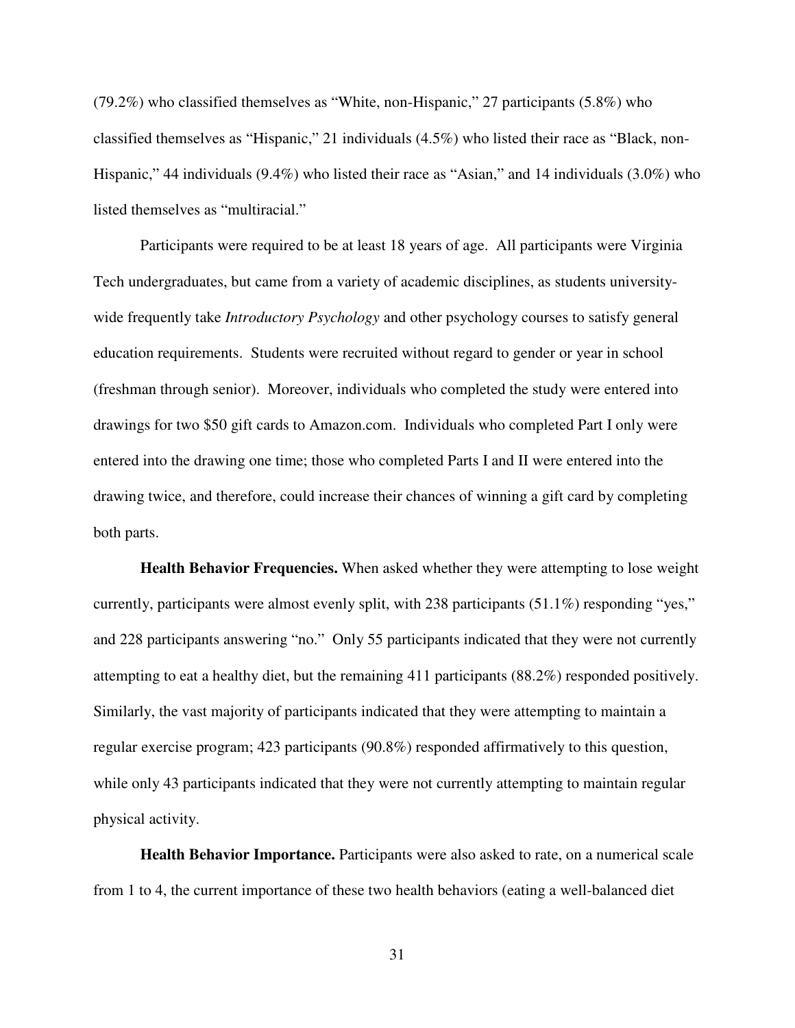(79.2%) who classified themselves as "White, non-Hispanic," 27 participants (5.8%) who classified themselves as "Hispanic," 21 individuals (4.5%) who listed their race as "Black, non-Hispanic," 44 individuals (9.4%) who listed their race as "Asian," and 14 individuals (3.0%) who listed themselves as "multiracial."

Participants were required to be at least 18 years of age. All participants were Virginia Tech undergraduates, but came from a variety of academic disciplines, as students university-wide frequently take *Introductory Psychology* and other psychology courses to satisfy general education requirements. Students were recruited without regard to gender or year in school (freshman through senior). Moreover, individuals who completed the study were entered into drawings for two $50 gift cards to Amazon.com. Individuals who completed Part I only were entered into the drawing one time; those who completed Parts I and II were entered into the drawing twice, and therefore, could increase their chances of winning a gift card by completing both parts.

**Health Behavior Frequencies.** When asked whether they were attempting to lose weight currently, participants were almost evenly split, with 238 participants (51.1%) responding "yes," and 228 participants answering "no." Only 55 participants indicated that they were not currently attempting to eat a healthy diet, but the remaining 411 participants (88.2%) responded positively. Similarly, the vast majority of participants indicated that they were attempting to maintain a regular exercise program; 423 participants (90.8%) responded affirmatively to this question, while only 43 participants indicated that they were not currently attempting to maintain regular physical activity.

**Health Behavior Importance.** Participants were also asked to rate, on a numerical scale from 1 to 4, the current importance of these two health behaviors (eating a well-balanced diet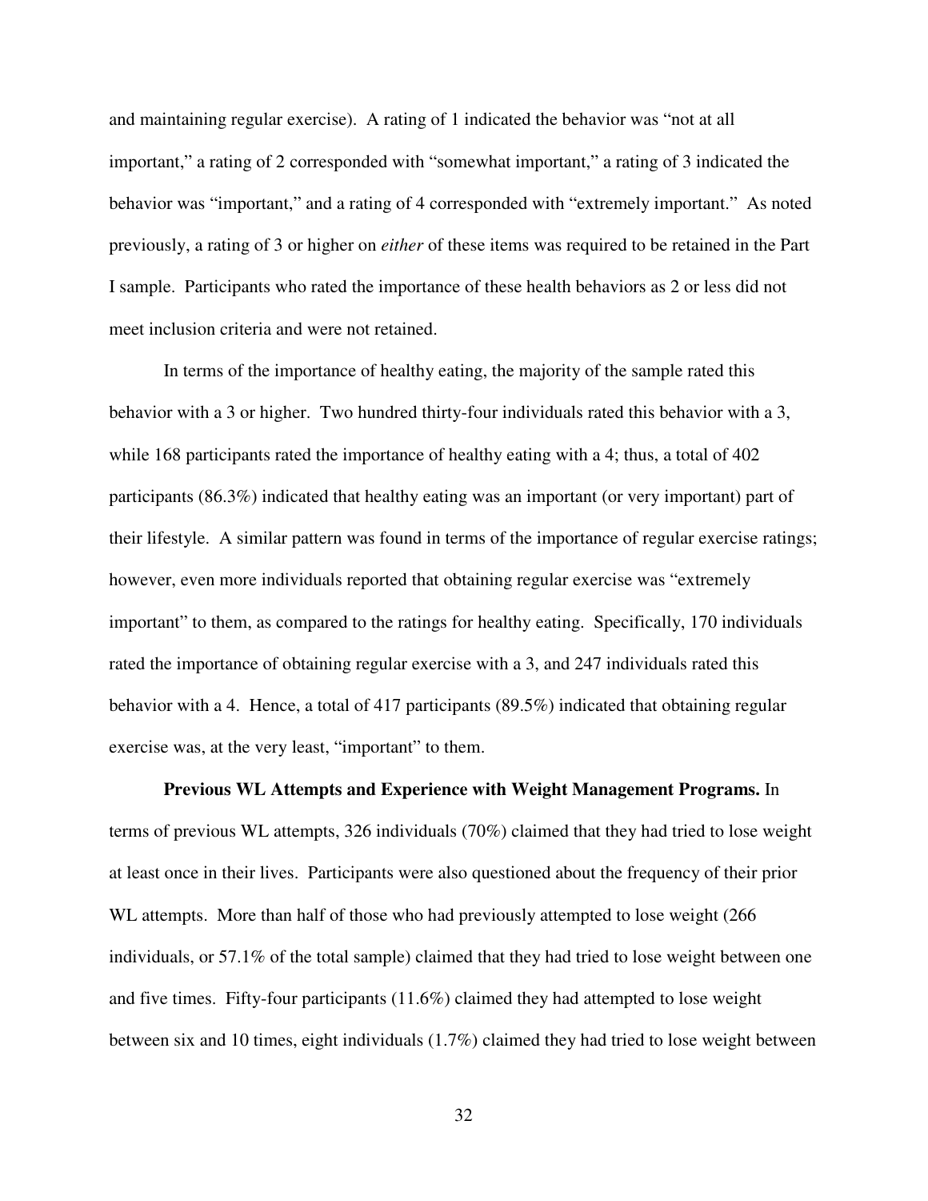and maintaining regular exercise). A rating of 1 indicated the behavior was "not at all important," a rating of 2 corresponded with "somewhat important," a rating of 3 indicated the behavior was "important," and a rating of 4 corresponded with "extremely important." As noted previously, a rating of 3 or higher on *either* of these items was required to be retained in the Part I sample. Participants who rated the importance of these health behaviors as 2 or less did not meet inclusion criteria and were not retained.

In terms of the importance of healthy eating, the majority of the sample rated this behavior with a 3 or higher. Two hundred thirty-four individuals rated this behavior with a 3, while 168 participants rated the importance of healthy eating with a 4; thus, a total of 402 participants (86.3%) indicated that healthy eating was an important (or very important) part of their lifestyle. A similar pattern was found in terms of the importance of regular exercise ratings; however, even more individuals reported that obtaining regular exercise was "extremely important" to them, as compared to the ratings for healthy eating. Specifically, 170 individuals rated the importance of obtaining regular exercise with a 3, and 247 individuals rated this behavior with a 4. Hence, a total of 417 participants (89.5%) indicated that obtaining regular exercise was, at the very least, "important" to them.

**Previous WL Attempts and Experience with Weight Management Programs.** In terms of previous WL attempts, 326 individuals (70%) claimed that they had tried to lose weight at least once in their lives. Participants were also questioned about the frequency of their prior WL attempts. More than half of those who had previously attempted to lose weight (266 individuals, or 57.1% of the total sample) claimed that they had tried to lose weight between one and five times. Fifty-four participants (11.6%) claimed they had attempted to lose weight between six and 10 times, eight individuals (1.7%) claimed they had tried to lose weight between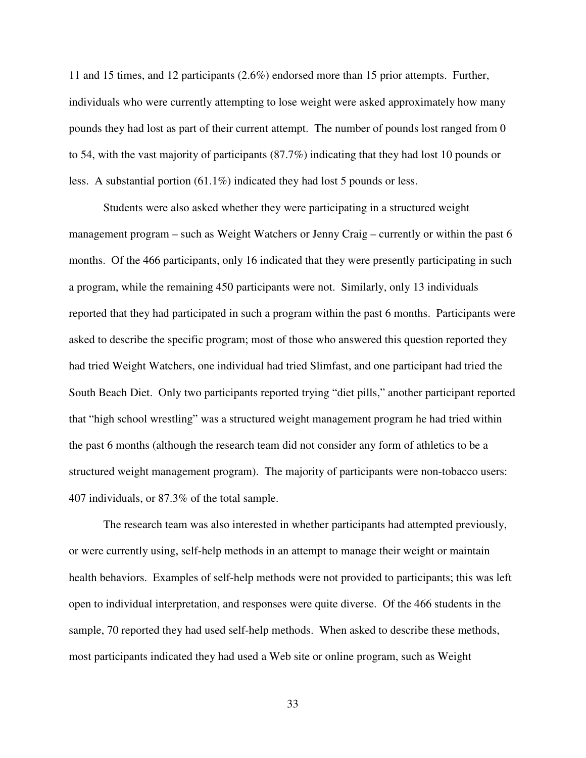11 and 15 times, and 12 participants (2.6%) endorsed more than 15 prior attempts. Further, individuals who were currently attempting to lose weight were asked approximately how many pounds they had lost as part of their current attempt. The number of pounds lost ranged from 0 to 54, with the vast majority of participants (87.7%) indicating that they had lost 10 pounds or less. A substantial portion (61.1%) indicated they had lost 5 pounds or less.

Students were also asked whether they were participating in a structured weight management program – such as Weight Watchers or Jenny Craig – currently or within the past 6 months. Of the 466 participants, only 16 indicated that they were presently participating in such a program, while the remaining 450 participants were not. Similarly, only 13 individuals reported that they had participated in such a program within the past 6 months. Participants were asked to describe the specific program; most of those who answered this question reported they had tried Weight Watchers, one individual had tried Slimfast, and one participant had tried the South Beach Diet. Only two participants reported trying "diet pills," another participant reported that "high school wrestling" was a structured weight management program he had tried within the past 6 months (although the research team did not consider any form of athletics to be a structured weight management program). The majority of participants were non-tobacco users: 407 individuals, or 87.3% of the total sample.

The research team was also interested in whether participants had attempted previously, or were currently using, self-help methods in an attempt to manage their weight or maintain health behaviors. Examples of self-help methods were not provided to participants; this was left open to individual interpretation, and responses were quite diverse. Of the 466 students in the sample, 70 reported they had used self-help methods. When asked to describe these methods, most participants indicated they had used a Web site or online program, such as Weight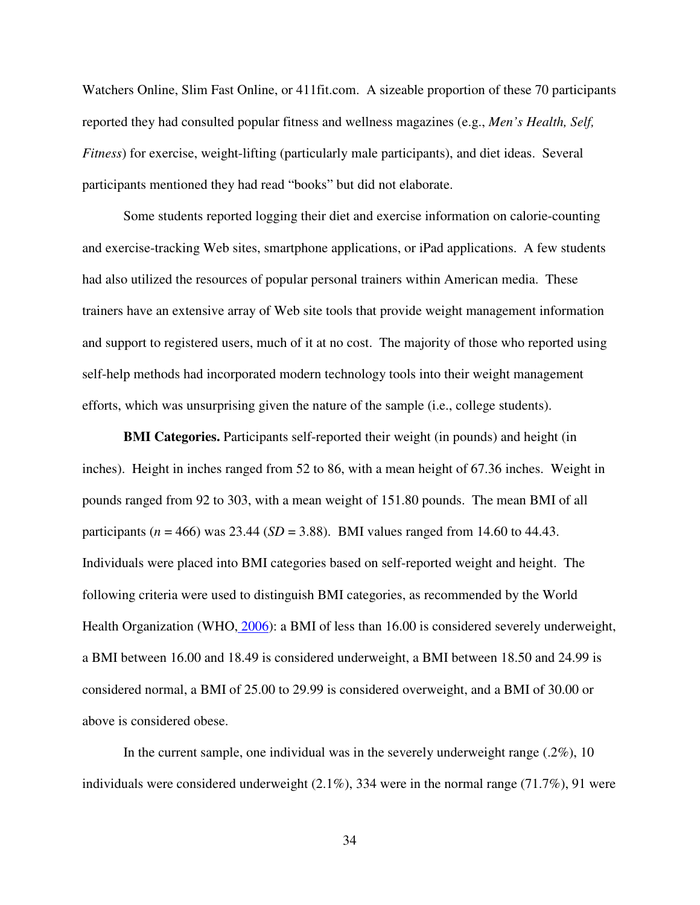Watchers Online, Slim Fast Online, or 411fit.com. A sizeable proportion of these 70 participants reported they had consulted popular fitness and wellness magazines (e.g., *Men's Health, Self, Fitness*) for exercise, weight-lifting (particularly male participants), and diet ideas. Several participants mentioned they had read "books" but did not elaborate.

Some students reported logging their diet and exercise information on calorie-counting and exercise-tracking Web sites, smartphone applications, or iPad applications. A few students had also utilized the resources of popular personal trainers within American media. These trainers have an extensive array of Web site tools that provide weight management information and support to registered users, much of it at no cost. The majority of those who reported using self-help methods had incorporated modern technology tools into their weight management efforts, which was unsurprising given the nature of the sample (i.e., college students).

**BMI Categories.** Participants self-reported their weight (in pounds) and height (in inches). Height in inches ranged from 52 to 86, with a mean height of 67.36 inches. Weight in pounds ranged from 92 to 303, with a mean weight of 151.80 pounds. The mean BMI of all participants ($n$ = 466) was 23.44 ($SD$ = 3.88). BMI values ranged from 14.60 to 44.43. Individuals were placed into BMI categories based on self-reported weight and height. The following criteria were used to distinguish BMI categories, as recommended by the World Health Organization (WHO, 2006): a BMI of less than 16.00 is considered severely underweight, a BMI between 16.00 and 18.49 is considered underweight, a BMI between 18.50 and 24.99 is considered normal, a BMI of 25.00 to 29.99 is considered overweight, and a BMI of 30.00 or above is considered obese.

In the current sample, one individual was in the severely underweight range (.2%), 10 individuals were considered underweight (2.1%), 334 were in the normal range (71.7%), 91 were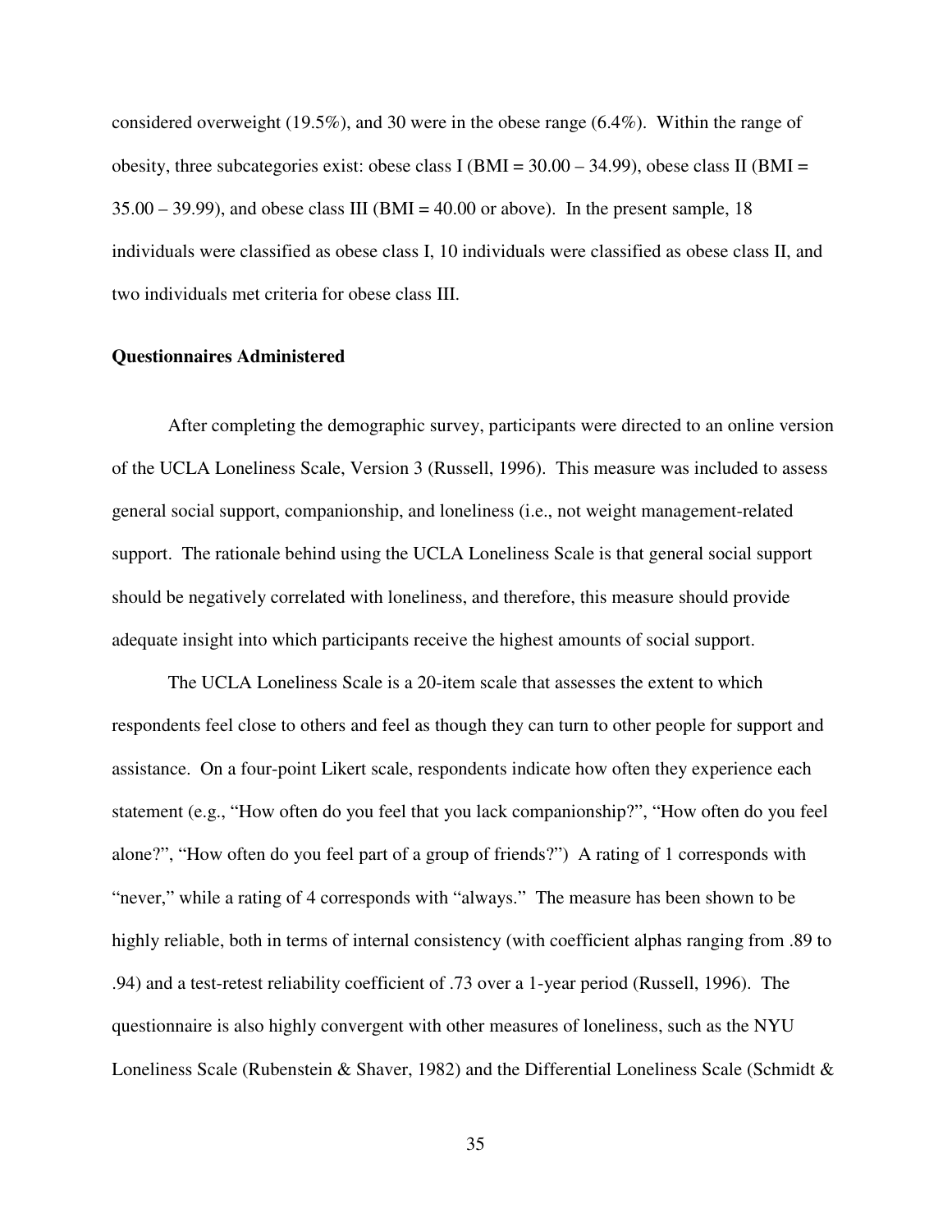considered overweight (19.5%), and 30 were in the obese range (6.4%). Within the range of obesity, three subcategories exist: obese class I (BMI = 30.00 – 34.99), obese class II (BMI = 35.00 – 39.99), and obese class III (BMI = 40.00 or above). In the present sample, 18 individuals were classified as obese class I, 10 individuals were classified as obese class II, and two individuals met criteria for obese class III.

**Questionnaires Administered**

After completing the demographic survey, participants were directed to an online version of the UCLA Loneliness Scale, Version 3 (Russell, 1996). This measure was included to assess general social support, companionship, and loneliness (i.e., not weight management-related support. The rationale behind using the UCLA Loneliness Scale is that general social support should be negatively correlated with loneliness, and therefore, this measure should provide adequate insight into which participants receive the highest amounts of social support.

The UCLA Loneliness Scale is a 20-item scale that assesses the extent to which respondents feel close to others and feel as though they can turn to other people for support and assistance. On a four-point Likert scale, respondents indicate how often they experience each statement (e.g., "How often do you feel that you lack companionship?", "How often do you feel alone?", "How often do you feel part of a group of friends?") A rating of 1 corresponds with "never," while a rating of 4 corresponds with "always." The measure has been shown to be highly reliable, both in terms of internal consistency (with coefficient alphas ranging from .89 to .94) and a test-retest reliability coefficient of .73 over a 1-year period (Russell, 1996). The questionnaire is also highly convergent with other measures of loneliness, such as the NYU Loneliness Scale (Rubenstein & Shaver, 1982) and the Differential Loneliness Scale (Schmidt &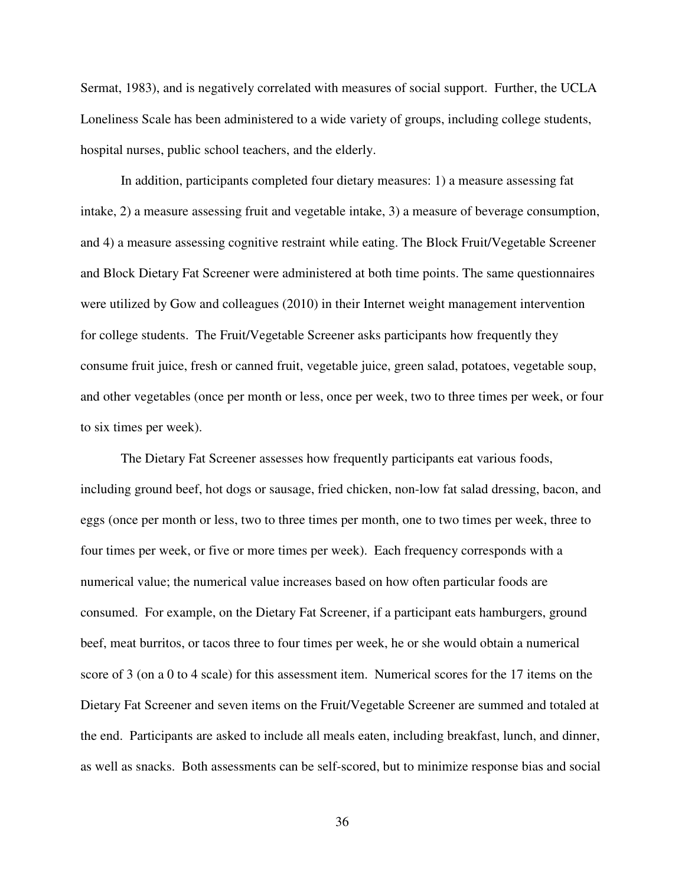Sermat, 1983), and is negatively correlated with measures of social support. Further, the UCLA Loneliness Scale has been administered to a wide variety of groups, including college students, hospital nurses, public school teachers, and the elderly.

In addition, participants completed four dietary measures: 1) a measure assessing fat intake, 2) a measure assessing fruit and vegetable intake, 3) a measure of beverage consumption, and 4) a measure assessing cognitive restraint while eating. The Block Fruit/Vegetable Screener and Block Dietary Fat Screener were administered at both time points. The same questionnaires were utilized by Gow and colleagues (2010) in their Internet weight management intervention for college students. The Fruit/Vegetable Screener asks participants how frequently they consume fruit juice, fresh or canned fruit, vegetable juice, green salad, potatoes, vegetable soup, and other vegetables (once per month or less, once per week, two to three times per week, or four to six times per week).

The Dietary Fat Screener assesses how frequently participants eat various foods, including ground beef, hot dogs or sausage, fried chicken, non-low fat salad dressing, bacon, and eggs (once per month or less, two to three times per month, one to two times per week, three to four times per week, or five or more times per week). Each frequency corresponds with a numerical value; the numerical value increases based on how often particular foods are consumed. For example, on the Dietary Fat Screener, if a participant eats hamburgers, ground beef, meat burritos, or tacos three to four times per week, he or she would obtain a numerical score of 3 (on a 0 to 4 scale) for this assessment item. Numerical scores for the 17 items on the Dietary Fat Screener and seven items on the Fruit/Vegetable Screener are summed and totaled at the end. Participants are asked to include all meals eaten, including breakfast, lunch, and dinner, as well as snacks. Both assessments can be self-scored, but to minimize response bias and social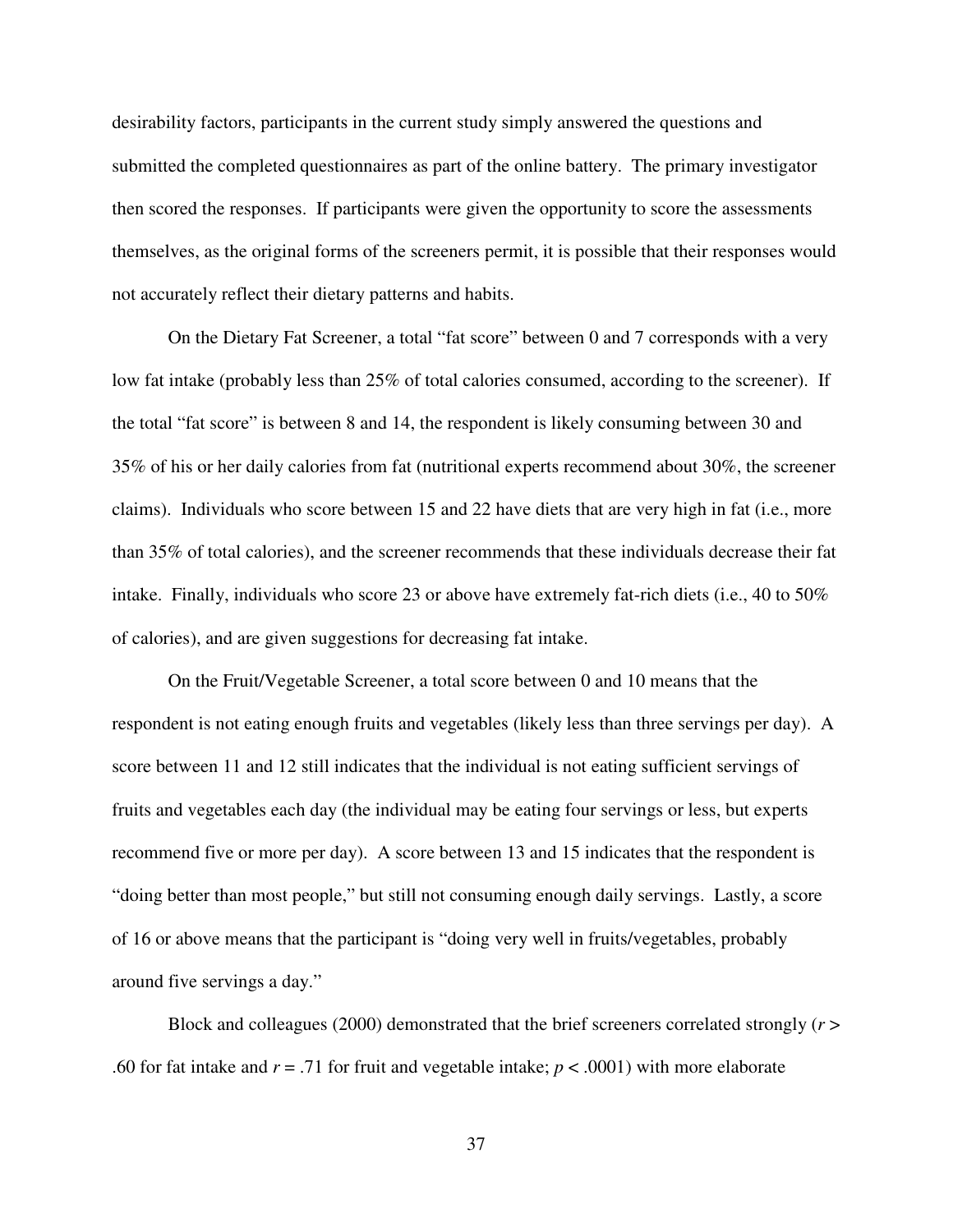desirability factors, participants in the current study simply answered the questions and submitted the completed questionnaires as part of the online battery. The primary investigator then scored the responses. If participants were given the opportunity to score the assessments themselves, as the original forms of the screeners permit, it is possible that their responses would not accurately reflect their dietary patterns and habits.

On the Dietary Fat Screener, a total "fat score" between 0 and 7 corresponds with a very low fat intake (probably less than 25% of total calories consumed, according to the screener). If the total "fat score" is between 8 and 14, the respondent is likely consuming between 30 and 35% of his or her daily calories from fat (nutritional experts recommend about 30%, the screener claims). Individuals who score between 15 and 22 have diets that are very high in fat (i.e., more than 35% of total calories), and the screener recommends that these individuals decrease their fat intake. Finally, individuals who score 23 or above have extremely fat-rich diets (i.e., 40 to 50% of calories), and are given suggestions for decreasing fat intake.

On the Fruit/Vegetable Screener, a total score between 0 and 10 means that the respondent is not eating enough fruits and vegetables (likely less than three servings per day). A score between 11 and 12 still indicates that the individual is not eating sufficient servings of fruits and vegetables each day (the individual may be eating four servings or less, but experts recommend five or more per day). A score between 13 and 15 indicates that the respondent is "doing better than most people," but still not consuming enough daily servings. Lastly, a score of 16 or above means that the participant is "doing very well in fruits/vegetables, probably around five servings a day."

Block and colleagues (2000) demonstrated that the brief screeners correlated strongly ($r >$ .60 for fat intake and $r$ = .71 for fruit and vegetable intake; $p < .0001$) with more elaborate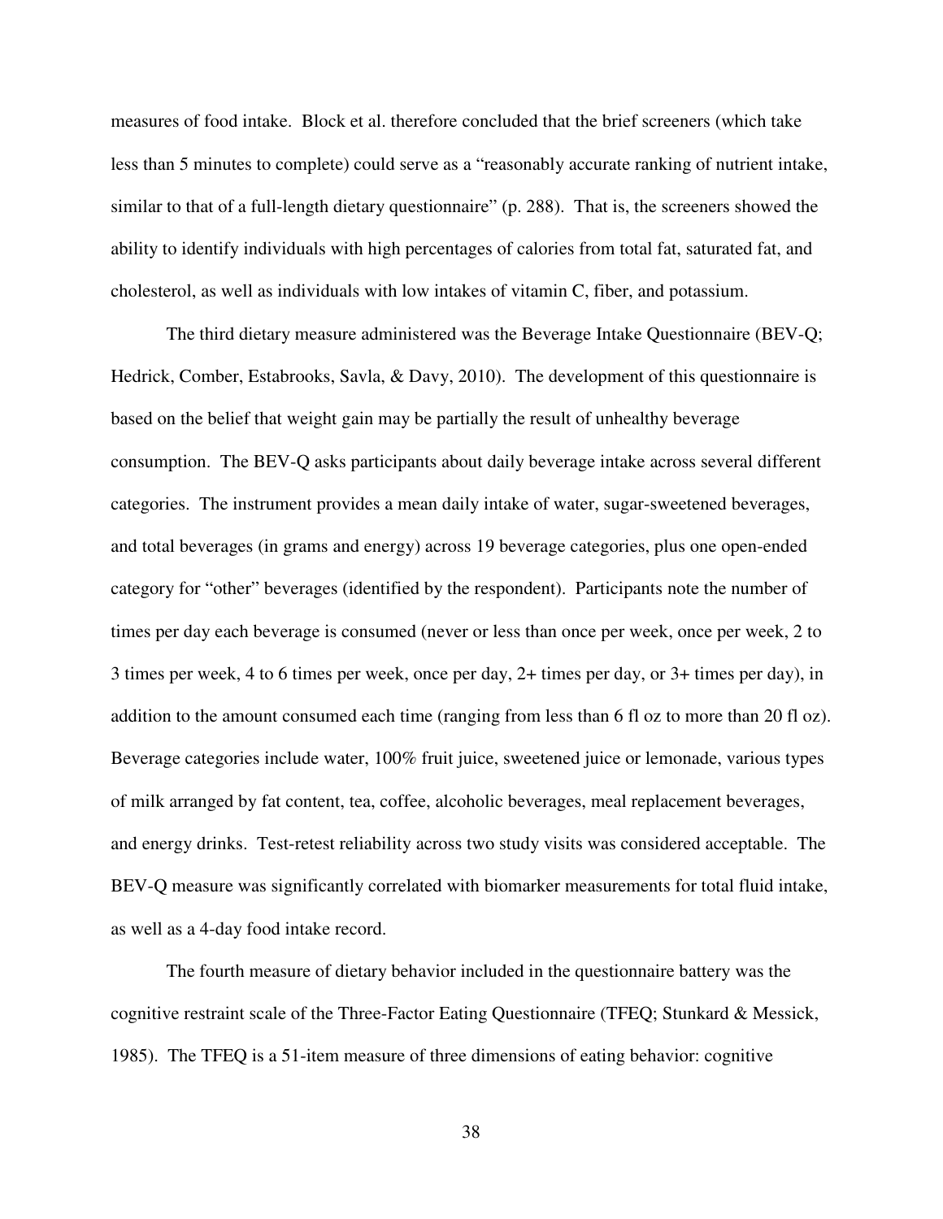measures of food intake. Block et al. therefore concluded that the brief screeners (which take less than 5 minutes to complete) could serve as a "reasonably accurate ranking of nutrient intake, similar to that of a full-length dietary questionnaire" (p. 288). That is, the screeners showed the ability to identify individuals with high percentages of calories from total fat, saturated fat, and cholesterol, as well as individuals with low intakes of vitamin C, fiber, and potassium.

The third dietary measure administered was the Beverage Intake Questionnaire (BEV-Q; Hedrick, Comber, Estabrooks, Savla, & Davy, 2010). The development of this questionnaire is based on the belief that weight gain may be partially the result of unhealthy beverage consumption. The BEV-Q asks participants about daily beverage intake across several different categories. The instrument provides a mean daily intake of water, sugar-sweetened beverages, and total beverages (in grams and energy) across 19 beverage categories, plus one open-ended category for "other" beverages (identified by the respondent). Participants note the number of times per day each beverage is consumed (never or less than once per week, once per week, 2 to 3 times per week, 4 to 6 times per week, once per day, 2+ times per day, or 3+ times per day), in addition to the amount consumed each time (ranging from less than 6 fl oz to more than 20 fl oz). Beverage categories include water, 100% fruit juice, sweetened juice or lemonade, various types of milk arranged by fat content, tea, coffee, alcoholic beverages, meal replacement beverages, and energy drinks. Test-retest reliability across two study visits was considered acceptable. The BEV-Q measure was significantly correlated with biomarker measurements for total fluid intake, as well as a 4-day food intake record.

The fourth measure of dietary behavior included in the questionnaire battery was the cognitive restraint scale of the Three-Factor Eating Questionnaire (TFEQ; Stunkard & Messick, 1985). The TFEQ is a 51-item measure of three dimensions of eating behavior: cognitive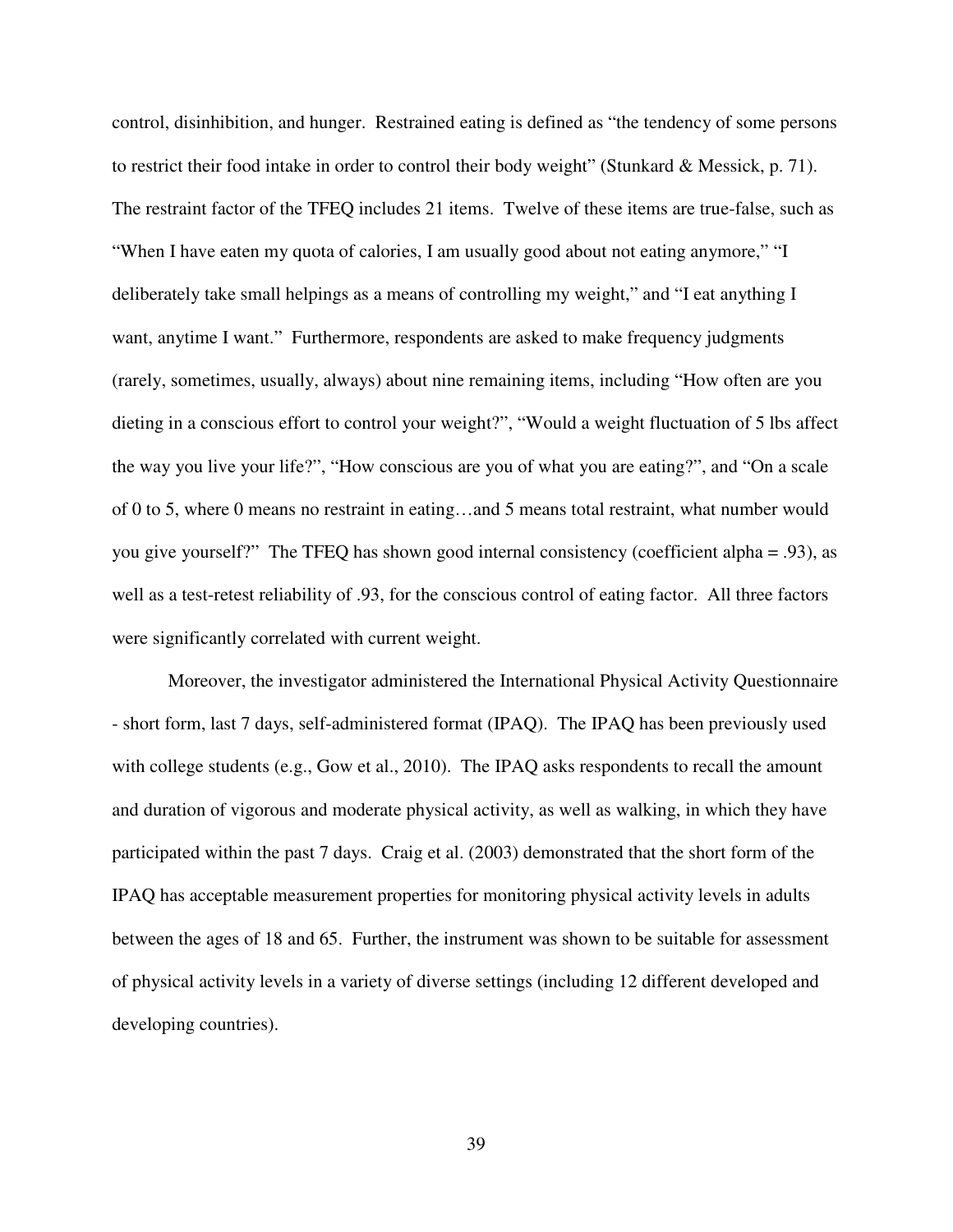control, disinhibition, and hunger. Restrained eating is defined as "the tendency of some persons to restrict their food intake in order to control their body weight" (Stunkard & Messick, p. 71). The restraint factor of the TFEQ includes 21 items. Twelve of these items are true-false, such as "When I have eaten my quota of calories, I am usually good about not eating anymore," "I deliberately take small helpings as a means of controlling my weight," and "I eat anything I want, anytime I want." Furthermore, respondents are asked to make frequency judgments (rarely, sometimes, usually, always) about nine remaining items, including "How often are you dieting in a conscious effort to control your weight?", "Would a weight fluctuation of 5 lbs affect the way you live your life?", "How conscious are you of what you are eating?", and "On a scale of 0 to 5, where 0 means no restraint in eating…and 5 means total restraint, what number would you give yourself?" The TFEQ has shown good internal consistency (coefficient alpha = .93), as well as a test-retest reliability of .93, for the conscious control of eating factor. All three factors were significantly correlated with current weight.

Moreover, the investigator administered the International Physical Activity Questionnaire - short form, last 7 days, self-administered format (IPAQ). The IPAQ has been previously used with college students (e.g., Gow et al., 2010). The IPAQ asks respondents to recall the amount and duration of vigorous and moderate physical activity, as well as walking, in which they have participated within the past 7 days. Craig et al. (2003) demonstrated that the short form of the IPAQ has acceptable measurement properties for monitoring physical activity levels in adults between the ages of 18 and 65. Further, the instrument was shown to be suitable for assessment of physical activity levels in a variety of diverse settings (including 12 different developed and developing countries).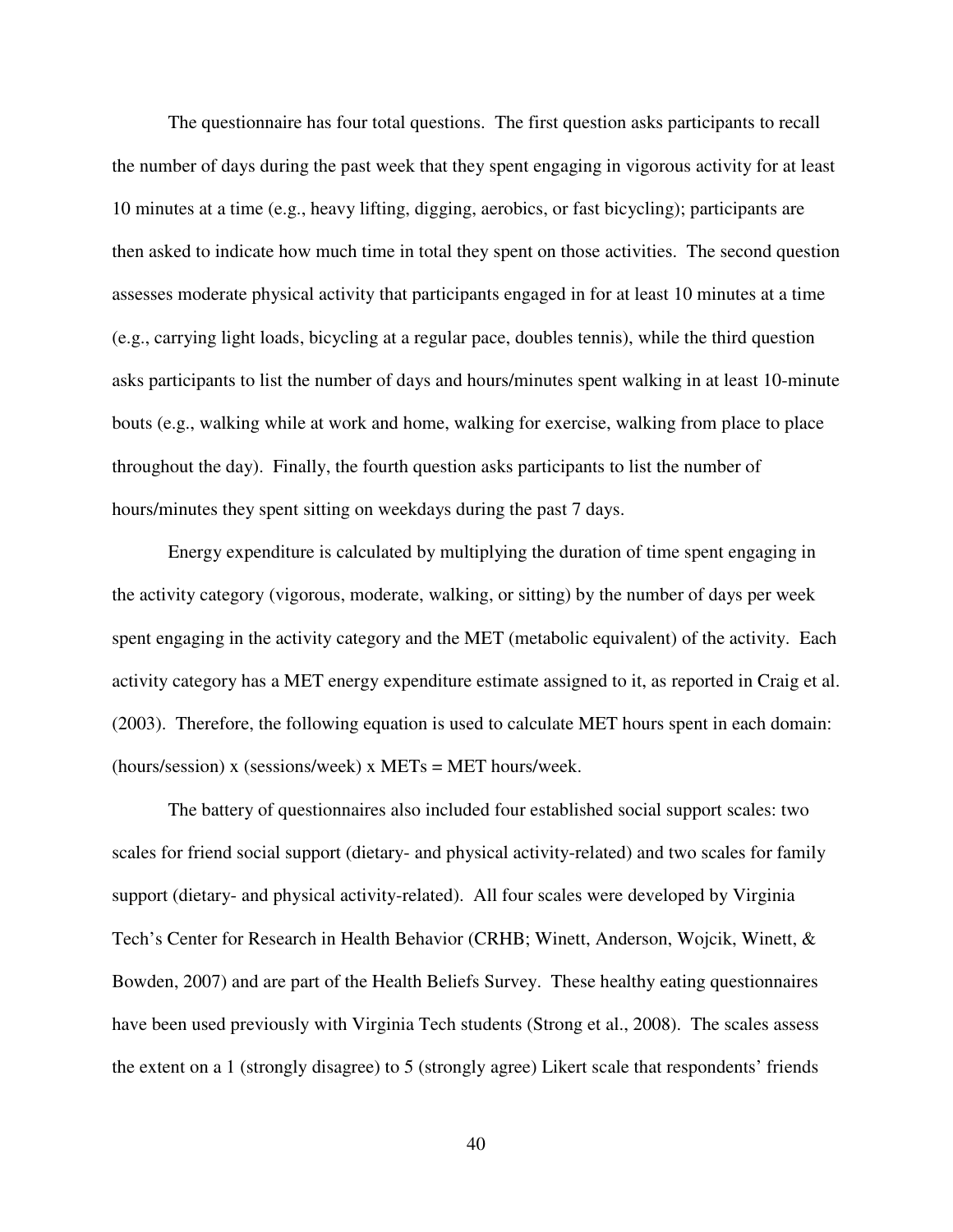The questionnaire has four total questions. The first question asks participants to recall the number of days during the past week that they spent engaging in vigorous activity for at least 10 minutes at a time (e.g., heavy lifting, digging, aerobics, or fast bicycling); participants are then asked to indicate how much time in total they spent on those activities. The second question assesses moderate physical activity that participants engaged in for at least 10 minutes at a time (e.g., carrying light loads, bicycling at a regular pace, doubles tennis), while the third question asks participants to list the number of days and hours/minutes spent walking in at least 10-minute bouts (e.g., walking while at work and home, walking for exercise, walking from place to place throughout the day). Finally, the fourth question asks participants to list the number of hours/minutes they spent sitting on weekdays during the past 7 days.

Energy expenditure is calculated by multiplying the duration of time spent engaging in the activity category (vigorous, moderate, walking, or sitting) by the number of days per week spent engaging in the activity category and the MET (metabolic equivalent) of the activity. Each activity category has a MET energy expenditure estimate assigned to it, as reported in Craig et al. (2003). Therefore, the following equation is used to calculate MET hours spent in each domain: (hours/session) x (sessions/week) x METs = MET hours/week.

The battery of questionnaires also included four established social support scales: two scales for friend social support (dietary- and physical activity-related) and two scales for family support (dietary- and physical activity-related). All four scales were developed by Virginia Tech's Center for Research in Health Behavior (CRHB; Winett, Anderson, Wojcik, Winett, & Bowden, 2007) and are part of the Health Beliefs Survey. These healthy eating questionnaires have been used previously with Virginia Tech students (Strong et al., 2008). The scales assess the extent on a 1 (strongly disagree) to 5 (strongly agree) Likert scale that respondents' friends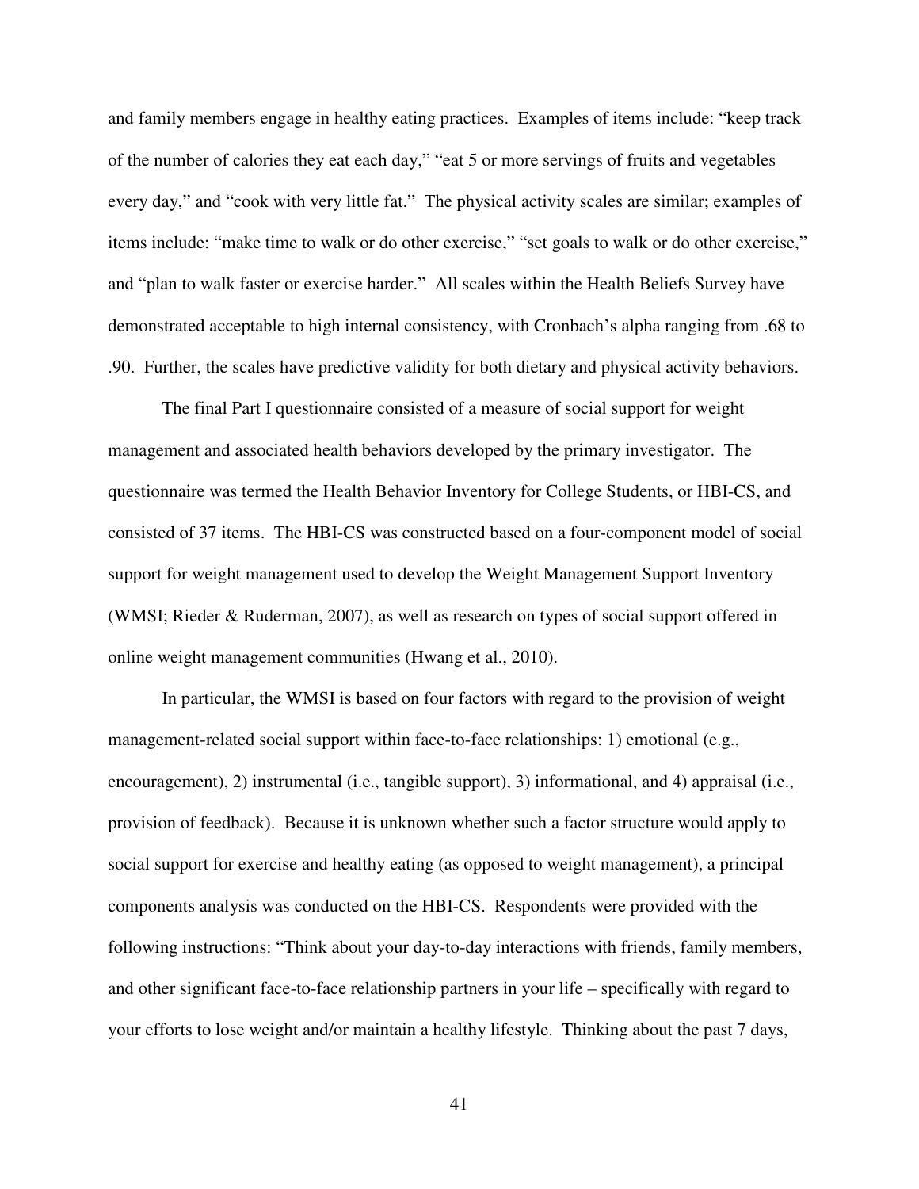and family members engage in healthy eating practices. Examples of items include: "keep track of the number of calories they eat each day," "eat 5 or more servings of fruits and vegetables every day," and "cook with very little fat." The physical activity scales are similar; examples of items include: "make time to walk or do other exercise," "set goals to walk or do other exercise," and "plan to walk faster or exercise harder." All scales within the Health Beliefs Survey have demonstrated acceptable to high internal consistency, with Cronbach's alpha ranging from .68 to .90. Further, the scales have predictive validity for both dietary and physical activity behaviors.

The final Part I questionnaire consisted of a measure of social support for weight management and associated health behaviors developed by the primary investigator. The questionnaire was termed the Health Behavior Inventory for College Students, or HBI-CS, and consisted of 37 items. The HBI-CS was constructed based on a four-component model of social support for weight management used to develop the Weight Management Support Inventory (WMSI; Rieder & Ruderman, 2007), as well as research on types of social support offered in online weight management communities (Hwang et al., 2010).

In particular, the WMSI is based on four factors with regard to the provision of weight management-related social support within face-to-face relationships: 1) emotional (e.g., encouragement), 2) instrumental (i.e., tangible support), 3) informational, and 4) appraisal (i.e., provision of feedback). Because it is unknown whether such a factor structure would apply to social support for exercise and healthy eating (as opposed to weight management), a principal components analysis was conducted on the HBI-CS. Respondents were provided with the following instructions: "Think about your day-to-day interactions with friends, family members, and other significant face-to-face relationship partners in your life – specifically with regard to your efforts to lose weight and/or maintain a healthy lifestyle. Thinking about the past 7 days,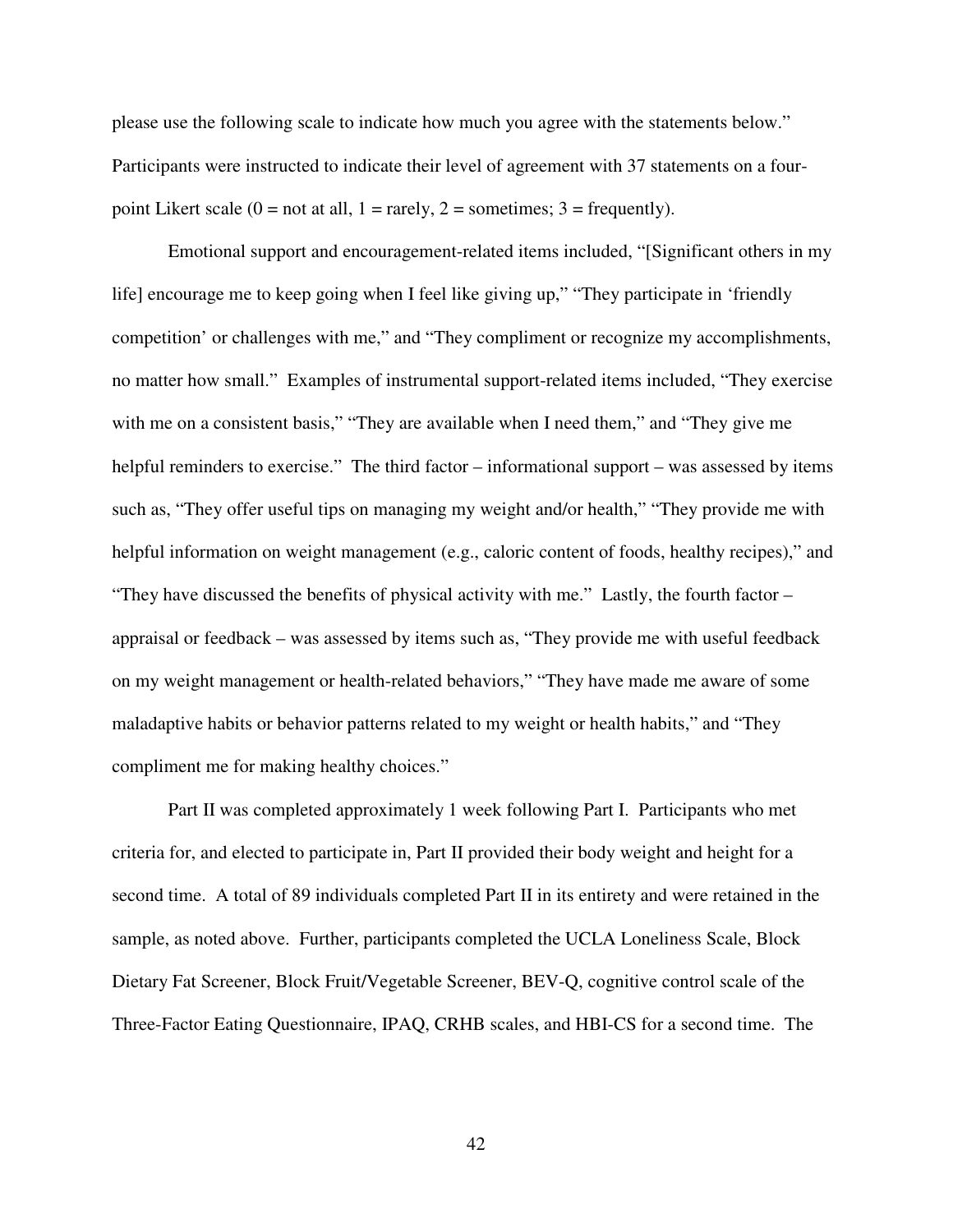please use the following scale to indicate how much you agree with the statements below." Participants were instructed to indicate their level of agreement with 37 statements on a four-point Likert scale (0 = not at all, 1 = rarely, 2 = sometimes; 3 = frequently).

Emotional support and encouragement-related items included, "[Significant others in my life] encourage me to keep going when I feel like giving up," "They participate in 'friendly competition' or challenges with me," and "They compliment or recognize my accomplishments, no matter how small." Examples of instrumental support-related items included, "They exercise with me on a consistent basis," "They are available when I need them," and "They give me helpful reminders to exercise." The third factor – informational support – was assessed by items such as, "They offer useful tips on managing my weight and/or health," "They provide me with helpful information on weight management (e.g., caloric content of foods, healthy recipes)," and "They have discussed the benefits of physical activity with me." Lastly, the fourth factor – appraisal or feedback – was assessed by items such as, "They provide me with useful feedback on my weight management or health-related behaviors," "They have made me aware of some maladaptive habits or behavior patterns related to my weight or health habits," and "They compliment me for making healthy choices."

Part II was completed approximately 1 week following Part I. Participants who met criteria for, and elected to participate in, Part II provided their body weight and height for a second time. A total of 89 individuals completed Part II in its entirety and were retained in the sample, as noted above. Further, participants completed the UCLA Loneliness Scale, Block Dietary Fat Screener, Block Fruit/Vegetable Screener, BEV-Q, cognitive control scale of the Three-Factor Eating Questionnaire, IPAQ, CRHB scales, and HBI-CS for a second time. The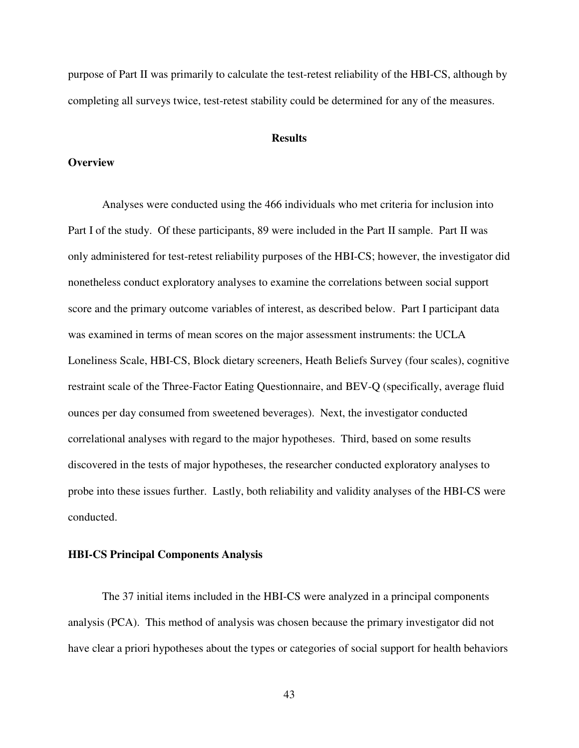purpose of Part II was primarily to calculate the test-retest reliability of the HBI-CS, although by completing all surveys twice, test-retest stability could be determined for any of the measures.

## Results

### Overview

Analyses were conducted using the 466 individuals who met criteria for inclusion into Part I of the study. Of these participants, 89 were included in the Part II sample. Part II was only administered for test-retest reliability purposes of the HBI-CS; however, the investigator did nonetheless conduct exploratory analyses to examine the correlations between social support score and the primary outcome variables of interest, as described below. Part I participant data was examined in terms of mean scores on the major assessment instruments: the UCLA Loneliness Scale, HBI-CS, Block dietary screeners, Heath Beliefs Survey (four scales), cognitive restraint scale of the Three-Factor Eating Questionnaire, and BEV-Q (specifically, average fluid ounces per day consumed from sweetened beverages). Next, the investigator conducted correlational analyses with regard to the major hypotheses. Third, based on some results discovered in the tests of major hypotheses, the researcher conducted exploratory analyses to probe into these issues further. Lastly, both reliability and validity analyses of the HBI-CS were conducted.

### HBI-CS Principal Components Analysis

The 37 initial items included in the HBI-CS were analyzed in a principal components analysis (PCA). This method of analysis was chosen because the primary investigator did not have clear a priori hypotheses about the types or categories of social support for health behaviors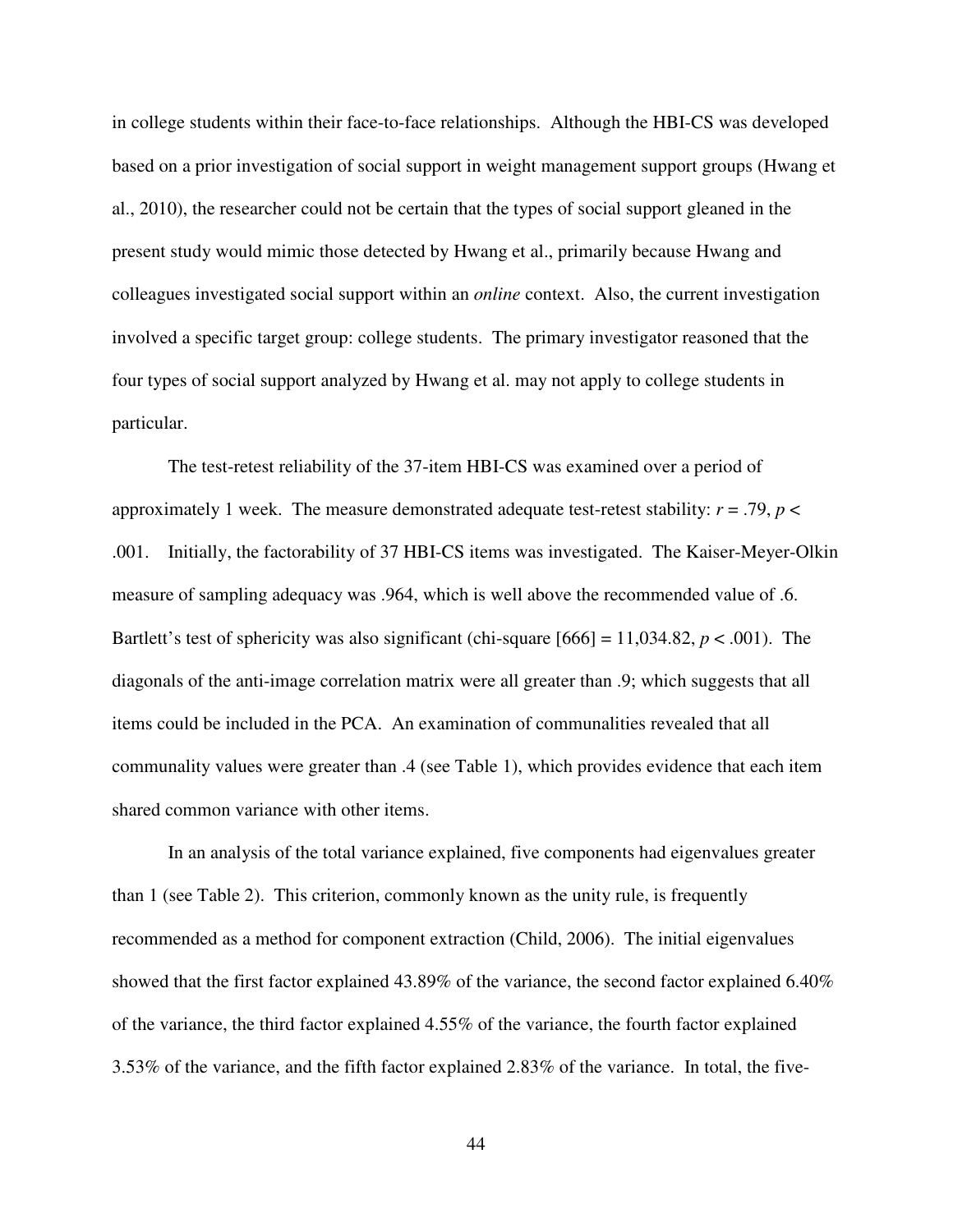in college students within their face-to-face relationships. Although the HBI-CS was developed based on a prior investigation of social support in weight management support groups (Hwang et al., 2010), the researcher could not be certain that the types of social support gleaned in the present study would mimic those detected by Hwang et al., primarily because Hwang and colleagues investigated social support within an *online* context. Also, the current investigation involved a specific target group: college students. The primary investigator reasoned that the four types of social support analyzed by Hwang et al. may not apply to college students in particular.

The test-retest reliability of the 37-item HBI-CS was examined over a period of approximately 1 week. The measure demonstrated adequate test-retest stability: $r = .79$, $p < .001$. Initially, the factorability of 37 HBI-CS items was investigated. The Kaiser-Meyer-Olkin measure of sampling adequacy was .964, which is well above the recommended value of .6. Bartlett's test of sphericity was also significant (chi-square [666] = 11,034.82, $p < .001$). The diagonals of the anti-image correlation matrix were all greater than .9; which suggests that all items could be included in the PCA. An examination of communalities revealed that all communality values were greater than .4 (see Table 1), which provides evidence that each item shared common variance with other items.

In an analysis of the total variance explained, five components had eigenvalues greater than 1 (see Table 2). This criterion, commonly known as the unity rule, is frequently recommended as a method for component extraction (Child, 2006). The initial eigenvalues showed that the first factor explained 43.89% of the variance, the second factor explained 6.40% of the variance, the third factor explained 4.55% of the variance, the fourth factor explained 3.53% of the variance, and the fifth factor explained 2.83% of the variance. In total, the five-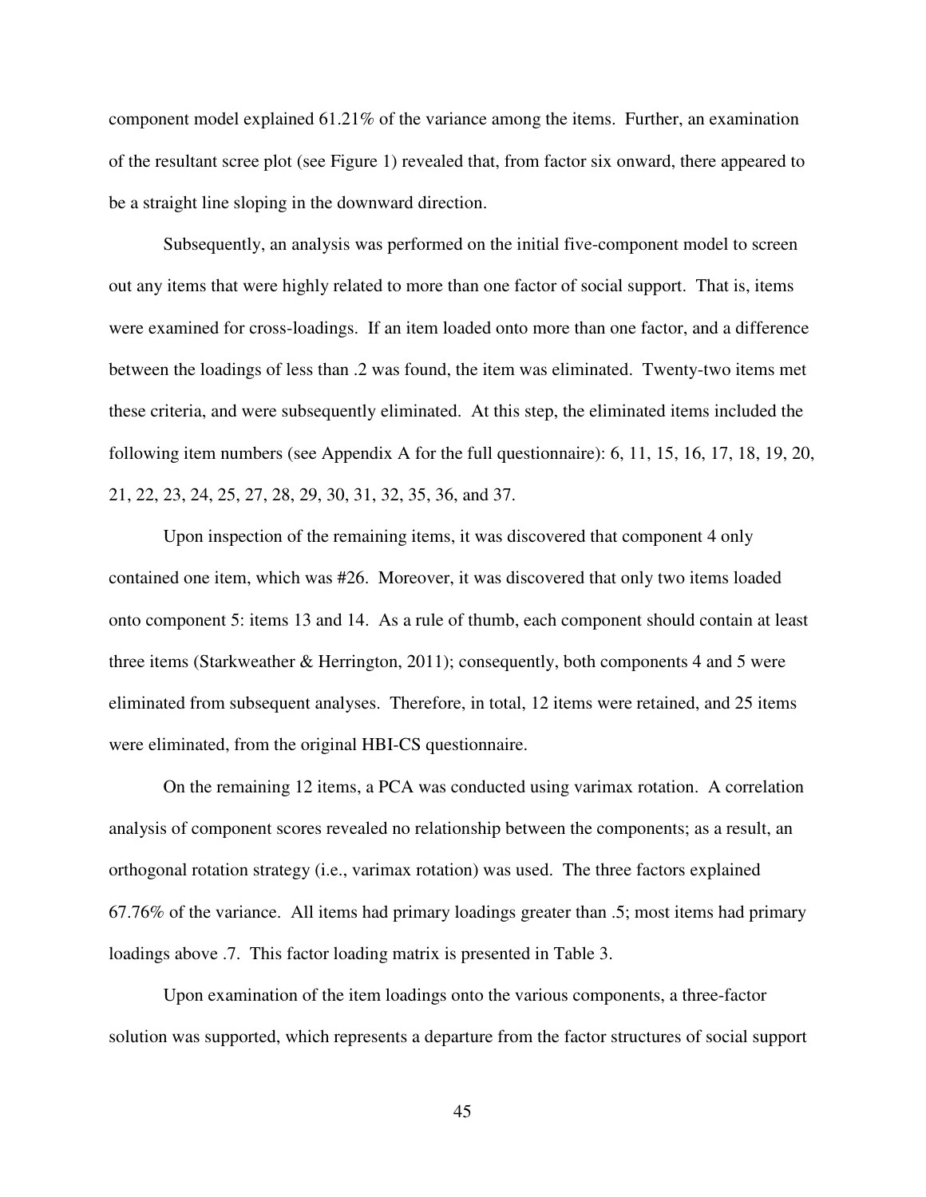component model explained 61.21% of the variance among the items. Further, an examination of the resultant scree plot (see Figure 1) revealed that, from factor six onward, there appeared to be a straight line sloping in the downward direction.

Subsequently, an analysis was performed on the initial five-component model to screen out any items that were highly related to more than one factor of social support. That is, items were examined for cross-loadings. If an item loaded onto more than one factor, and a difference between the loadings of less than .2 was found, the item was eliminated. Twenty-two items met these criteria, and were subsequently eliminated. At this step, the eliminated items included the following item numbers (see Appendix A for the full questionnaire): 6, 11, 15, 16, 17, 18, 19, 20, 21, 22, 23, 24, 25, 27, 28, 29, 30, 31, 32, 35, 36, and 37.

Upon inspection of the remaining items, it was discovered that component 4 only contained one item, which was #26. Moreover, it was discovered that only two items loaded onto component 5: items 13 and 14. As a rule of thumb, each component should contain at least three items (Starkweather & Herrington, 2011); consequently, both components 4 and 5 were eliminated from subsequent analyses. Therefore, in total, 12 items were retained, and 25 items were eliminated, from the original HBI-CS questionnaire.

On the remaining 12 items, a PCA was conducted using varimax rotation. A correlation analysis of component scores revealed no relationship between the components; as a result, an orthogonal rotation strategy (i.e., varimax rotation) was used. The three factors explained 67.76% of the variance. All items had primary loadings greater than .5; most items had primary loadings above .7. This factor loading matrix is presented in Table 3.

Upon examination of the item loadings onto the various components, a three-factor solution was supported, which represents a departure from the factor structures of social support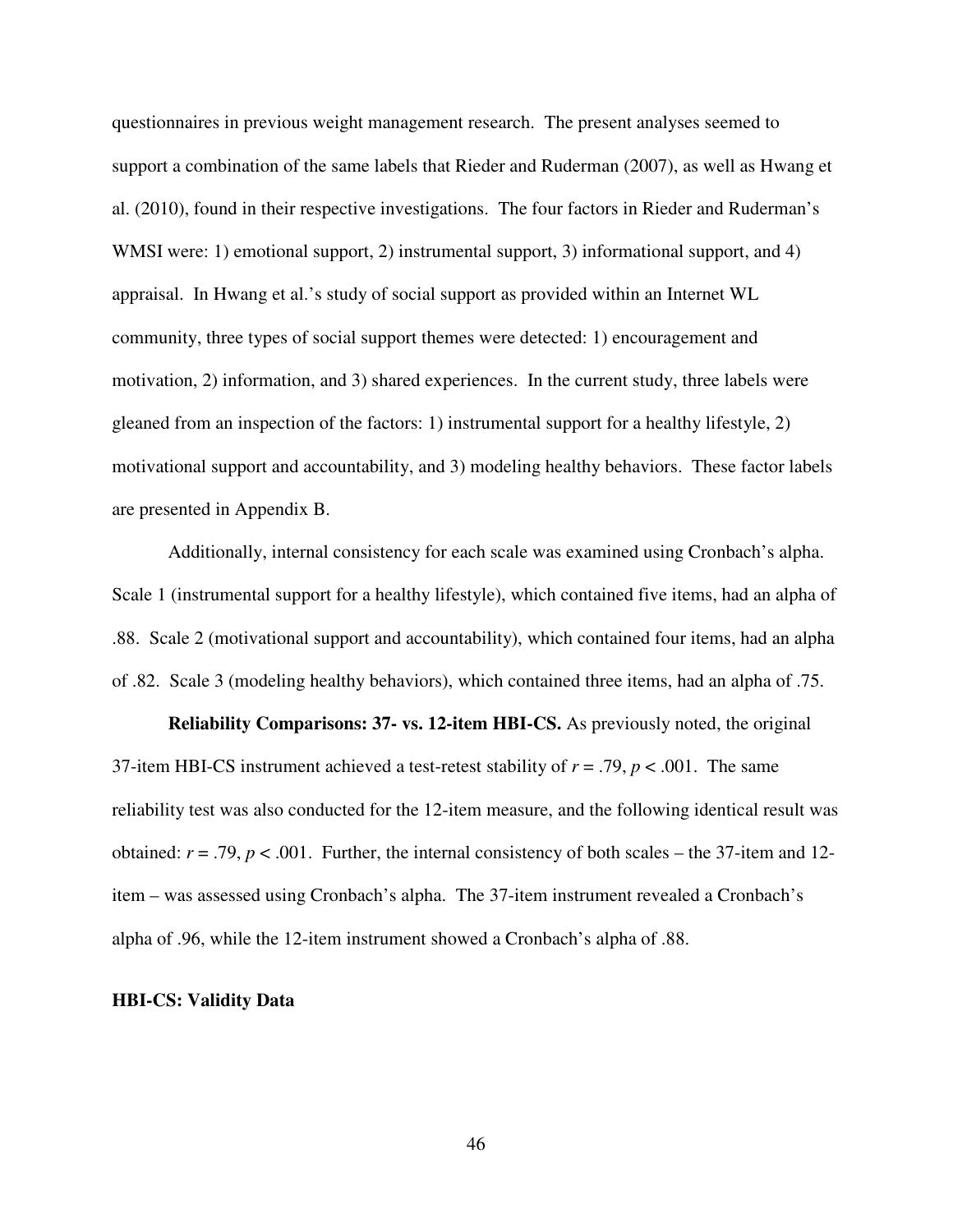questionnaires in previous weight management research. The present analyses seemed to support a combination of the same labels that Rieder and Ruderman (2007), as well as Hwang et al. (2010), found in their respective investigations. The four factors in Rieder and Ruderman's WMSI were: 1) emotional support, 2) instrumental support, 3) informational support, and 4) appraisal. In Hwang et al.'s study of social support as provided within an Internet WL community, three types of social support themes were detected: 1) encouragement and motivation, 2) information, and 3) shared experiences. In the current study, three labels were gleaned from an inspection of the factors: 1) instrumental support for a healthy lifestyle, 2) motivational support and accountability, and 3) modeling healthy behaviors. These factor labels are presented in Appendix B.

Additionally, internal consistency for each scale was examined using Cronbach's alpha. Scale 1 (instrumental support for a healthy lifestyle), which contained five items, had an alpha of .88. Scale 2 (motivational support and accountability), which contained four items, had an alpha of .82. Scale 3 (modeling healthy behaviors), which contained three items, had an alpha of .75.

**Reliability Comparisons: 37- vs. 12-item HBI-CS.** As previously noted, the original 37-item HBI-CS instrument achieved a test-retest stability of $r = .79$, $p < .001$. The same reliability test was also conducted for the 12-item measure, and the following identical result was obtained: $r = .79$, $p < .001$. Further, the internal consistency of both scales – the 37-item and 12-item – was assessed using Cronbach's alpha. The 37-item instrument revealed a Cronbach's alpha of .96, while the 12-item instrument showed a Cronbach's alpha of .88.

### HBI-CS: Validity Data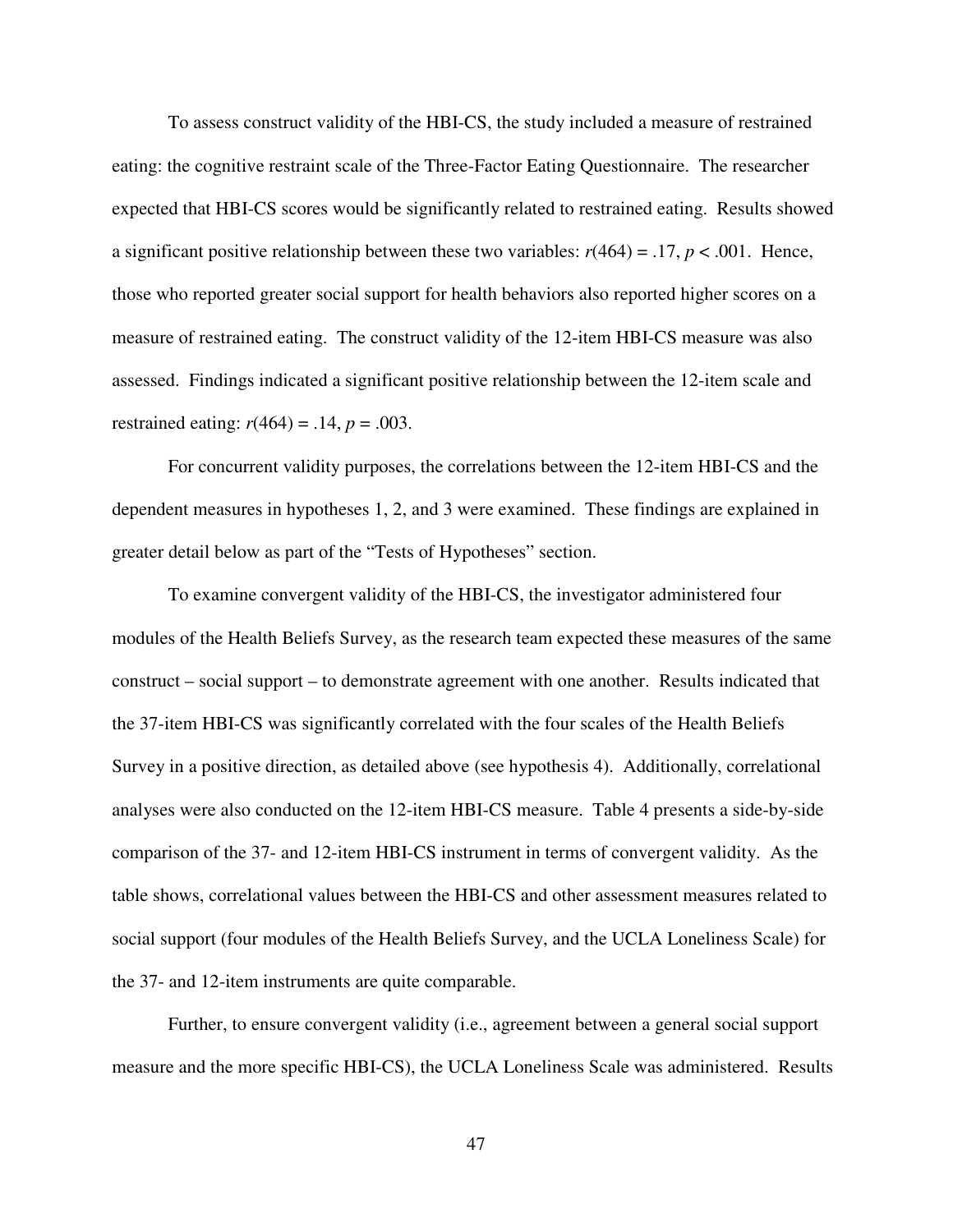To assess construct validity of the HBI-CS, the study included a measure of restrained eating: the cognitive restraint scale of the Three-Factor Eating Questionnaire. The researcher expected that HBI-CS scores would be significantly related to restrained eating. Results showed a significant positive relationship between these two variables: $r(464) = .17$, $p < .001$. Hence, those who reported greater social support for health behaviors also reported higher scores on a measure of restrained eating. The construct validity of the 12-item HBI-CS measure was also assessed. Findings indicated a significant positive relationship between the 12-item scale and restrained eating: $r(464) = .14$, $p = .003$.

For concurrent validity purposes, the correlations between the 12-item HBI-CS and the dependent measures in hypotheses 1, 2, and 3 were examined. These findings are explained in greater detail below as part of the "Tests of Hypotheses" section.

To examine convergent validity of the HBI-CS, the investigator administered four modules of the Health Beliefs Survey, as the research team expected these measures of the same construct – social support – to demonstrate agreement with one another. Results indicated that the 37-item HBI-CS was significantly correlated with the four scales of the Health Beliefs Survey in a positive direction, as detailed above (see hypothesis 4). Additionally, correlational analyses were also conducted on the 12-item HBI-CS measure. Table 4 presents a side-by-side comparison of the 37- and 12-item HBI-CS instrument in terms of convergent validity. As the table shows, correlational values between the HBI-CS and other assessment measures related to social support (four modules of the Health Beliefs Survey, and the UCLA Loneliness Scale) for the 37- and 12-item instruments are quite comparable.

Further, to ensure convergent validity (i.e., agreement between a general social support measure and the more specific HBI-CS), the UCLA Loneliness Scale was administered. Results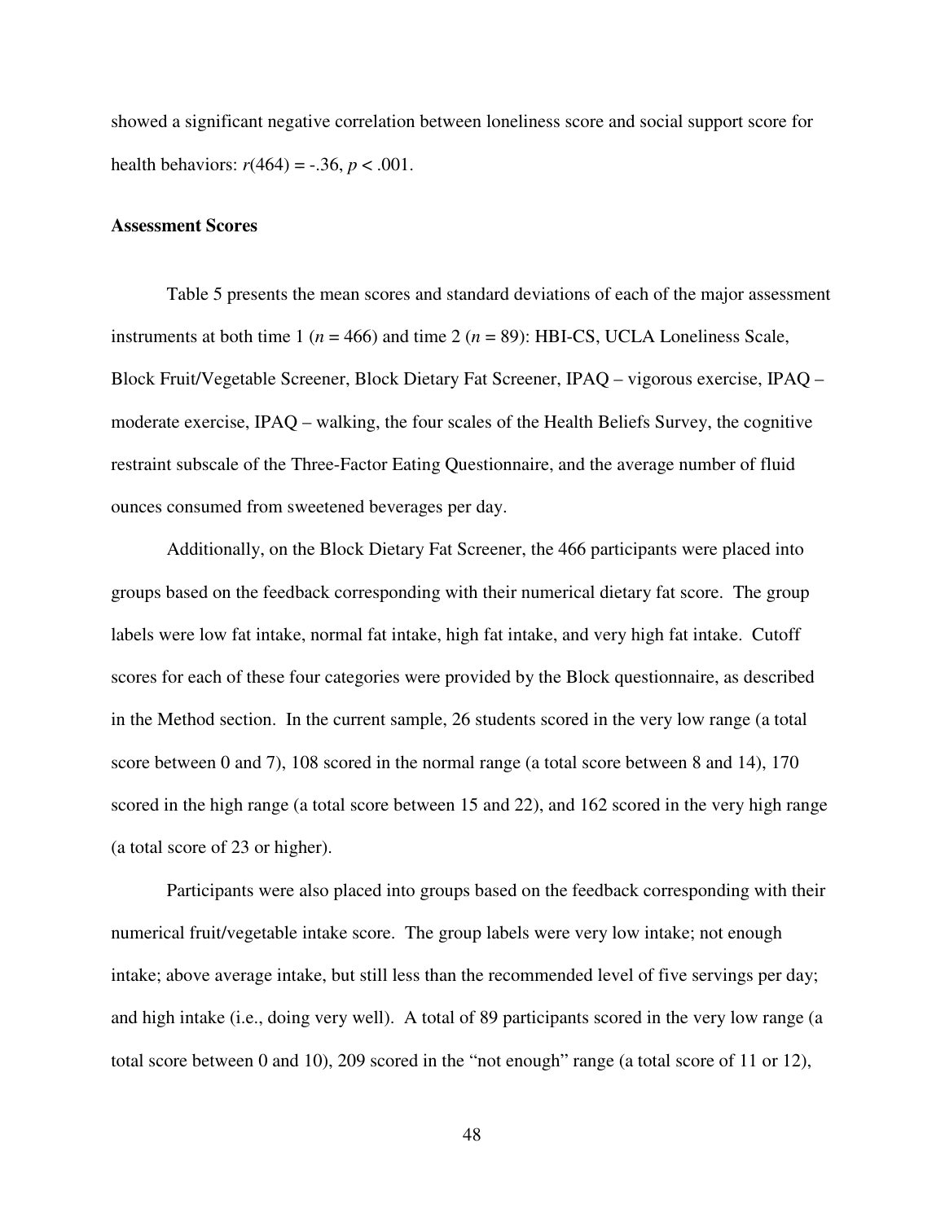showed a significant negative correlation between loneliness score and social support score for health behaviors: $r(464) = -.36$, $p < .001$.

**Assessment Scores**

Table 5 presents the mean scores and standard deviations of each of the major assessment instruments at both time 1 ($n = 466$) and time 2 ($n = 89$): HBI-CS, UCLA Loneliness Scale, Block Fruit/Vegetable Screener, Block Dietary Fat Screener, IPAQ – vigorous exercise, IPAQ – moderate exercise, IPAQ – walking, the four scales of the Health Beliefs Survey, the cognitive restraint subscale of the Three-Factor Eating Questionnaire, and the average number of fluid ounces consumed from sweetened beverages per day.

Additionally, on the Block Dietary Fat Screener, the 466 participants were placed into groups based on the feedback corresponding with their numerical dietary fat score. The group labels were low fat intake, normal fat intake, high fat intake, and very high fat intake. Cutoff scores for each of these four categories were provided by the Block questionnaire, as described in the Method section. In the current sample, 26 students scored in the very low range (a total score between 0 and 7), 108 scored in the normal range (a total score between 8 and 14), 170 scored in the high range (a total score between 15 and 22), and 162 scored in the very high range (a total score of 23 or higher).

Participants were also placed into groups based on the feedback corresponding with their numerical fruit/vegetable intake score. The group labels were very low intake; not enough intake; above average intake, but still less than the recommended level of five servings per day; and high intake (i.e., doing very well). A total of 89 participants scored in the very low range (a total score between 0 and 10), 209 scored in the "not enough" range (a total score of 11 or 12),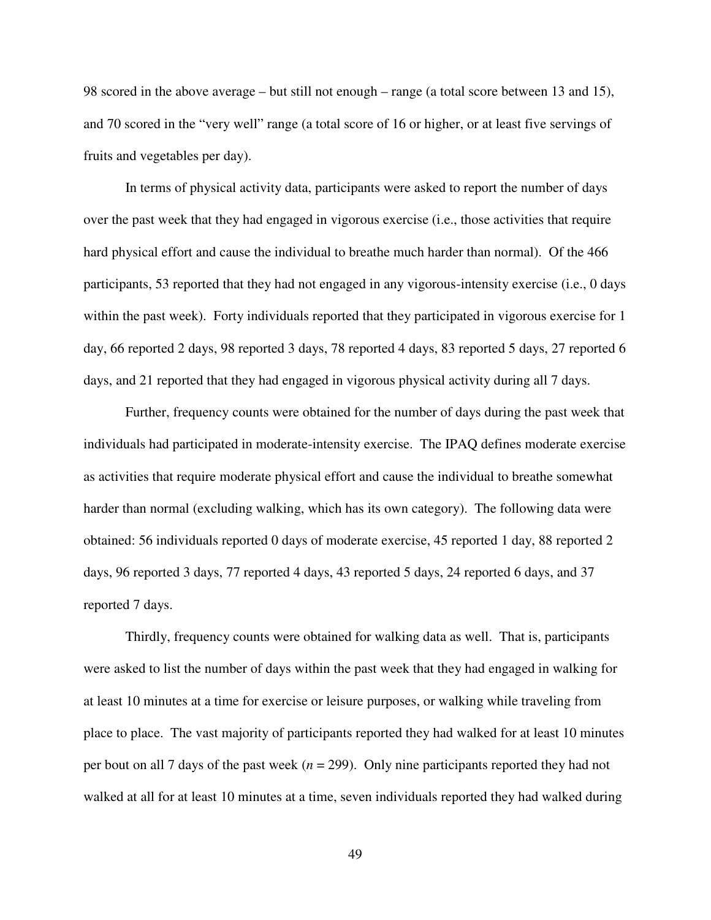98 scored in the above average – but still not enough – range (a total score between 13 and 15), and 70 scored in the "very well" range (a total score of 16 or higher, or at least five servings of fruits and vegetables per day).

In terms of physical activity data, participants were asked to report the number of days over the past week that they had engaged in vigorous exercise (i.e., those activities that require hard physical effort and cause the individual to breathe much harder than normal). Of the 466 participants, 53 reported that they had not engaged in any vigorous-intensity exercise (i.e., 0 days within the past week). Forty individuals reported that they participated in vigorous exercise for 1 day, 66 reported 2 days, 98 reported 3 days, 78 reported 4 days, 83 reported 5 days, 27 reported 6 days, and 21 reported that they had engaged in vigorous physical activity during all 7 days.

Further, frequency counts were obtained for the number of days during the past week that individuals had participated in moderate-intensity exercise. The IPAQ defines moderate exercise as activities that require moderate physical effort and cause the individual to breathe somewhat harder than normal (excluding walking, which has its own category). The following data were obtained: 56 individuals reported 0 days of moderate exercise, 45 reported 1 day, 88 reported 2 days, 96 reported 3 days, 77 reported 4 days, 43 reported 5 days, 24 reported 6 days, and 37 reported 7 days.

Thirdly, frequency counts were obtained for walking data as well. That is, participants were asked to list the number of days within the past week that they had engaged in walking for at least 10 minutes at a time for exercise or leisure purposes, or walking while traveling from place to place. The vast majority of participants reported they had walked for at least 10 minutes per bout on all 7 days of the past week ($n$ = 299). Only nine participants reported they had not walked at all for at least 10 minutes at a time, seven individuals reported they had walked during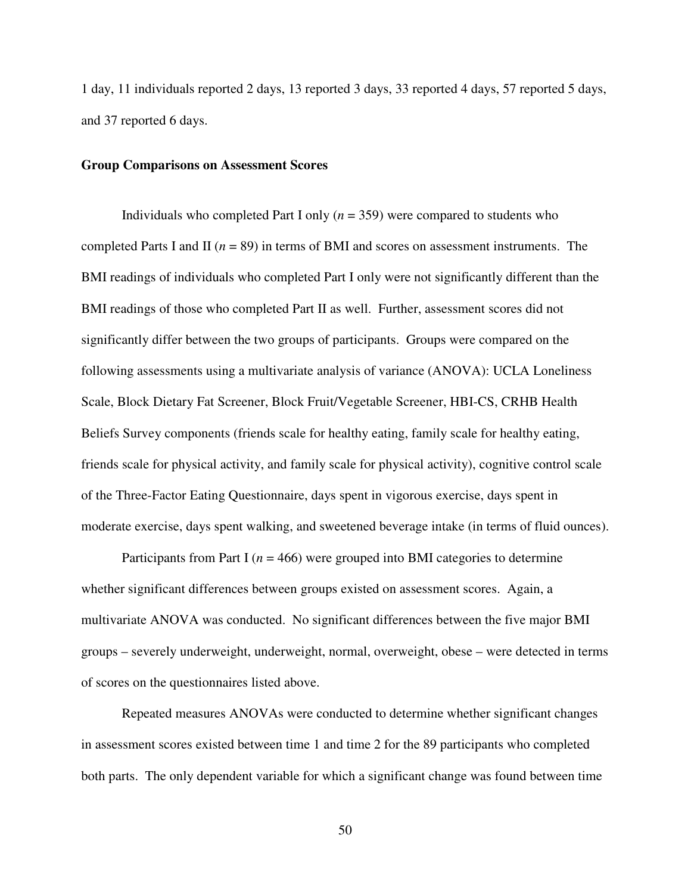1 day, 11 individuals reported 2 days, 13 reported 3 days, 33 reported 4 days, 57 reported 5 days, and 37 reported 6 days.

**Group Comparisons on Assessment Scores**

Individuals who completed Part I only ($n$ = 359) were compared to students who completed Parts I and II ($n$ = 89) in terms of BMI and scores on assessment instruments. The BMI readings of individuals who completed Part I only were not significantly different than the BMI readings of those who completed Part II as well. Further, assessment scores did not significantly differ between the two groups of participants. Groups were compared on the following assessments using a multivariate analysis of variance (ANOVA): UCLA Loneliness Scale, Block Dietary Fat Screener, Block Fruit/Vegetable Screener, HBI-CS, CRHB Health Beliefs Survey components (friends scale for healthy eating, family scale for healthy eating, friends scale for physical activity, and family scale for physical activity), cognitive control scale of the Three-Factor Eating Questionnaire, days spent in vigorous exercise, days spent in moderate exercise, days spent walking, and sweetened beverage intake (in terms of fluid ounces).

Participants from Part I ($n$ = 466) were grouped into BMI categories to determine whether significant differences between groups existed on assessment scores. Again, a multivariate ANOVA was conducted. No significant differences between the five major BMI groups – severely underweight, underweight, normal, overweight, obese – were detected in terms of scores on the questionnaires listed above.

Repeated measures ANOVAs were conducted to determine whether significant changes in assessment scores existed between time 1 and time 2 for the 89 participants who completed both parts. The only dependent variable for which a significant change was found between time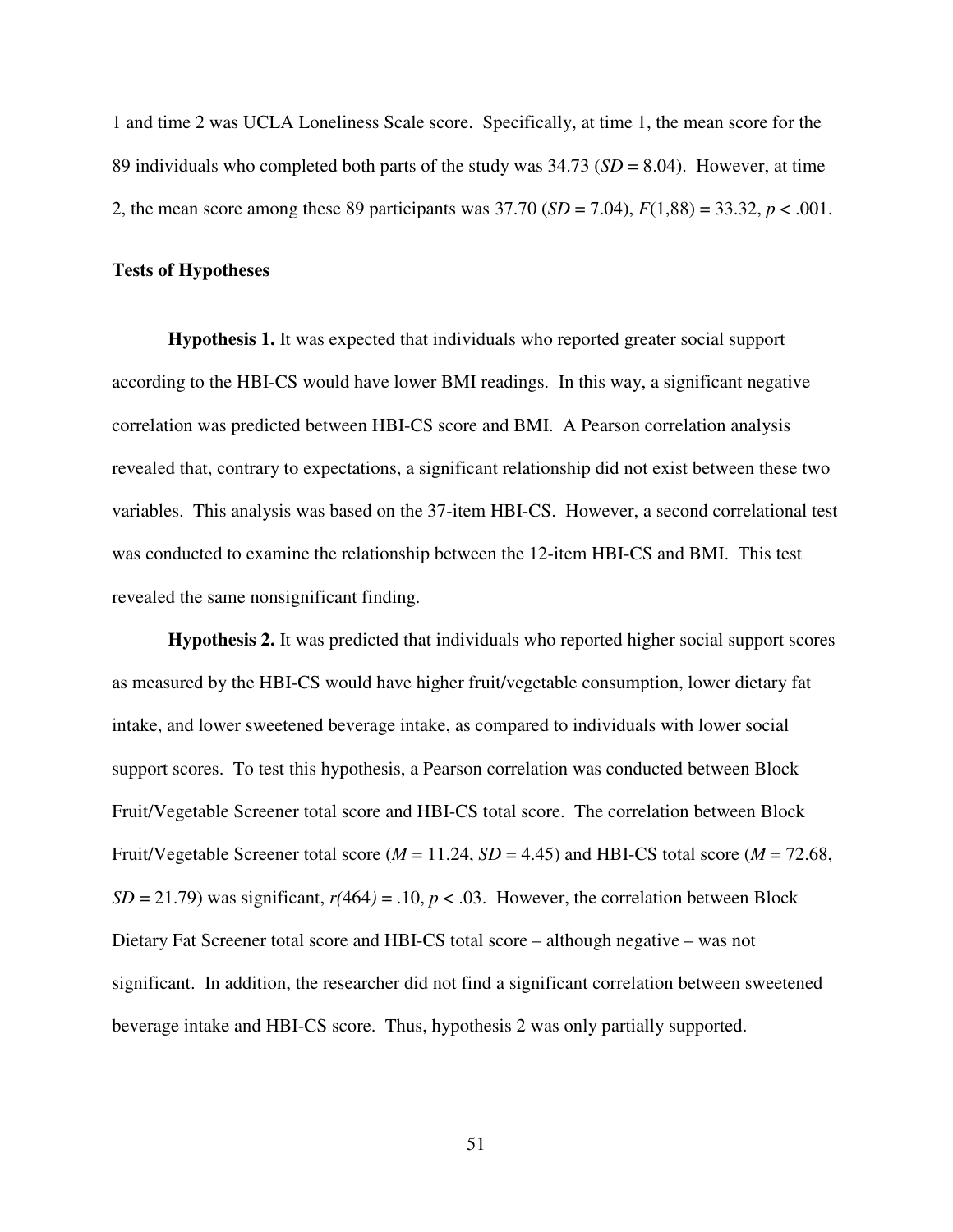1 and time 2 was UCLA Loneliness Scale score. Specifically, at time 1, the mean score for the 89 individuals who completed both parts of the study was 34.73 ($SD$ = 8.04). However, at time 2, the mean score among these 89 participants was 37.70 ($SD$ = 7.04), $F(1,88) = 33.32$, $p < .001$.

**Tests of Hypotheses**

**Hypothesis 1.** It was expected that individuals who reported greater social support according to the HBI-CS would have lower BMI readings. In this way, a significant negative correlation was predicted between HBI-CS score and BMI. A Pearson correlation analysis revealed that, contrary to expectations, a significant relationship did not exist between these two variables. This analysis was based on the 37-item HBI-CS. However, a second correlational test was conducted to examine the relationship between the 12-item HBI-CS and BMI. This test revealed the same nonsignificant finding.

**Hypothesis 2.** It was predicted that individuals who reported higher social support scores as measured by the HBI-CS would have higher fruit/vegetable consumption, lower dietary fat intake, and lower sweetened beverage intake, as compared to individuals with lower social support scores. To test this hypothesis, a Pearson correlation was conducted between Block Fruit/Vegetable Screener total score and HBI-CS total score. The correlation between Block Fruit/Vegetable Screener total score ($M$ = 11.24, $SD$ = 4.45) and HBI-CS total score ($M$ = 72.68, $SD$ = 21.79) was significant, $r(464) = .10$, $p < .03$. However, the correlation between Block Dietary Fat Screener total score and HBI-CS total score – although negative – was not significant. In addition, the researcher did not find a significant correlation between sweetened beverage intake and HBI-CS score. Thus, hypothesis 2 was only partially supported.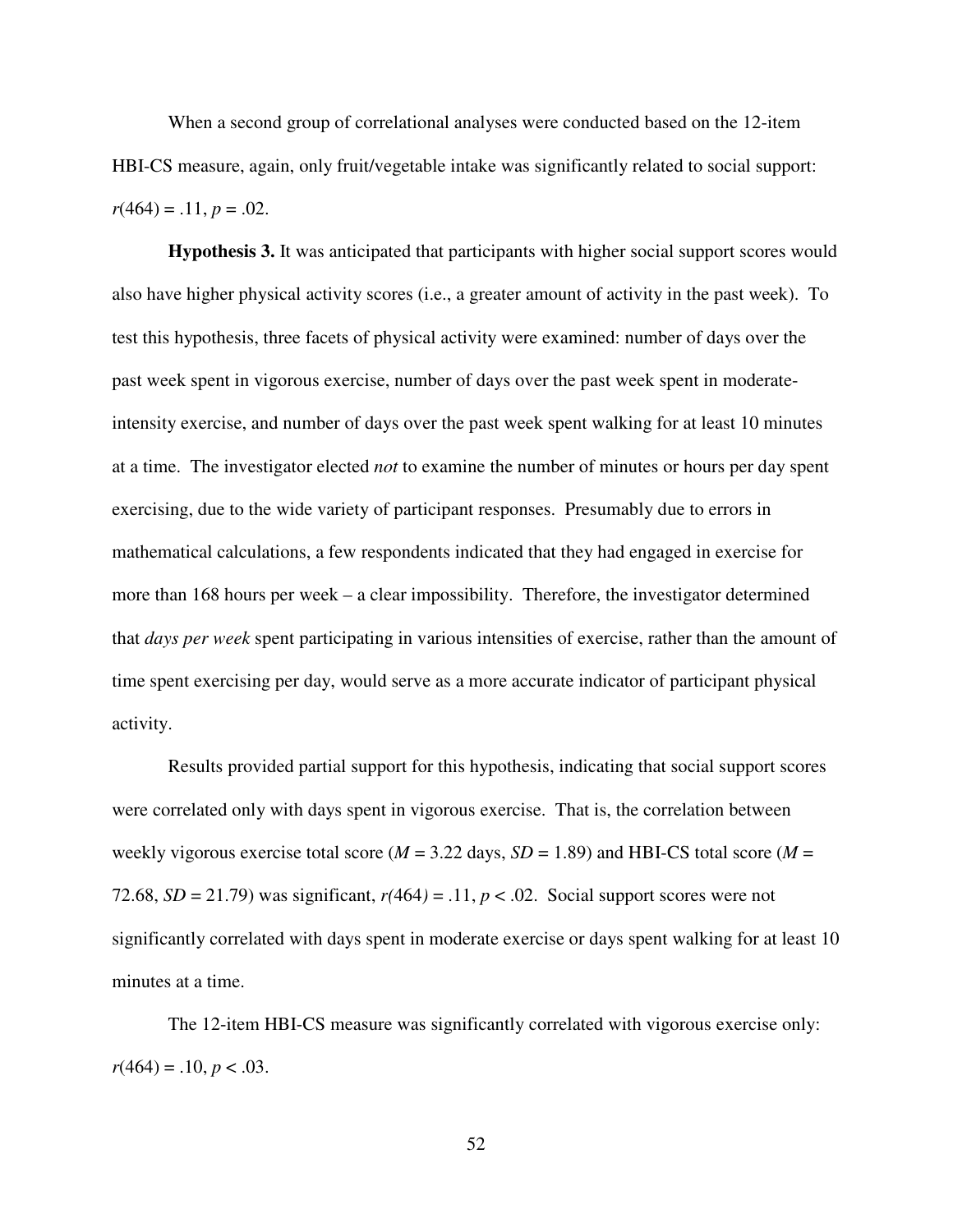When a second group of correlational analyses were conducted based on the 12-item HBI-CS measure, again, only fruit/vegetable intake was significantly related to social support: $r(464) = .11$, $p = .02$.

**Hypothesis 3.** It was anticipated that participants with higher social support scores would also have higher physical activity scores (i.e., a greater amount of activity in the past week). To test this hypothesis, three facets of physical activity were examined: number of days over the past week spent in vigorous exercise, number of days over the past week spent in moderate-intensity exercise, and number of days over the past week spent walking for at least 10 minutes at a time. The investigator elected *not* to examine the number of minutes or hours per day spent exercising, due to the wide variety of participant responses. Presumably due to errors in mathematical calculations, a few respondents indicated that they had engaged in exercise for more than 168 hours per week – a clear impossibility. Therefore, the investigator determined that *days per week* spent participating in various intensities of exercise, rather than the amount of time spent exercising per day, would serve as a more accurate indicator of participant physical activity.

Results provided partial support for this hypothesis, indicating that social support scores were correlated only with days spent in vigorous exercise. That is, the correlation between weekly vigorous exercise total score ($M = 3.22$ days, $SD = 1.89$) and HBI-CS total score ($M = 72.68$, $SD = 21.79$) was significant, $r(464) = .11$, $p < .02$. Social support scores were not significantly correlated with days spent in moderate exercise or days spent walking for at least 10 minutes at a time.

The 12-item HBI-CS measure was significantly correlated with vigorous exercise only: $r(464) = .10$, $p < .03$.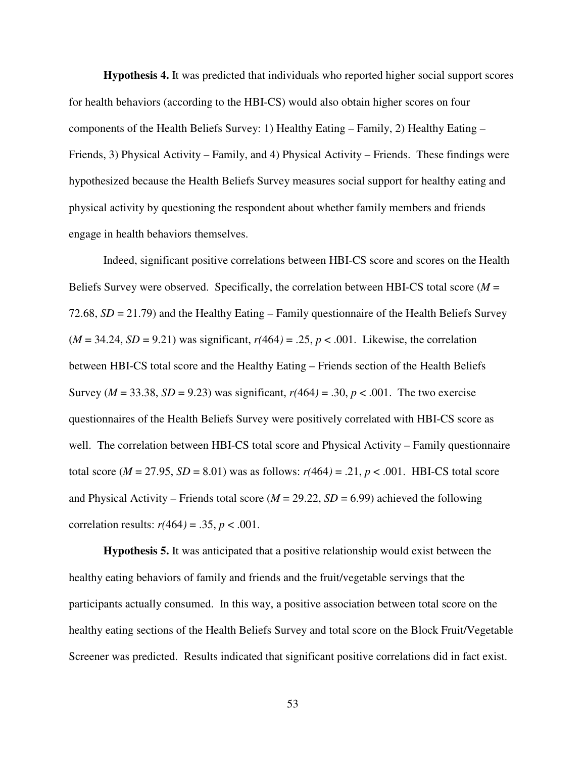**Hypothesis 4.** It was predicted that individuals who reported higher social support scores for health behaviors (according to the HBI-CS) would also obtain higher scores on four components of the Health Beliefs Survey: 1) Healthy Eating – Family, 2) Healthy Eating – Friends, 3) Physical Activity – Family, and 4) Physical Activity – Friends. These findings were hypothesized because the Health Beliefs Survey measures social support for healthy eating and physical activity by questioning the respondent about whether family members and friends engage in health behaviors themselves.

Indeed, significant positive correlations between HBI-CS score and scores on the Health Beliefs Survey were observed. Specifically, the correlation between HBI-CS total score ($M$ = 72.68, $SD$ = 21.79) and the Healthy Eating – Family questionnaire of the Health Beliefs Survey ($M$ = 34.24, $SD$ = 9.21) was significant, $r(464) = .25$, $p < .001$. Likewise, the correlation between HBI-CS total score and the Healthy Eating – Friends section of the Health Beliefs Survey ($M$ = 33.38, $SD$ = 9.23) was significant, $r(464) = .30$, $p < .001$. The two exercise questionnaires of the Health Beliefs Survey were positively correlated with HBI-CS score as well. The correlation between HBI-CS total score and Physical Activity – Family questionnaire total score ($M$ = 27.95, $SD$ = 8.01) was as follows: $r(464) = .21$, $p < .001$. HBI-CS total score and Physical Activity – Friends total score ($M$ = 29.22, $SD$ = 6.99) achieved the following correlation results: $r(464) = .35$, $p < .001$.

**Hypothesis 5.** It was anticipated that a positive relationship would exist between the healthy eating behaviors of family and friends and the fruit/vegetable servings that the participants actually consumed. In this way, a positive association between total score on the healthy eating sections of the Health Beliefs Survey and total score on the Block Fruit/Vegetable Screener was predicted. Results indicated that significant positive correlations did in fact exist.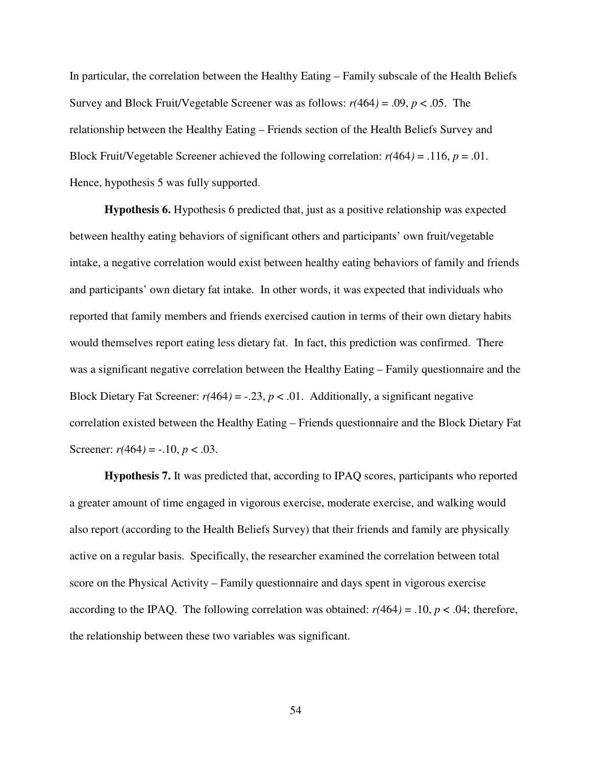In particular, the correlation between the Healthy Eating – Family subscale of the Health Beliefs Survey and Block Fruit/Vegetable Screener was as follows: $r(464) = .09$, $p < .05$. The relationship between the Healthy Eating – Friends section of the Health Beliefs Survey and Block Fruit/Vegetable Screener achieved the following correlation: $r(464) = .116$, $p = .01$. Hence, hypothesis 5 was fully supported.

**Hypothesis 6.** Hypothesis 6 predicted that, just as a positive relationship was expected between healthy eating behaviors of significant others and participants' own fruit/vegetable intake, a negative correlation would exist between healthy eating behaviors of family and friends and participants' own dietary fat intake. In other words, it was expected that individuals who reported that family members and friends exercised caution in terms of their own dietary habits would themselves report eating less dietary fat. In fact, this prediction was confirmed. There was a significant negative correlation between the Healthy Eating – Family questionnaire and the Block Dietary Fat Screener: $r(464) = -.23$, $p < .01$. Additionally, a significant negative correlation existed between the Healthy Eating – Friends questionnaire and the Block Dietary Fat Screener: $r(464) = -.10$, $p < .03$.

**Hypothesis 7.** It was predicted that, according to IPAQ scores, participants who reported a greater amount of time engaged in vigorous exercise, moderate exercise, and walking would also report (according to the Health Beliefs Survey) that their friends and family are physically active on a regular basis. Specifically, the researcher examined the correlation between total score on the Physical Activity – Family questionnaire and days spent in vigorous exercise according to the IPAQ. The following correlation was obtained: $r(464) = .10$, $p < .04$; therefore, the relationship between these two variables was significant.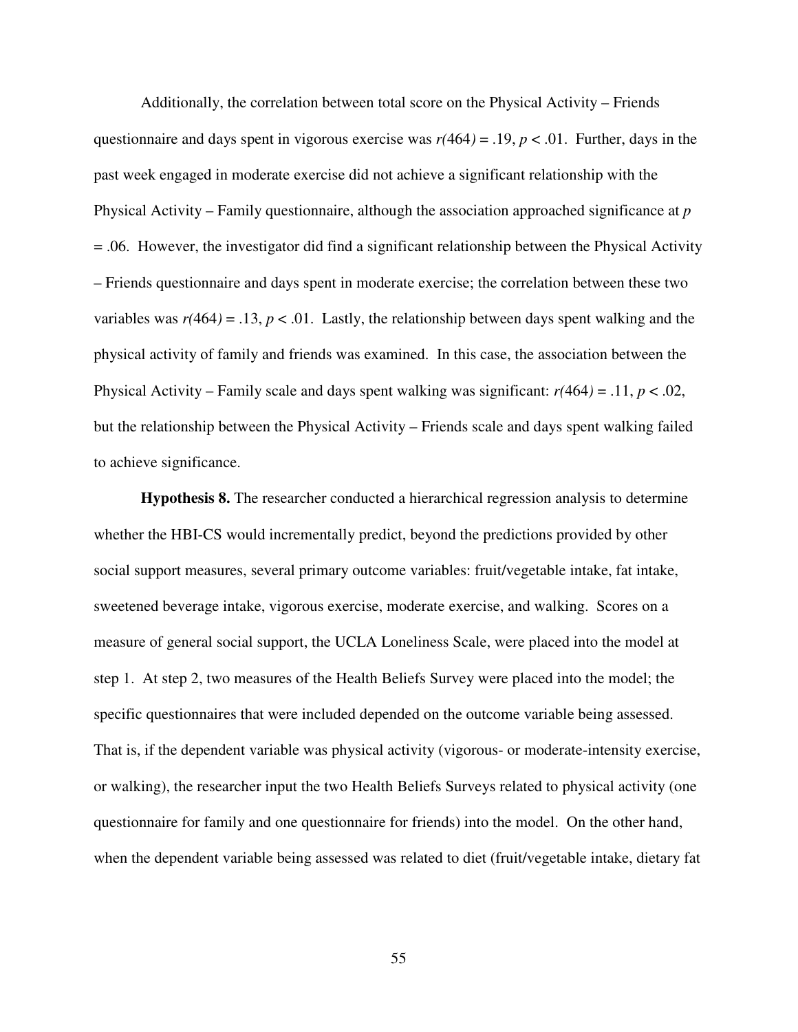Additionally, the correlation between total score on the Physical Activity – Friends questionnaire and days spent in vigorous exercise was $r(464) = .19$, $p < .01$. Further, days in the past week engaged in moderate exercise did not achieve a significant relationship with the Physical Activity – Family questionnaire, although the association approached significance at $p = .06$. However, the investigator did find a significant relationship between the Physical Activity – Friends questionnaire and days spent in moderate exercise; the correlation between these two variables was $r(464) = .13$, $p < .01$. Lastly, the relationship between days spent walking and the physical activity of family and friends was examined. In this case, the association between the Physical Activity – Family scale and days spent walking was significant: $r(464) = .11$, $p < .02$, but the relationship between the Physical Activity – Friends scale and days spent walking failed to achieve significance.

**Hypothesis 8.** The researcher conducted a hierarchical regression analysis to determine whether the HBI-CS would incrementally predict, beyond the predictions provided by other social support measures, several primary outcome variables: fruit/vegetable intake, fat intake, sweetened beverage intake, vigorous exercise, moderate exercise, and walking. Scores on a measure of general social support, the UCLA Loneliness Scale, were placed into the model at step 1. At step 2, two measures of the Health Beliefs Survey were placed into the model; the specific questionnaires that were included depended on the outcome variable being assessed. That is, if the dependent variable was physical activity (vigorous- or moderate-intensity exercise, or walking), the researcher input the two Health Beliefs Surveys related to physical activity (one questionnaire for family and one questionnaire for friends) into the model. On the other hand, when the dependent variable being assessed was related to diet (fruit/vegetable intake, dietary fat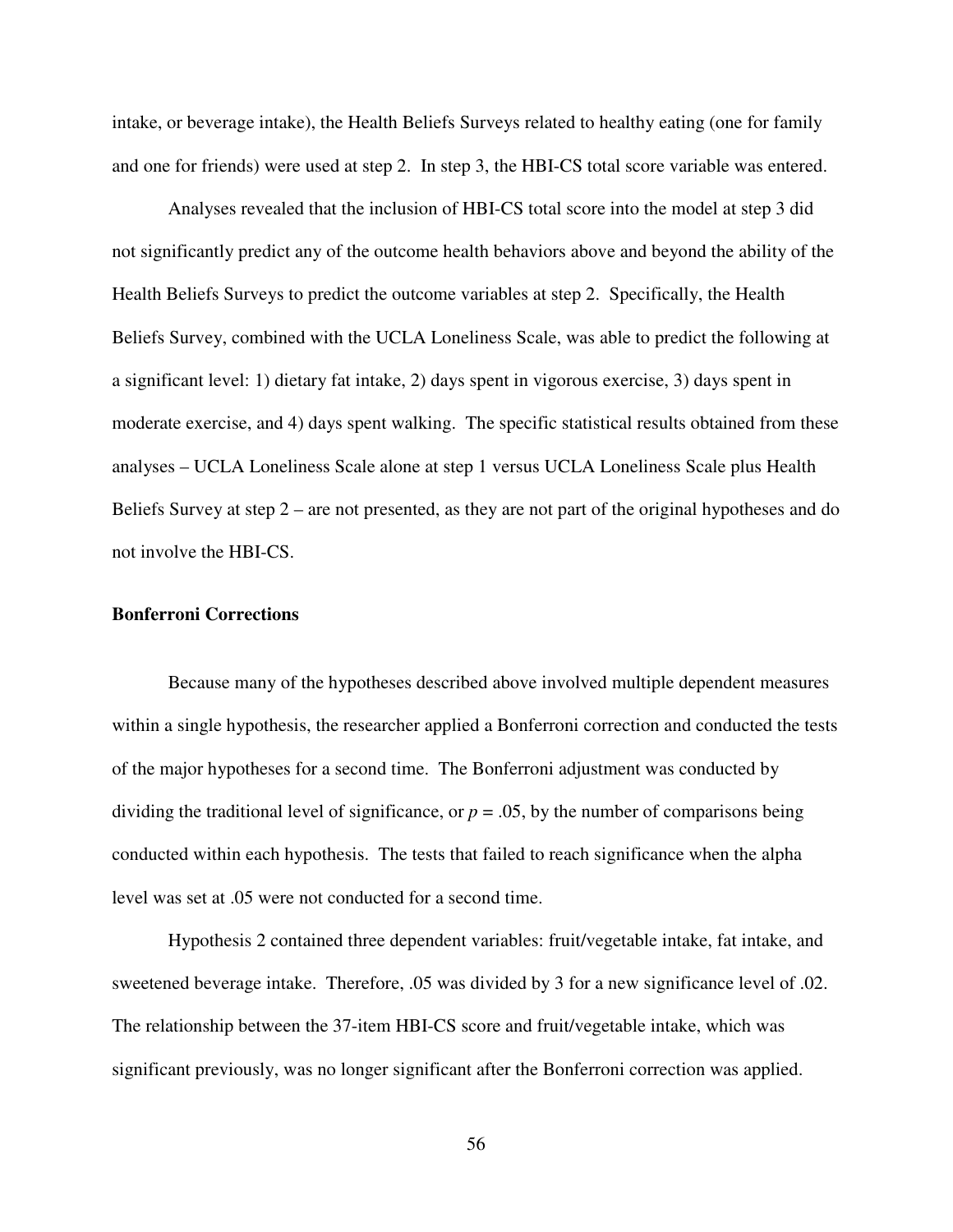intake, or beverage intake), the Health Beliefs Surveys related to healthy eating (one for family and one for friends) were used at step 2. In step 3, the HBI-CS total score variable was entered.

Analyses revealed that the inclusion of HBI-CS total score into the model at step 3 did not significantly predict any of the outcome health behaviors above and beyond the ability of the Health Beliefs Surveys to predict the outcome variables at step 2. Specifically, the Health Beliefs Survey, combined with the UCLA Loneliness Scale, was able to predict the following at a significant level: 1) dietary fat intake, 2) days spent in vigorous exercise, 3) days spent in moderate exercise, and 4) days spent walking. The specific statistical results obtained from these analyses – UCLA Loneliness Scale alone at step 1 versus UCLA Loneliness Scale plus Health Beliefs Survey at step 2 – are not presented, as they are not part of the original hypotheses and do not involve the HBI-CS.

**Bonferroni Corrections**

Because many of the hypotheses described above involved multiple dependent measures within a single hypothesis, the researcher applied a Bonferroni correction and conducted the tests of the major hypotheses for a second time. The Bonferroni adjustment was conducted by dividing the traditional level of significance, or $p = .05$, by the number of comparisons being conducted within each hypothesis. The tests that failed to reach significance when the alpha level was set at .05 were not conducted for a second time.

Hypothesis 2 contained three dependent variables: fruit/vegetable intake, fat intake, and sweetened beverage intake. Therefore, .05 was divided by 3 for a new significance level of .02. The relationship between the 37-item HBI-CS score and fruit/vegetable intake, which was significant previously, was no longer significant after the Bonferroni correction was applied.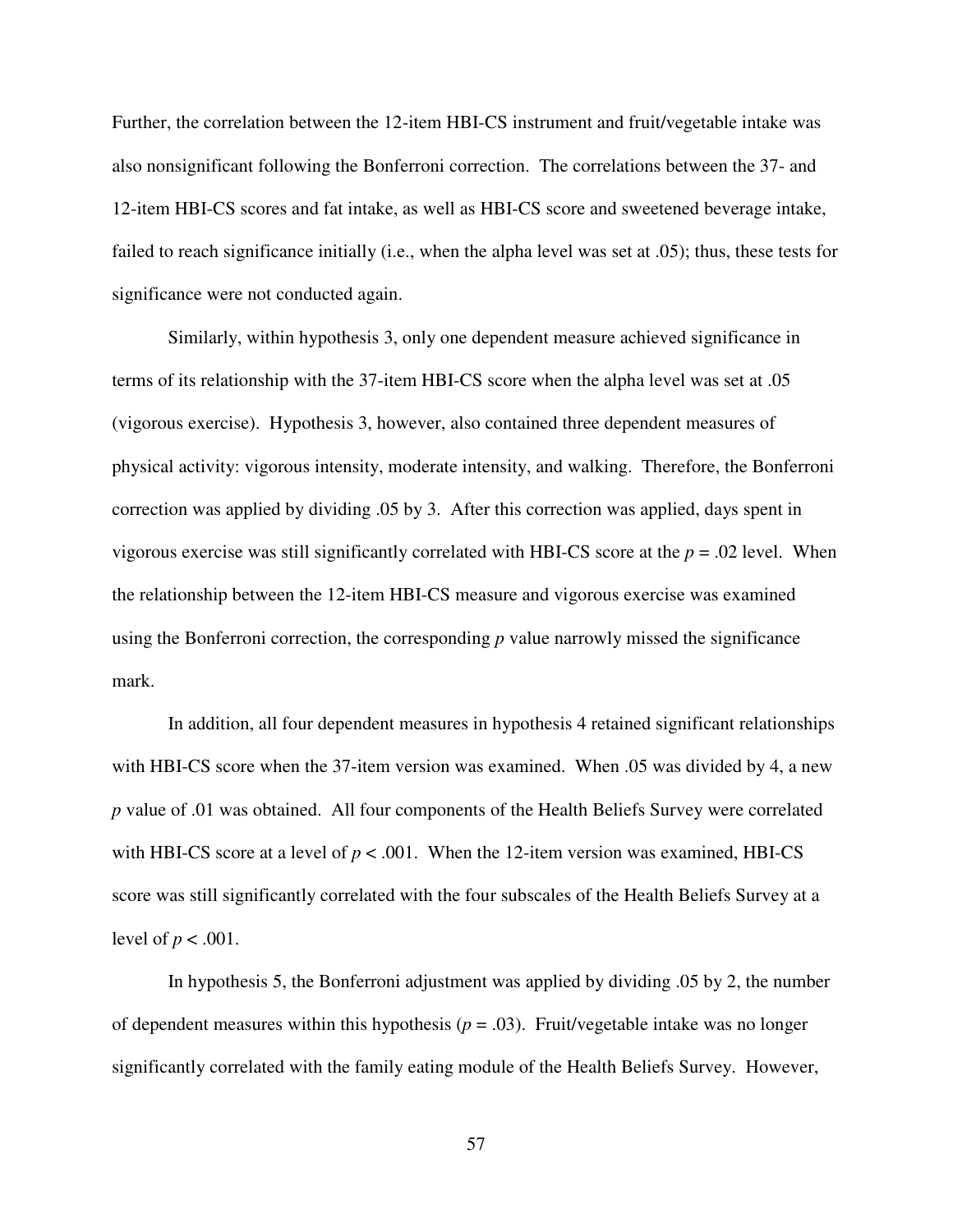Further, the correlation between the 12-item HBI-CS instrument and fruit/vegetable intake was also nonsignificant following the Bonferroni correction. The correlations between the 37- and 12-item HBI-CS scores and fat intake, as well as HBI-CS score and sweetened beverage intake, failed to reach significance initially (i.e., when the alpha level was set at .05); thus, these tests for significance were not conducted again.

Similarly, within hypothesis 3, only one dependent measure achieved significance in terms of its relationship with the 37-item HBI-CS score when the alpha level was set at .05 (vigorous exercise). Hypothesis 3, however, also contained three dependent measures of physical activity: vigorous intensity, moderate intensity, and walking. Therefore, the Bonferroni correction was applied by dividing .05 by 3. After this correction was applied, days spent in vigorous exercise was still significantly correlated with HBI-CS score at the $p = .02$ level. When the relationship between the 12-item HBI-CS measure and vigorous exercise was examined using the Bonferroni correction, the corresponding $p$ value narrowly missed the significance mark.

In addition, all four dependent measures in hypothesis 4 retained significant relationships with HBI-CS score when the 37-item version was examined. When .05 was divided by 4, a new $p$ value of .01 was obtained. All four components of the Health Beliefs Survey were correlated with HBI-CS score at a level of $p < .001$. When the 12-item version was examined, HBI-CS score was still significantly correlated with the four subscales of the Health Beliefs Survey at a level of $p < .001$.

In hypothesis 5, the Bonferroni adjustment was applied by dividing .05 by 2, the number of dependent measures within this hypothesis ($p = .03$). Fruit/vegetable intake was no longer significantly correlated with the family eating module of the Health Beliefs Survey. However,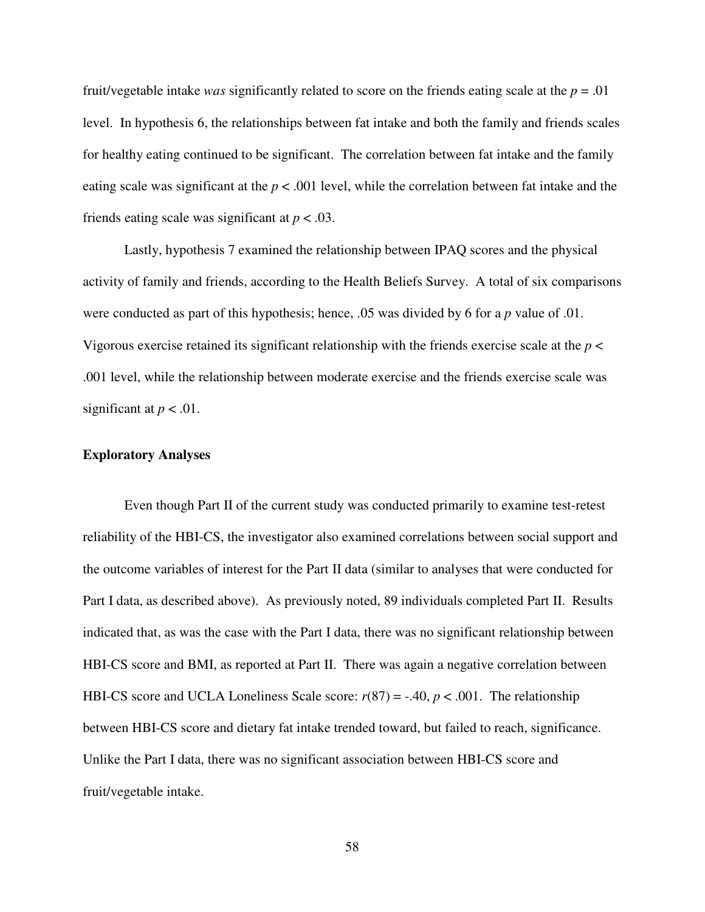fruit/vegetable intake *was* significantly related to score on the friends eating scale at the $p = .01$ level. In hypothesis 6, the relationships between fat intake and both the family and friends scales for healthy eating continued to be significant. The correlation between fat intake and the family eating scale was significant at the $p < .001$ level, while the correlation between fat intake and the friends eating scale was significant at $p < .03$.

Lastly, hypothesis 7 examined the relationship between IPAQ scores and the physical activity of family and friends, according to the Health Beliefs Survey. A total of six comparisons were conducted as part of this hypothesis; hence, .05 was divided by 6 for a $p$ value of .01. Vigorous exercise retained its significant relationship with the friends exercise scale at the $p < .001$ level, while the relationship between moderate exercise and the friends exercise scale was significant at $p < .01$.

**Exploratory Analyses**

Even though Part II of the current study was conducted primarily to examine test-retest reliability of the HBI-CS, the investigator also examined correlations between social support and the outcome variables of interest for the Part II data (similar to analyses that were conducted for Part I data, as described above). As previously noted, 89 individuals completed Part II. Results indicated that, as was the case with the Part I data, there was no significant relationship between HBI-CS score and BMI, as reported at Part II. There was again a negative correlation between HBI-CS score and UCLA Loneliness Scale score: $r(87) = -.40$, $p < .001$. The relationship between HBI-CS score and dietary fat intake trended toward, but failed to reach, significance. Unlike the Part I data, there was no significant association between HBI-CS score and fruit/vegetable intake.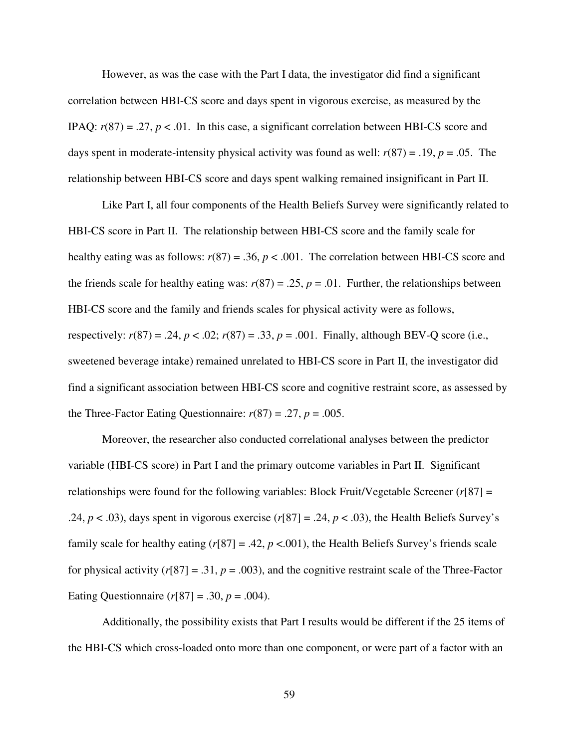However, as was the case with the Part I data, the investigator did find a significant correlation between HBI-CS score and days spent in vigorous exercise, as measured by the IPAQ: $r(87) = .27$, $p < .01$. In this case, a significant correlation between HBI-CS score and days spent in moderate-intensity physical activity was found as well: $r(87) = .19$, $p = .05$. The relationship between HBI-CS score and days spent walking remained insignificant in Part II.

Like Part I, all four components of the Health Beliefs Survey were significantly related to HBI-CS score in Part II. The relationship between HBI-CS score and the family scale for healthy eating was as follows: $r(87) = .36$, $p < .001$. The correlation between HBI-CS score and the friends scale for healthy eating was: $r(87) = .25$, $p = .01$. Further, the relationships between HBI-CS score and the family and friends scales for physical activity were as follows, respectively: $r(87) = .24$, $p < .02$; $r(87) = .33$, $p = .001$. Finally, although BEV-Q score (i.e., sweetened beverage intake) remained unrelated to HBI-CS score in Part II, the investigator did find a significant association between HBI-CS score and cognitive restraint score, as assessed by the Three-Factor Eating Questionnaire: $r(87) = .27$, $p = .005$.

Moreover, the researcher also conducted correlational analyses between the predictor variable (HBI-CS score) in Part I and the primary outcome variables in Part II. Significant relationships were found for the following variables: Block Fruit/Vegetable Screener ($r[87] = .24$, $p < .03$), days spent in vigorous exercise ($r[87] = .24$, $p < .03$), the Health Beliefs Survey's family scale for healthy eating ($r[87] = .42$, $p < .001$), the Health Beliefs Survey's friends scale for physical activity ($r[87] = .31$, $p = .003$), and the cognitive restraint scale of the Three-Factor Eating Questionnaire ($r[87] = .30$, $p = .004$).

Additionally, the possibility exists that Part I results would be different if the 25 items of the HBI-CS which cross-loaded onto more than one component, or were part of a factor with an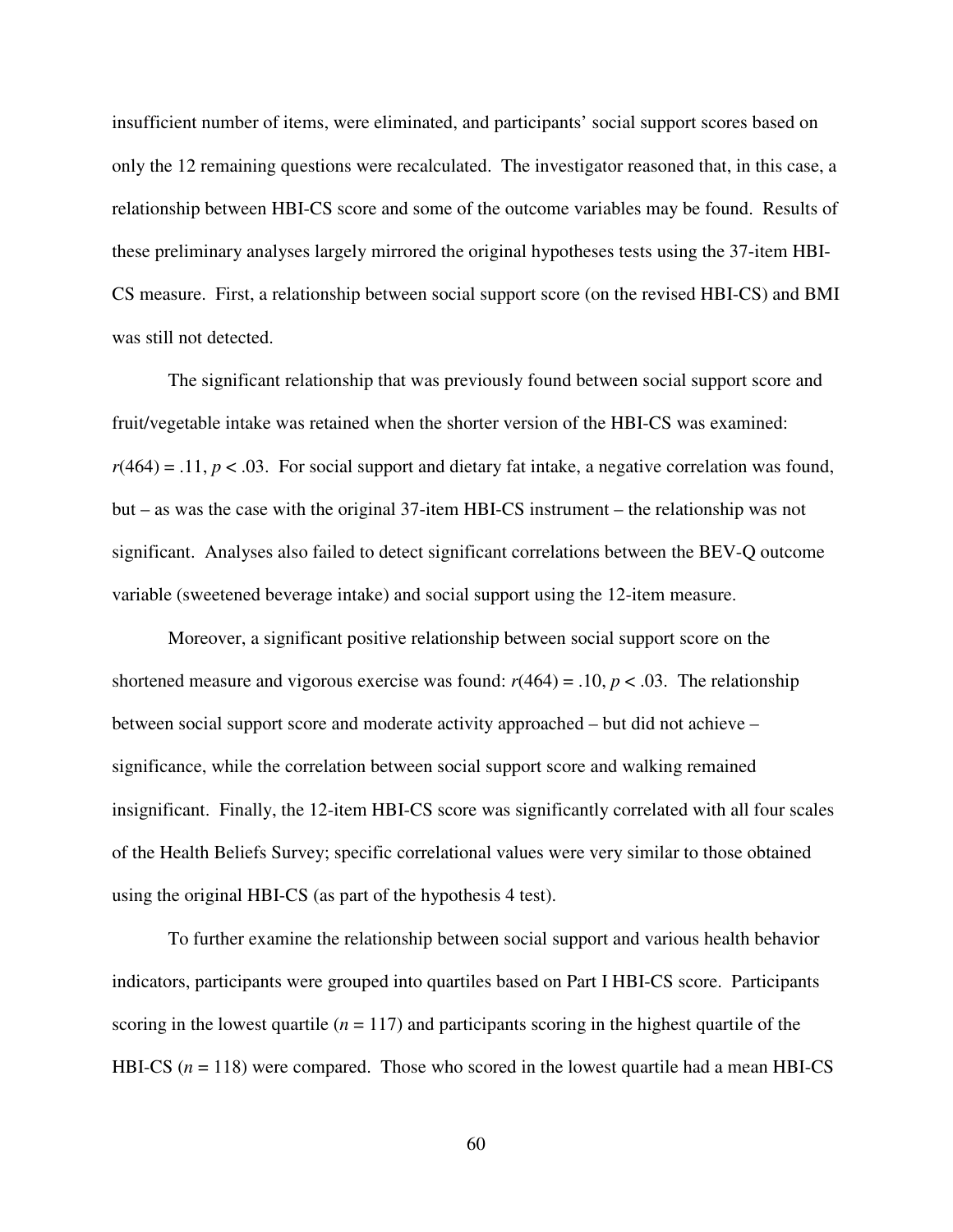insufficient number of items, were eliminated, and participants' social support scores based on only the 12 remaining questions were recalculated. The investigator reasoned that, in this case, a relationship between HBI-CS score and some of the outcome variables may be found. Results of these preliminary analyses largely mirrored the original hypotheses tests using the 37-item HBI-CS measure. First, a relationship between social support score (on the revised HBI-CS) and BMI was still not detected.

The significant relationship that was previously found between social support score and fruit/vegetable intake was retained when the shorter version of the HBI-CS was examined: $r(464) = .11$, $p < .03$. For social support and dietary fat intake, a negative correlation was found, but – as was the case with the original 37-item HBI-CS instrument – the relationship was not significant. Analyses also failed to detect significant correlations between the BEV-Q outcome variable (sweetened beverage intake) and social support using the 12-item measure.

Moreover, a significant positive relationship between social support score on the shortened measure and vigorous exercise was found: $r(464) = .10$, $p < .03$. The relationship between social support score and moderate activity approached – but did not achieve – significance, while the correlation between social support score and walking remained insignificant. Finally, the 12-item HBI-CS score was significantly correlated with all four scales of the Health Beliefs Survey; specific correlational values were very similar to those obtained using the original HBI-CS (as part of the hypothesis 4 test).

To further examine the relationship between social support and various health behavior indicators, participants were grouped into quartiles based on Part I HBI-CS score. Participants scoring in the lowest quartile ($n = 117$) and participants scoring in the highest quartile of the HBI-CS ($n = 118$) were compared. Those who scored in the lowest quartile had a mean HBI-CS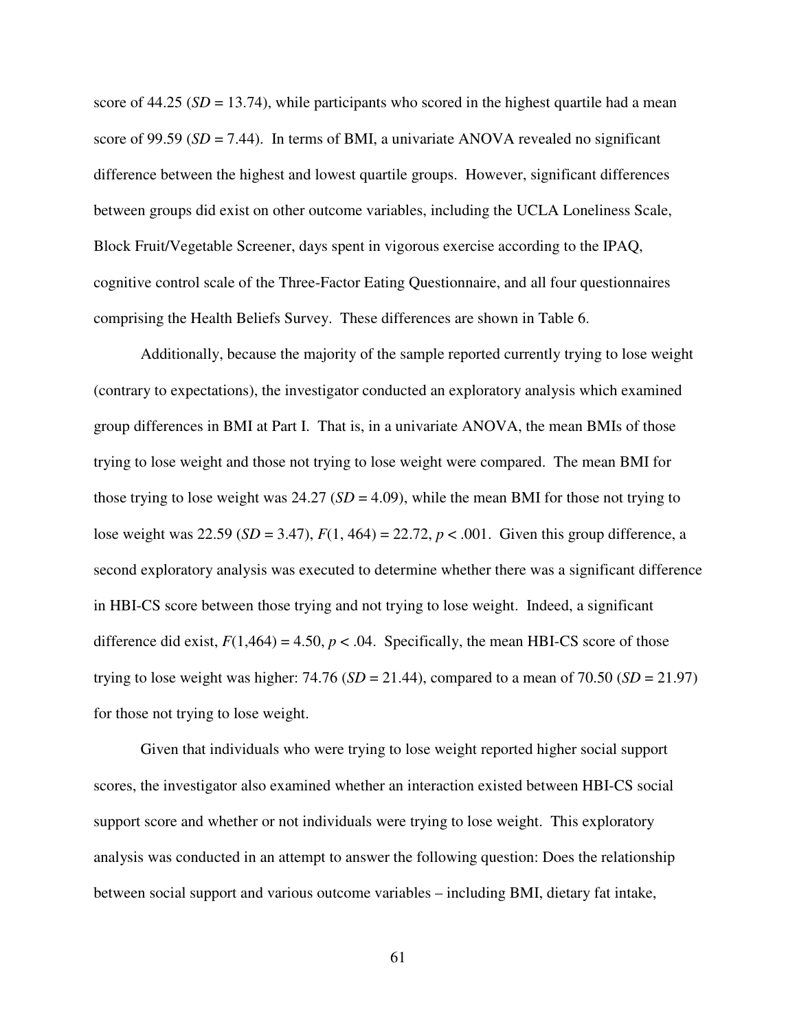score of 44.25 (*SD* = 13.74), while participants who scored in the highest quartile had a mean score of 99.59 (*SD* = 7.44). In terms of BMI, a univariate ANOVA revealed no significant difference between the highest and lowest quartile groups. However, significant differences between groups did exist on other outcome variables, including the UCLA Loneliness Scale, Block Fruit/Vegetable Screener, days spent in vigorous exercise according to the IPAQ, cognitive control scale of the Three-Factor Eating Questionnaire, and all four questionnaires comprising the Health Beliefs Survey. These differences are shown in Table 6.

Additionally, because the majority of the sample reported currently trying to lose weight (contrary to expectations), the investigator conducted an exploratory analysis which examined group differences in BMI at Part I. That is, in a univariate ANOVA, the mean BMIs of those trying to lose weight and those not trying to lose weight were compared. The mean BMI for those trying to lose weight was 24.27 (*SD* = 4.09), while the mean BMI for those not trying to lose weight was 22.59 (*SD* = 3.47), $F(1, 464) = 22.72$, $p < .001$. Given this group difference, a second exploratory analysis was executed to determine whether there was a significant difference in HBI-CS score between those trying and not trying to lose weight. Indeed, a significant difference did exist, $F(1,464) = 4.50$, $p < .04$. Specifically, the mean HBI-CS score of those trying to lose weight was higher: 74.76 (*SD* = 21.44), compared to a mean of 70.50 (*SD* = 21.97) for those not trying to lose weight.

Given that individuals who were trying to lose weight reported higher social support scores, the investigator also examined whether an interaction existed between HBI-CS social support score and whether or not individuals were trying to lose weight. This exploratory analysis was conducted in an attempt to answer the following question: Does the relationship between social support and various outcome variables – including BMI, dietary fat intake,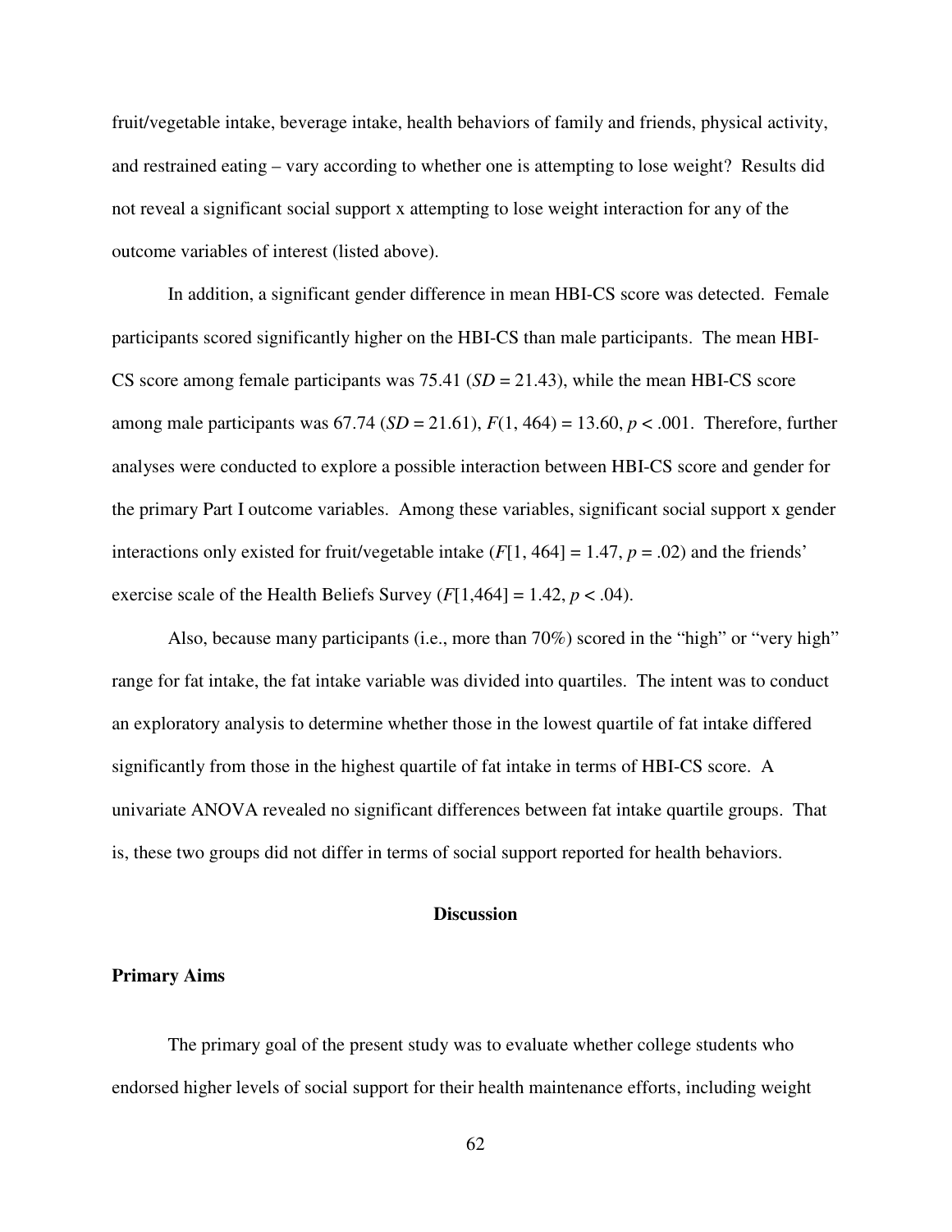fruit/vegetable intake, beverage intake, health behaviors of family and friends, physical activity, and restrained eating – vary according to whether one is attempting to lose weight? Results did not reveal a significant social support x attempting to lose weight interaction for any of the outcome variables of interest (listed above).

In addition, a significant gender difference in mean HBI-CS score was detected. Female participants scored significantly higher on the HBI-CS than male participants. The mean HBI-CS score among female participants was 75.41 ($SD = 21.43$), while the mean HBI-CS score among male participants was 67.74 ($SD = 21.61$), $F(1, 464) = 13.60$, $p < .001$. Therefore, further analyses were conducted to explore a possible interaction between HBI-CS score and gender for the primary Part I outcome variables. Among these variables, significant social support x gender interactions only existed for fruit/vegetable intake ($F[1, 464] = 1.47$, $p = .02$) and the friends' exercise scale of the Health Beliefs Survey ($F[1,464] = 1.42$, $p < .04$).

Also, because many participants (i.e., more than 70%) scored in the "high" or "very high" range for fat intake, the fat intake variable was divided into quartiles. The intent was to conduct an exploratory analysis to determine whether those in the lowest quartile of fat intake differed significantly from those in the highest quartile of fat intake in terms of HBI-CS score. A univariate ANOVA revealed no significant differences between fat intake quartile groups. That is, these two groups did not differ in terms of social support reported for health behaviors.

## Discussion

### Primary Aims

The primary goal of the present study was to evaluate whether college students who endorsed higher levels of social support for their health maintenance efforts, including weight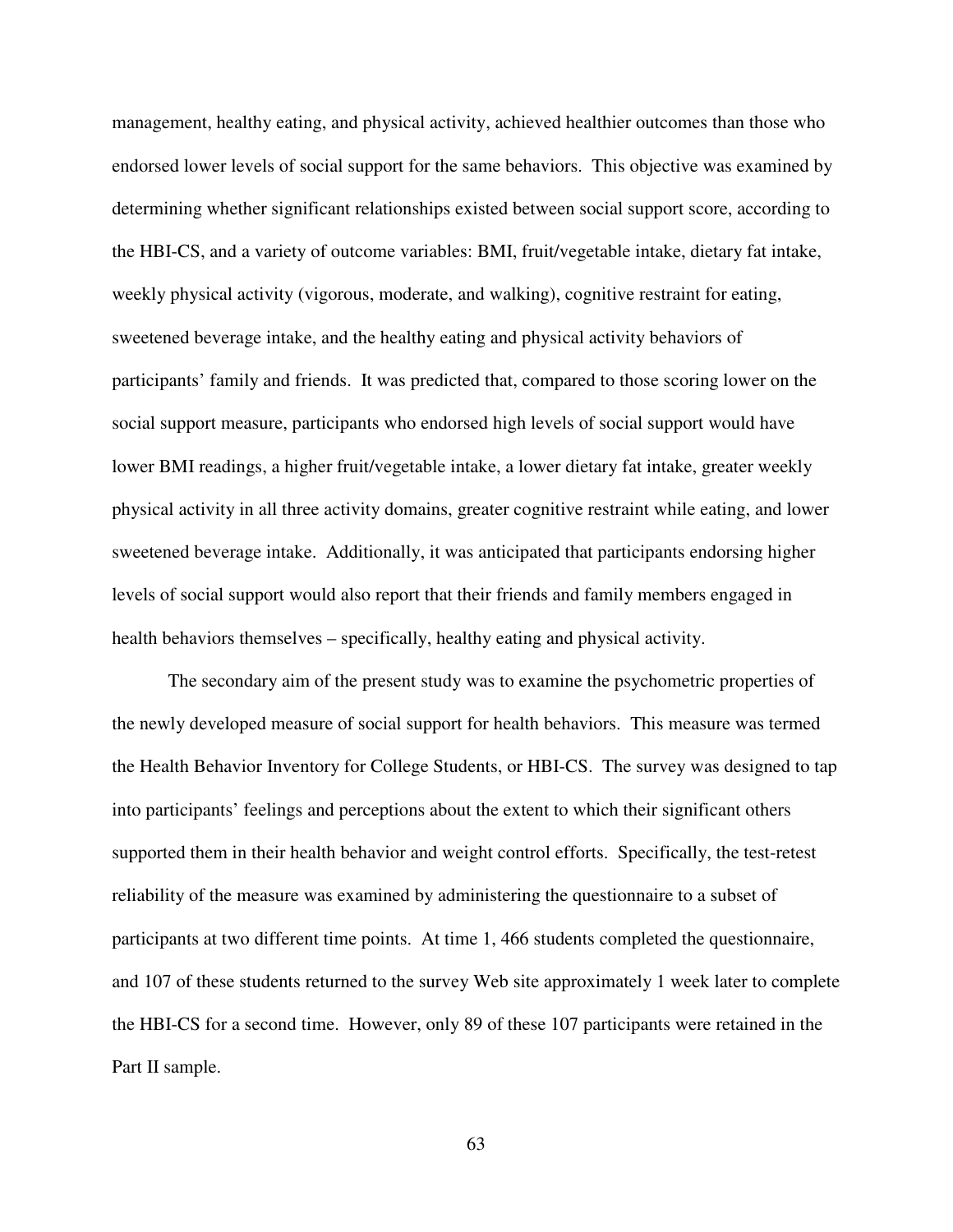management, healthy eating, and physical activity, achieved healthier outcomes than those who endorsed lower levels of social support for the same behaviors. This objective was examined by determining whether significant relationships existed between social support score, according to the HBI-CS, and a variety of outcome variables: BMI, fruit/vegetable intake, dietary fat intake, weekly physical activity (vigorous, moderate, and walking), cognitive restraint for eating, sweetened beverage intake, and the healthy eating and physical activity behaviors of participants' family and friends. It was predicted that, compared to those scoring lower on the social support measure, participants who endorsed high levels of social support would have lower BMI readings, a higher fruit/vegetable intake, a lower dietary fat intake, greater weekly physical activity in all three activity domains, greater cognitive restraint while eating, and lower sweetened beverage intake. Additionally, it was anticipated that participants endorsing higher levels of social support would also report that their friends and family members engaged in health behaviors themselves – specifically, healthy eating and physical activity.

The secondary aim of the present study was to examine the psychometric properties of the newly developed measure of social support for health behaviors. This measure was termed the Health Behavior Inventory for College Students, or HBI-CS. The survey was designed to tap into participants' feelings and perceptions about the extent to which their significant others supported them in their health behavior and weight control efforts. Specifically, the test-retest reliability of the measure was examined by administering the questionnaire to a subset of participants at two different time points. At time 1, 466 students completed the questionnaire, and 107 of these students returned to the survey Web site approximately 1 week later to complete the HBI-CS for a second time. However, only 89 of these 107 participants were retained in the Part II sample.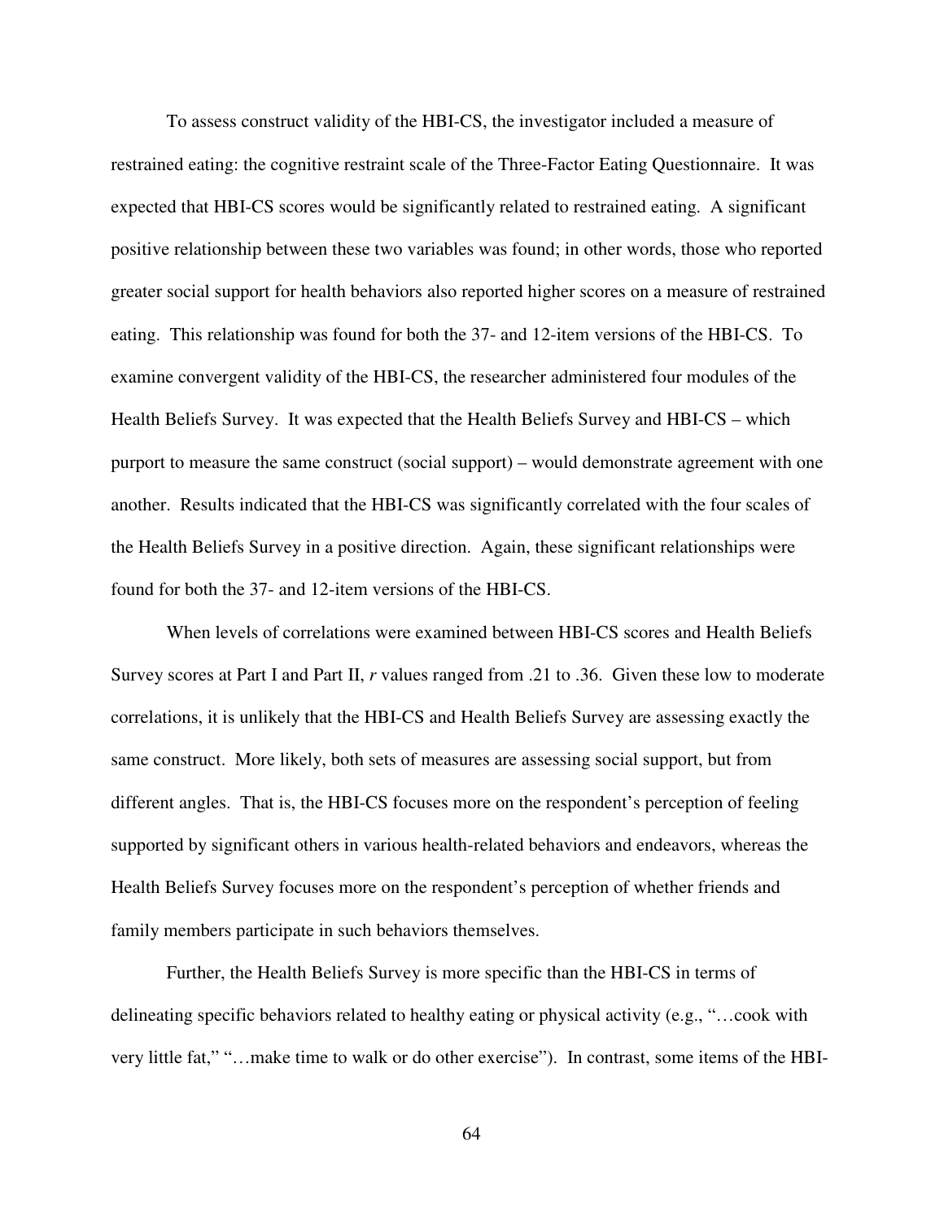To assess construct validity of the HBI-CS, the investigator included a measure of restrained eating: the cognitive restraint scale of the Three-Factor Eating Questionnaire. It was expected that HBI-CS scores would be significantly related to restrained eating. A significant positive relationship between these two variables was found; in other words, those who reported greater social support for health behaviors also reported higher scores on a measure of restrained eating. This relationship was found for both the 37- and 12-item versions of the HBI-CS. To examine convergent validity of the HBI-CS, the researcher administered four modules of the Health Beliefs Survey. It was expected that the Health Beliefs Survey and HBI-CS – which purport to measure the same construct (social support) – would demonstrate agreement with one another. Results indicated that the HBI-CS was significantly correlated with the four scales of the Health Beliefs Survey in a positive direction. Again, these significant relationships were found for both the 37- and 12-item versions of the HBI-CS.

When levels of correlations were examined between HBI-CS scores and Health Beliefs Survey scores at Part I and Part II, *r* values ranged from .21 to .36. Given these low to moderate correlations, it is unlikely that the HBI-CS and Health Beliefs Survey are assessing exactly the same construct. More likely, both sets of measures are assessing social support, but from different angles. That is, the HBI-CS focuses more on the respondent's perception of feeling supported by significant others in various health-related behaviors and endeavors, whereas the Health Beliefs Survey focuses more on the respondent's perception of whether friends and family members participate in such behaviors themselves.

Further, the Health Beliefs Survey is more specific than the HBI-CS in terms of delineating specific behaviors related to healthy eating or physical activity (e.g., "…cook with very little fat," "…make time to walk or do other exercise"). In contrast, some items of the HBI-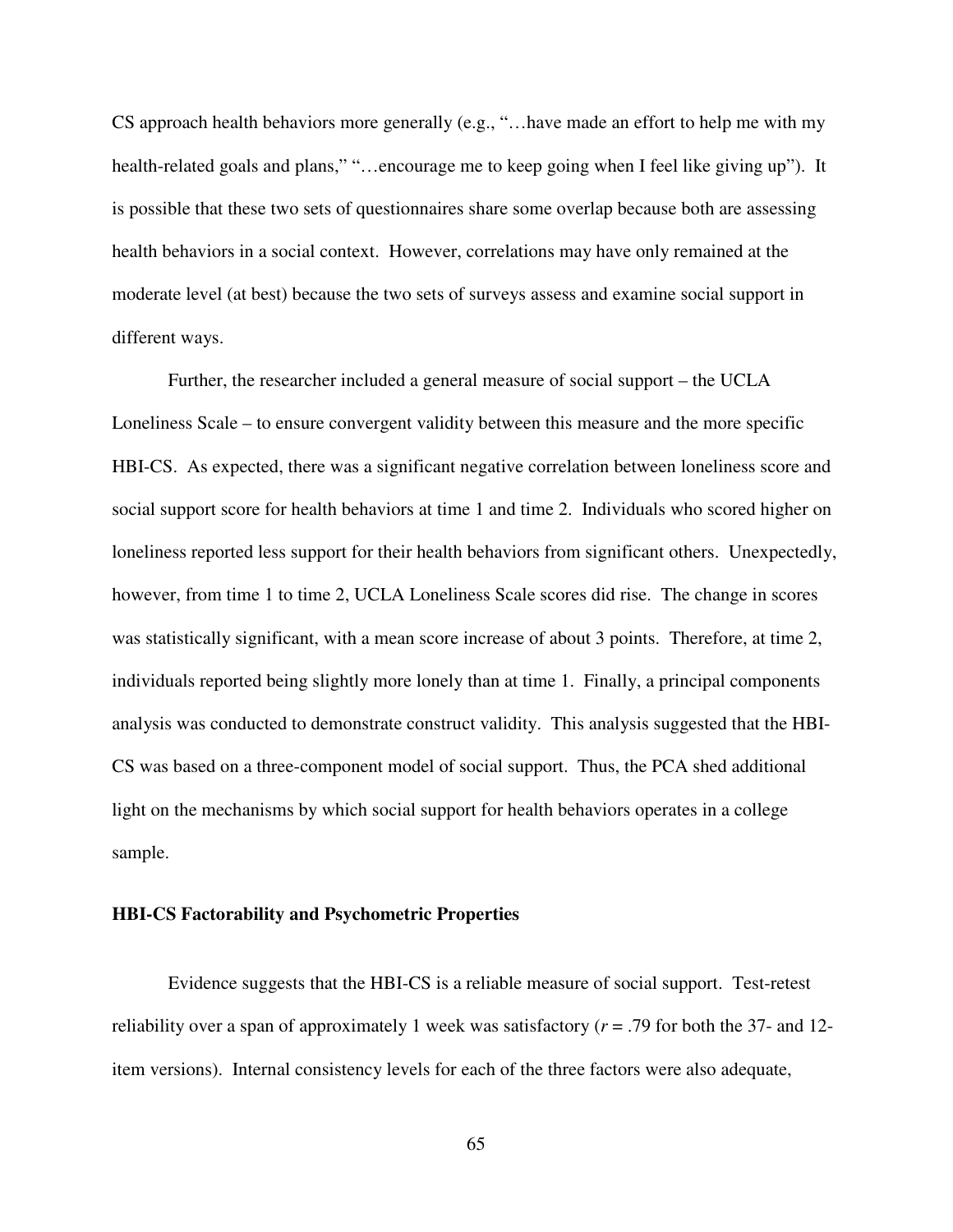CS approach health behaviors more generally (e.g., "…have made an effort to help me with my health-related goals and plans," "…encourage me to keep going when I feel like giving up"). It is possible that these two sets of questionnaires share some overlap because both are assessing health behaviors in a social context. However, correlations may have only remained at the moderate level (at best) because the two sets of surveys assess and examine social support in different ways.

Further, the researcher included a general measure of social support – the UCLA Loneliness Scale – to ensure convergent validity between this measure and the more specific HBI-CS. As expected, there was a significant negative correlation between loneliness score and social support score for health behaviors at time 1 and time 2. Individuals who scored higher on loneliness reported less support for their health behaviors from significant others. Unexpectedly, however, from time 1 to time 2, UCLA Loneliness Scale scores did rise. The change in scores was statistically significant, with a mean score increase of about 3 points. Therefore, at time 2, individuals reported being slightly more lonely than at time 1. Finally, a principal components analysis was conducted to demonstrate construct validity. This analysis suggested that the HBI-CS was based on a three-component model of social support. Thus, the PCA shed additional light on the mechanisms by which social support for health behaviors operates in a college sample.

**HBI-CS Factorability and Psychometric Properties**

Evidence suggests that the HBI-CS is a reliable measure of social support. Test-retest reliability over a span of approximately 1 week was satisfactory ($r$ = .79 for both the 37- and 12-item versions). Internal consistency levels for each of the three factors were also adequate,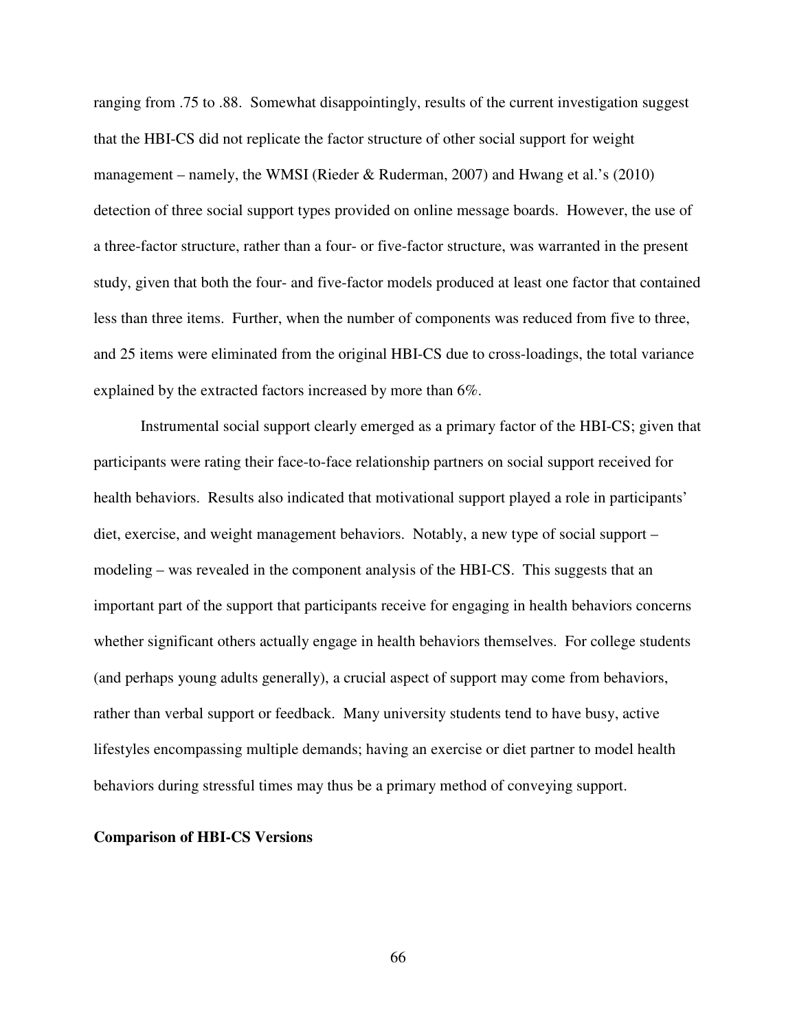ranging from .75 to .88. Somewhat disappointingly, results of the current investigation suggest that the HBI-CS did not replicate the factor structure of other social support for weight management – namely, the WMSI (Rieder & Ruderman, 2007) and Hwang et al.'s (2010) detection of three social support types provided on online message boards. However, the use of a three-factor structure, rather than a four- or five-factor structure, was warranted in the present study, given that both the four- and five-factor models produced at least one factor that contained less than three items. Further, when the number of components was reduced from five to three, and 25 items were eliminated from the original HBI-CS due to cross-loadings, the total variance explained by the extracted factors increased by more than 6%.

Instrumental social support clearly emerged as a primary factor of the HBI-CS; given that participants were rating their face-to-face relationship partners on social support received for health behaviors. Results also indicated that motivational support played a role in participants' diet, exercise, and weight management behaviors. Notably, a new type of social support – modeling – was revealed in the component analysis of the HBI-CS. This suggests that an important part of the support that participants receive for engaging in health behaviors concerns whether significant others actually engage in health behaviors themselves. For college students (and perhaps young adults generally), a crucial aspect of support may come from behaviors, rather than verbal support or feedback. Many university students tend to have busy, active lifestyles encompassing multiple demands; having an exercise or diet partner to model health behaviors during stressful times may thus be a primary method of conveying support.

**Comparison of HBI-CS Versions**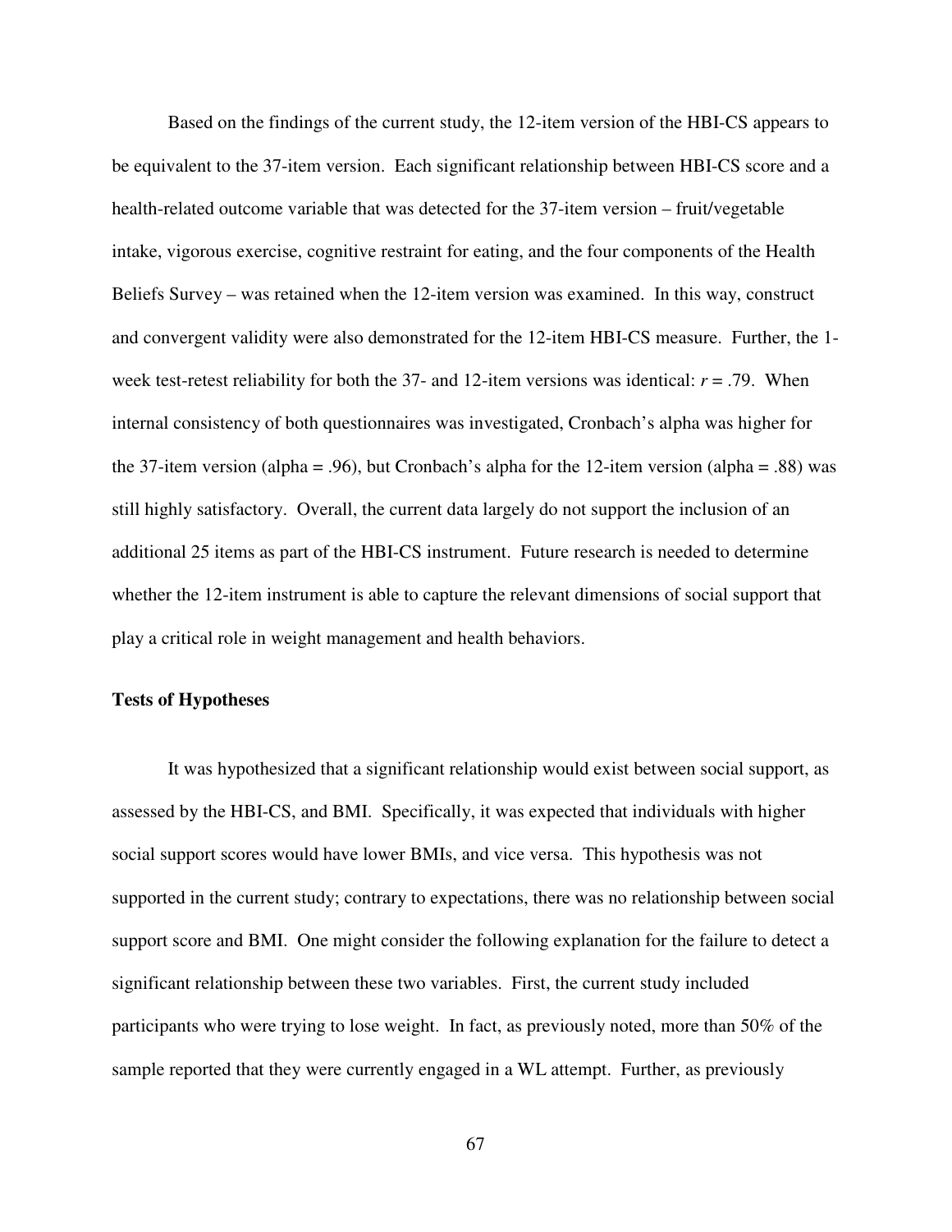Based on the findings of the current study, the 12-item version of the HBI-CS appears to be equivalent to the 37-item version. Each significant relationship between HBI-CS score and a health-related outcome variable that was detected for the 37-item version – fruit/vegetable intake, vigorous exercise, cognitive restraint for eating, and the four components of the Health Beliefs Survey – was retained when the 12-item version was examined. In this way, construct and convergent validity were also demonstrated for the 12-item HBI-CS measure. Further, the 1-week test-retest reliability for both the 37- and 12-item versions was identical: $r = .79$. When internal consistency of both questionnaires was investigated, Cronbach's alpha was higher for the 37-item version (alpha = .96), but Cronbach's alpha for the 12-item version (alpha = .88) was still highly satisfactory. Overall, the current data largely do not support the inclusion of an additional 25 items as part of the HBI-CS instrument. Future research is needed to determine whether the 12-item instrument is able to capture the relevant dimensions of social support that play a critical role in weight management and health behaviors.

**Tests of Hypotheses**

It was hypothesized that a significant relationship would exist between social support, as assessed by the HBI-CS, and BMI. Specifically, it was expected that individuals with higher social support scores would have lower BMIs, and vice versa. This hypothesis was not supported in the current study; contrary to expectations, there was no relationship between social support score and BMI. One might consider the following explanation for the failure to detect a significant relationship between these two variables. First, the current study included participants who were trying to lose weight. In fact, as previously noted, more than 50% of the sample reported that they were currently engaged in a WL attempt. Further, as previously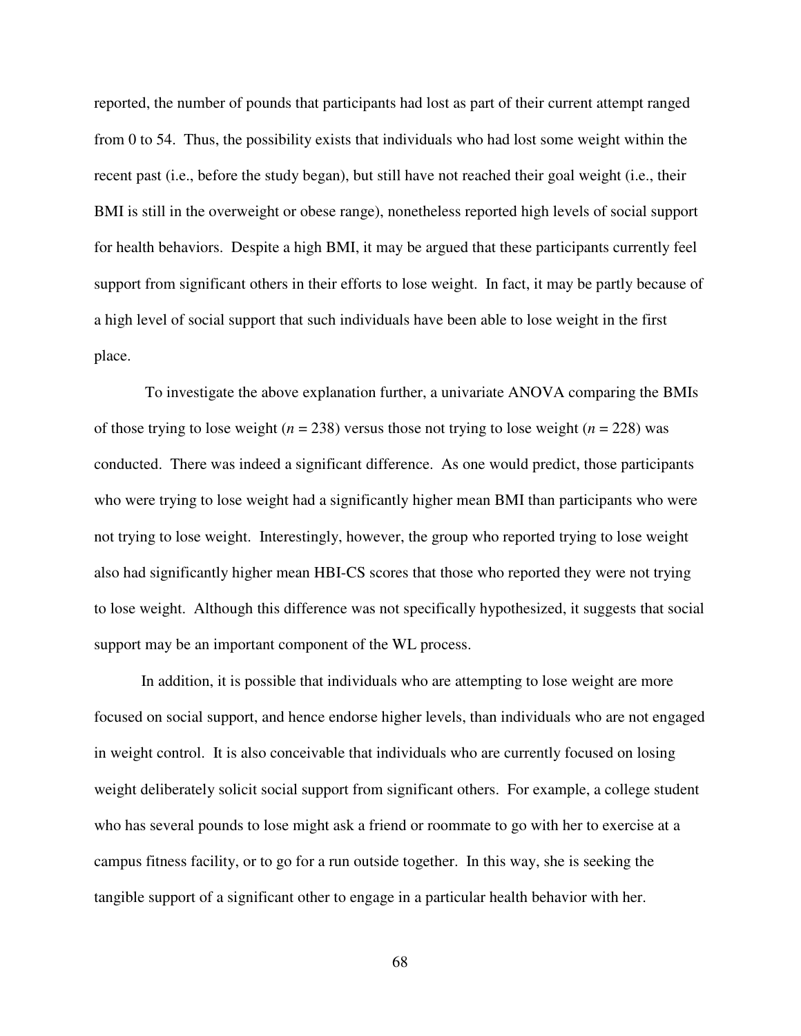reported, the number of pounds that participants had lost as part of their current attempt ranged from 0 to 54. Thus, the possibility exists that individuals who had lost some weight within the recent past (i.e., before the study began), but still have not reached their goal weight (i.e., their BMI is still in the overweight or obese range), nonetheless reported high levels of social support for health behaviors. Despite a high BMI, it may be argued that these participants currently feel support from significant others in their efforts to lose weight. In fact, it may be partly because of a high level of social support that such individuals have been able to lose weight in the first place.

To investigate the above explanation further, a univariate ANOVA comparing the BMIs of those trying to lose weight ($n = 238$) versus those not trying to lose weight ($n = 228$) was conducted. There was indeed a significant difference. As one would predict, those participants who were trying to lose weight had a significantly higher mean BMI than participants who were not trying to lose weight. Interestingly, however, the group who reported trying to lose weight also had significantly higher mean HBI-CS scores that those who reported they were not trying to lose weight. Although this difference was not specifically hypothesized, it suggests that social support may be an important component of the WL process.

In addition, it is possible that individuals who are attempting to lose weight are more focused on social support, and hence endorse higher levels, than individuals who are not engaged in weight control. It is also conceivable that individuals who are currently focused on losing weight deliberately solicit social support from significant others. For example, a college student who has several pounds to lose might ask a friend or roommate to go with her to exercise at a campus fitness facility, or to go for a run outside together. In this way, she is seeking the tangible support of a significant other to engage in a particular health behavior with her.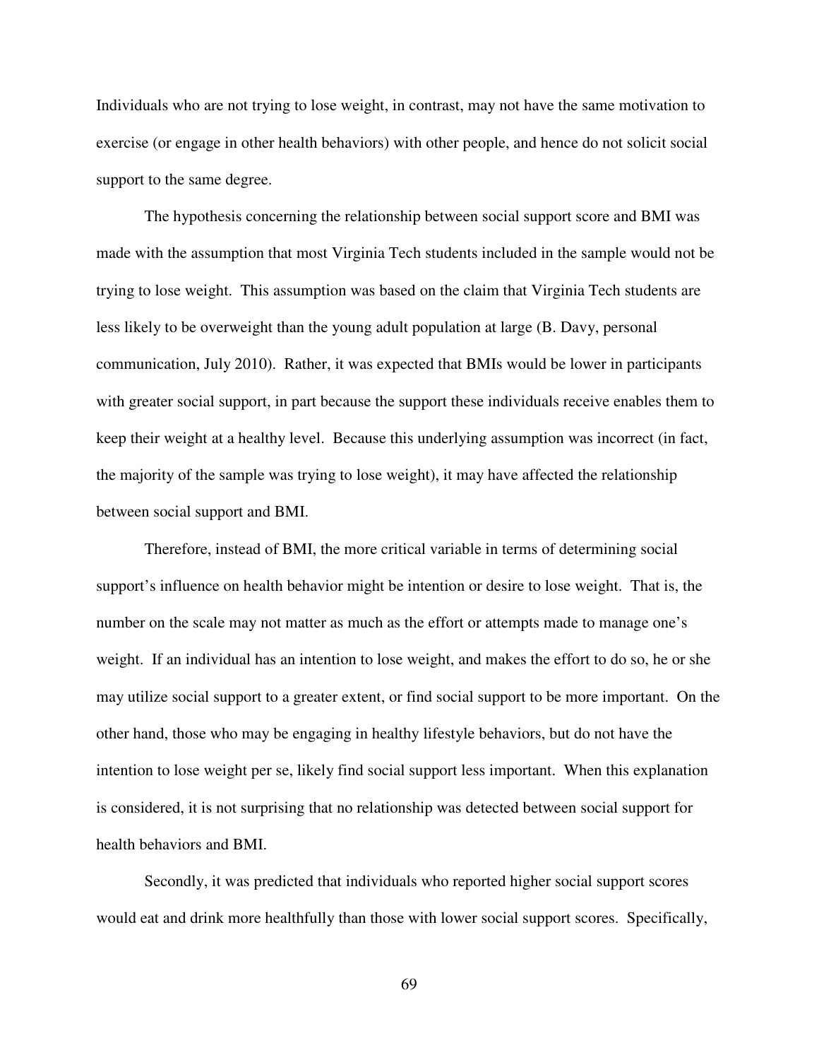Individuals who are not trying to lose weight, in contrast, may not have the same motivation to exercise (or engage in other health behaviors) with other people, and hence do not solicit social support to the same degree.

The hypothesis concerning the relationship between social support score and BMI was made with the assumption that most Virginia Tech students included in the sample would not be trying to lose weight. This assumption was based on the claim that Virginia Tech students are less likely to be overweight than the young adult population at large (B. Davy, personal communication, July 2010). Rather, it was expected that BMIs would be lower in participants with greater social support, in part because the support these individuals receive enables them to keep their weight at a healthy level. Because this underlying assumption was incorrect (in fact, the majority of the sample was trying to lose weight), it may have affected the relationship between social support and BMI.

Therefore, instead of BMI, the more critical variable in terms of determining social support's influence on health behavior might be intention or desire to lose weight. That is, the number on the scale may not matter as much as the effort or attempts made to manage one's weight. If an individual has an intention to lose weight, and makes the effort to do so, he or she may utilize social support to a greater extent, or find social support to be more important. On the other hand, those who may be engaging in healthy lifestyle behaviors, but do not have the intention to lose weight per se, likely find social support less important. When this explanation is considered, it is not surprising that no relationship was detected between social support for health behaviors and BMI.

Secondly, it was predicted that individuals who reported higher social support scores would eat and drink more healthfully than those with lower social support scores. Specifically,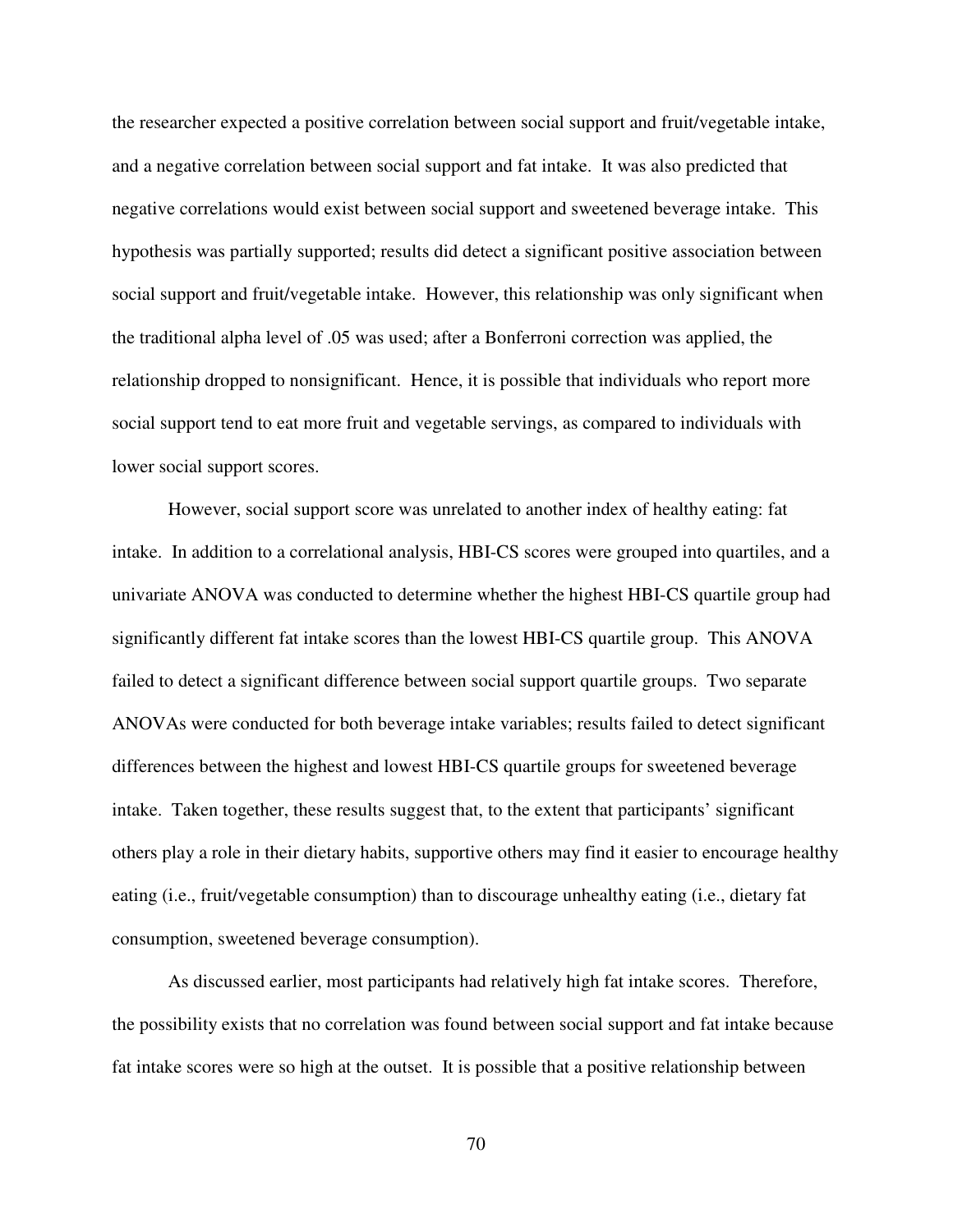the researcher expected a positive correlation between social support and fruit/vegetable intake, and a negative correlation between social support and fat intake. It was also predicted that negative correlations would exist between social support and sweetened beverage intake. This hypothesis was partially supported; results did detect a significant positive association between social support and fruit/vegetable intake. However, this relationship was only significant when the traditional alpha level of .05 was used; after a Bonferroni correction was applied, the relationship dropped to nonsignificant. Hence, it is possible that individuals who report more social support tend to eat more fruit and vegetable servings, as compared to individuals with lower social support scores.

However, social support score was unrelated to another index of healthy eating: fat intake. In addition to a correlational analysis, HBI-CS scores were grouped into quartiles, and a univariate ANOVA was conducted to determine whether the highest HBI-CS quartile group had significantly different fat intake scores than the lowest HBI-CS quartile group. This ANOVA failed to detect a significant difference between social support quartile groups. Two separate ANOVAs were conducted for both beverage intake variables; results failed to detect significant differences between the highest and lowest HBI-CS quartile groups for sweetened beverage intake. Taken together, these results suggest that, to the extent that participants' significant others play a role in their dietary habits, supportive others may find it easier to encourage healthy eating (i.e., fruit/vegetable consumption) than to discourage unhealthy eating (i.e., dietary fat consumption, sweetened beverage consumption).

As discussed earlier, most participants had relatively high fat intake scores. Therefore, the possibility exists that no correlation was found between social support and fat intake because fat intake scores were so high at the outset. It is possible that a positive relationship between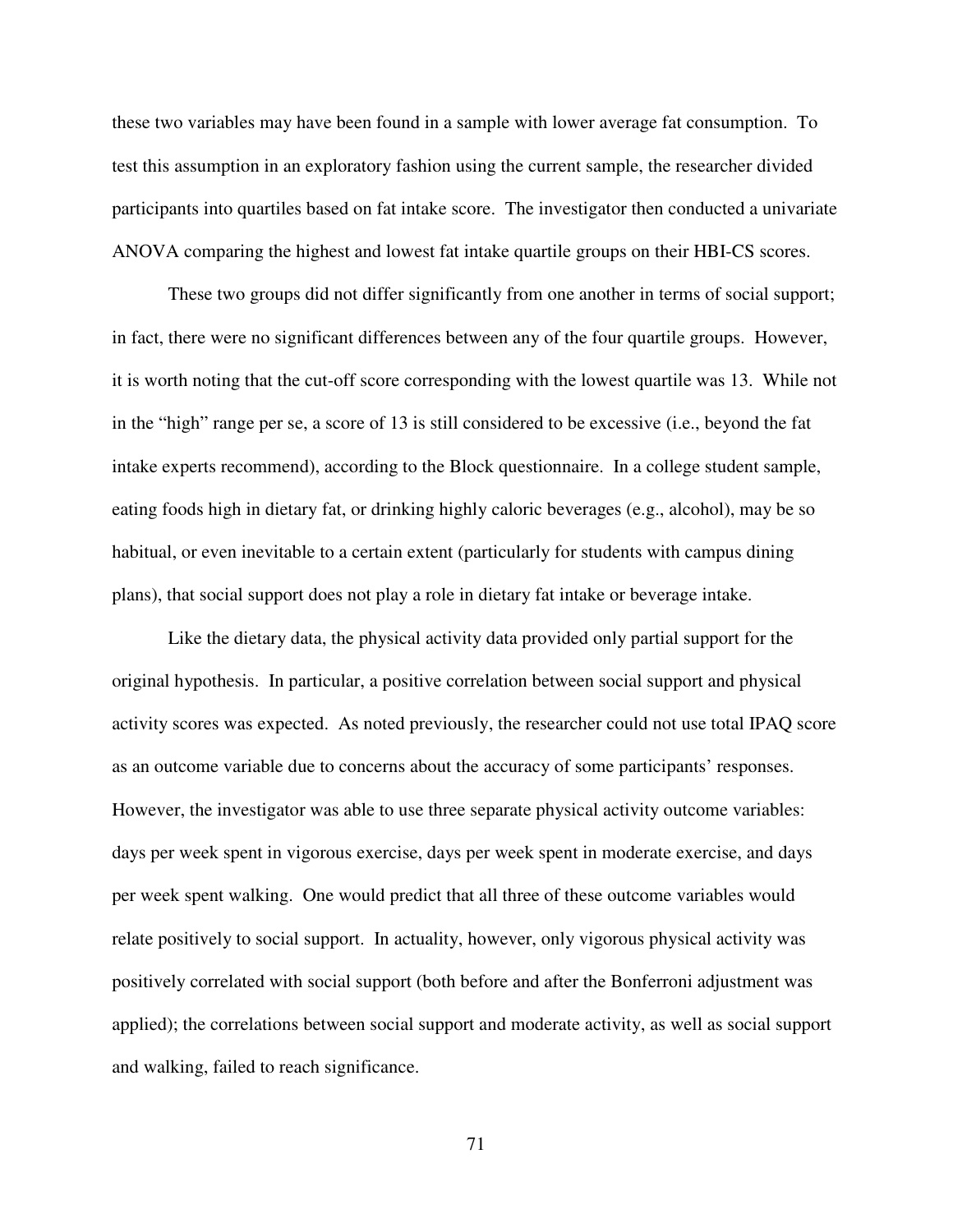these two variables may have been found in a sample with lower average fat consumption. To test this assumption in an exploratory fashion using the current sample, the researcher divided participants into quartiles based on fat intake score. The investigator then conducted a univariate ANOVA comparing the highest and lowest fat intake quartile groups on their HBI-CS scores.

These two groups did not differ significantly from one another in terms of social support; in fact, there were no significant differences between any of the four quartile groups. However, it is worth noting that the cut-off score corresponding with the lowest quartile was 13. While not in the "high" range per se, a score of 13 is still considered to be excessive (i.e., beyond the fat intake experts recommend), according to the Block questionnaire. In a college student sample, eating foods high in dietary fat, or drinking highly caloric beverages (e.g., alcohol), may be so habitual, or even inevitable to a certain extent (particularly for students with campus dining plans), that social support does not play a role in dietary fat intake or beverage intake.

Like the dietary data, the physical activity data provided only partial support for the original hypothesis. In particular, a positive correlation between social support and physical activity scores was expected. As noted previously, the researcher could not use total IPAQ score as an outcome variable due to concerns about the accuracy of some participants' responses. However, the investigator was able to use three separate physical activity outcome variables: days per week spent in vigorous exercise, days per week spent in moderate exercise, and days per week spent walking. One would predict that all three of these outcome variables would relate positively to social support. In actuality, however, only vigorous physical activity was positively correlated with social support (both before and after the Bonferroni adjustment was applied); the correlations between social support and moderate activity, as well as social support and walking, failed to reach significance.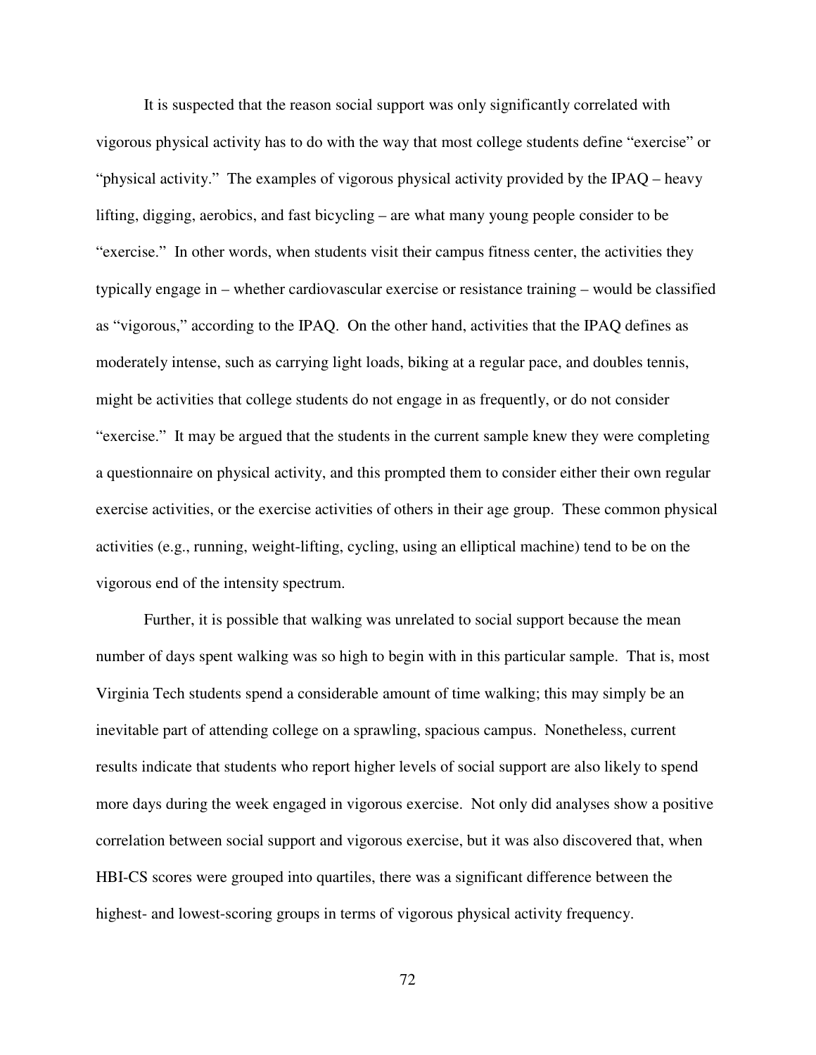It is suspected that the reason social support was only significantly correlated with vigorous physical activity has to do with the way that most college students define "exercise" or "physical activity." The examples of vigorous physical activity provided by the IPAQ – heavy lifting, digging, aerobics, and fast bicycling – are what many young people consider to be "exercise." In other words, when students visit their campus fitness center, the activities they typically engage in – whether cardiovascular exercise or resistance training – would be classified as "vigorous," according to the IPAQ. On the other hand, activities that the IPAQ defines as moderately intense, such as carrying light loads, biking at a regular pace, and doubles tennis, might be activities that college students do not engage in as frequently, or do not consider "exercise." It may be argued that the students in the current sample knew they were completing a questionnaire on physical activity, and this prompted them to consider either their own regular exercise activities, or the exercise activities of others in their age group. These common physical activities (e.g., running, weight-lifting, cycling, using an elliptical machine) tend to be on the vigorous end of the intensity spectrum.

Further, it is possible that walking was unrelated to social support because the mean number of days spent walking was so high to begin with in this particular sample. That is, most Virginia Tech students spend a considerable amount of time walking; this may simply be an inevitable part of attending college on a sprawling, spacious campus. Nonetheless, current results indicate that students who report higher levels of social support are also likely to spend more days during the week engaged in vigorous exercise. Not only did analyses show a positive correlation between social support and vigorous exercise, but it was also discovered that, when HBI-CS scores were grouped into quartiles, there was a significant difference between the highest- and lowest-scoring groups in terms of vigorous physical activity frequency.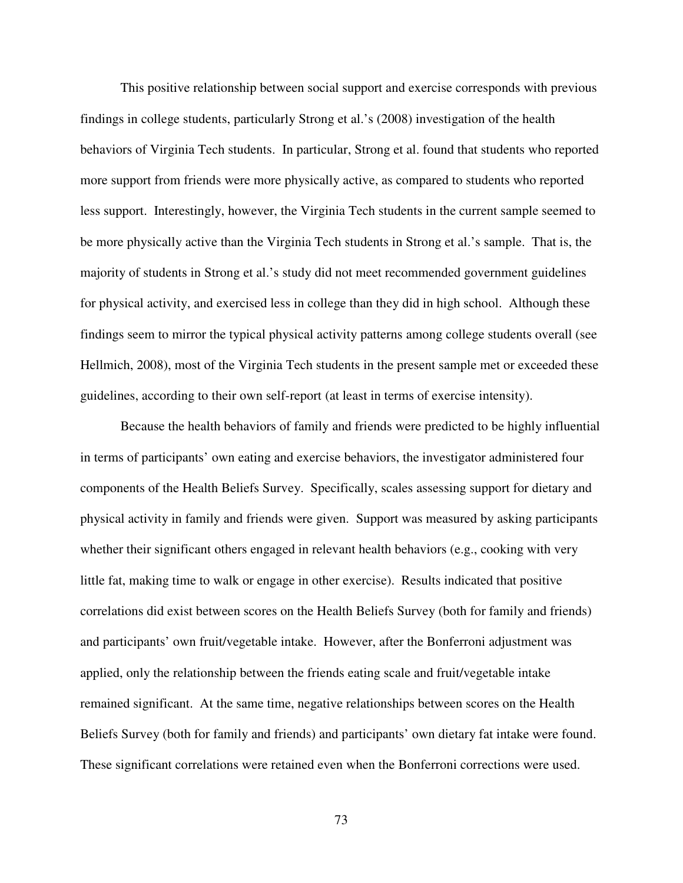This positive relationship between social support and exercise corresponds with previous findings in college students, particularly Strong et al.'s (2008) investigation of the health behaviors of Virginia Tech students. In particular, Strong et al. found that students who reported more support from friends were more physically active, as compared to students who reported less support. Interestingly, however, the Virginia Tech students in the current sample seemed to be more physically active than the Virginia Tech students in Strong et al.'s sample. That is, the majority of students in Strong et al.'s study did not meet recommended government guidelines for physical activity, and exercised less in college than they did in high school. Although these findings seem to mirror the typical physical activity patterns among college students overall (see Hellmich, 2008), most of the Virginia Tech students in the present sample met or exceeded these guidelines, according to their own self-report (at least in terms of exercise intensity).

Because the health behaviors of family and friends were predicted to be highly influential in terms of participants' own eating and exercise behaviors, the investigator administered four components of the Health Beliefs Survey. Specifically, scales assessing support for dietary and physical activity in family and friends were given. Support was measured by asking participants whether their significant others engaged in relevant health behaviors (e.g., cooking with very little fat, making time to walk or engage in other exercise). Results indicated that positive correlations did exist between scores on the Health Beliefs Survey (both for family and friends) and participants' own fruit/vegetable intake. However, after the Bonferroni adjustment was applied, only the relationship between the friends eating scale and fruit/vegetable intake remained significant. At the same time, negative relationships between scores on the Health Beliefs Survey (both for family and friends) and participants' own dietary fat intake were found. These significant correlations were retained even when the Bonferroni corrections were used.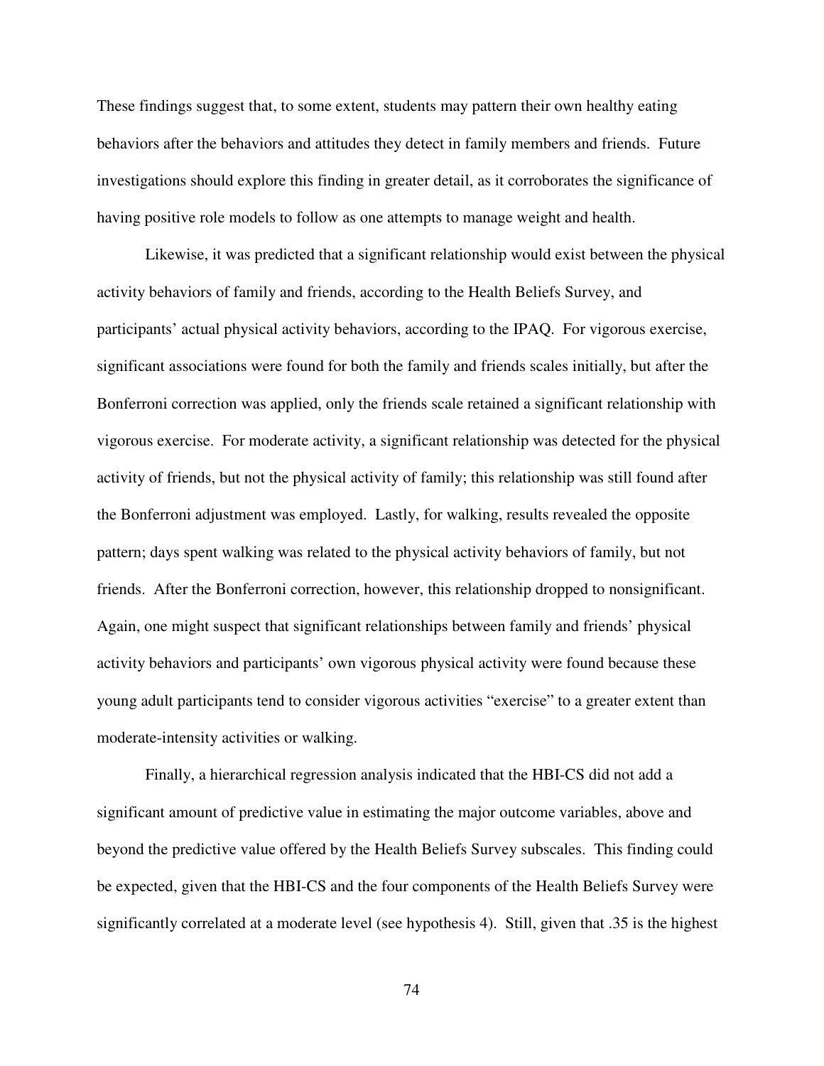These findings suggest that, to some extent, students may pattern their own healthy eating behaviors after the behaviors and attitudes they detect in family members and friends. Future investigations should explore this finding in greater detail, as it corroborates the significance of having positive role models to follow as one attempts to manage weight and health.

Likewise, it was predicted that a significant relationship would exist between the physical activity behaviors of family and friends, according to the Health Beliefs Survey, and participants' actual physical activity behaviors, according to the IPAQ. For vigorous exercise, significant associations were found for both the family and friends scales initially, but after the Bonferroni correction was applied, only the friends scale retained a significant relationship with vigorous exercise. For moderate activity, a significant relationship was detected for the physical activity of friends, but not the physical activity of family; this relationship was still found after the Bonferroni adjustment was employed. Lastly, for walking, results revealed the opposite pattern; days spent walking was related to the physical activity behaviors of family, but not friends. After the Bonferroni correction, however, this relationship dropped to nonsignificant. Again, one might suspect that significant relationships between family and friends' physical activity behaviors and participants' own vigorous physical activity were found because these young adult participants tend to consider vigorous activities "exercise" to a greater extent than moderate-intensity activities or walking.

Finally, a hierarchical regression analysis indicated that the HBI-CS did not add a significant amount of predictive value in estimating the major outcome variables, above and beyond the predictive value offered by the Health Beliefs Survey subscales. This finding could be expected, given that the HBI-CS and the four components of the Health Beliefs Survey were significantly correlated at a moderate level (see hypothesis 4). Still, given that .35 is the highest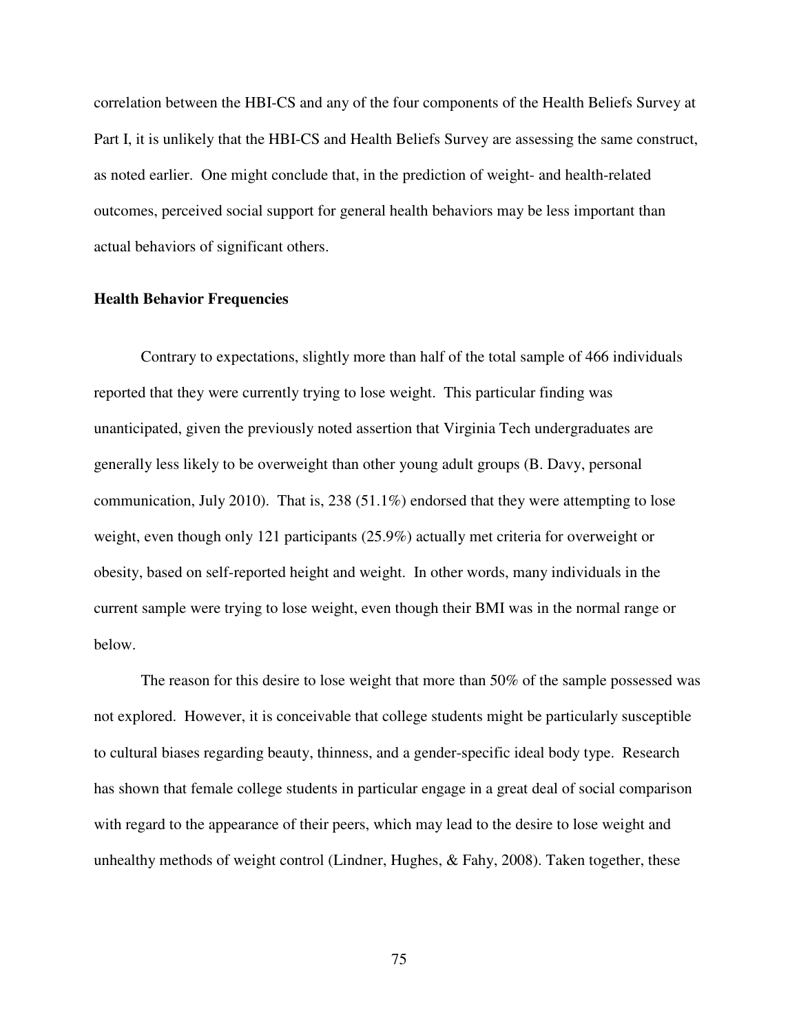correlation between the HBI-CS and any of the four components of the Health Beliefs Survey at Part I, it is unlikely that the HBI-CS and Health Beliefs Survey are assessing the same construct, as noted earlier. One might conclude that, in the prediction of weight- and health-related outcomes, perceived social support for general health behaviors may be less important than actual behaviors of significant others.

**Health Behavior Frequencies**

Contrary to expectations, slightly more than half of the total sample of 466 individuals reported that they were currently trying to lose weight. This particular finding was unanticipated, given the previously noted assertion that Virginia Tech undergraduates are generally less likely to be overweight than other young adult groups (B. Davy, personal communication, July 2010). That is, 238 (51.1%) endorsed that they were attempting to lose weight, even though only 121 participants (25.9%) actually met criteria for overweight or obesity, based on self-reported height and weight. In other words, many individuals in the current sample were trying to lose weight, even though their BMI was in the normal range or below.

The reason for this desire to lose weight that more than 50% of the sample possessed was not explored. However, it is conceivable that college students might be particularly susceptible to cultural biases regarding beauty, thinness, and a gender-specific ideal body type. Research has shown that female college students in particular engage in a great deal of social comparison with regard to the appearance of their peers, which may lead to the desire to lose weight and unhealthy methods of weight control (Lindner, Hughes, & Fahy, 2008). Taken together, these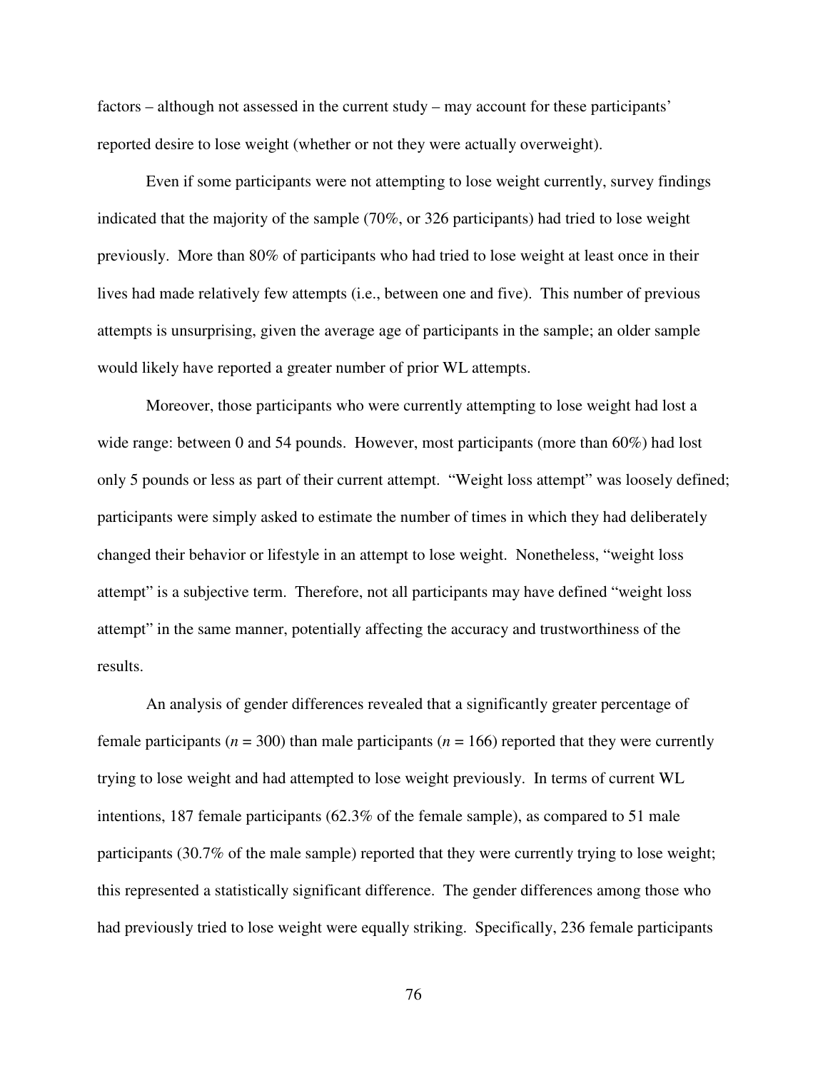factors – although not assessed in the current study – may account for these participants' reported desire to lose weight (whether or not they were actually overweight).

Even if some participants were not attempting to lose weight currently, survey findings indicated that the majority of the sample (70%, or 326 participants) had tried to lose weight previously. More than 80% of participants who had tried to lose weight at least once in their lives had made relatively few attempts (i.e., between one and five). This number of previous attempts is unsurprising, given the average age of participants in the sample; an older sample would likely have reported a greater number of prior WL attempts.

Moreover, those participants who were currently attempting to lose weight had lost a wide range: between 0 and 54 pounds. However, most participants (more than 60%) had lost only 5 pounds or less as part of their current attempt. "Weight loss attempt" was loosely defined; participants were simply asked to estimate the number of times in which they had deliberately changed their behavior or lifestyle in an attempt to lose weight. Nonetheless, "weight loss attempt" is a subjective term. Therefore, not all participants may have defined "weight loss attempt" in the same manner, potentially affecting the accuracy and trustworthiness of the results.

An analysis of gender differences revealed that a significantly greater percentage of female participants ($n$ = 300) than male participants ($n$ = 166) reported that they were currently trying to lose weight and had attempted to lose weight previously. In terms of current WL intentions, 187 female participants (62.3% of the female sample), as compared to 51 male participants (30.7% of the male sample) reported that they were currently trying to lose weight; this represented a statistically significant difference. The gender differences among those who had previously tried to lose weight were equally striking. Specifically, 236 female participants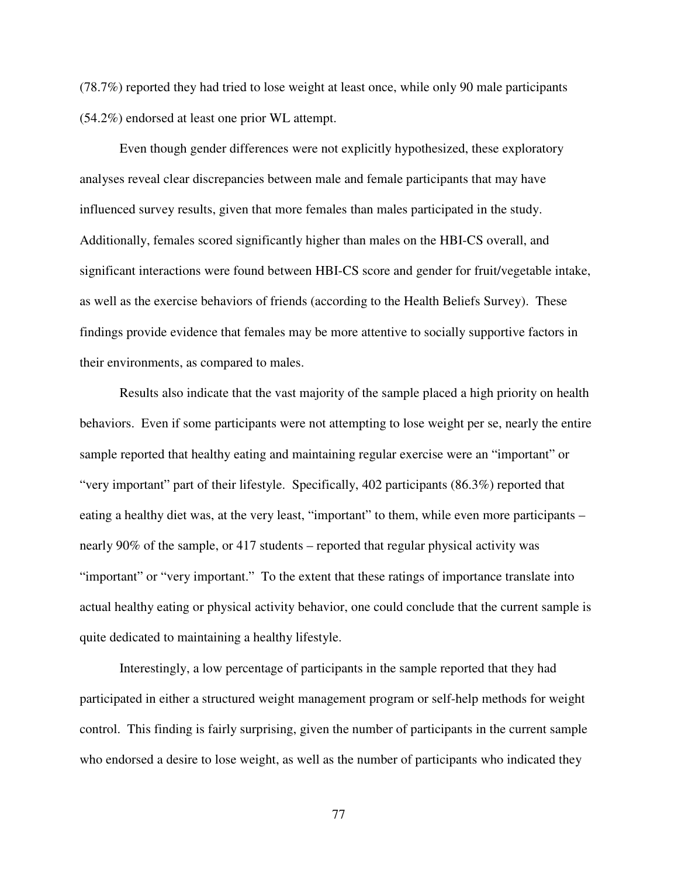(78.7%) reported they had tried to lose weight at least once, while only 90 male participants (54.2%) endorsed at least one prior WL attempt.

Even though gender differences were not explicitly hypothesized, these exploratory analyses reveal clear discrepancies between male and female participants that may have influenced survey results, given that more females than males participated in the study. Additionally, females scored significantly higher than males on the HBI-CS overall, and significant interactions were found between HBI-CS score and gender for fruit/vegetable intake, as well as the exercise behaviors of friends (according to the Health Beliefs Survey). These findings provide evidence that females may be more attentive to socially supportive factors in their environments, as compared to males.

Results also indicate that the vast majority of the sample placed a high priority on health behaviors. Even if some participants were not attempting to lose weight per se, nearly the entire sample reported that healthy eating and maintaining regular exercise were an "important" or "very important" part of their lifestyle. Specifically, 402 participants (86.3%) reported that eating a healthy diet was, at the very least, "important" to them, while even more participants – nearly 90% of the sample, or 417 students – reported that regular physical activity was "important" or "very important." To the extent that these ratings of importance translate into actual healthy eating or physical activity behavior, one could conclude that the current sample is quite dedicated to maintaining a healthy lifestyle.

Interestingly, a low percentage of participants in the sample reported that they had participated in either a structured weight management program or self-help methods for weight control. This finding is fairly surprising, given the number of participants in the current sample who endorsed a desire to lose weight, as well as the number of participants who indicated they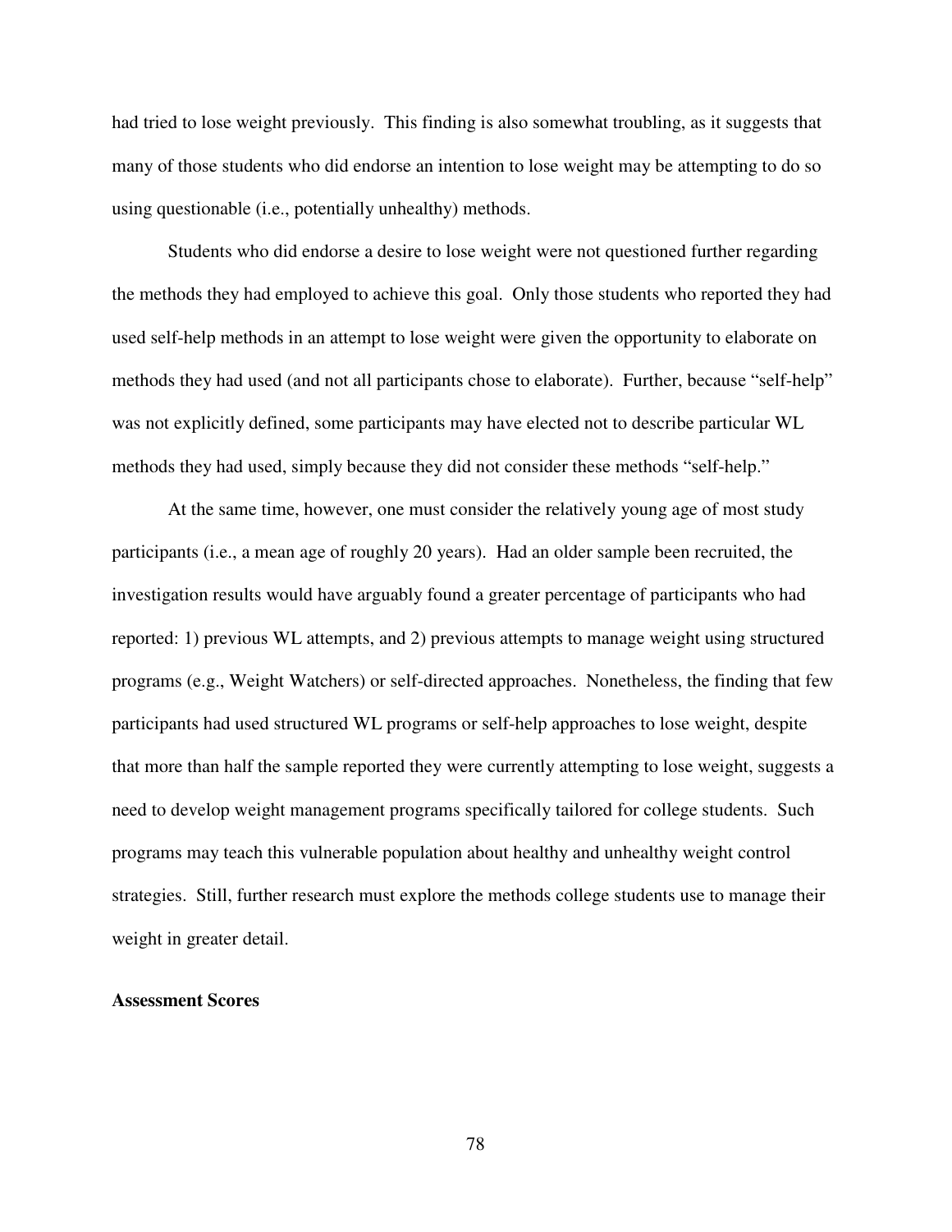had tried to lose weight previously. This finding is also somewhat troubling, as it suggests that many of those students who did endorse an intention to lose weight may be attempting to do so using questionable (i.e., potentially unhealthy) methods.

Students who did endorse a desire to lose weight were not questioned further regarding the methods they had employed to achieve this goal. Only those students who reported they had used self-help methods in an attempt to lose weight were given the opportunity to elaborate on methods they had used (and not all participants chose to elaborate). Further, because "self-help" was not explicitly defined, some participants may have elected not to describe particular WL methods they had used, simply because they did not consider these methods "self-help."

At the same time, however, one must consider the relatively young age of most study participants (i.e., a mean age of roughly 20 years). Had an older sample been recruited, the investigation results would have arguably found a greater percentage of participants who had reported: 1) previous WL attempts, and 2) previous attempts to manage weight using structured programs (e.g., Weight Watchers) or self-directed approaches. Nonetheless, the finding that few participants had used structured WL programs or self-help approaches to lose weight, despite that more than half the sample reported they were currently attempting to lose weight, suggests a need to develop weight management programs specifically tailored for college students. Such programs may teach this vulnerable population about healthy and unhealthy weight control strategies. Still, further research must explore the methods college students use to manage their weight in greater detail.

**Assessment Scores**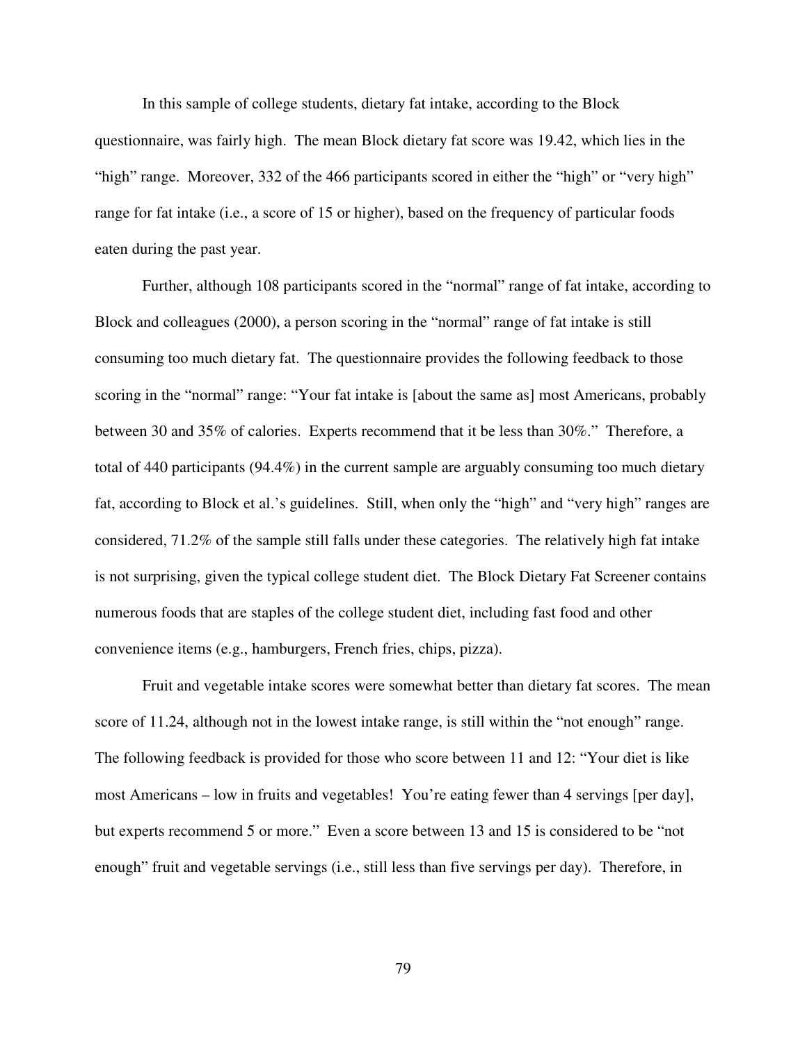In this sample of college students, dietary fat intake, according to the Block questionnaire, was fairly high. The mean Block dietary fat score was 19.42, which lies in the "high" range. Moreover, 332 of the 466 participants scored in either the "high" or "very high" range for fat intake (i.e., a score of 15 or higher), based on the frequency of particular foods eaten during the past year.

Further, although 108 participants scored in the "normal" range of fat intake, according to Block and colleagues (2000), a person scoring in the "normal" range of fat intake is still consuming too much dietary fat. The questionnaire provides the following feedback to those scoring in the "normal" range: "Your fat intake is [about the same as] most Americans, probably between 30 and 35% of calories. Experts recommend that it be less than 30%." Therefore, a total of 440 participants (94.4%) in the current sample are arguably consuming too much dietary fat, according to Block et al.'s guidelines. Still, when only the "high" and "very high" ranges are considered, 71.2% of the sample still falls under these categories. The relatively high fat intake is not surprising, given the typical college student diet. The Block Dietary Fat Screener contains numerous foods that are staples of the college student diet, including fast food and other convenience items (e.g., hamburgers, French fries, chips, pizza).

Fruit and vegetable intake scores were somewhat better than dietary fat scores. The mean score of 11.24, although not in the lowest intake range, is still within the "not enough" range. The following feedback is provided for those who score between 11 and 12: "Your diet is like most Americans – low in fruits and vegetables! You're eating fewer than 4 servings [per day], but experts recommend 5 or more." Even a score between 13 and 15 is considered to be "not enough" fruit and vegetable servings (i.e., still less than five servings per day). Therefore, in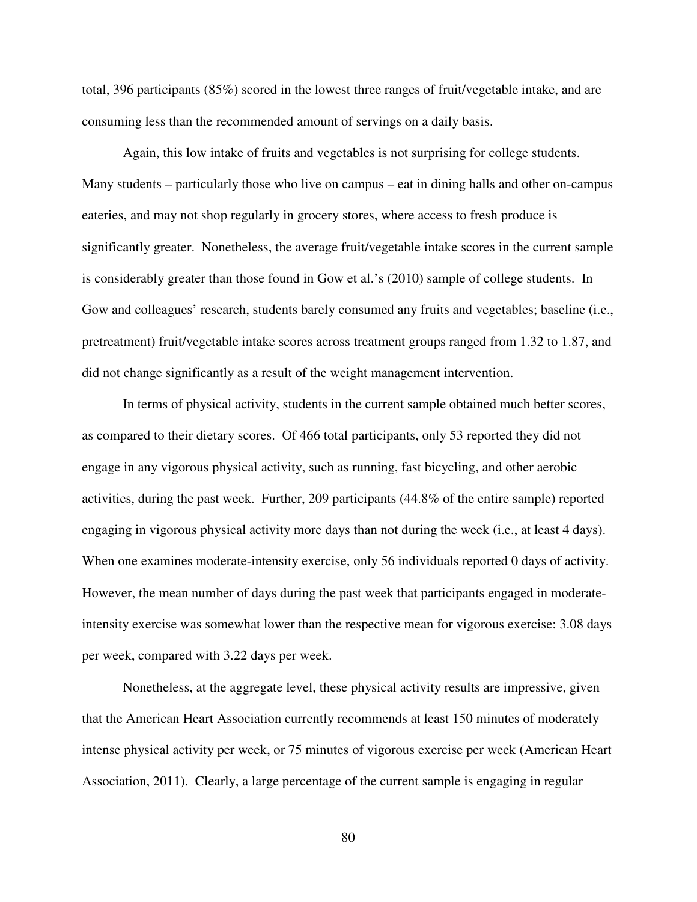total, 396 participants (85%) scored in the lowest three ranges of fruit/vegetable intake, and are consuming less than the recommended amount of servings on a daily basis.

Again, this low intake of fruits and vegetables is not surprising for college students. Many students – particularly those who live on campus – eat in dining halls and other on-campus eateries, and may not shop regularly in grocery stores, where access to fresh produce is significantly greater. Nonetheless, the average fruit/vegetable intake scores in the current sample is considerably greater than those found in Gow et al.'s (2010) sample of college students. In Gow and colleagues' research, students barely consumed any fruits and vegetables; baseline (i.e., pretreatment) fruit/vegetable intake scores across treatment groups ranged from 1.32 to 1.87, and did not change significantly as a result of the weight management intervention.

In terms of physical activity, students in the current sample obtained much better scores, as compared to their dietary scores. Of 466 total participants, only 53 reported they did not engage in any vigorous physical activity, such as running, fast bicycling, and other aerobic activities, during the past week. Further, 209 participants (44.8% of the entire sample) reported engaging in vigorous physical activity more days than not during the week (i.e., at least 4 days). When one examines moderate-intensity exercise, only 56 individuals reported 0 days of activity. However, the mean number of days during the past week that participants engaged in moderate-intensity exercise was somewhat lower than the respective mean for vigorous exercise: 3.08 days per week, compared with 3.22 days per week.

Nonetheless, at the aggregate level, these physical activity results are impressive, given that the American Heart Association currently recommends at least 150 minutes of moderately intense physical activity per week, or 75 minutes of vigorous exercise per week (American Heart Association, 2011). Clearly, a large percentage of the current sample is engaging in regular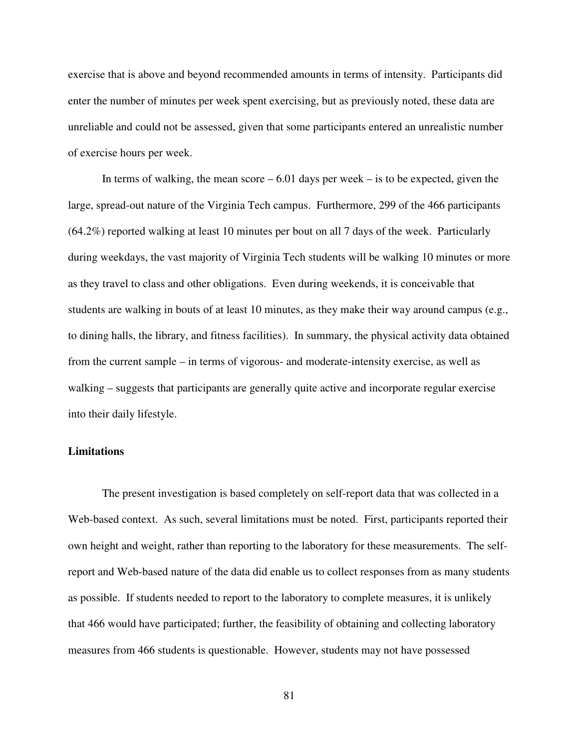exercise that is above and beyond recommended amounts in terms of intensity. Participants did enter the number of minutes per week spent exercising, but as previously noted, these data are unreliable and could not be assessed, given that some participants entered an unrealistic number of exercise hours per week.

In terms of walking, the mean score – 6.01 days per week – is to be expected, given the large, spread-out nature of the Virginia Tech campus. Furthermore, 299 of the 466 participants (64.2%) reported walking at least 10 minutes per bout on all 7 days of the week. Particularly during weekdays, the vast majority of Virginia Tech students will be walking 10 minutes or more as they travel to class and other obligations. Even during weekends, it is conceivable that students are walking in bouts of at least 10 minutes, as they make their way around campus (e.g., to dining halls, the library, and fitness facilities). In summary, the physical activity data obtained from the current sample – in terms of vigorous- and moderate-intensity exercise, as well as walking – suggests that participants are generally quite active and incorporate regular exercise into their daily lifestyle.

**Limitations**

The present investigation is based completely on self-report data that was collected in a Web-based context. As such, several limitations must be noted. First, participants reported their own height and weight, rather than reporting to the laboratory for these measurements. The self-report and Web-based nature of the data did enable us to collect responses from as many students as possible. If students needed to report to the laboratory to complete measures, it is unlikely that 466 would have participated; further, the feasibility of obtaining and collecting laboratory measures from 466 students is questionable. However, students may not have possessed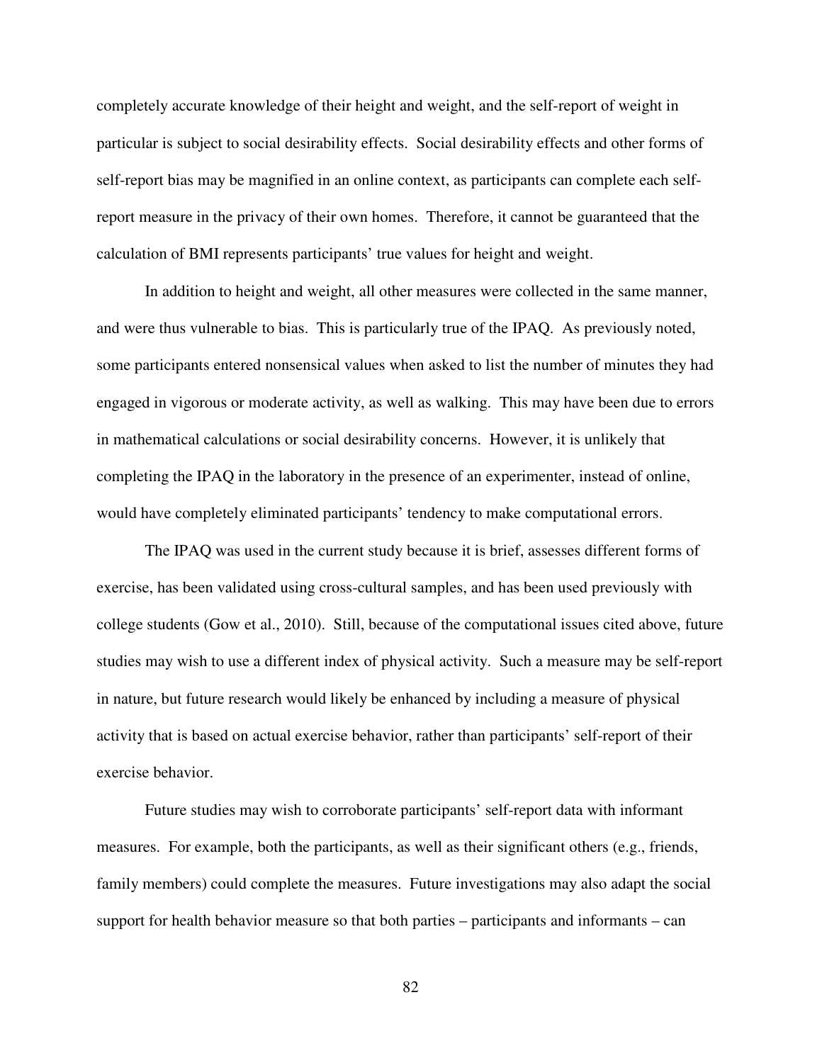completely accurate knowledge of their height and weight, and the self-report of weight in particular is subject to social desirability effects. Social desirability effects and other forms of self-report bias may be magnified in an online context, as participants can complete each self-report measure in the privacy of their own homes. Therefore, it cannot be guaranteed that the calculation of BMI represents participants' true values for height and weight.

In addition to height and weight, all other measures were collected in the same manner, and were thus vulnerable to bias. This is particularly true of the IPAQ. As previously noted, some participants entered nonsensical values when asked to list the number of minutes they had engaged in vigorous or moderate activity, as well as walking. This may have been due to errors in mathematical calculations or social desirability concerns. However, it is unlikely that completing the IPAQ in the laboratory in the presence of an experimenter, instead of online, would have completely eliminated participants' tendency to make computational errors.

The IPAQ was used in the current study because it is brief, assesses different forms of exercise, has been validated using cross-cultural samples, and has been used previously with college students (Gow et al., 2010). Still, because of the computational issues cited above, future studies may wish to use a different index of physical activity. Such a measure may be self-report in nature, but future research would likely be enhanced by including a measure of physical activity that is based on actual exercise behavior, rather than participants' self-report of their exercise behavior.

Future studies may wish to corroborate participants' self-report data with informant measures. For example, both the participants, as well as their significant others (e.g., friends, family members) could complete the measures. Future investigations may also adapt the social support for health behavior measure so that both parties – participants and informants – can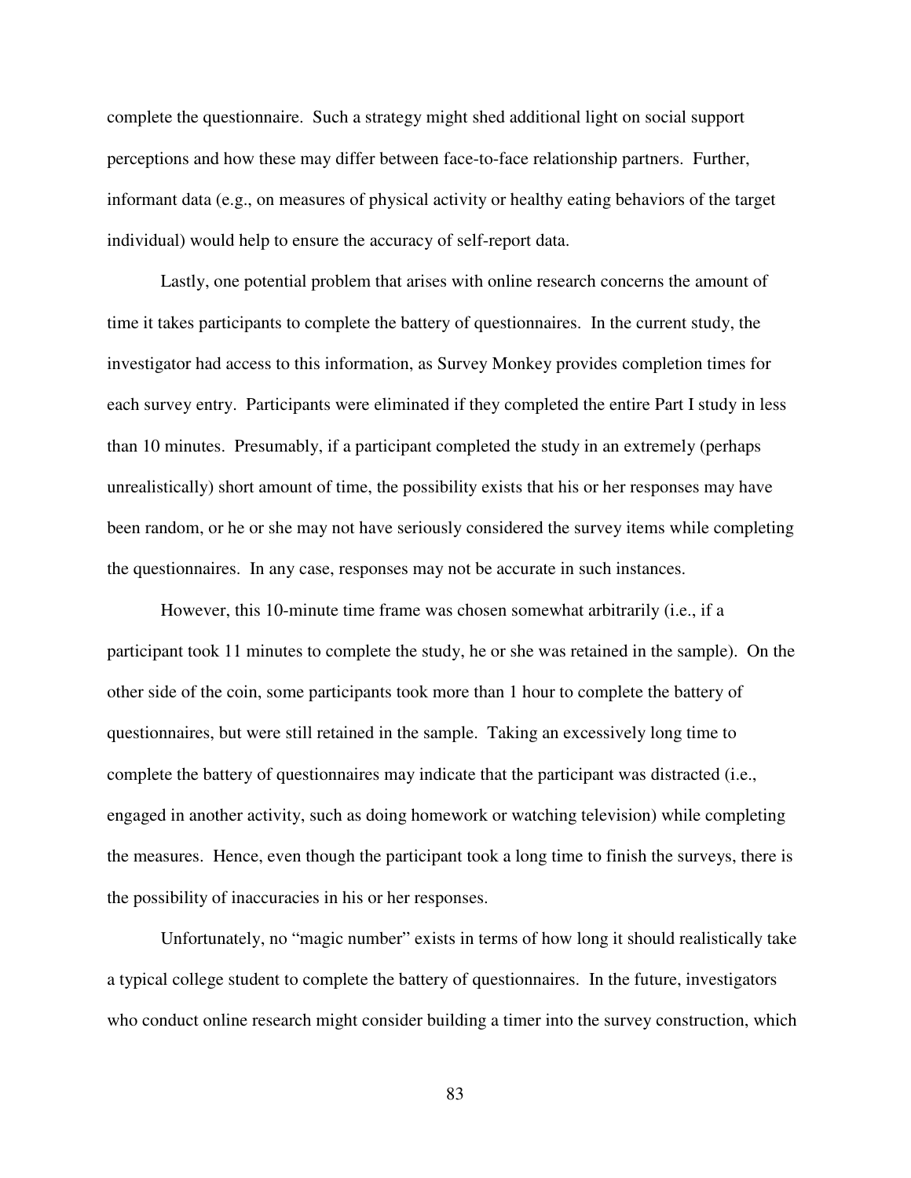complete the questionnaire. Such a strategy might shed additional light on social support perceptions and how these may differ between face-to-face relationship partners. Further, informant data (e.g., on measures of physical activity or healthy eating behaviors of the target individual) would help to ensure the accuracy of self-report data.

Lastly, one potential problem that arises with online research concerns the amount of time it takes participants to complete the battery of questionnaires. In the current study, the investigator had access to this information, as Survey Monkey provides completion times for each survey entry. Participants were eliminated if they completed the entire Part I study in less than 10 minutes. Presumably, if a participant completed the study in an extremely (perhaps unrealistically) short amount of time, the possibility exists that his or her responses may have been random, or he or she may not have seriously considered the survey items while completing the questionnaires. In any case, responses may not be accurate in such instances.

However, this 10-minute time frame was chosen somewhat arbitrarily (i.e., if a participant took 11 minutes to complete the study, he or she was retained in the sample). On the other side of the coin, some participants took more than 1 hour to complete the battery of questionnaires, but were still retained in the sample. Taking an excessively long time to complete the battery of questionnaires may indicate that the participant was distracted (i.e., engaged in another activity, such as doing homework or watching television) while completing the measures. Hence, even though the participant took a long time to finish the surveys, there is the possibility of inaccuracies in his or her responses.

Unfortunately, no "magic number" exists in terms of how long it should realistically take a typical college student to complete the battery of questionnaires. In the future, investigators who conduct online research might consider building a timer into the survey construction, which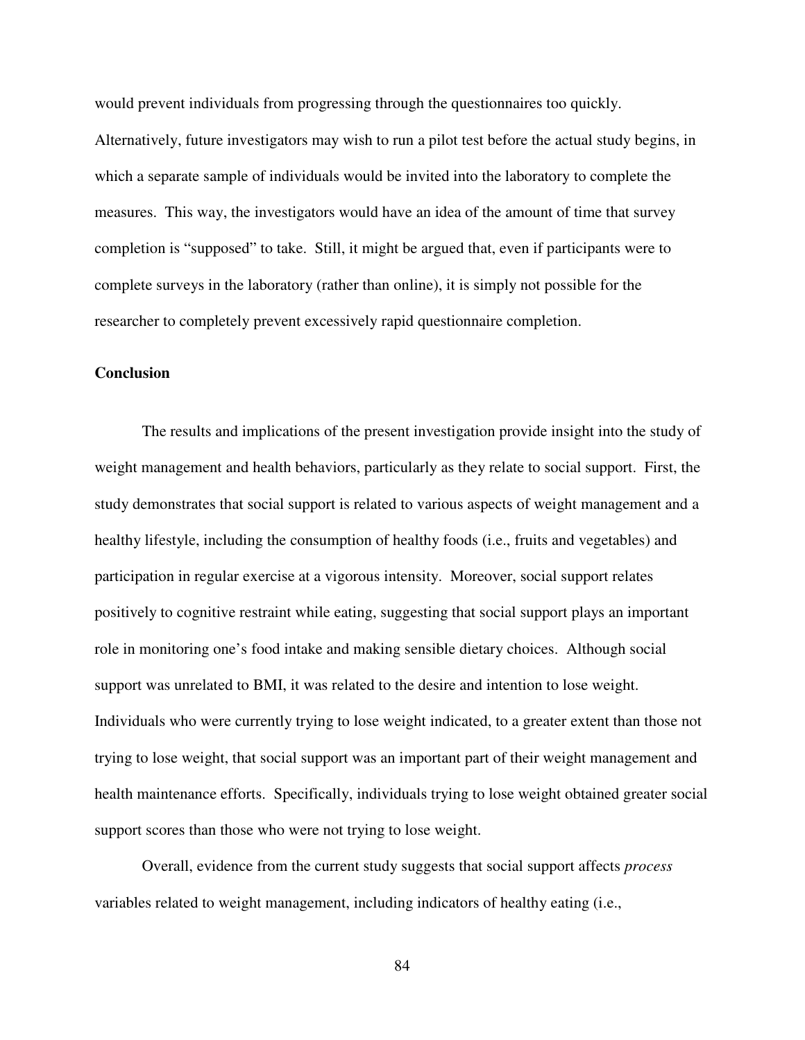would prevent individuals from progressing through the questionnaires too quickly. Alternatively, future investigators may wish to run a pilot test before the actual study begins, in which a separate sample of individuals would be invited into the laboratory to complete the measures. This way, the investigators would have an idea of the amount of time that survey completion is "supposed" to take. Still, it might be argued that, even if participants were to complete surveys in the laboratory (rather than online), it is simply not possible for the researcher to completely prevent excessively rapid questionnaire completion.

## Conclusion

The results and implications of the present investigation provide insight into the study of weight management and health behaviors, particularly as they relate to social support. First, the study demonstrates that social support is related to various aspects of weight management and a healthy lifestyle, including the consumption of healthy foods (i.e., fruits and vegetables) and participation in regular exercise at a vigorous intensity. Moreover, social support relates positively to cognitive restraint while eating, suggesting that social support plays an important role in monitoring one's food intake and making sensible dietary choices. Although social support was unrelated to BMI, it was related to the desire and intention to lose weight. Individuals who were currently trying to lose weight indicated, to a greater extent than those not trying to lose weight, that social support was an important part of their weight management and health maintenance efforts. Specifically, individuals trying to lose weight obtained greater social support scores than those who were not trying to lose weight.

Overall, evidence from the current study suggests that social support affects *process* variables related to weight management, including indicators of healthy eating (i.e.,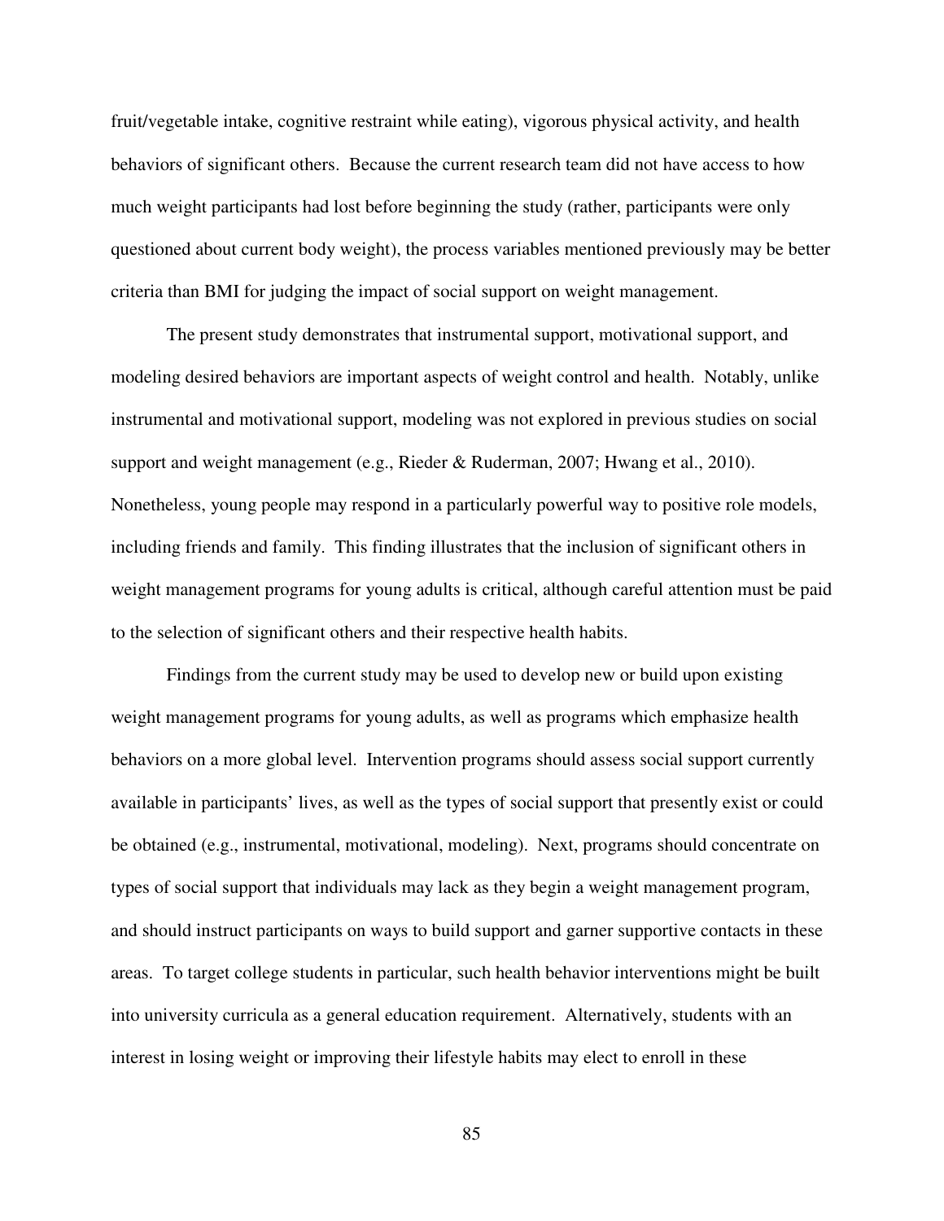fruit/vegetable intake, cognitive restraint while eating), vigorous physical activity, and health behaviors of significant others. Because the current research team did not have access to how much weight participants had lost before beginning the study (rather, participants were only questioned about current body weight), the process variables mentioned previously may be better criteria than BMI for judging the impact of social support on weight management.

The present study demonstrates that instrumental support, motivational support, and modeling desired behaviors are important aspects of weight control and health. Notably, unlike instrumental and motivational support, modeling was not explored in previous studies on social support and weight management (e.g., Rieder & Ruderman, 2007; Hwang et al., 2010). Nonetheless, young people may respond in a particularly powerful way to positive role models, including friends and family. This finding illustrates that the inclusion of significant others in weight management programs for young adults is critical, although careful attention must be paid to the selection of significant others and their respective health habits.

Findings from the current study may be used to develop new or build upon existing weight management programs for young adults, as well as programs which emphasize health behaviors on a more global level. Intervention programs should assess social support currently available in participants' lives, as well as the types of social support that presently exist or could be obtained (e.g., instrumental, motivational, modeling). Next, programs should concentrate on types of social support that individuals may lack as they begin a weight management program, and should instruct participants on ways to build support and garner supportive contacts in these areas. To target college students in particular, such health behavior interventions might be built into university curricula as a general education requirement. Alternatively, students with an interest in losing weight or improving their lifestyle habits may elect to enroll in these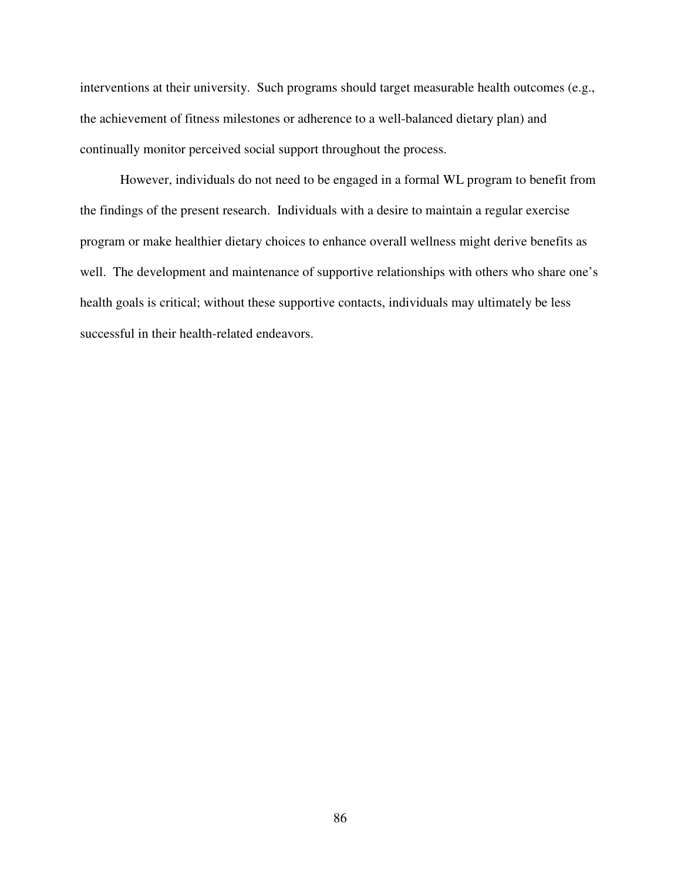interventions at their university. Such programs should target measurable health outcomes (e.g., the achievement of fitness milestones or adherence to a well-balanced dietary plan) and continually monitor perceived social support throughout the process.

However, individuals do not need to be engaged in a formal WL program to benefit from the findings of the present research. Individuals with a desire to maintain a regular exercise program or make healthier dietary choices to enhance overall wellness might derive benefits as well. The development and maintenance of supportive relationships with others who share one's health goals is critical; without these supportive contacts, individuals may ultimately be less successful in their health-related endeavors.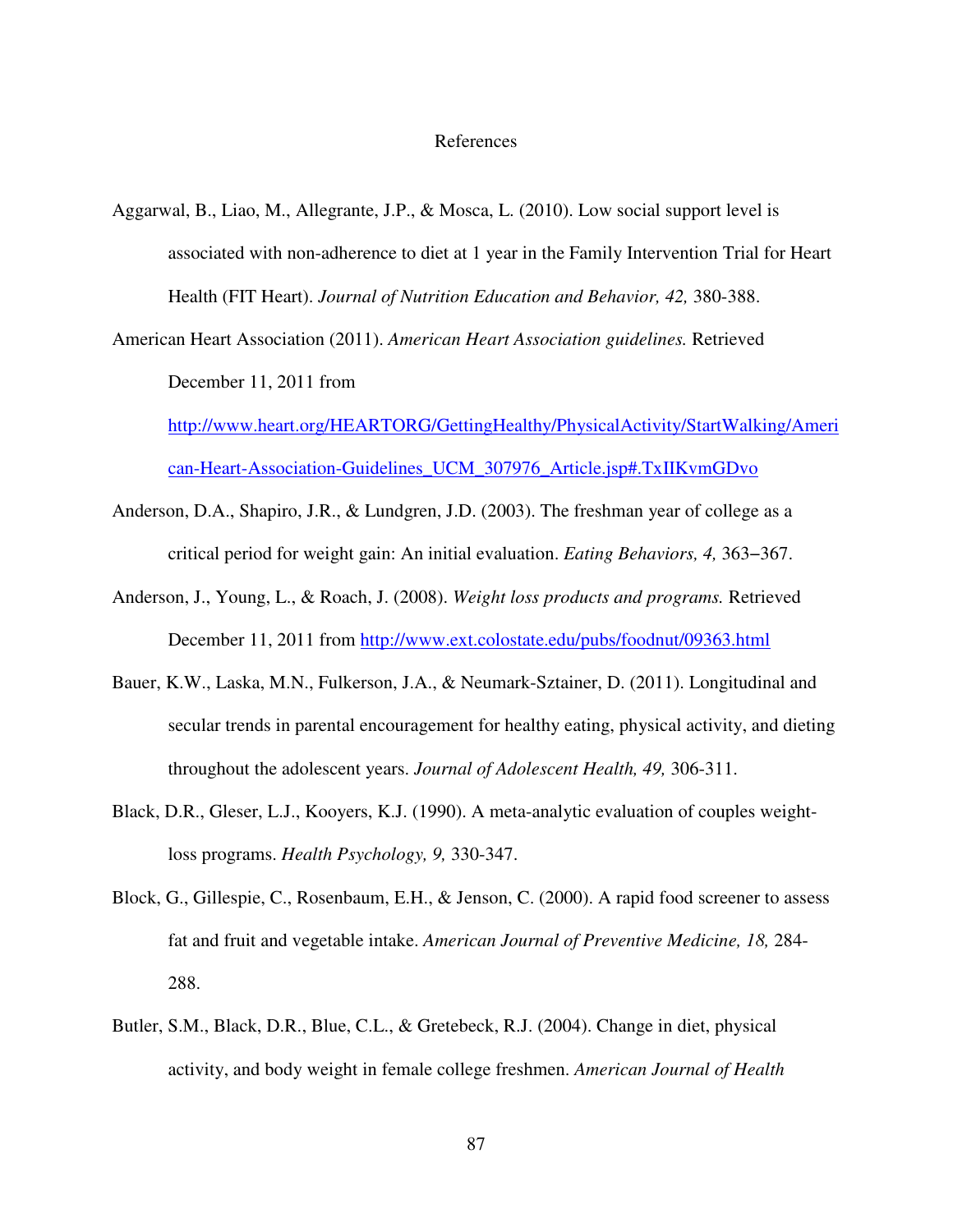# References

Aggarwal, B., Liao, M., Allegrante, J.P., & Mosca, L. (2010). Low social support level is associated with non-adherence to diet at 1 year in the Family Intervention Trial for Heart Health (FIT Heart). *Journal of Nutrition Education and Behavior, 42,* 380-388.

American Heart Association (2011). *American Heart Association guidelines.* Retrieved December 11, 2011 from http://www.heart.org/HEARTORG/GettingHealthy/PhysicalActivity/StartWalking/American-Heart-Association-Guidelines_UCM_307976_Article.jsp#.TxIIKvmGDvo

Anderson, D.A., Shapiro, J.R., & Lundgren, J.D. (2003). The freshman year of college as a critical period for weight gain: An initial evaluation. *Eating Behaviors, 4,* 363–367.

Anderson, J., Young, L., & Roach, J. (2008). *Weight loss products and programs.* Retrieved December 11, 2011 from http://www.ext.colostate.edu/pubs/foodnut/09363.html

Bauer, K.W., Laska, M.N., Fulkerson, J.A., & Neumark-Sztainer, D. (2011). Longitudinal and secular trends in parental encouragement for healthy eating, physical activity, and dieting throughout the adolescent years. *Journal of Adolescent Health, 49,* 306-311.

Black, D.R., Gleser, L.J., Kooyers, K.J. (1990). A meta-analytic evaluation of couples weight-loss programs. *Health Psychology, 9,* 330-347.

Block, G., Gillespie, C., Rosenbaum, E.H., & Jenson, C. (2000). A rapid food screener to assess fat and fruit and vegetable intake. *American Journal of Preventive Medicine, 18,* 284-288.

Butler, S.M., Black, D.R., Blue, C.L., & Gretebeck, R.J. (2004). Change in diet, physical activity, and body weight in female college freshmen. *American Journal of Health*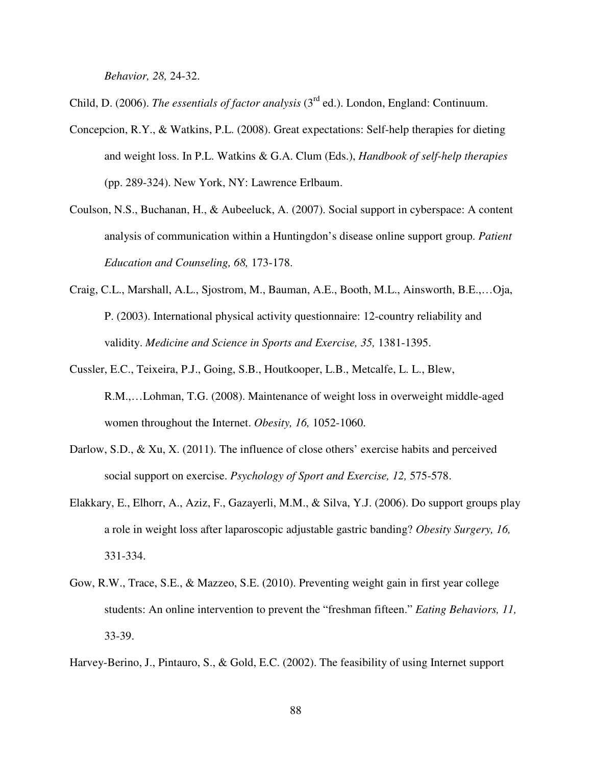*Behavior, 28,* 24-32.

Child, D. (2006). *The essentials of factor analysis* (3rd ed.). London, England: Continuum.

Concepcion, R.Y., & Watkins, P.L. (2008). Great expectations: Self-help therapies for dieting and weight loss. In P.L. Watkins & G.A. Clum (Eds.), *Handbook of self-help therapies* (pp. 289-324). New York, NY: Lawrence Erlbaum.

Coulson, N.S., Buchanan, H., & Aubeeluck, A. (2007). Social support in cyberspace: A content analysis of communication within a Huntingdon's disease online support group. *Patient Education and Counseling, 68,* 173-178.

Craig, C.L., Marshall, A.L., Sjostrom, M., Bauman, A.E., Booth, M.L., Ainsworth, B.E.,…Oja, P. (2003). International physical activity questionnaire: 12-country reliability and validity. *Medicine and Science in Sports and Exercise, 35,* 1381-1395.

Cussler, E.C., Teixeira, P.J., Going, S.B., Houtkooper, L.B., Metcalfe, L. L., Blew, R.M.,…Lohman, T.G. (2008). Maintenance of weight loss in overweight middle-aged women throughout the Internet. *Obesity, 16,* 1052-1060.

Darlow, S.D., & Xu, X. (2011). The influence of close others' exercise habits and perceived social support on exercise. *Psychology of Sport and Exercise, 12,* 575-578.

Elakkary, E., Elhorr, A., Aziz, F., Gazayerli, M.M., & Silva, Y.J. (2006). Do support groups play a role in weight loss after laparoscopic adjustable gastric banding? *Obesity Surgery, 16,* 331-334.

Gow, R.W., Trace, S.E., & Mazzeo, S.E. (2010). Preventing weight gain in first year college students: An online intervention to prevent the "freshman fifteen." *Eating Behaviors, 11,* 33-39.

Harvey-Berino, J., Pintauro, S., & Gold, E.C. (2002). The feasibility of using Internet support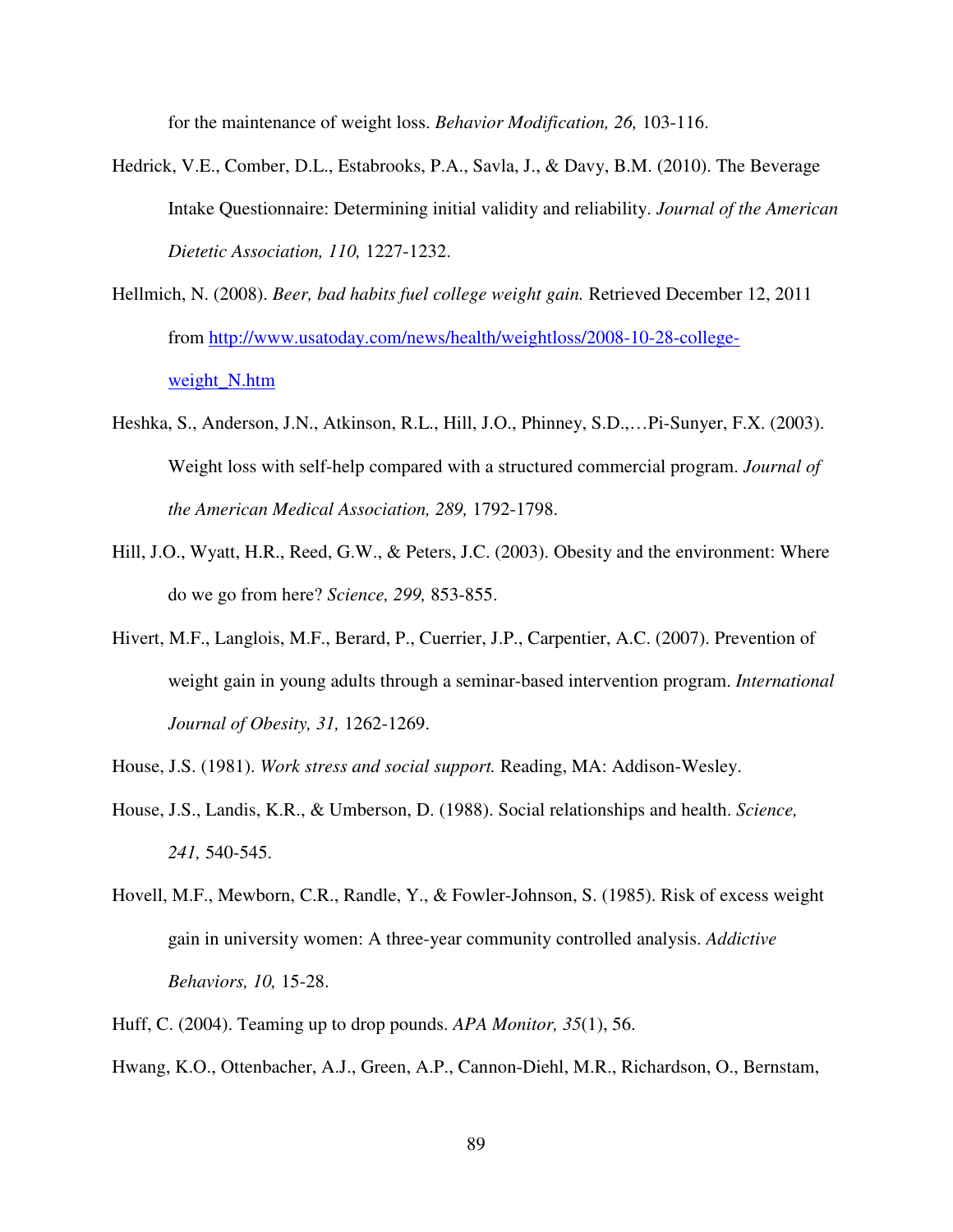for the maintenance of weight loss. *Behavior Modification, 26,* 103-116.

Hedrick, V.E., Comber, D.L., Estabrooks, P.A., Savla, J., & Davy, B.M. (2010). The Beverage Intake Questionnaire: Determining initial validity and reliability. *Journal of the American Dietetic Association, 110,* 1227-1232.

Hellmich, N. (2008). *Beer, bad habits fuel college weight gain.* Retrieved December 12, 2011 from http://www.usatoday.com/news/health/weightloss/2008-10-28-college-weight_N.htm

Heshka, S., Anderson, J.N., Atkinson, R.L., Hill, J.O., Phinney, S.D.,…Pi-Sunyer, F.X. (2003). Weight loss with self-help compared with a structured commercial program. *Journal of the American Medical Association, 289,* 1792-1798.

Hill, J.O., Wyatt, H.R., Reed, G.W., & Peters, J.C. (2003). Obesity and the environment: Where do we go from here? *Science, 299,* 853-855.

Hivert, M.F., Langlois, M.F., Berard, P., Cuerrier, J.P., Carpentier, A.C. (2007). Prevention of weight gain in young adults through a seminar-based intervention program. *International Journal of Obesity, 31,* 1262-1269.

House, J.S. (1981). *Work stress and social support.* Reading, MA: Addison-Wesley.

House, J.S., Landis, K.R., & Umberson, D. (1988). Social relationships and health. *Science, 241,* 540-545.

Hovell, M.F., Mewborn, C.R., Randle, Y., & Fowler-Johnson, S. (1985). Risk of excess weight gain in university women: A three-year community controlled analysis. *Addictive Behaviors, 10,* 15-28.

Huff, C. (2004). Teaming up to drop pounds. *APA Monitor, 35*(1), 56.

Hwang, K.O., Ottenbacher, A.J., Green, A.P., Cannon-Diehl, M.R., Richardson, O., Bernstam,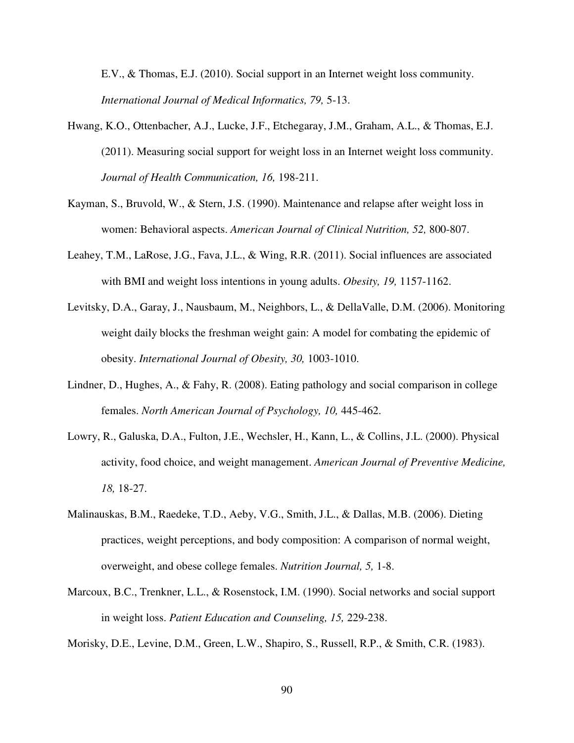E.V., & Thomas, E.J. (2010). Social support in an Internet weight loss community. *International Journal of Medical Informatics, 79,* 5-13.

Hwang, K.O., Ottenbacher, A.J., Lucke, J.F., Etchegaray, J.M., Graham, A.L., & Thomas, E.J. (2011). Measuring social support for weight loss in an Internet weight loss community. *Journal of Health Communication, 16,* 198-211.

Kayman, S., Bruvold, W., & Stern, J.S. (1990). Maintenance and relapse after weight loss in women: Behavioral aspects. *American Journal of Clinical Nutrition, 52,* 800-807.

Leahey, T.M., LaRose, J.G., Fava, J.L., & Wing, R.R. (2011). Social influences are associated with BMI and weight loss intentions in young adults. *Obesity, 19,* 1157-1162.

Levitsky, D.A., Garay, J., Nausbaum, M., Neighbors, L., & DellaValle, D.M. (2006). Monitoring weight daily blocks the freshman weight gain: A model for combating the epidemic of obesity. *International Journal of Obesity, 30,* 1003-1010.

Lindner, D., Hughes, A., & Fahy, R. (2008). Eating pathology and social comparison in college females. *North American Journal of Psychology, 10,* 445-462.

Lowry, R., Galuska, D.A., Fulton, J.E., Wechsler, H., Kann, L., & Collins, J.L. (2000). Physical activity, food choice, and weight management. *American Journal of Preventive Medicine, 18,* 18-27.

Malinauskas, B.M., Raedeke, T.D., Aeby, V.G., Smith, J.L., & Dallas, M.B. (2006). Dieting practices, weight perceptions, and body composition: A comparison of normal weight, overweight, and obese college females. *Nutrition Journal, 5,* 1-8.

Marcoux, B.C., Trenkner, L.L., & Rosenstock, I.M. (1990). Social networks and social support in weight loss. *Patient Education and Counseling, 15,* 229-238.

Morisky, D.E., Levine, D.M., Green, L.W., Shapiro, S., Russell, R.P., & Smith, C.R. (1983).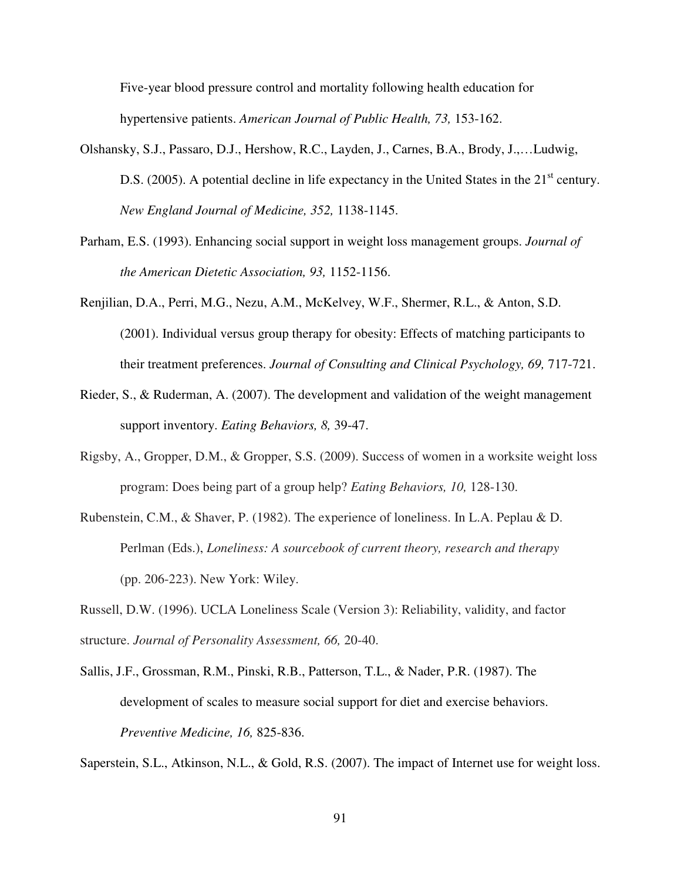Five-year blood pressure control and mortality following health education for hypertensive patients. *American Journal of Public Health, 73,* 153-162.

Olshansky, S.J., Passaro, D.J., Hershow, R.C., Layden, J., Carnes, B.A., Brody, J.,…Ludwig, D.S. (2005). A potential decline in life expectancy in the United States in the 21st century. *New England Journal of Medicine, 352,* 1138-1145.

Parham, E.S. (1993). Enhancing social support in weight loss management groups. *Journal of the American Dietetic Association, 93,* 1152-1156.

Renjilian, D.A., Perri, M.G., Nezu, A.M., McKelvey, W.F., Shermer, R.L., & Anton, S.D. (2001). Individual versus group therapy for obesity: Effects of matching participants to their treatment preferences. *Journal of Consulting and Clinical Psychology, 69,* 717-721.

Rieder, S., & Ruderman, A. (2007). The development and validation of the weight management support inventory. *Eating Behaviors, 8,* 39-47.

Rigsby, A., Gropper, D.M., & Gropper, S.S. (2009). Success of women in a worksite weight loss program: Does being part of a group help? *Eating Behaviors, 10,* 128-130.

Rubenstein, C.M., & Shaver, P. (1982). The experience of loneliness. In L.A. Peplau & D. Perlman (Eds.), *Loneliness: A sourcebook of current theory, research and therapy* (pp. 206-223). New York: Wiley.

Russell, D.W. (1996). UCLA Loneliness Scale (Version 3): Reliability, validity, and factor structure. *Journal of Personality Assessment, 66,* 20-40.

Sallis, J.F., Grossman, R.M., Pinski, R.B., Patterson, T.L., & Nader, P.R. (1987). The development of scales to measure social support for diet and exercise behaviors. *Preventive Medicine, 16,* 825-836.

Saperstein, S.L., Atkinson, N.L., & Gold, R.S. (2007). The impact of Internet use for weight loss.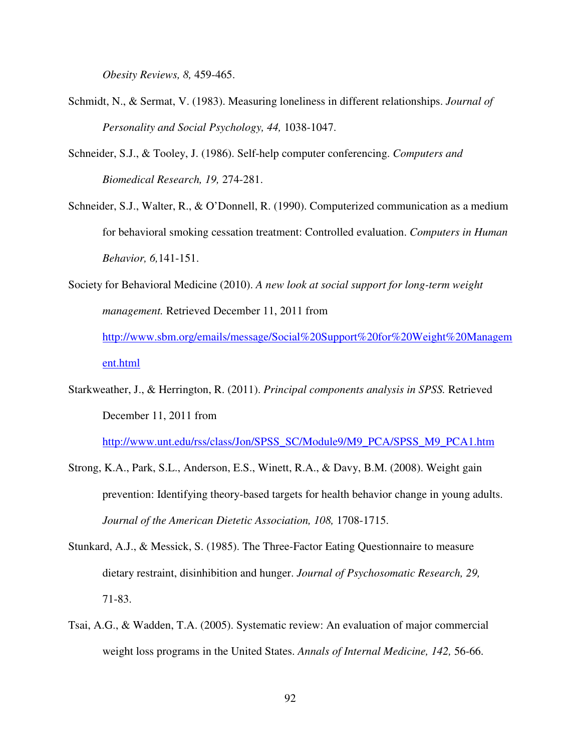*Obesity Reviews, 8,* 459-465.

Schmidt, N., & Sermat, V. (1983). Measuring loneliness in different relationships. *Journal of Personality and Social Psychology, 44,* 1038-1047.

Schneider, S.J., & Tooley, J. (1986). Self-help computer conferencing. *Computers and Biomedical Research, 19,* 274-281.

Schneider, S.J., Walter, R., & O'Donnell, R. (1990). Computerized communication as a medium for behavioral smoking cessation treatment: Controlled evaluation. *Computers in Human Behavior, 6,*141-151.

Society for Behavioral Medicine (2010). *A new look at social support for long-term weight management.* Retrieved December 11, 2011 from http://www.sbm.org/emails/message/Social%20Support%20for%20Weight%20Management.html

Starkweather, J., & Herrington, R. (2011). *Principal components analysis in SPSS.* Retrieved December 11, 2011 from http://www.unt.edu/rss/class/Jon/SPSS_SC/Module9/M9_PCA/SPSS_M9_PCA1.htm

Strong, K.A., Park, S.L., Anderson, E.S., Winett, R.A., & Davy, B.M. (2008). Weight gain prevention: Identifying theory-based targets for health behavior change in young adults. *Journal of the American Dietetic Association, 108,* 1708-1715.

Stunkard, A.J., & Messick, S. (1985). The Three-Factor Eating Questionnaire to measure dietary restraint, disinhibition and hunger. *Journal of Psychosomatic Research, 29,* 71-83.

Tsai, A.G., & Wadden, T.A. (2005). Systematic review: An evaluation of major commercial weight loss programs in the United States. *Annals of Internal Medicine, 142,* 56-66.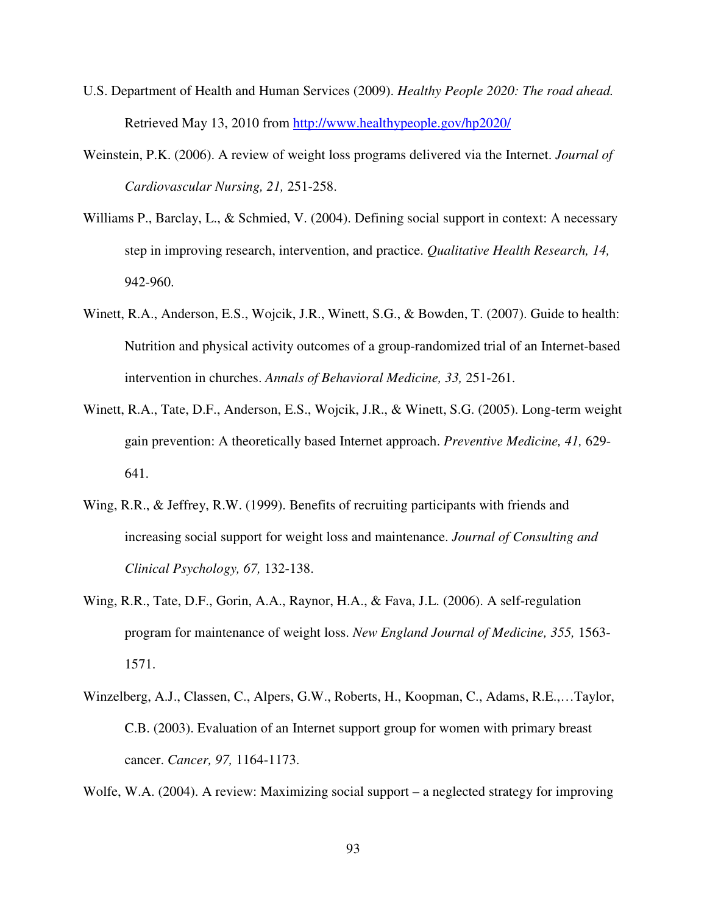U.S. Department of Health and Human Services (2009). *Healthy People 2020: The road ahead.* Retrieved May 13, 2010 from http://www.healthypeople.gov/hp2020/

Weinstein, P.K. (2006). A review of weight loss programs delivered via the Internet. *Journal of Cardiovascular Nursing, 21,* 251-258.

Williams P., Barclay, L., & Schmied, V. (2004). Defining social support in context: A necessary step in improving research, intervention, and practice. *Qualitative Health Research, 14,* 942-960.

Winett, R.A., Anderson, E.S., Wojcik, J.R., Winett, S.G., & Bowden, T. (2007). Guide to health: Nutrition and physical activity outcomes of a group-randomized trial of an Internet-based intervention in churches. *Annals of Behavioral Medicine, 33,* 251-261.

Winett, R.A., Tate, D.F., Anderson, E.S., Wojcik, J.R., & Winett, S.G. (2005). Long-term weight gain prevention: A theoretically based Internet approach. *Preventive Medicine, 41,* 629-641.

Wing, R.R., & Jeffrey, R.W. (1999). Benefits of recruiting participants with friends and increasing social support for weight loss and maintenance. *Journal of Consulting and Clinical Psychology, 67,* 132-138.

Wing, R.R., Tate, D.F., Gorin, A.A., Raynor, H.A., & Fava, J.L. (2006). A self-regulation program for maintenance of weight loss. *New England Journal of Medicine, 355,* 1563-1571.

Winzelberg, A.J., Classen, C., Alpers, G.W., Roberts, H., Koopman, C., Adams, R.E.,…Taylor, C.B. (2003). Evaluation of an Internet support group for women with primary breast cancer. *Cancer, 97,* 1164-1173.

Wolfe, W.A. (2004). A review: Maximizing social support – a neglected strategy for improving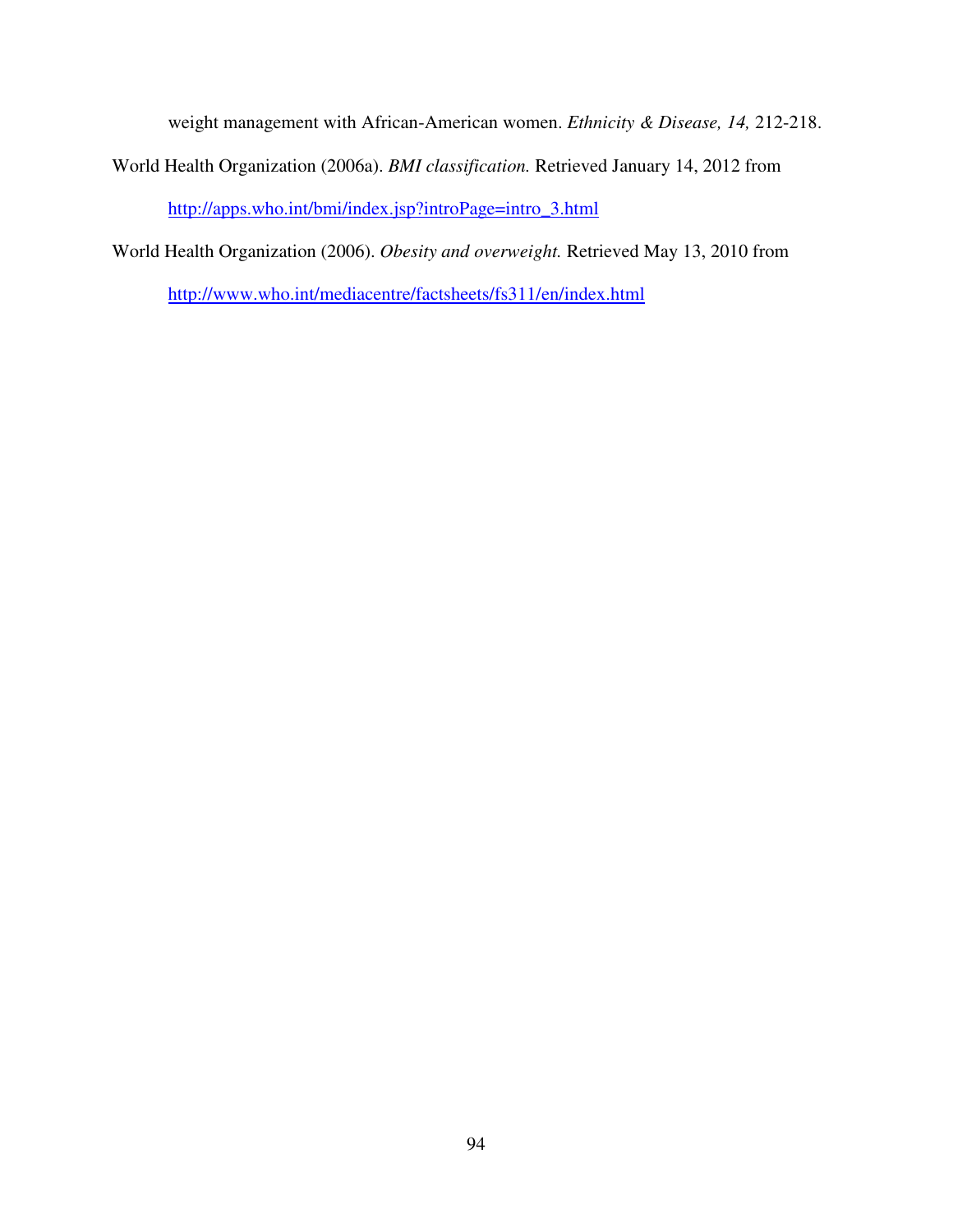weight management with African-American women. *Ethnicity & Disease, 14,* 212-218.

World Health Organization (2006a). *BMI classification.* Retrieved January 14, 2012 from http://apps.who.int/bmi/index.jsp?introPage=intro_3.html

World Health Organization (2006). *Obesity and overweight.* Retrieved May 13, 2010 from http://www.who.int/mediacentre/factsheets/fs311/en/index.html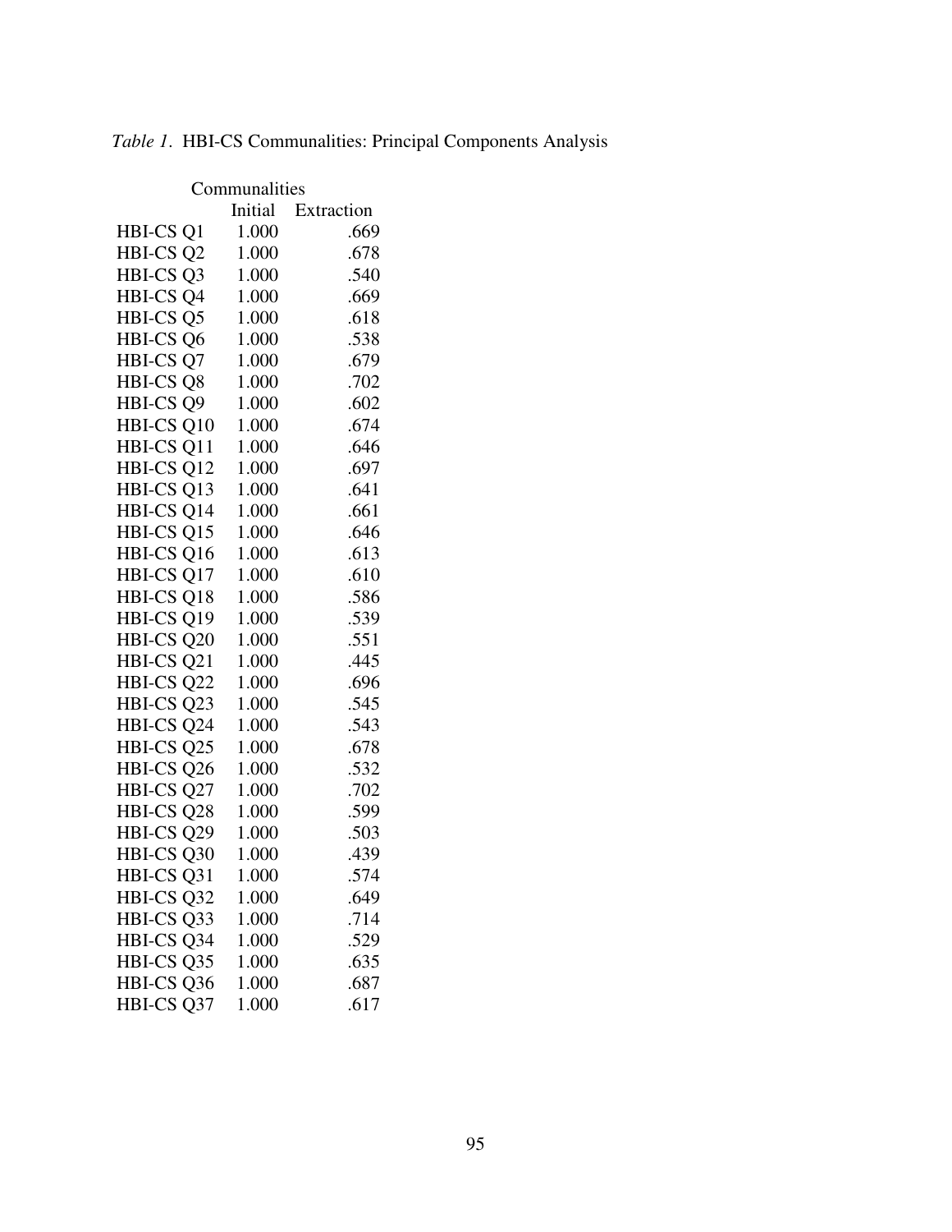*Table 1*. HBI-CS Communalities: Principal Components Analysis

| Communalities | | |
|---|---|---|
| | Initial | Extraction |
| HBI-CS Q1 | 1.000 | .669 |
| HBI-CS Q2 | 1.000 | .678 |
| HBI-CS Q3 | 1.000 | .540 |
| HBI-CS Q4 | 1.000 | .669 |
| HBI-CS Q5 | 1.000 | .618 |
| HBI-CS Q6 | 1.000 | .538 |
| HBI-CS Q7 | 1.000 | .679 |
| HBI-CS Q8 | 1.000 | .702 |
| HBI-CS Q9 | 1.000 | .602 |
| HBI-CS Q10 | 1.000 | .674 |
| HBI-CS Q11 | 1.000 | .646 |
| HBI-CS Q12 | 1.000 | .697 |
| HBI-CS Q13 | 1.000 | .641 |
| HBI-CS Q14 | 1.000 | .661 |
| HBI-CS Q15 | 1.000 | .646 |
| HBI-CS Q16 | 1.000 | .613 |
| HBI-CS Q17 | 1.000 | .610 |
| HBI-CS Q18 | 1.000 | .586 |
| HBI-CS Q19 | 1.000 | .539 |
| HBI-CS Q20 | 1.000 | .551 |
| HBI-CS Q21 | 1.000 | .445 |
| HBI-CS Q22 | 1.000 | .696 |
| HBI-CS Q23 | 1.000 | .545 |
| HBI-CS Q24 | 1.000 | .543 |
| HBI-CS Q25 | 1.000 | .678 |
| HBI-CS Q26 | 1.000 | .532 |
| HBI-CS Q27 | 1.000 | .702 |
| HBI-CS Q28 | 1.000 | .599 |
| HBI-CS Q29 | 1.000 | .503 |
| HBI-CS Q30 | 1.000 | .439 |
| HBI-CS Q31 | 1.000 | .574 |
| HBI-CS Q32 | 1.000 | .649 |
| HBI-CS Q33 | 1.000 | .714 |
| HBI-CS Q34 | 1.000 | .529 |
| HBI-CS Q35 | 1.000 | .635 |
| HBI-CS Q36 | 1.000 | .687 |
| HBI-CS Q37 | 1.000 | .617 |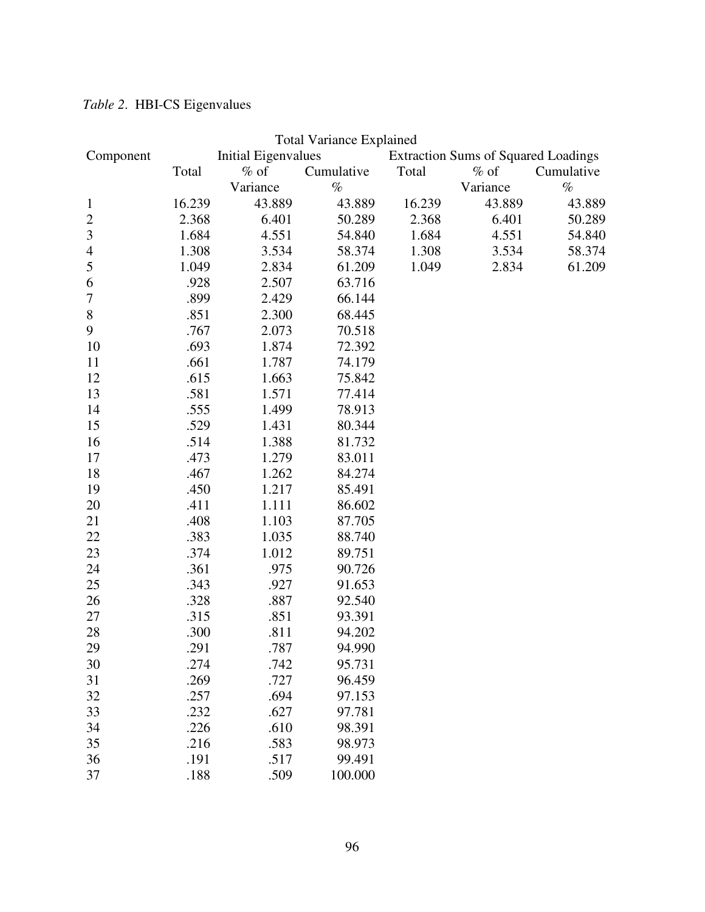*Table 2*. HBI-CS Eigenvalues

Total Variance Explained

| Component | Initial Eigenvalues | | | Extraction Sums of Squared Loadings | | |
|---|---|---|---|---|---|---|
| | Total | % of Variance | Cumulative % | Total | % of Variance | Cumulative % |
| 1 | 16.239 | 43.889 | 43.889 | 16.239 | 43.889 | 43.889 |
| 2 | 2.368 | 6.401 | 50.289 | 2.368 | 6.401 | 50.289 |
| 3 | 1.684 | 4.551 | 54.840 | 1.684 | 4.551 | 54.840 |
| 4 | 1.308 | 3.534 | 58.374 | 1.308 | 3.534 | 58.374 |
| 5 | 1.049 | 2.834 | 61.209 | 1.049 | 2.834 | 61.209 |
| 6 | .928 | 2.507 | 63.716 | | | |
| 7 | .899 | 2.429 | 66.144 | | | |
| 8 | .851 | 2.300 | 68.445 | | | |
| 9 | .767 | 2.073 | 70.518 | | | |
| 10 | .693 | 1.874 | 72.392 | | | |
| 11 | .661 | 1.787 | 74.179 | | | |
| 12 | .615 | 1.663 | 75.842 | | | |
| 13 | .581 | 1.571 | 77.414 | | | |
| 14 | .555 | 1.499 | 78.913 | | | |
| 15 | .529 | 1.431 | 80.344 | | | |
| 16 | .514 | 1.388 | 81.732 | | | |
| 17 | .473 | 1.279 | 83.011 | | | |
| 18 | .467 | 1.262 | 84.274 | | | |
| 19 | .450 | 1.217 | 85.491 | | | |
| 20 | .411 | 1.111 | 86.602 | | | |
| 21 | .408 | 1.103 | 87.705 | | | |
| 22 | .383 | 1.035 | 88.740 | | | |
| 23 | .374 | 1.012 | 89.751 | | | |
| 24 | .361 | .975 | 90.726 | | | |
| 25 | .343 | .927 | 91.653 | | | |
| 26 | .328 | .887 | 92.540 | | | |
| 27 | .315 | .851 | 93.391 | | | |
| 28 | .300 | .811 | 94.202 | | | |
| 29 | .291 | .787 | 94.990 | | | |
| 30 | .274 | .742 | 95.731 | | | |
| 31 | .269 | .727 | 96.459 | | | |
| 32 | .257 | .694 | 97.153 | | | |
| 33 | .232 | .627 | 97.781 | | | |
| 34 | .226 | .610 | 98.391 | | | |
| 35 | .216 | .583 | 98.973 | | | |
| 36 | .191 | .517 | 99.491 | | | |
| 37 | .188 | .509 | 100.000 | | | |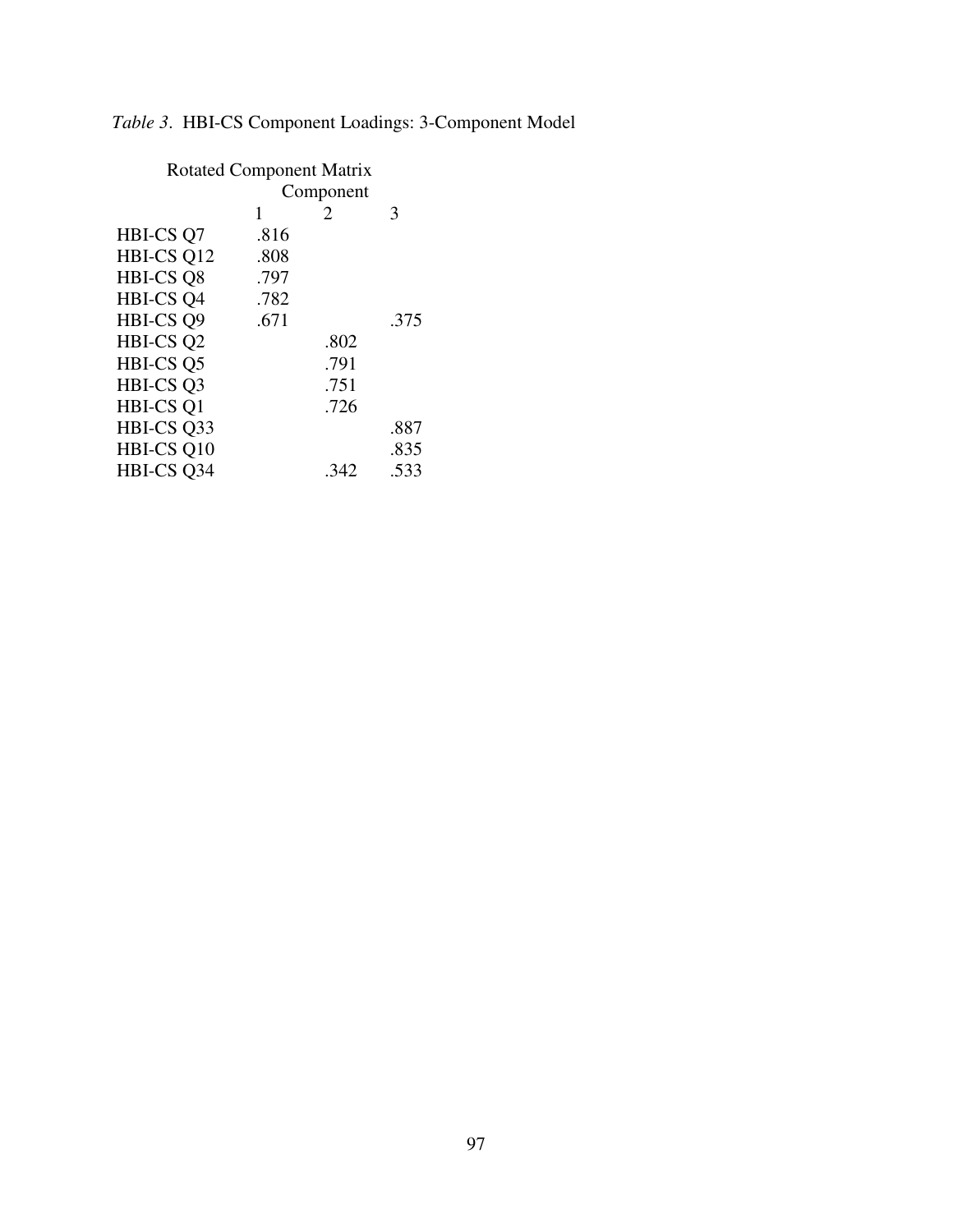*Table 3*. HBI-CS Component Loadings: 3-Component Model

Rotated Component Matrix

| | Component | | |
|---|---|---|---|
| | 1 | 2 | 3 |
| HBI-CS Q7 | .816 | | |
| HBI-CS Q12 | .808 | | |
| HBI-CS Q8 | .797 | | |
| HBI-CS Q4 | .782 | | |
| HBI-CS Q9 | .671 | | .375 |
| HBI-CS Q2 | | .802 | |
| HBI-CS Q5 | | .791 | |
| HBI-CS Q3 | | .751 | |
| HBI-CS Q1 | | .726 | |
| HBI-CS Q33 | | | .887 |
| HBI-CS Q10 | | | .835 |
| HBI-CS Q34 | | .342 | .533 |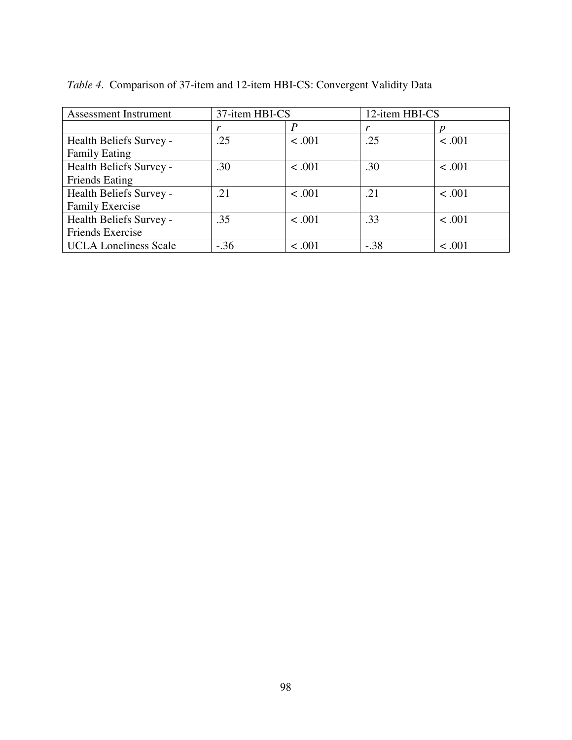*Table 4*. Comparison of 37-item and 12-item HBI-CS: Convergent Validity Data

| Assessment Instrument | 37-item HBI-CS | | 12-item HBI-CS | |
|---|---|---|---|---|
| | *r* | *P* | *r* | *p* |
| Health Beliefs Survey - Family Eating | .25 | < .001 | .25 | < .001 |
| Health Beliefs Survey - Friends Eating | .30 | < .001 | .30 | < .001 |
| Health Beliefs Survey - Family Exercise | .21 | < .001 | .21 | < .001 |
| Health Beliefs Survey - Friends Exercise | .35 | < .001 | .33 | < .001 |
| UCLA Loneliness Scale | -.36 | < .001 | -.38 | < .001 |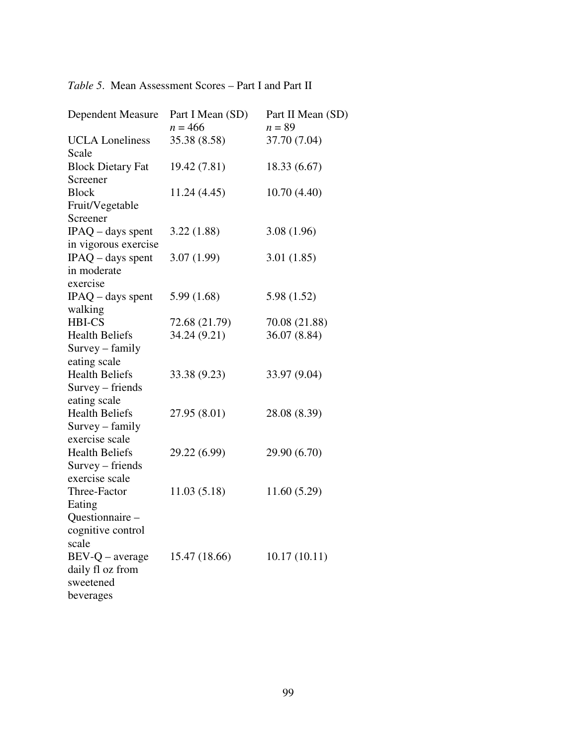*Table 5*. Mean Assessment Scores – Part I and Part II

| Dependent Measure | Part I Mean (SD) $n$ = 466 | Part II Mean (SD) $n$ = 89 |
|---|---|---|
| UCLA Loneliness Scale | 35.38 (8.58) | 37.70 (7.04) |
| Block Dietary Fat Screener | 19.42 (7.81) | 18.33 (6.67) |
| Block Fruit/Vegetable Screener | 11.24 (4.45) | 10.70 (4.40) |
| IPAQ – days spent in vigorous exercise | 3.22 (1.88) | 3.08 (1.96) |
| IPAQ – days spent in moderate exercise | 3.07 (1.99) | 3.01 (1.85) |
| IPAQ – days spent walking | 5.99 (1.68) | 5.98 (1.52) |
| HBI-CS | 72.68 (21.79) | 70.08 (21.88) |
| Health Beliefs Survey – family eating scale | 34.24 (9.21) | 36.07 (8.84) |
| Health Beliefs Survey – friends eating scale | 33.38 (9.23) | 33.97 (9.04) |
| Health Beliefs Survey – family exercise scale | 27.95 (8.01) | 28.08 (8.39) |
| Health Beliefs Survey – friends exercise scale | 29.22 (6.99) | 29.90 (6.70) |
| Three-Factor Eating Questionnaire – cognitive control scale | 11.03 (5.18) | 11.60 (5.29) |
| BEV-Q – average daily fl oz from sweetened beverages | 15.47 (18.66) | 10.17 (10.11) |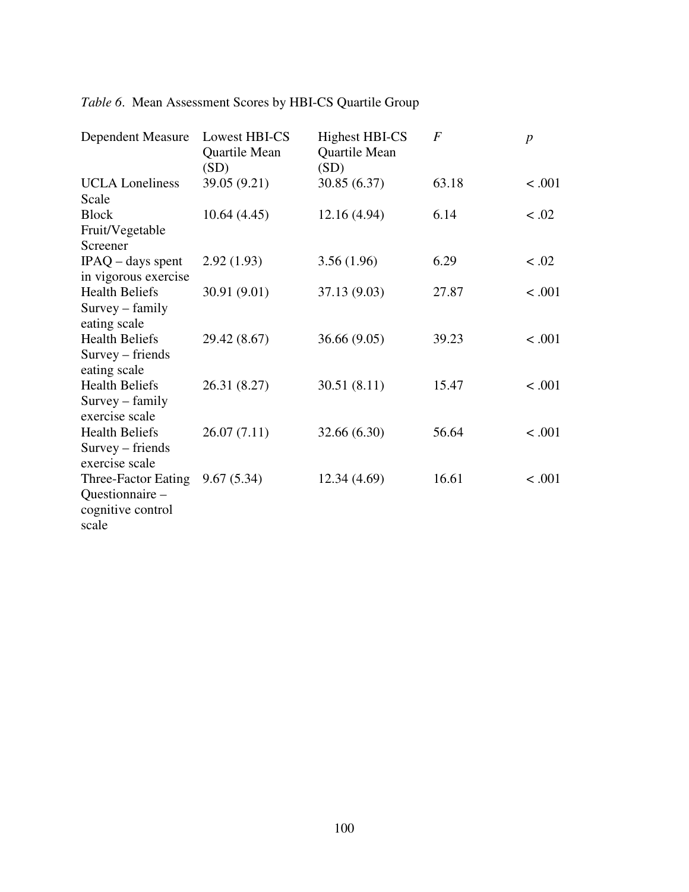*Table 6*. Mean Assessment Scores by HBI-CS Quartile Group

| Dependent Measure | Lowest HBI-CS Quartile Mean (SD) | Highest HBI-CS Quartile Mean (SD) | $F$ | $p$ |
|---|---|---|---|---|
| UCLA Loneliness Scale | 39.05 (9.21) | 30.85 (6.37) | 63.18 | $< .001$ |
| Block Fruit/Vegetable Screener | 10.64 (4.45) | 12.16 (4.94) | 6.14 | $< .02$ |
| IPAQ – days spent in vigorous exercise | 2.92 (1.93) | 3.56 (1.96) | 6.29 | $< .02$ |
| Health Beliefs Survey – family eating scale | 30.91 (9.01) | 37.13 (9.03) | 27.87 | $< .001$ |
| Health Beliefs Survey – friends eating scale | 29.42 (8.67) | 36.66 (9.05) | 39.23 | $< .001$ |
| Health Beliefs Survey – family exercise scale | 26.31 (8.27) | 30.51 (8.11) | 15.47 | $< .001$ |
| Health Beliefs Survey – friends exercise scale | 26.07 (7.11) | 32.66 (6.30) | 56.64 | $< .001$ |
| Three-Factor Eating Questionnaire – cognitive control scale | 9.67 (5.34) | 12.34 (4.69) | 16.61 | $< .001$ |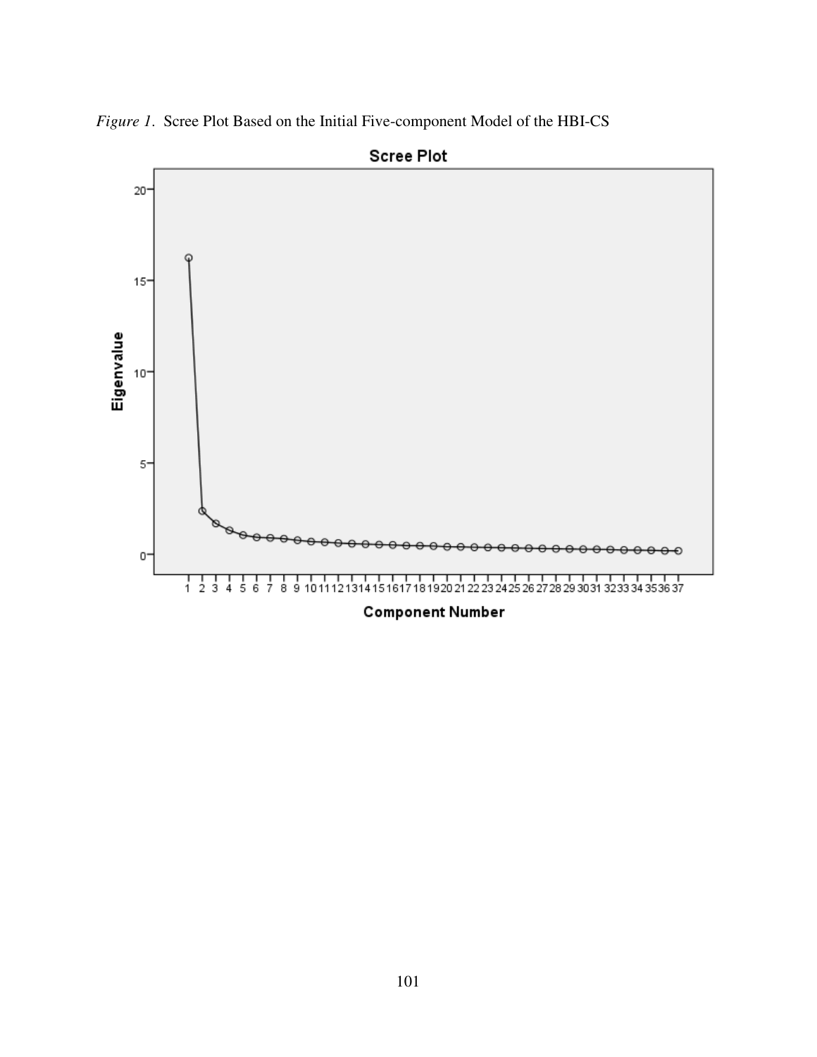*Figure 1*. Scree Plot Based on the Initial Five-component Model of the HBI-CS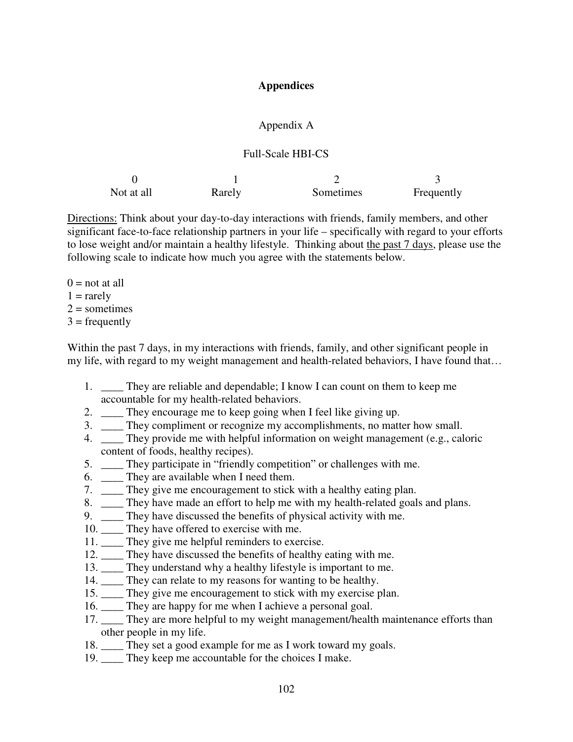# Appendices

## Appendix A

### Full-Scale HBI-CS

| 0 | 1 | 2 | 3 |
|---|---|---|---|
| Not at all | Rarely | Sometimes | Frequently |

Directions: Think about your day-to-day interactions with friends, family members, and other significant face-to-face relationship partners in your life – specifically with regard to your efforts to lose weight and/or maintain a healthy lifestyle. Thinking about the past 7 days, please use the following scale to indicate how much you agree with the statements below.

0 = not at all
1 = rarely
2 = sometimes
3 = frequently

Within the past 7 days, in my interactions with friends, family, and other significant people in my life, with regard to my weight management and health-related behaviors, I have found that…

1. ____ They are reliable and dependable; I know I can count on them to keep me accountable for my health-related behaviors.
2. ____ They encourage me to keep going when I feel like giving up.
3. ____ They compliment or recognize my accomplishments, no matter how small.
4. ____ They provide me with helpful information on weight management (e.g., caloric content of foods, healthy recipes).
5. ____ They participate in "friendly competition" or challenges with me.
6. ____ They are available when I need them.
7. ____ They give me encouragement to stick with a healthy eating plan.
8. ____ They have made an effort to help me with my health-related goals and plans.
9. ____ They have discussed the benefits of physical activity with me.
10. ____ They have offered to exercise with me.
11. ____ They give me helpful reminders to exercise.
12. ____ They have discussed the benefits of healthy eating with me.
13. ____ They understand why a healthy lifestyle is important to me.
14. ____ They can relate to my reasons for wanting to be healthy.
15. ____ They give me encouragement to stick with my exercise plan.
16. ____ They are happy for me when I achieve a personal goal.
17. ____ They are more helpful to my weight management/health maintenance efforts than other people in my life.
18. ____ They set a good example for me as I work toward my goals.
19. ____ They keep me accountable for the choices I make.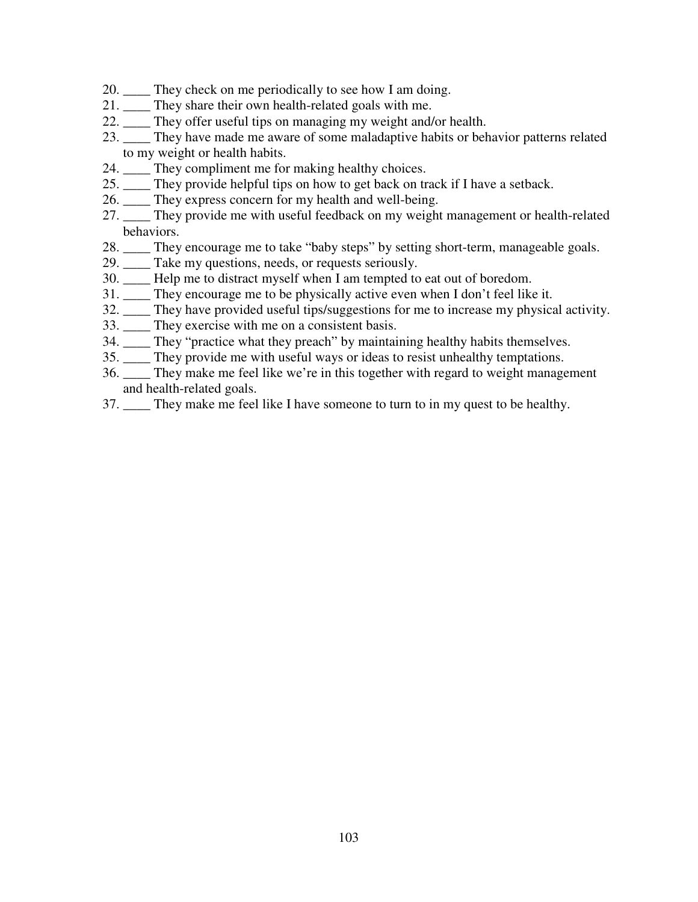20. ____ They check on me periodically to see how I am doing.
21. ____ They share their own health-related goals with me.
22. ____ They offer useful tips on managing my weight and/or health.
23. ____ They have made me aware of some maladaptive habits or behavior patterns related to my weight or health habits.
24. ____ They compliment me for making healthy choices.
25. ____ They provide helpful tips on how to get back on track if I have a setback.
26. ____ They express concern for my health and well-being.
27. ____ They provide me with useful feedback on my weight management or health-related behaviors.
28. ____ They encourage me to take “baby steps” by setting short-term, manageable goals.
29. ____ Take my questions, needs, or requests seriously.
30. ____ Help me to distract myself when I am tempted to eat out of boredom.
31. ____ They encourage me to be physically active even when I don’t feel like it.
32. ____ They have provided useful tips/suggestions for me to increase my physical activity.
33. ____ They exercise with me on a consistent basis.
34. ____ They “practice what they preach” by maintaining healthy habits themselves.
35. ____ They provide me with useful ways or ideas to resist unhealthy temptations.
36. ____ They make me feel like we’re in this together with regard to weight management and health-related goals.
37. ____ They make me feel like I have someone to turn to in my quest to be healthy.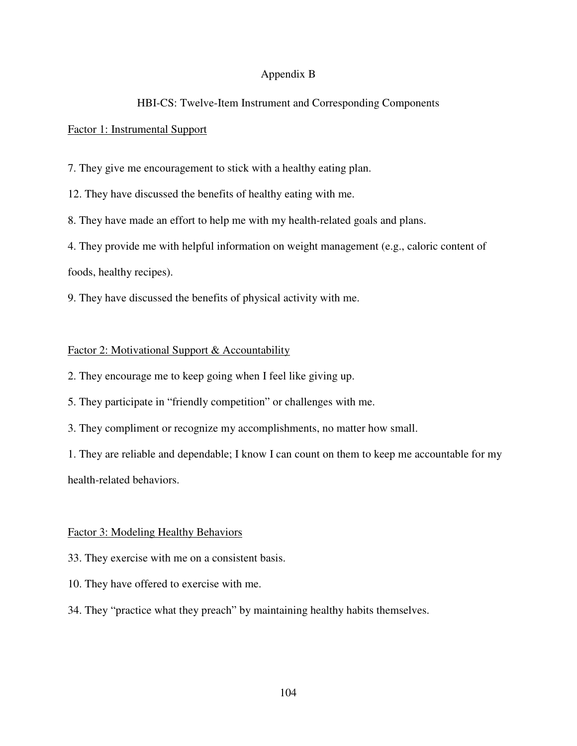# Appendix B

## HBI-CS: Twelve-Item Instrument and Corresponding Components

Factor 1: Instrumental Support

7. They give me encouragement to stick with a healthy eating plan.

12. They have discussed the benefits of healthy eating with me.

8. They have made an effort to help me with my health-related goals and plans.

4. They provide me with helpful information on weight management (e.g., caloric content of foods, healthy recipes).

9. They have discussed the benefits of physical activity with me.

Factor 2: Motivational Support & Accountability

2. They encourage me to keep going when I feel like giving up.

5. They participate in “friendly competition” or challenges with me.

3. They compliment or recognize my accomplishments, no matter how small.

1. They are reliable and dependable; I know I can count on them to keep me accountable for my health-related behaviors.

Factor 3: Modeling Healthy Behaviors

33. They exercise with me on a consistent basis.

10. They have offered to exercise with me.

34. They “practice what they preach” by maintaining healthy habits themselves.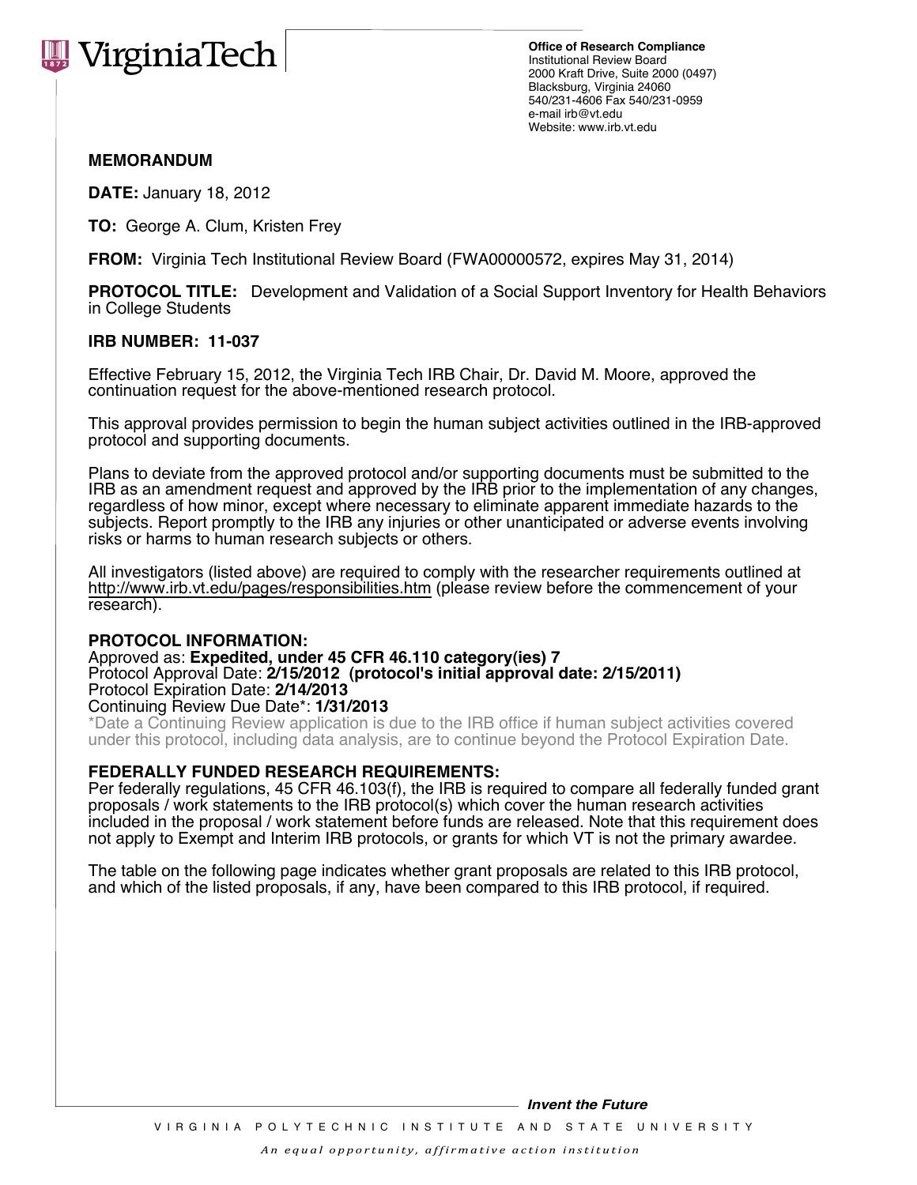VirginiaTech

**Office of Research Compliance**
Institutional Review Board
2000 Kraft Drive, Suite 2000 (0497)
Blacksburg, Virginia 24060
540/231-4606 Fax 540/231-0959
e-mail irb@vt.edu
Website: www.irb.vt.edu

**MEMORANDUM**

**DATE:** January 18, 2012

**TO:** George A. Clum, Kristen Frey

**FROM:** Virginia Tech Institutional Review Board (FWA00000572, expires May 31, 2014)

**PROTOCOL TITLE:** Development and Validation of a Social Support Inventory for Health Behaviors in College Students

**IRB NUMBER: 11-037**

Effective February 15, 2012, the Virginia Tech IRB Chair, Dr. David M. Moore, approved the continuation request for the above-mentioned research protocol.

This approval provides permission to begin the human subject activities outlined in the IRB-approved protocol and supporting documents.

Plans to deviate from the approved protocol and/or supporting documents must be submitted to the IRB as an amendment request and approved by the IRB prior to the implementation of any changes, regardless of how minor, except where necessary to eliminate apparent immediate hazards to the subjects. Report promptly to the IRB any injuries or other unanticipated or adverse events involving risks or harms to human research subjects or others.

All investigators (listed above) are required to comply with the researcher requirements outlined at http://www.irb.vt.edu/pages/responsibilities.htm (please review before the commencement of your research).

**PROTOCOL INFORMATION:**
Approved as: **Expedited, under 45 CFR 46.110 category(ies) 7**
Protocol Approval Date: **2/15/2012 (protocol's initial approval date: 2/15/2011)**
Protocol Expiration Date: **2/14/2013**
Continuing Review Due Date*: **1/31/2013**
*Date a Continuing Review application is due to the IRB office if human subject activities covered under this protocol, including data analysis, are to continue beyond the Protocol Expiration Date.

**FEDERALLY FUNDED RESEARCH REQUIREMENTS:**
Per federally regulations, 45 CFR 46.103(f), the IRB is required to compare all federally funded grant proposals / work statements to the IRB protocol(s) which cover the human research activities included in the proposal / work statement before funds are released. Note that this requirement does not apply to Exempt and Interim IRB protocols, or grants for which VT is not the primary awardee.

The table on the following page indicates whether grant proposals are related to this IRB protocol, and which of the listed proposals, if any, have been compared to this IRB protocol, if required.

***Invent the Future***

VIRGINIA POLYTECHNIC INSTITUTE AND STATE UNIVERSITY

*An equal opportunity, affirmative action institution*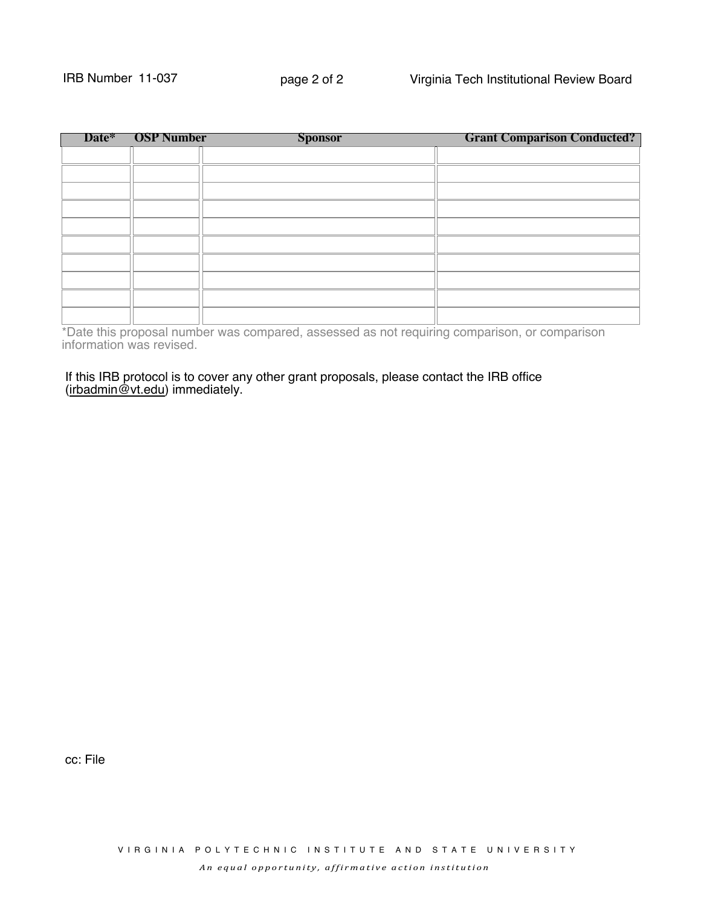| Date* | OSP Number | Sponsor | Grant Comparison Conducted? |
|---|---|---|---|
| | | | |
| | | | |
| | | | |
| | | | |
| | | | |
| | | | |
| | | | |
| | | | |
| | | | |
| | | | |

*Date this proposal number was compared, assessed as not requiring comparison, or comparison information was revised.

If this IRB protocol is to cover any other grant proposals, please contact the IRB office (irbadmin@vt.edu) immediately.

cc: File

VIRGINIA POLYTECHNIC INSTITUTE AND STATE UNIVERSITY

*An equal opportunity, affirmative action institution*